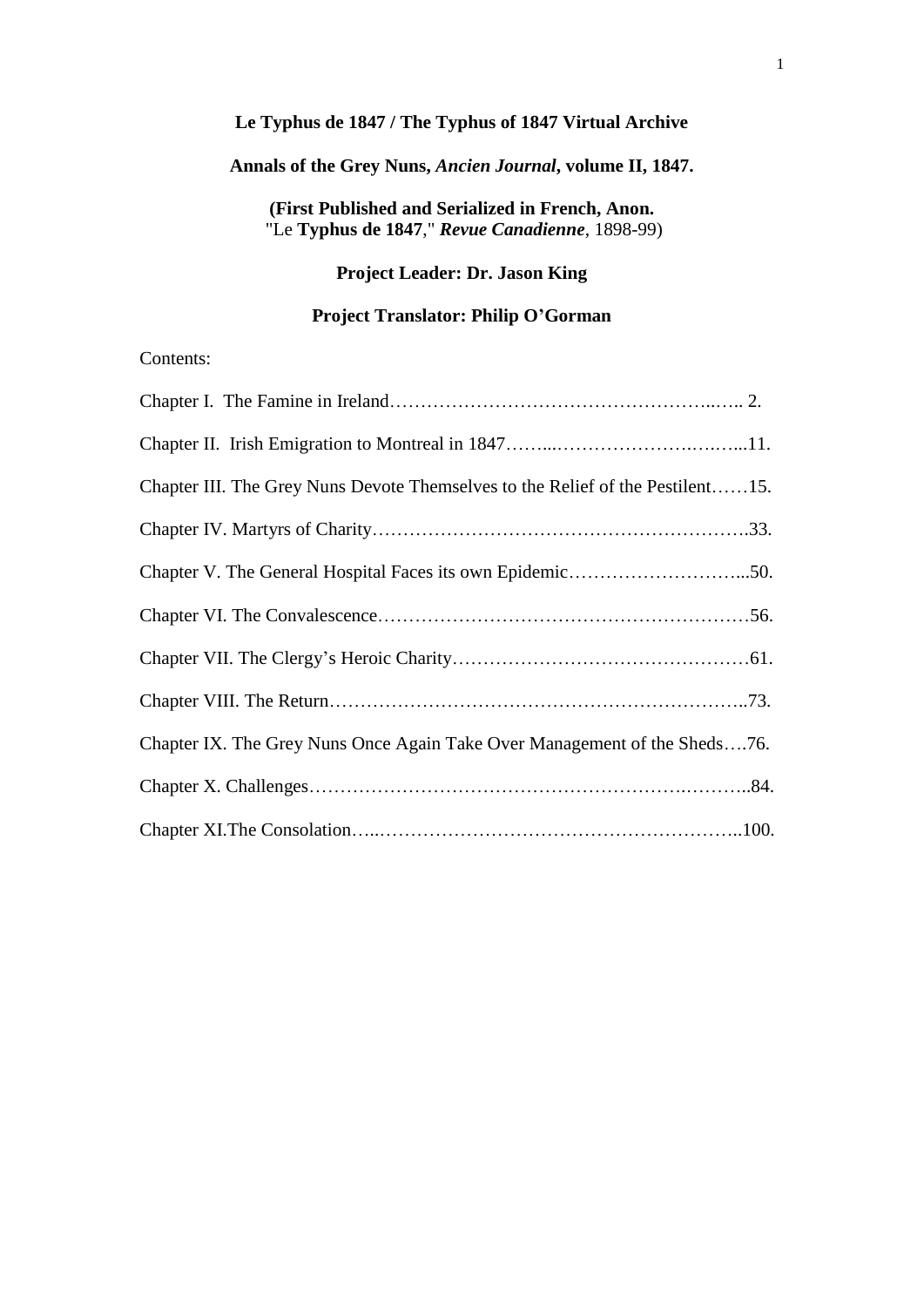# Le Typhus de 1847 / The Typhus of 1847 Virtual Archive

## Annals of the Grey Nuns, *Ancien Journal*, volume II, 1847.

**(First Published and Serialized in French, Anon.**
"Le **Typhus de 1847**," ***Revue Canadienne***, 1898-99)

**Project Leader: Dr. Jason King**

**Project Translator: Philip O'Gorman**

Contents:

Chapter I. The Famine in Ireland……………………………………………..….. 2.

Chapter II. Irish Emigration to Montreal in 1847……...………………….…….…...11.

Chapter III. The Grey Nuns Devote Themselves to the Relief of the Pestilent……15.

Chapter IV. Martyrs of Charity…………………………………………………….33.

Chapter V. The General Hospital Faces its own Epidemic………………………...50.

Chapter VI. The Convalescence……………………………………………………56.

Chapter VII. The Clergy's Heroic Charity…………………………………………61.

Chapter VIII. The Return…………………………………………………………..73.

Chapter IX. The Grey Nuns Once Again Take Over Management of the Sheds….76.

Chapter X. Challenges……………………………………………………..………..84.

Chapter XI.The Consolation…..………………………………………………..100.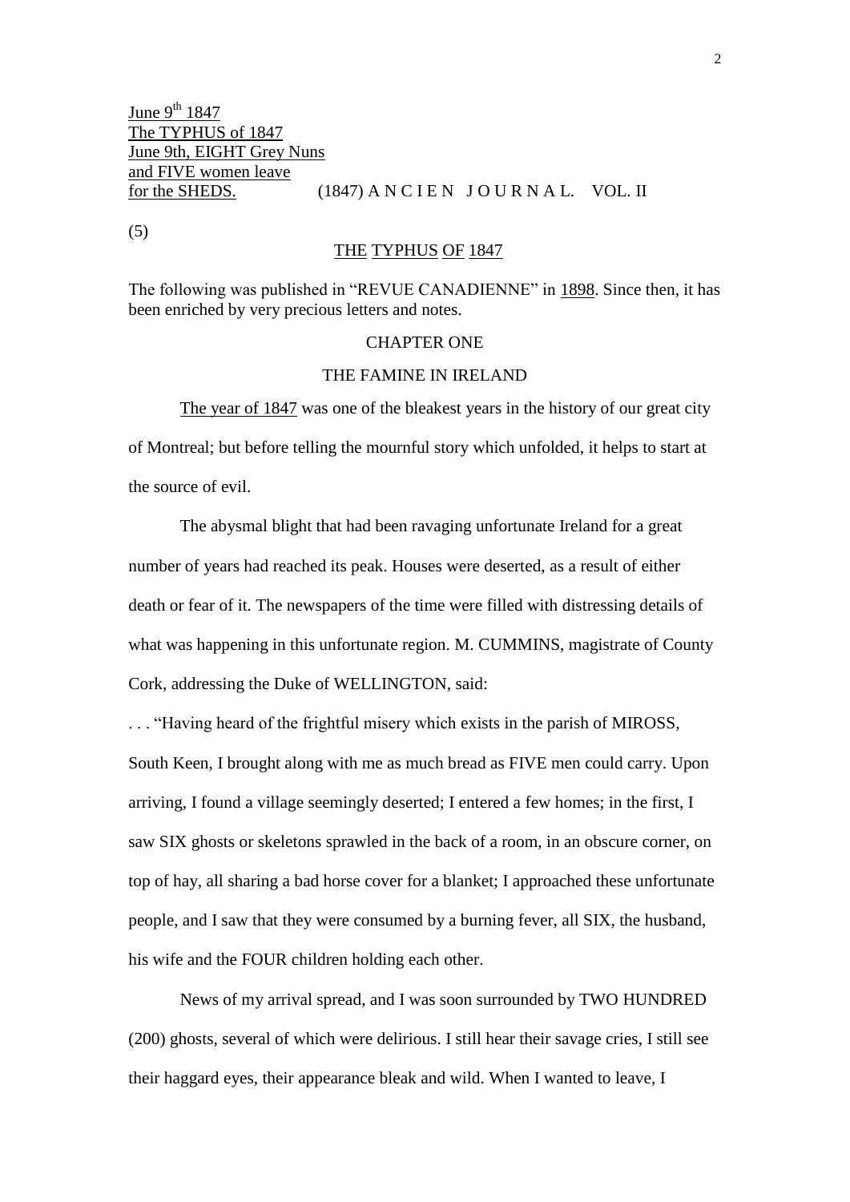June 9th 1847
The TYPHUS of 1847
June 9th, EIGHT Grey Nuns
and FIVE women leave
for the SHEDS.

(1847) A N C I E N J O U R N A L. VOL. II

(5)

## THE TYPHUS OF 1847

The following was published in "REVUE CANADIENNE" in 1898. Since then, it has been enriched by very precious letters and notes.

### CHAPTER ONE

### THE FAMINE IN IRELAND

The year of 1847 was one of the bleakest years in the history of our great city of Montreal; but before telling the mournful story which unfolded, it helps to start at the source of evil.

The abysmal blight that had been ravaging unfortunate Ireland for a great number of years had reached its peak. Houses were deserted, as a result of either death or fear of it. The newspapers of the time were filled with distressing details of what was happening in this unfortunate region. M. CUMMINS, magistrate of County Cork, addressing the Duke of WELLINGTON, said:

. . . "Having heard of the frightful misery which exists in the parish of MIROSS, South Keen, I brought along with me as much bread as FIVE men could carry. Upon arriving, I found a village seemingly deserted; I entered a few homes; in the first, I saw SIX ghosts or skeletons sprawled in the back of a room, in an obscure corner, on top of hay, all sharing a bad horse cover for a blanket; I approached these unfortunate people, and I saw that they were consumed by a burning fever, all SIX, the husband, his wife and the FOUR children holding each other.

News of my arrival spread, and I was soon surrounded by TWO HUNDRED (200) ghosts, several of which were delirious. I still hear their savage cries, I still see their haggard eyes, their appearance bleak and wild. When I wanted to leave, I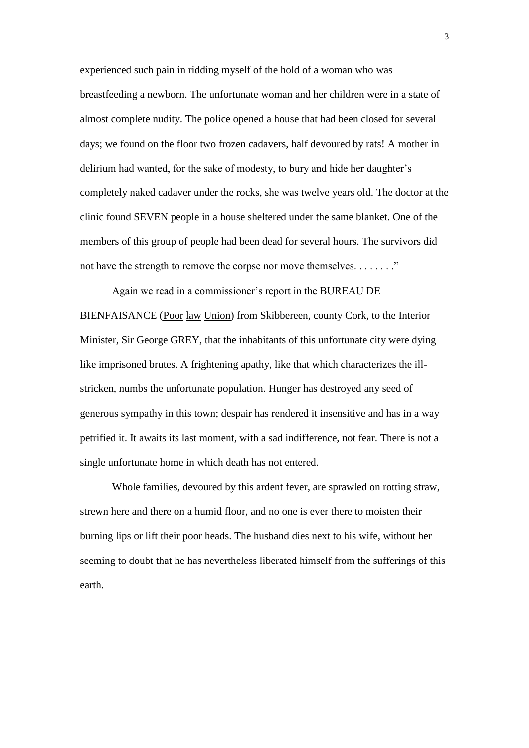experienced such pain in ridding myself of the hold of a woman who was breastfeeding a newborn. The unfortunate woman and her children were in a state of almost complete nudity. The police opened a house that had been closed for several days; we found on the floor two frozen cadavers, half devoured by rats! A mother in delirium had wanted, for the sake of modesty, to bury and hide her daughter's completely naked cadaver under the rocks, she was twelve years old. The doctor at the clinic found SEVEN people in a house sheltered under the same blanket. One of the members of this group of people had been dead for several hours. The survivors did not have the strength to remove the corpse nor move themselves. . . . . . . ."

Again we read in a commissioner's report in the BUREAU DE BIENFAISANCE (Poor law Union) from Skibbereen, county Cork, to the Interior Minister, Sir George GREY, that the inhabitants of this unfortunate city were dying like imprisoned brutes. A frightening apathy, like that which characterizes the ill-stricken, numbs the unfortunate population. Hunger has destroyed any seed of generous sympathy in this town; despair has rendered it insensitive and has in a way petrified it. It awaits its last moment, with a sad indifference, not fear. There is not a single unfortunate home in which death has not entered.

Whole families, devoured by this ardent fever, are sprawled on rotting straw, strewn here and there on a humid floor, and no one is ever there to moisten their burning lips or lift their poor heads. The husband dies next to his wife, without her seeming to doubt that he has nevertheless liberated himself from the sufferings of this earth.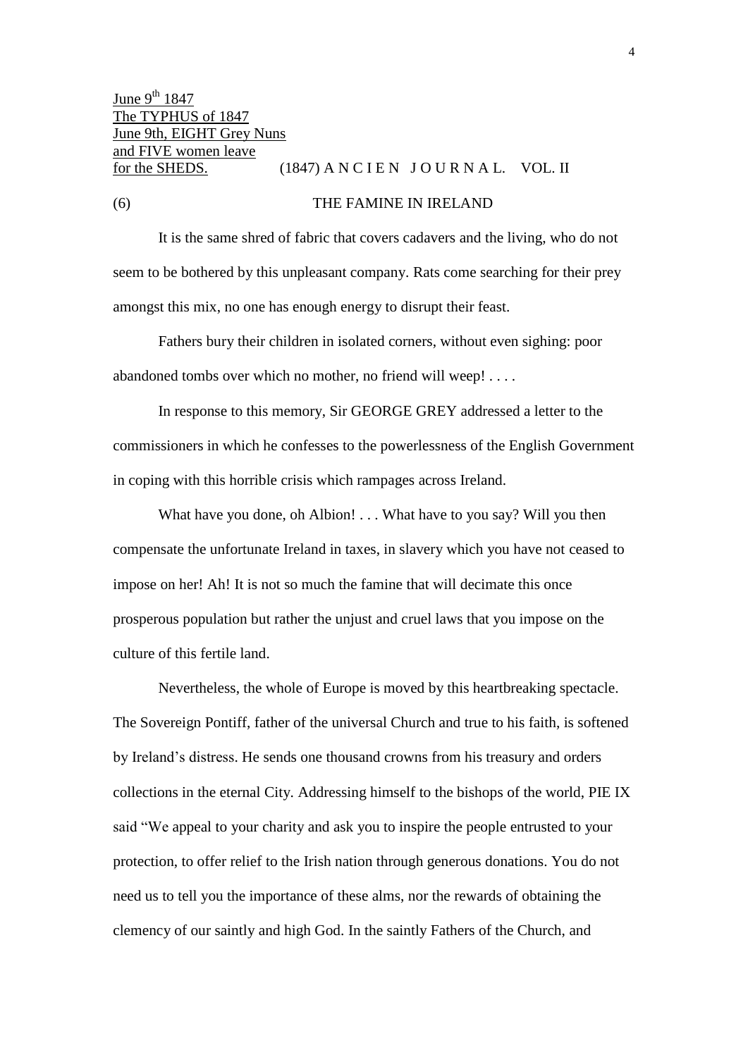June 9th 1847
The TYPHUS of 1847
June 9th, EIGHT Grey Nuns
and FIVE women leave
for the SHEDS. (1847) A N C I E N J O U R N A L. VOL. II

(6) THE FAMINE IN IRELAND

It is the same shred of fabric that covers cadavers and the living, who do not seem to be bothered by this unpleasant company. Rats come searching for their prey amongst this mix, no one has enough energy to disrupt their feast.

Fathers bury their children in isolated corners, without even sighing: poor abandoned tombs over which no mother, no friend will weep! . . . .

In response to this memory, Sir GEORGE GREY addressed a letter to the commissioners in which he confesses to the powerlessness of the English Government in coping with this horrible crisis which rampages across Ireland.

What have you done, oh Albion! . . . What have to you say? Will you then compensate the unfortunate Ireland in taxes, in slavery which you have not ceased to impose on her! Ah! It is not so much the famine that will decimate this once prosperous population but rather the unjust and cruel laws that you impose on the culture of this fertile land.

Nevertheless, the whole of Europe is moved by this heartbreaking spectacle. The Sovereign Pontiff, father of the universal Church and true to his faith, is softened by Ireland's distress. He sends one thousand crowns from his treasury and orders collections in the eternal City. Addressing himself to the bishops of the world, PIE IX said "We appeal to your charity and ask you to inspire the people entrusted to your protection, to offer relief to the Irish nation through generous donations. You do not need us to tell you the importance of these alms, nor the rewards of obtaining the clemency of our saintly and high God. In the saintly Fathers of the Church, and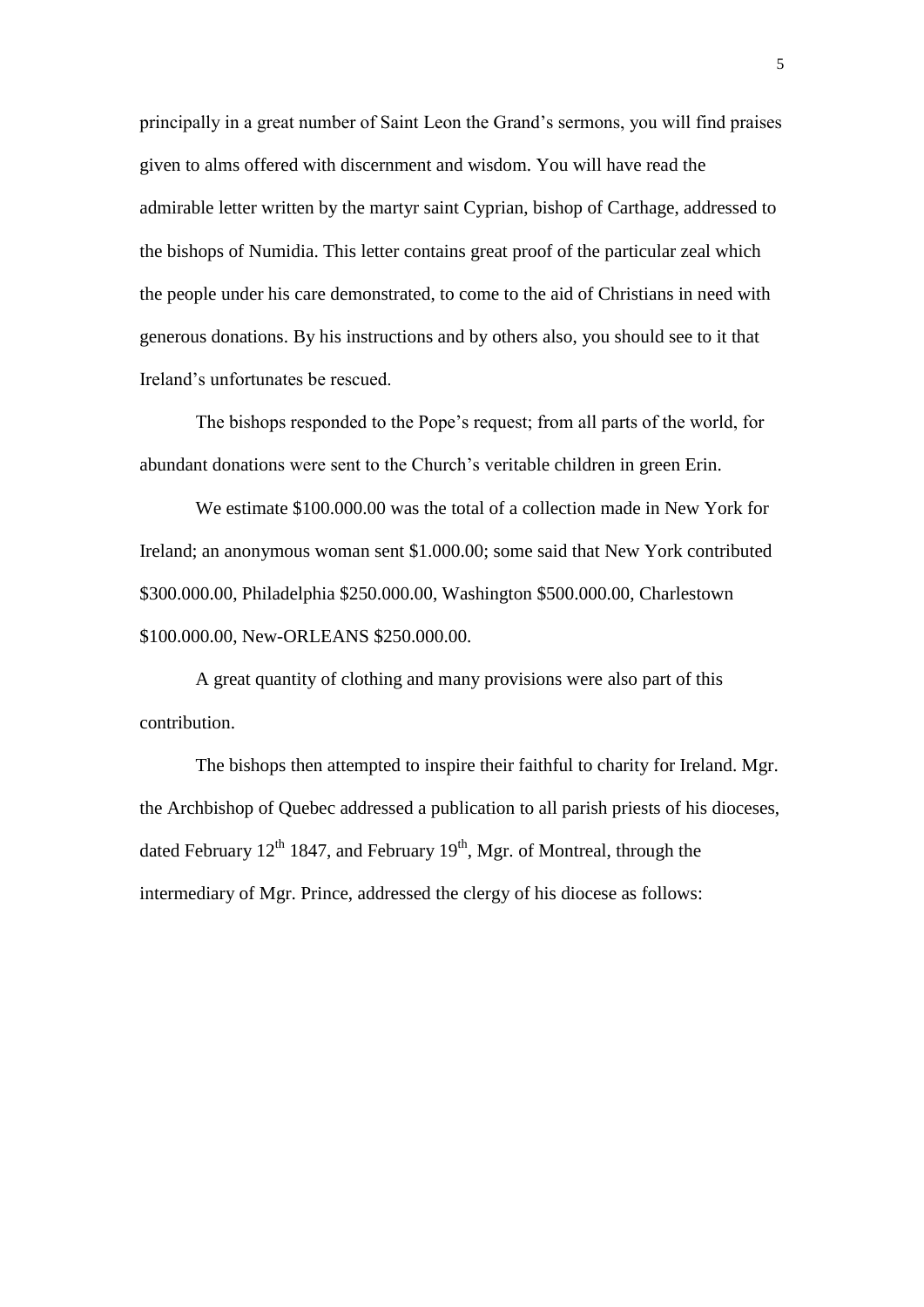principally in a great number of Saint Leon the Grand's sermons, you will find praises given to alms offered with discernment and wisdom. You will have read the admirable letter written by the martyr saint Cyprian, bishop of Carthage, addressed to the bishops of Numidia. This letter contains great proof of the particular zeal which the people under his care demonstrated, to come to the aid of Christians in need with generous donations. By his instructions and by others also, you should see to it that Ireland's unfortunates be rescued.

The bishops responded to the Pope's request; from all parts of the world, for abundant donations were sent to the Church's veritable children in green Erin.

We estimate $100.000.00 was the total of a collection made in New York for Ireland; an anonymous woman sent $1.000.00; some said that New York contributed $300.000.00, Philadelphia $250.000.00, Washington $500.000.00, Charlestown $100.000.00, New-ORLEANS $250.000.00.

A great quantity of clothing and many provisions were also part of this contribution.

The bishops then attempted to inspire their faithful to charity for Ireland. Mgr. the Archbishop of Quebec addressed a publication to all parish priests of his dioceses, dated February 12th 1847, and February 19th, Mgr. of Montreal, through the intermediary of Mgr. Prince, addressed the clergy of his diocese as follows: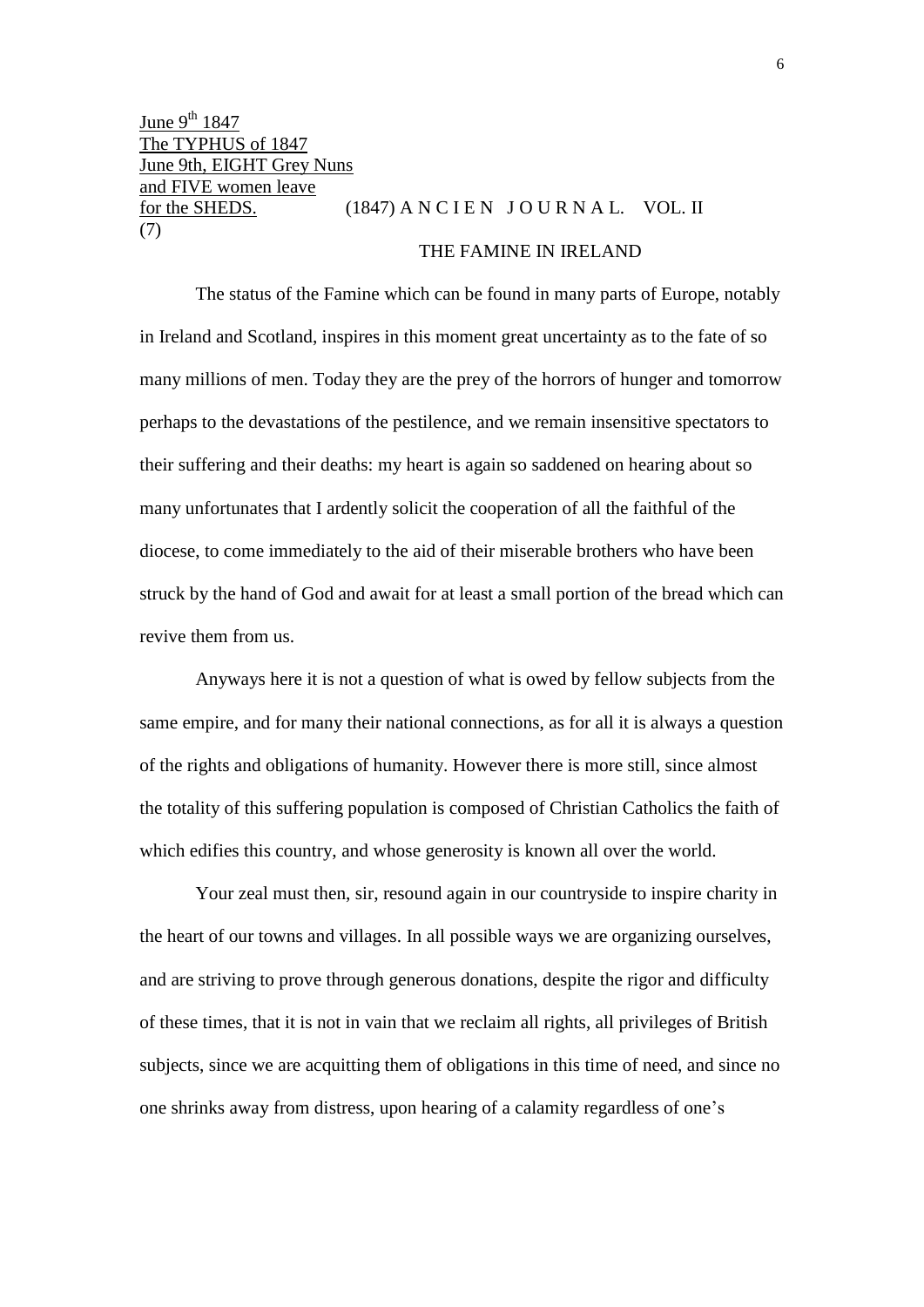June 9th 1847
The TYPHUS of 1847
June 9th, EIGHT Grey Nuns
and FIVE women leave
for the SHEDS.
(7)

(1847) A N C I E N J O U R N A L. VOL. II

## THE FAMINE IN IRELAND

The status of the Famine which can be found in many parts of Europe, notably in Ireland and Scotland, inspires in this moment great uncertainty as to the fate of so many millions of men. Today they are the prey of the horrors of hunger and tomorrow perhaps to the devastations of the pestilence, and we remain insensitive spectators to their suffering and their deaths: my heart is again so saddened on hearing about so many unfortunates that I ardently solicit the cooperation of all the faithful of the diocese, to come immediately to the aid of their miserable brothers who have been struck by the hand of God and await for at least a small portion of the bread which can revive them from us.

Anyways here it is not a question of what is owed by fellow subjects from the same empire, and for many their national connections, as for all it is always a question of the rights and obligations of humanity. However there is more still, since almost the totality of this suffering population is composed of Christian Catholics the faith of which edifies this country, and whose generosity is known all over the world.

Your zeal must then, sir, resound again in our countryside to inspire charity in the heart of our towns and villages. In all possible ways we are organizing ourselves, and are striving to prove through generous donations, despite the rigor and difficulty of these times, that it is not in vain that we reclaim all rights, all privileges of British subjects, since we are acquitting them of obligations in this time of need, and since no one shrinks away from distress, upon hearing of a calamity regardless of one's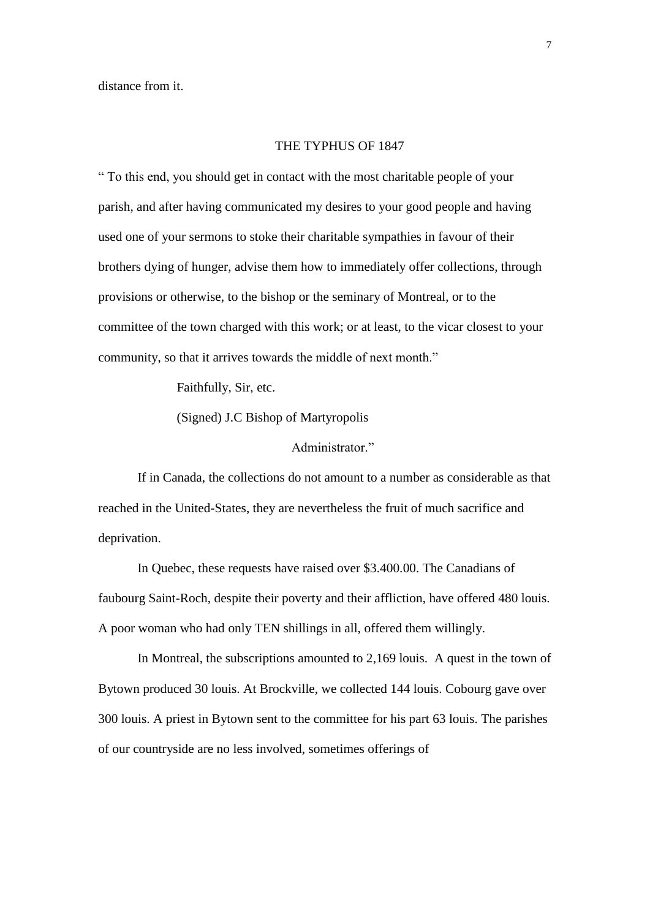distance from it.

## THE TYPHUS OF 1847

" To this end, you should get in contact with the most charitable people of your parish, and after having communicated my desires to your good people and having used one of your sermons to stoke their charitable sympathies in favour of their brothers dying of hunger, advise them how to immediately offer collections, through provisions or otherwise, to the bishop or the seminary of Montreal, or to the committee of the town charged with this work; or at least, to the vicar closest to your community, so that it arrives towards the middle of next month."

Faithfully, Sir, etc.

(Signed) J.C Bishop of Martyropolis

Administrator."

If in Canada, the collections do not amount to a number as considerable as that reached in the United-States, they are nevertheless the fruit of much sacrifice and deprivation.

In Quebec, these requests have raised over $3.400.00. The Canadians of faubourg Saint-Roch, despite their poverty and their affliction, have offered 480 louis. A poor woman who had only TEN shillings in all, offered them willingly.

In Montreal, the subscriptions amounted to 2,169 louis. A quest in the town of Bytown produced 30 louis. At Brockville, we collected 144 louis. Cobourg gave over 300 louis. A priest in Bytown sent to the committee for his part 63 louis. The parishes of our countryside are no less involved, sometimes offerings of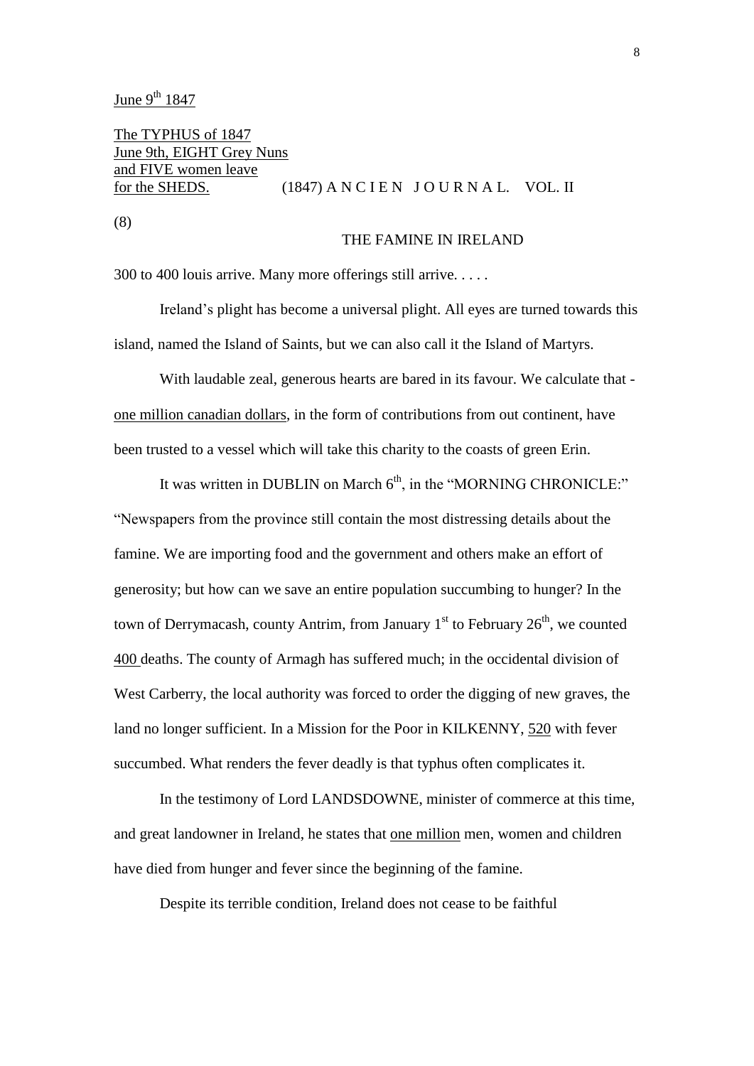June 9th 1847

The TYPHUS of 1847
June 9th, EIGHT Grey Nuns
and FIVE women leave
for the SHEDS. (1847) A N C I E N J O U R N A L. VOL. II

(8)

THE FAMINE IN IRELAND

300 to 400 louis arrive. Many more offerings still arrive. . . . .

Ireland's plight has become a universal plight. All eyes are turned towards this island, named the Island of Saints, but we can also call it the Island of Martyrs.

With laudable zeal, generous hearts are bared in its favour. We calculate that - one million canadian dollars, in the form of contributions from out continent, have been trusted to a vessel which will take this charity to the coasts of green Erin.

It was written in DUBLIN on March 6th, in the "MORNING CHRONICLE:" "Newspapers from the province still contain the most distressing details about the famine. We are importing food and the government and others make an effort of generosity; but how can we save an entire population succumbing to hunger? In the town of Derrymacash, county Antrim, from January 1st to February 26th, we counted 400 deaths. The county of Armagh has suffered much; in the occidental division of West Carberry, the local authority was forced to order the digging of new graves, the land no longer sufficient. In a Mission for the Poor in KILKENNY, 520 with fever succumbed. What renders the fever deadly is that typhus often complicates it.

In the testimony of Lord LANDSDOWNE, minister of commerce at this time, and great landowner in Ireland, he states that one million men, women and children have died from hunger and fever since the beginning of the famine.

Despite its terrible condition, Ireland does not cease to be faithful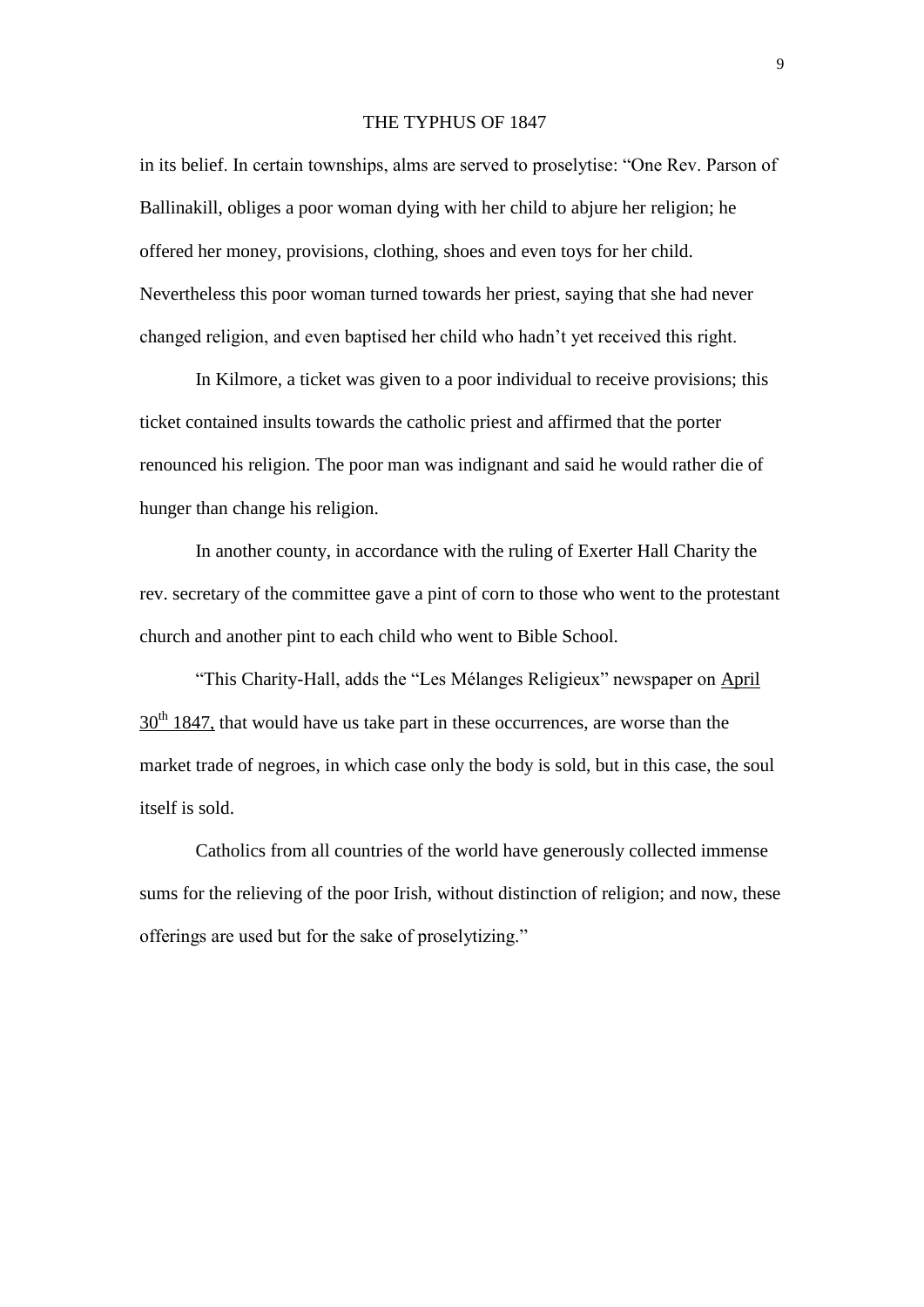in its belief. In certain townships, alms are served to proselytise: "One Rev. Parson of Ballinakill, obliges a poor woman dying with her child to abjure her religion; he offered her money, provisions, clothing, shoes and even toys for her child. Nevertheless this poor woman turned towards her priest, saying that she had never changed religion, and even baptised her child who hadn't yet received this right.

In Kilmore, a ticket was given to a poor individual to receive provisions; this ticket contained insults towards the catholic priest and affirmed that the porter renounced his religion. The poor man was indignant and said he would rather die of hunger than change his religion.

In another county, in accordance with the ruling of Exerter Hall Charity the rev. secretary of the committee gave a pint of corn to those who went to the protestant church and another pint to each child who went to Bible School.

"This Charity-Hall, adds the "Les Mélanges Religieux" newspaper on April 30th 1847, that would have us take part in these occurrences, are worse than the market trade of negroes, in which case only the body is sold, but in this case, the soul itself is sold.

Catholics from all countries of the world have generously collected immense sums for the relieving of the poor Irish, without distinction of religion; and now, these offerings are used but for the sake of proselytizing."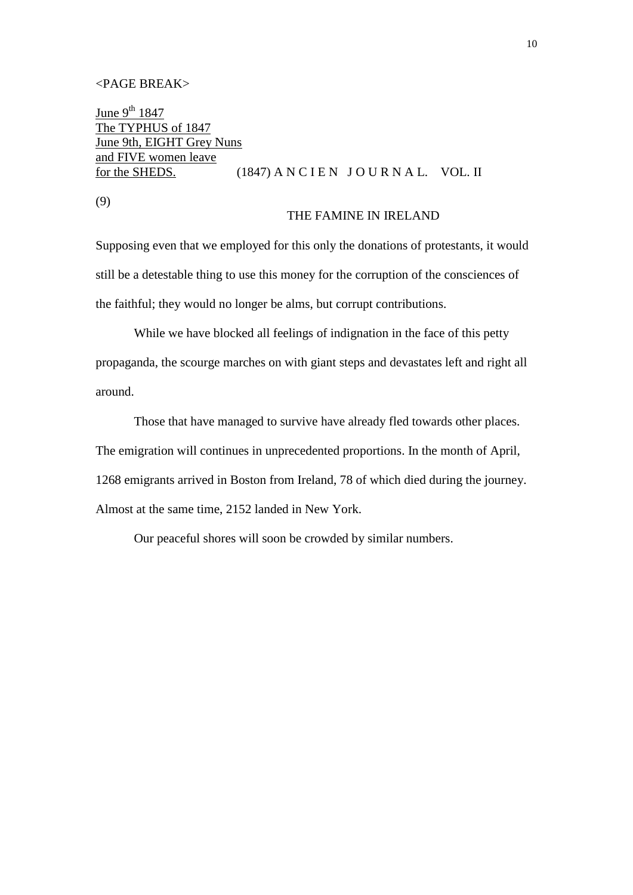<PAGE BREAK>

June 9th 1847
The TYPHUS of 1847
June 9th, EIGHT Grey Nuns
and FIVE women leave
for the SHEDS. (1847) A N C I E N J O U R N A L. VOL. II

(9)

THE FAMINE IN IRELAND

Supposing even that we employed for this only the donations of protestants, it would still be a detestable thing to use this money for the corruption of the consciences of the faithful; they would no longer be alms, but corrupt contributions.

While we have blocked all feelings of indignation in the face of this petty propaganda, the scourge marches on with giant steps and devastates left and right all around.

Those that have managed to survive have already fled towards other places. The emigration will continues in unprecedented proportions. In the month of April, 1268 emigrants arrived in Boston from Ireland, 78 of which died during the journey. Almost at the same time, 2152 landed in New York.

Our peaceful shores will soon be crowded by similar numbers.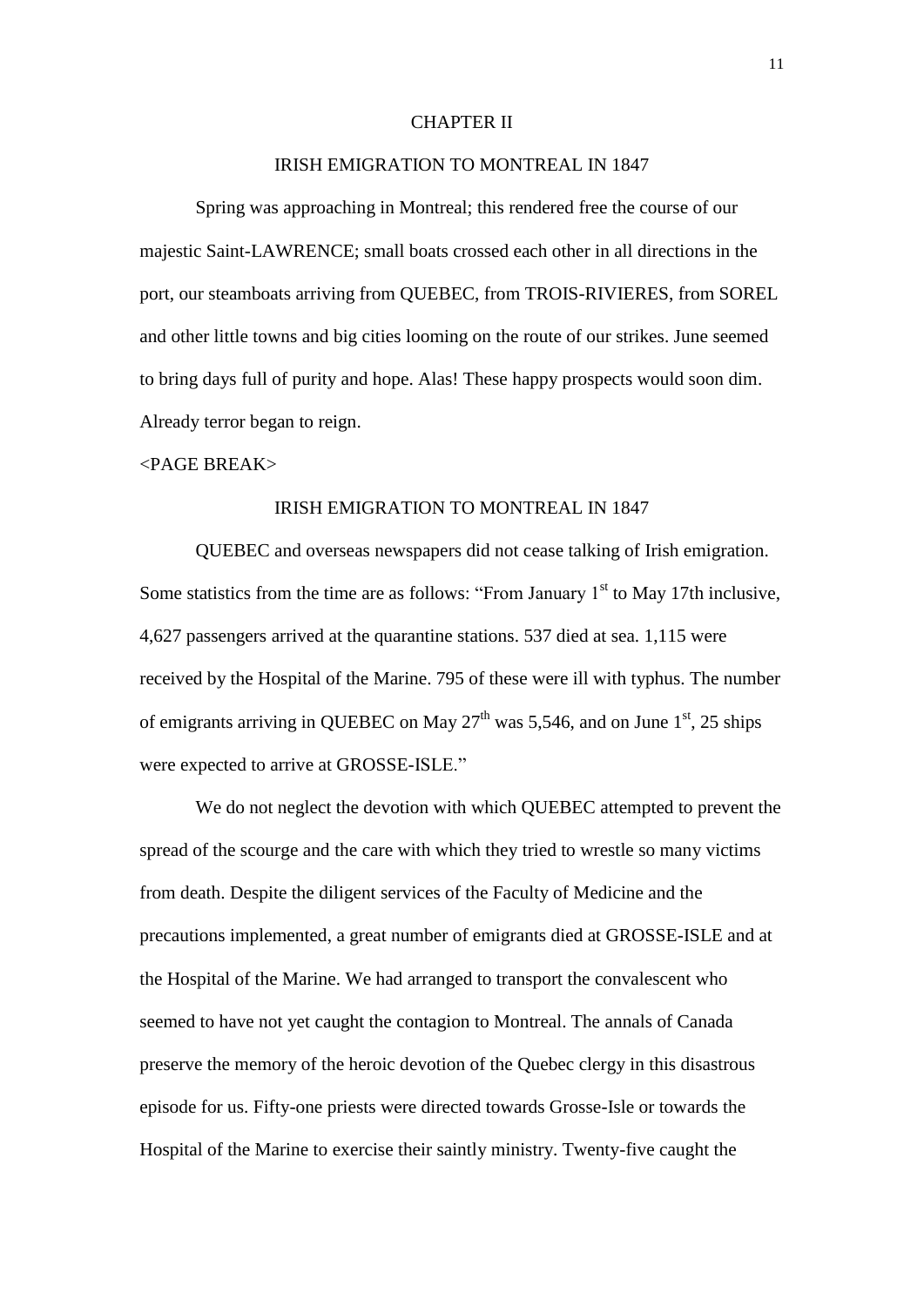# CHAPTER II

## IRISH EMIGRATION TO MONTREAL IN 1847

Spring was approaching in Montreal; this rendered free the course of our majestic Saint-LAWRENCE; small boats crossed each other in all directions in the port, our steamboats arriving from QUEBEC, from TROIS-RIVIERES, from SOREL and other little towns and big cities looming on the route of our strikes. June seemed to bring days full of purity and hope. Alas! These happy prospects would soon dim. Already terror began to reign.

<PAGE BREAK>

## IRISH EMIGRATION TO MONTREAL IN 1847

QUEBEC and overseas newspapers did not cease talking of Irish emigration. Some statistics from the time are as follows: "From January 1st to May 17th inclusive, 4,627 passengers arrived at the quarantine stations. 537 died at sea. 1,115 were received by the Hospital of the Marine. 795 of these were ill with typhus. The number of emigrants arriving in QUEBEC on May 27th was 5,546, and on June 1st, 25 ships were expected to arrive at GROSSE-ISLE."

We do not neglect the devotion with which QUEBEC attempted to prevent the spread of the scourge and the care with which they tried to wrestle so many victims from death. Despite the diligent services of the Faculty of Medicine and the precautions implemented, a great number of emigrants died at GROSSE-ISLE and at the Hospital of the Marine. We had arranged to transport the convalescent who seemed to have not yet caught the contagion to Montreal. The annals of Canada preserve the memory of the heroic devotion of the Quebec clergy in this disastrous episode for us. Fifty-one priests were directed towards Grosse-Isle or towards the Hospital of the Marine to exercise their saintly ministry. Twenty-five caught the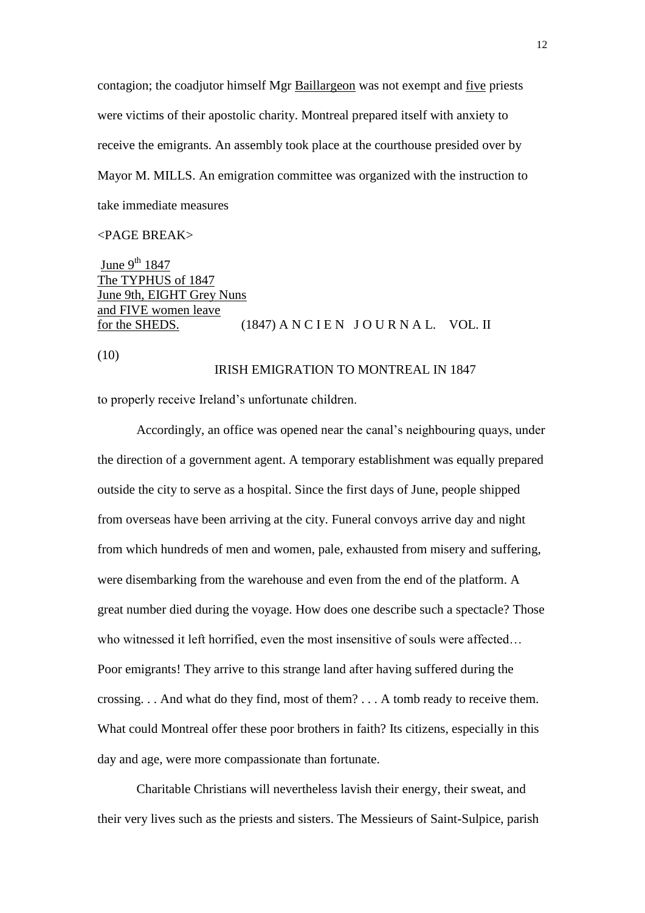contagion; the coadjutor himself Mgr Baillargeon was not exempt and five priests were victims of their apostolic charity. Montreal prepared itself with anxiety to receive the emigrants. An assembly took place at the courthouse presided over by Mayor M. MILLS. An emigration committee was organized with the instruction to take immediate measures

<PAGE BREAK>

June 9th 1847
The TYPHUS of 1847
June 9th, EIGHT Grey Nuns
and FIVE women leave
for the SHEDS. (1847) A N C I E N J O U R N A L. VOL. II

(10)

IRISH EMIGRATION TO MONTREAL IN 1847

to properly receive Ireland's unfortunate children.

Accordingly, an office was opened near the canal's neighbouring quays, under the direction of a government agent. A temporary establishment was equally prepared outside the city to serve as a hospital. Since the first days of June, people shipped from overseas have been arriving at the city. Funeral convoys arrive day and night from which hundreds of men and women, pale, exhausted from misery and suffering, were disembarking from the warehouse and even from the end of the platform. A great number died during the voyage. How does one describe such a spectacle? Those who witnessed it left horrified, even the most insensitive of souls were affected… Poor emigrants! They arrive to this strange land after having suffered during the crossing. . . And what do they find, most of them? . . . A tomb ready to receive them. What could Montreal offer these poor brothers in faith? Its citizens, especially in this day and age, were more compassionate than fortunate.

Charitable Christians will nevertheless lavish their energy, their sweat, and their very lives such as the priests and sisters. The Messieurs of Saint-Sulpice, parish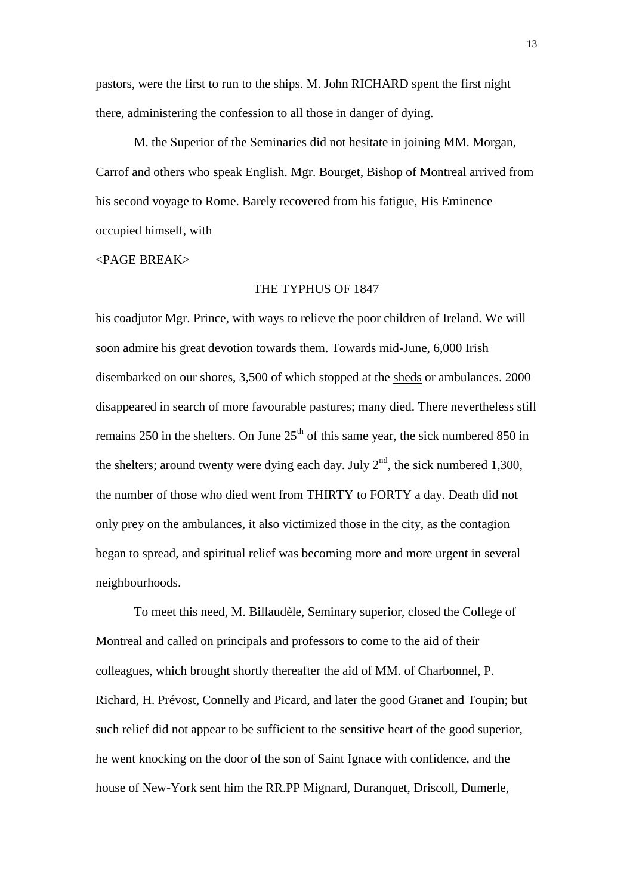pastors, were the first to run to the ships. M. John RICHARD spent the first night there, administering the confession to all those in danger of dying.

M. the Superior of the Seminaries did not hesitate in joining MM. Morgan, Carrof and others who speak English. Mgr. Bourget, Bishop of Montreal arrived from his second voyage to Rome. Barely recovered from his fatigue, His Eminence occupied himself, with

<PAGE BREAK>

THE TYPHUS OF 1847

his coadjutor Mgr. Prince, with ways to relieve the poor children of Ireland. We will soon admire his great devotion towards them. Towards mid-June, 6,000 Irish disembarked on our shores, 3,500 of which stopped at the sheds or ambulances. 2000 disappeared in search of more favourable pastures; many died. There nevertheless still remains 250 in the shelters. On June 25th of this same year, the sick numbered 850 in the shelters; around twenty were dying each day. July 2nd, the sick numbered 1,300, the number of those who died went from THIRTY to FORTY a day. Death did not only prey on the ambulances, it also victimized those in the city, as the contagion began to spread, and spiritual relief was becoming more and more urgent in several neighbourhoods.

To meet this need, M. Billaudèle, Seminary superior, closed the College of Montreal and called on principals and professors to come to the aid of their colleagues, which brought shortly thereafter the aid of MM. of Charbonnel, P. Richard, H. Prévost, Connelly and Picard, and later the good Granet and Toupin; but such relief did not appear to be sufficient to the sensitive heart of the good superior, he went knocking on the door of the son of Saint Ignace with confidence, and the house of New-York sent him the RR.PP Mignard, Duranquet, Driscoll, Dumerle,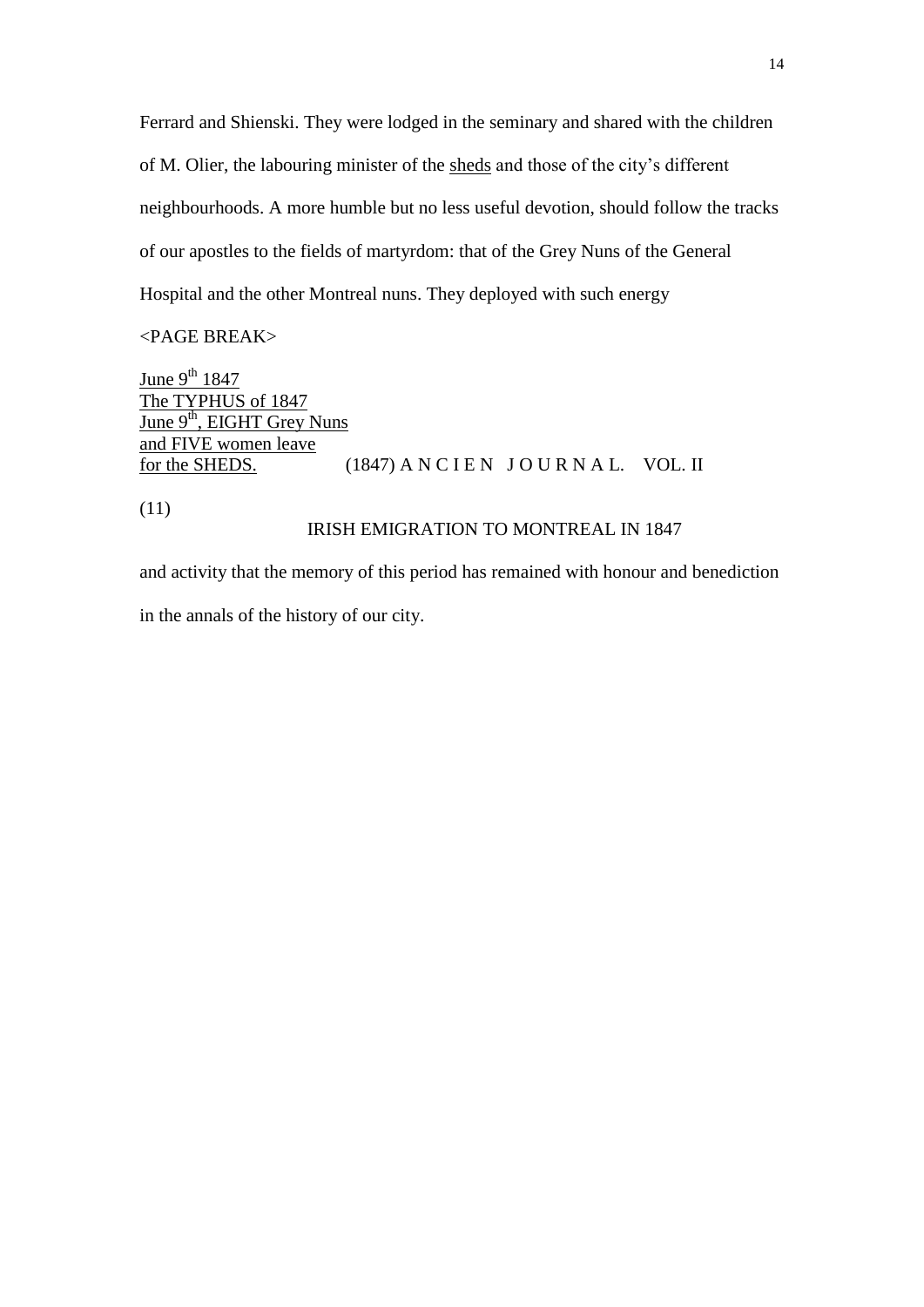Ferrard and Shienski. They were lodged in the seminary and shared with the children of M. Olier, the labouring minister of the <u>sheds</u> and those of the city's different neighbourhoods. A more humble but no less useful devotion, should follow the tracks of our apostles to the fields of martyrdom: that of the Grey Nuns of the General Hospital and the other Montreal nuns. They deployed with such energy

<PAGE BREAK>

<u>June 9th 1847</u>
<u>The TYPHUS of 1847</u>
<u>June 9th, EIGHT Grey Nuns</u>
<u>and FIVE women leave</u>
<u>for the SHEDS.</u> (1847) A N C I E N J O U R N A L. VOL. II

(11)

IRISH EMIGRATION TO MONTREAL IN 1847

and activity that the memory of this period has remained with honour and benediction in the annals of the history of our city.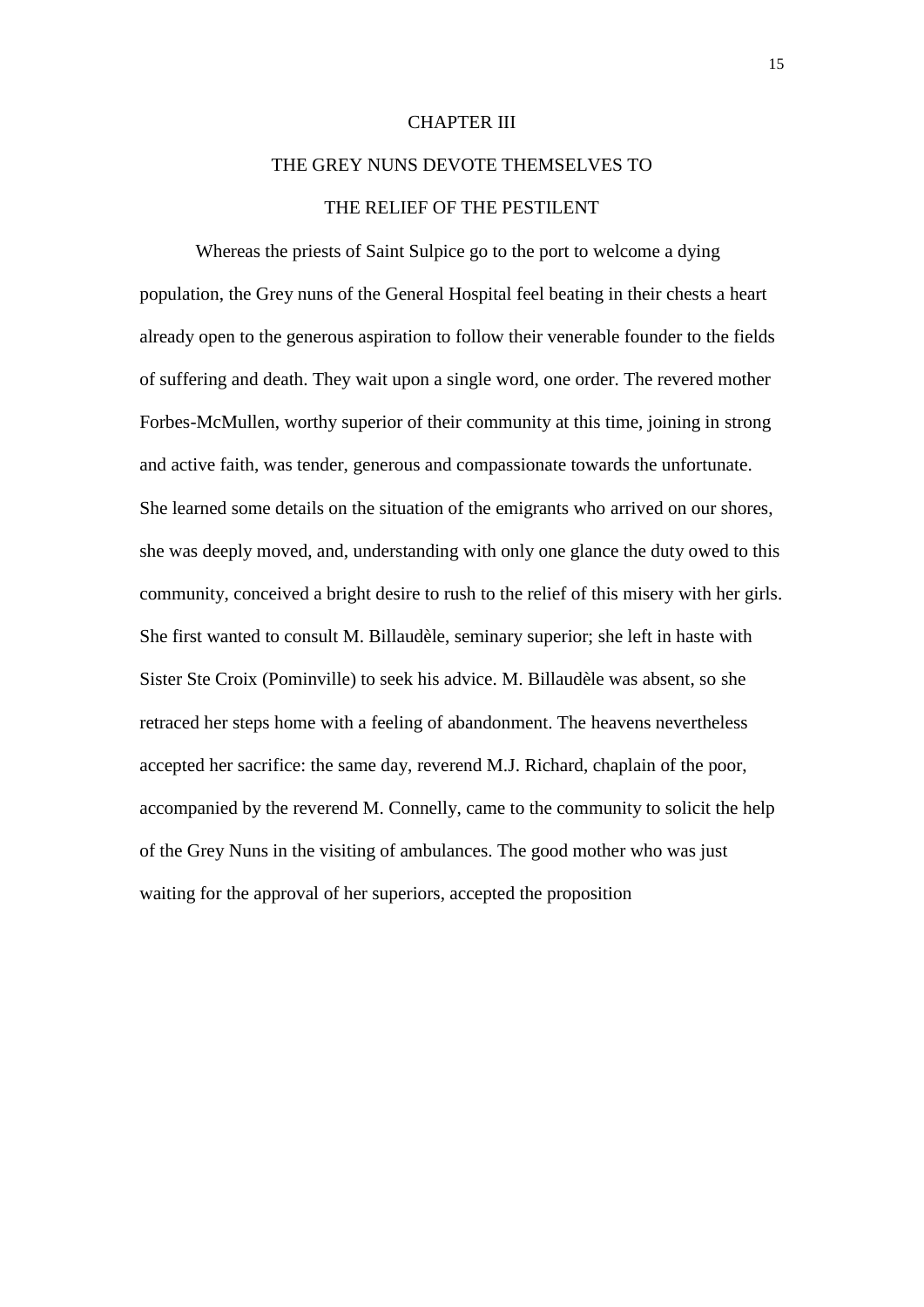# CHAPTER III

## THE GREY NUNS DEVOTE THEMSELVES TO THE RELIEF OF THE PESTILENT

Whereas the priests of Saint Sulpice go to the port to welcome a dying population, the Grey nuns of the General Hospital feel beating in their chests a heart already open to the generous aspiration to follow their venerable founder to the fields of suffering and death. They wait upon a single word, one order. The revered mother Forbes-McMullen, worthy superior of their community at this time, joining in strong and active faith, was tender, generous and compassionate towards the unfortunate. She learned some details on the situation of the emigrants who arrived on our shores, she was deeply moved, and, understanding with only one glance the duty owed to this community, conceived a bright desire to rush to the relief of this misery with her girls. She first wanted to consult M. Billaudèle, seminary superior; she left in haste with Sister Ste Croix (Pominville) to seek his advice. M. Billaudèle was absent, so she retraced her steps home with a feeling of abandonment. The heavens nevertheless accepted her sacrifice: the same day, reverend M.J. Richard, chaplain of the poor, accompanied by the reverend M. Connelly, came to the community to solicit the help of the Grey Nuns in the visiting of ambulances. The good mother who was just waiting for the approval of her superiors, accepted the proposition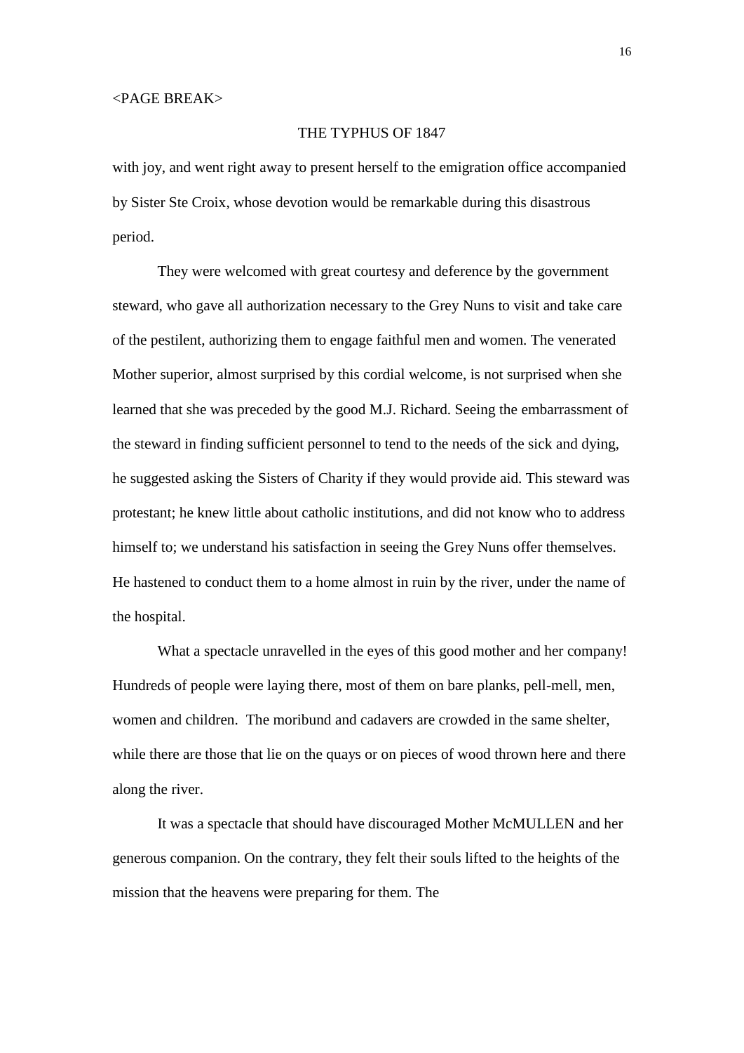<PAGE BREAK>

THE TYPHUS OF 1847

with joy, and went right away to present herself to the emigration office accompanied by Sister Ste Croix, whose devotion would be remarkable during this disastrous period.

They were welcomed with great courtesy and deference by the government steward, who gave all authorization necessary to the Grey Nuns to visit and take care of the pestilent, authorizing them to engage faithful men and women. The venerated Mother superior, almost surprised by this cordial welcome, is not surprised when she learned that she was preceded by the good M.J. Richard. Seeing the embarrassment of the steward in finding sufficient personnel to tend to the needs of the sick and dying, he suggested asking the Sisters of Charity if they would provide aid. This steward was protestant; he knew little about catholic institutions, and did not know who to address himself to; we understand his satisfaction in seeing the Grey Nuns offer themselves. He hastened to conduct them to a home almost in ruin by the river, under the name of the hospital.

What a spectacle unravelled in the eyes of this good mother and her company! Hundreds of people were laying there, most of them on bare planks, pell-mell, men, women and children. The moribund and cadavers are crowded in the same shelter, while there are those that lie on the quays or on pieces of wood thrown here and there along the river.

It was a spectacle that should have discouraged Mother McMULLEN and her generous companion. On the contrary, they felt their souls lifted to the heights of the mission that the heavens were preparing for them. The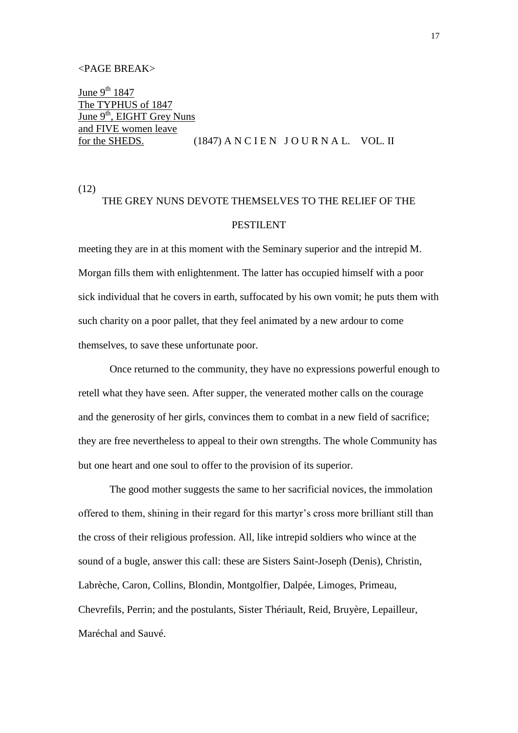<PAGE BREAK>

June 9th 1847
The TYPHUS of 1847
June 9th, EIGHT Grey Nuns
and FIVE women leave
for the SHEDS. (1847) A N C I E N J O U R N A L. VOL. II

(12)

## THE GREY NUNS DEVOTE THEMSELVES TO THE RELIEF OF THE PESTILENT

meeting they are in at this moment with the Seminary superior and the intrepid M. Morgan fills them with enlightenment. The latter has occupied himself with a poor sick individual that he covers in earth, suffocated by his own vomit; he puts them with such charity on a poor pallet, that they feel animated by a new ardour to come themselves, to save these unfortunate poor.

Once returned to the community, they have no expressions powerful enough to retell what they have seen. After supper, the venerated mother calls on the courage and the generosity of her girls, convinces them to combat in a new field of sacrifice; they are free nevertheless to appeal to their own strengths. The whole Community has but one heart and one soul to offer to the provision of its superior.

The good mother suggests the same to her sacrificial novices, the immolation offered to them, shining in their regard for this martyr's cross more brilliant still than the cross of their religious profession. All, like intrepid soldiers who wince at the sound of a bugle, answer this call: these are Sisters Saint-Joseph (Denis), Christin, Labrèche, Caron, Collins, Blondin, Montgolfier, Dalpée, Limoges, Primeau, Chevrefils, Perrin; and the postulants, Sister Thériault, Reid, Bruyère, Lepailleur, Maréchal and Sauvé.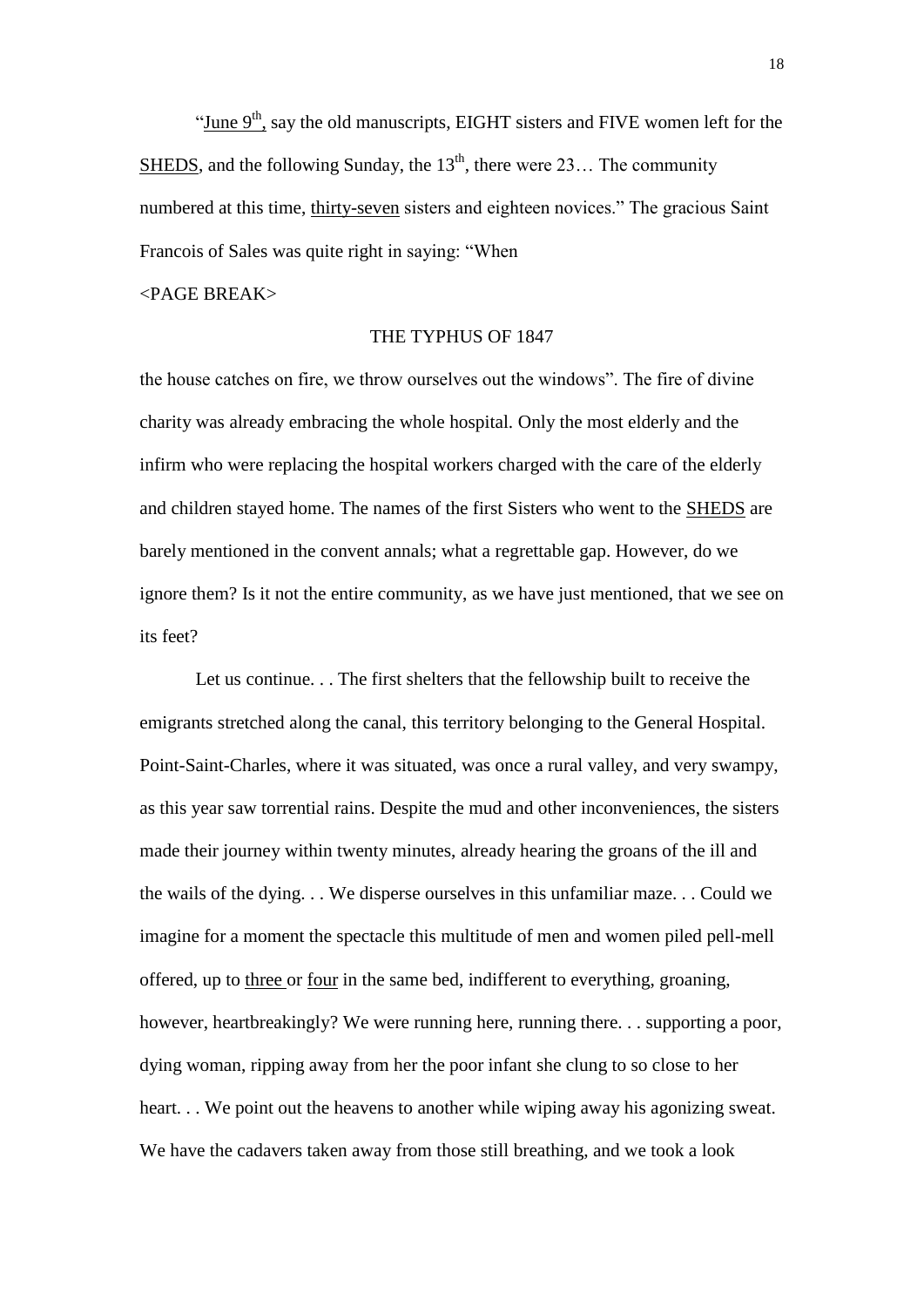"June 9th, say the old manuscripts, EIGHT sisters and FIVE women left for the SHEDS, and the following Sunday, the 13th, there were 23… The community numbered at this time, thirty-seven sisters and eighteen novices." The gracious Saint Francois of Sales was quite right in saying: "When

<PAGE BREAK>

THE TYPHUS OF 1847

the house catches on fire, we throw ourselves out the windows". The fire of divine charity was already embracing the whole hospital. Only the most elderly and the infirm who were replacing the hospital workers charged with the care of the elderly and children stayed home. The names of the first Sisters who went to the SHEDS are barely mentioned in the convent annals; what a regrettable gap. However, do we ignore them? Is it not the entire community, as we have just mentioned, that we see on its feet?

Let us continue. . . The first shelters that the fellowship built to receive the emigrants stretched along the canal, this territory belonging to the General Hospital. Point-Saint-Charles, where it was situated, was once a rural valley, and very swampy, as this year saw torrential rains. Despite the mud and other inconveniences, the sisters made their journey within twenty minutes, already hearing the groans of the ill and the wails of the dying. . . We disperse ourselves in this unfamiliar maze. . . Could we imagine for a moment the spectacle this multitude of men and women piled pell-mell offered, up to three or four in the same bed, indifferent to everything, groaning, however, heartbreakingly? We were running here, running there. . . supporting a poor, dying woman, ripping away from her the poor infant she clung to so close to her heart. . . We point out the heavens to another while wiping away his agonizing sweat. We have the cadavers taken away from those still breathing, and we took a look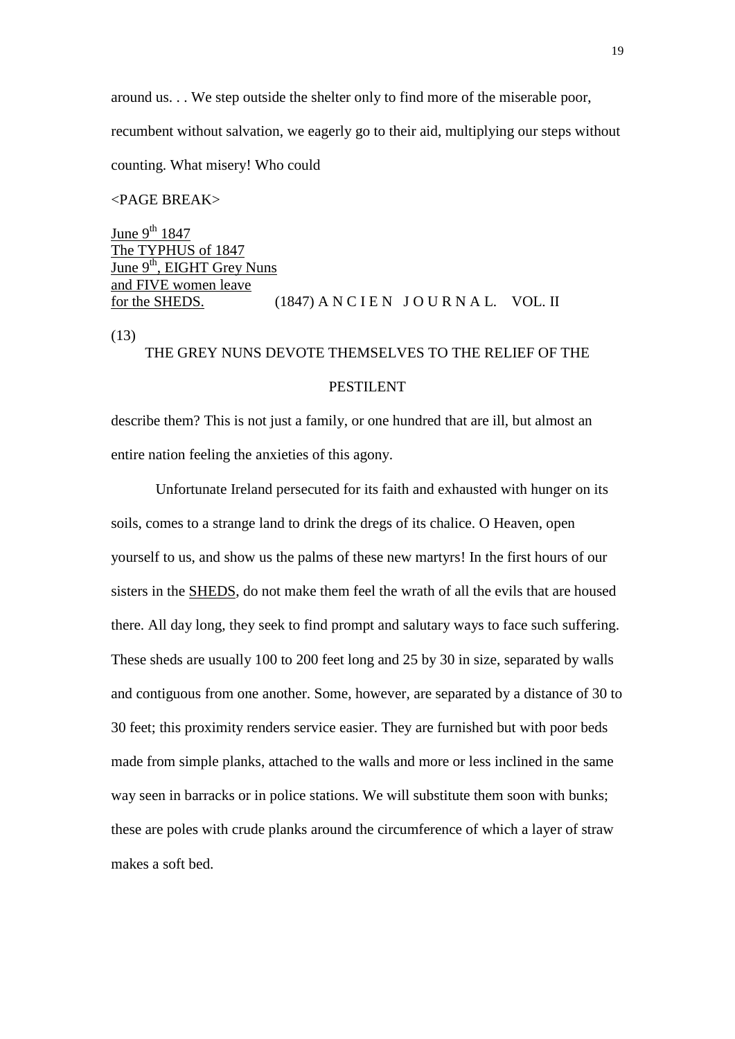around us. . . We step outside the shelter only to find more of the miserable poor, recumbent without salvation, we eagerly go to their aid, multiplying our steps without counting. What misery! Who could

<PAGE BREAK>

June 9th 1847
The TYPHUS of 1847
June 9th, EIGHT Grey Nuns
and FIVE women leave
for the SHEDS.

(1847) A N C I E N J O U R N A L. VOL. II

(13)

## THE GREY NUNS DEVOTE THEMSELVES TO THE RELIEF OF THE PESTILENT

describe them? This is not just a family, or one hundred that are ill, but almost an entire nation feeling the anxieties of this agony.

Unfortunate Ireland persecuted for its faith and exhausted with hunger on its soils, comes to a strange land to drink the dregs of its chalice. O Heaven, open yourself to us, and show us the palms of these new martyrs! In the first hours of our sisters in the SHEDS, do not make them feel the wrath of all the evils that are housed there. All day long, they seek to find prompt and salutary ways to face such suffering. These sheds are usually 100 to 200 feet long and 25 by 30 in size, separated by walls and contiguous from one another. Some, however, are separated by a distance of 30 to 30 feet; this proximity renders service easier. They are furnished but with poor beds made from simple planks, attached to the walls and more or less inclined in the same way seen in barracks or in police stations. We will substitute them soon with bunks; these are poles with crude planks around the circumference of which a layer of straw makes a soft bed.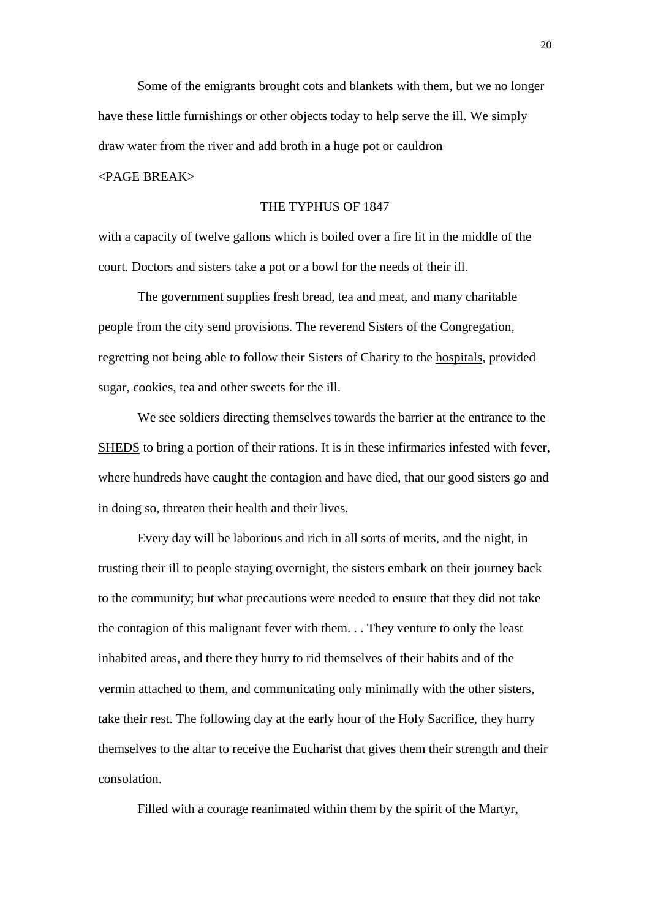Some of the emigrants brought cots and blankets with them, but we no longer have these little furnishings or other objects today to help serve the ill. We simply draw water from the river and add broth in a huge pot or cauldron

<PAGE BREAK>

THE TYPHUS OF 1847

with a capacity of twelve gallons which is boiled over a fire lit in the middle of the court. Doctors and sisters take a pot or a bowl for the needs of their ill.

The government supplies fresh bread, tea and meat, and many charitable people from the city send provisions. The reverend Sisters of the Congregation, regretting not being able to follow their Sisters of Charity to the hospitals, provided sugar, cookies, tea and other sweets for the ill.

We see soldiers directing themselves towards the barrier at the entrance to the SHEDS to bring a portion of their rations. It is in these infirmaries infested with fever, where hundreds have caught the contagion and have died, that our good sisters go and in doing so, threaten their health and their lives.

Every day will be laborious and rich in all sorts of merits, and the night, in trusting their ill to people staying overnight, the sisters embark on their journey back to the community; but what precautions were needed to ensure that they did not take the contagion of this malignant fever with them. . . They venture to only the least inhabited areas, and there they hurry to rid themselves of their habits and of the vermin attached to them, and communicating only minimally with the other sisters, take their rest. The following day at the early hour of the Holy Sacrifice, they hurry themselves to the altar to receive the Eucharist that gives them their strength and their consolation.

Filled with a courage reanimated within them by the spirit of the Martyr,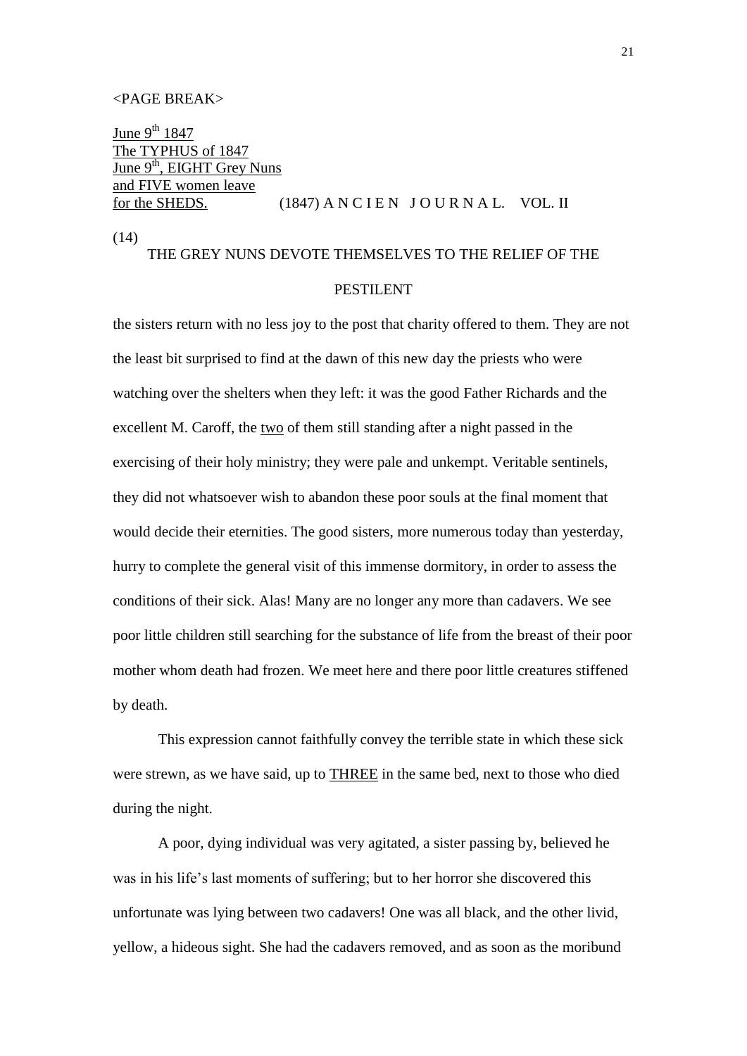<PAGE BREAK>

June 9th 1847
The TYPHUS of 1847
June 9th, EIGHT Grey Nuns
and FIVE women leave
for the SHEDS.

(1847) A N C I E N J O U R N A L. VOL. II

(14)

## THE GREY NUNS DEVOTE THEMSELVES TO THE RELIEF OF THE PESTILENT

the sisters return with no less joy to the post that charity offered to them. They are not the least bit surprised to find at the dawn of this new day the priests who were watching over the shelters when they left: it was the good Father Richards and the excellent M. Caroff, the two of them still standing after a night passed in the exercising of their holy ministry; they were pale and unkempt. Veritable sentinels, they did not whatsoever wish to abandon these poor souls at the final moment that would decide their eternities. The good sisters, more numerous today than yesterday, hurry to complete the general visit of this immense dormitory, in order to assess the conditions of their sick. Alas! Many are no longer any more than cadavers. We see poor little children still searching for the substance of life from the breast of their poor mother whom death had frozen. We meet here and there poor little creatures stiffened by death.

This expression cannot faithfully convey the terrible state in which these sick were strewn, as we have said, up to THREE in the same bed, next to those who died during the night.

A poor, dying individual was very agitated, a sister passing by, believed he was in his life's last moments of suffering; but to her horror she discovered this unfortunate was lying between two cadavers! One was all black, and the other livid, yellow, a hideous sight. She had the cadavers removed, and as soon as the moribund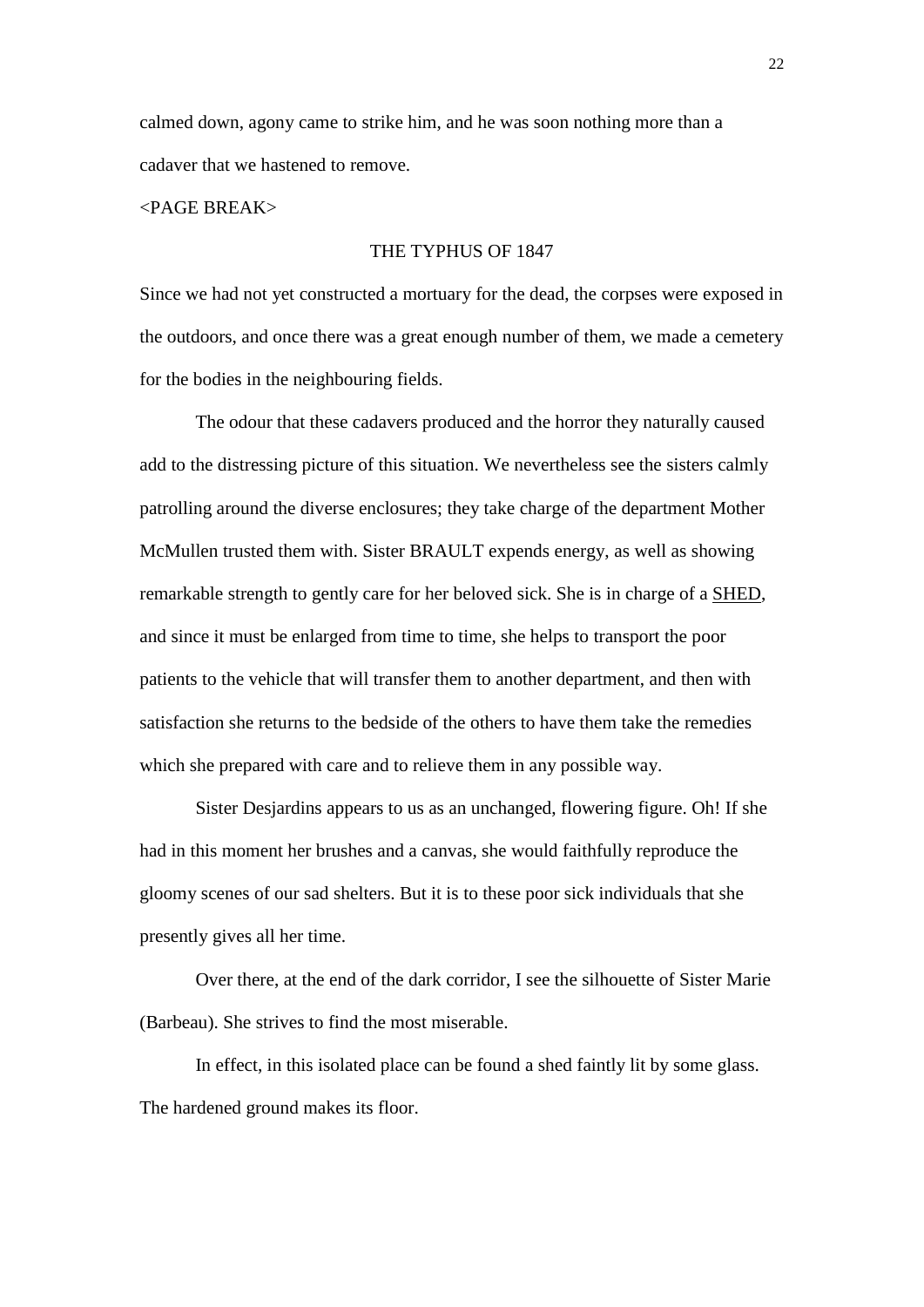calmed down, agony came to strike him, and he was soon nothing more than a cadaver that we hastened to remove.

<PAGE BREAK>

## THE TYPHUS OF 1847

Since we had not yet constructed a mortuary for the dead, the corpses were exposed in the outdoors, and once there was a great enough number of them, we made a cemetery for the bodies in the neighbouring fields.

The odour that these cadavers produced and the horror they naturally caused add to the distressing picture of this situation. We nevertheless see the sisters calmly patrolling around the diverse enclosures; they take charge of the department Mother McMullen trusted them with. Sister BRAULT expends energy, as well as showing remarkable strength to gently care for her beloved sick. She is in charge of a <u>SHED</u>, and since it must be enlarged from time to time, she helps to transport the poor patients to the vehicle that will transfer them to another department, and then with satisfaction she returns to the bedside of the others to have them take the remedies which she prepared with care and to relieve them in any possible way.

Sister Desjardins appears to us as an unchanged, flowering figure. Oh! If she had in this moment her brushes and a canvas, she would faithfully reproduce the gloomy scenes of our sad shelters. But it is to these poor sick individuals that she presently gives all her time.

Over there, at the end of the dark corridor, I see the silhouette of Sister Marie (Barbeau). She strives to find the most miserable.

In effect, in this isolated place can be found a shed faintly lit by some glass. The hardened ground makes its floor.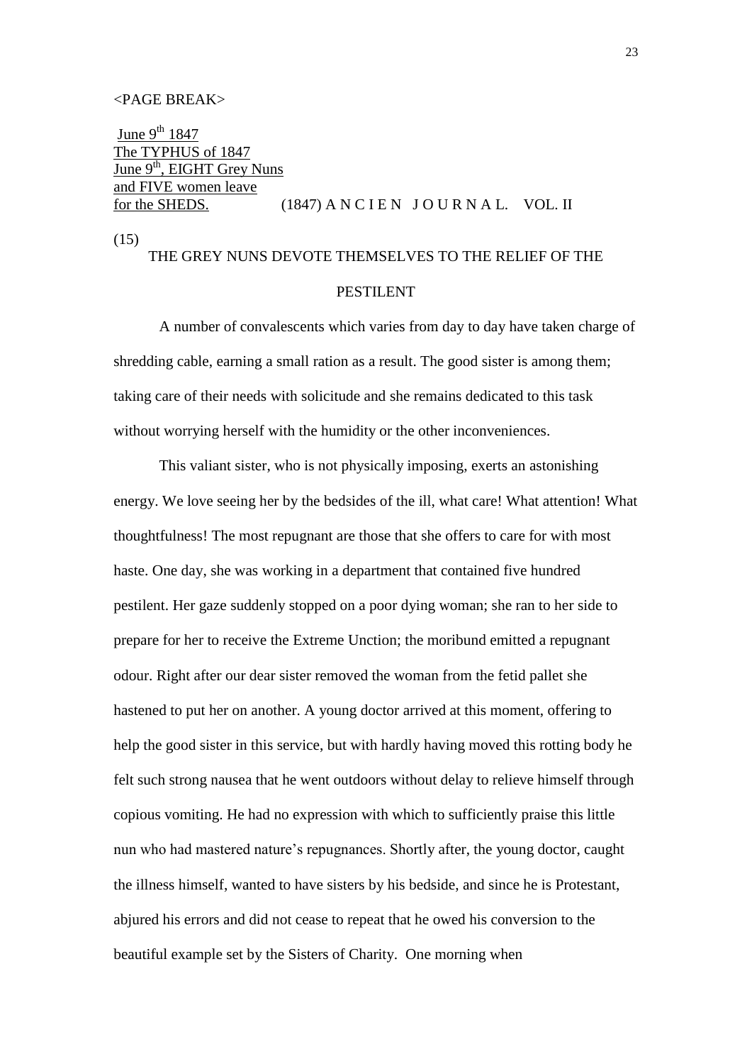<PAGE BREAK>

June 9th 1847
The TYPHUS of 1847
June 9th, EIGHT Grey Nuns
and FIVE women leave
for the SHEDS. (1847) A N C I E N J O U R N A L. VOL. II

(15)

## THE GREY NUNS DEVOTE THEMSELVES TO THE RELIEF OF THE PESTILENT

A number of convalescents which varies from day to day have taken charge of shredding cable, earning a small ration as a result. The good sister is among them; taking care of their needs with solicitude and she remains dedicated to this task without worrying herself with the humidity or the other inconveniences.

This valiant sister, who is not physically imposing, exerts an astonishing energy. We love seeing her by the bedsides of the ill, what care! What attention! What thoughtfulness! The most repugnant are those that she offers to care for with most haste. One day, she was working in a department that contained five hundred pestilent. Her gaze suddenly stopped on a poor dying woman; she ran to her side to prepare for her to receive the Extreme Unction; the moribund emitted a repugnant odour. Right after our dear sister removed the woman from the fetid pallet she hastened to put her on another. A young doctor arrived at this moment, offering to help the good sister in this service, but with hardly having moved this rotting body he felt such strong nausea that he went outdoors without delay to relieve himself through copious vomiting. He had no expression with which to sufficiently praise this little nun who had mastered nature's repugnances. Shortly after, the young doctor, caught the illness himself, wanted to have sisters by his bedside, and since he is Protestant, abjured his errors and did not cease to repeat that he owed his conversion to the beautiful example set by the Sisters of Charity. One morning when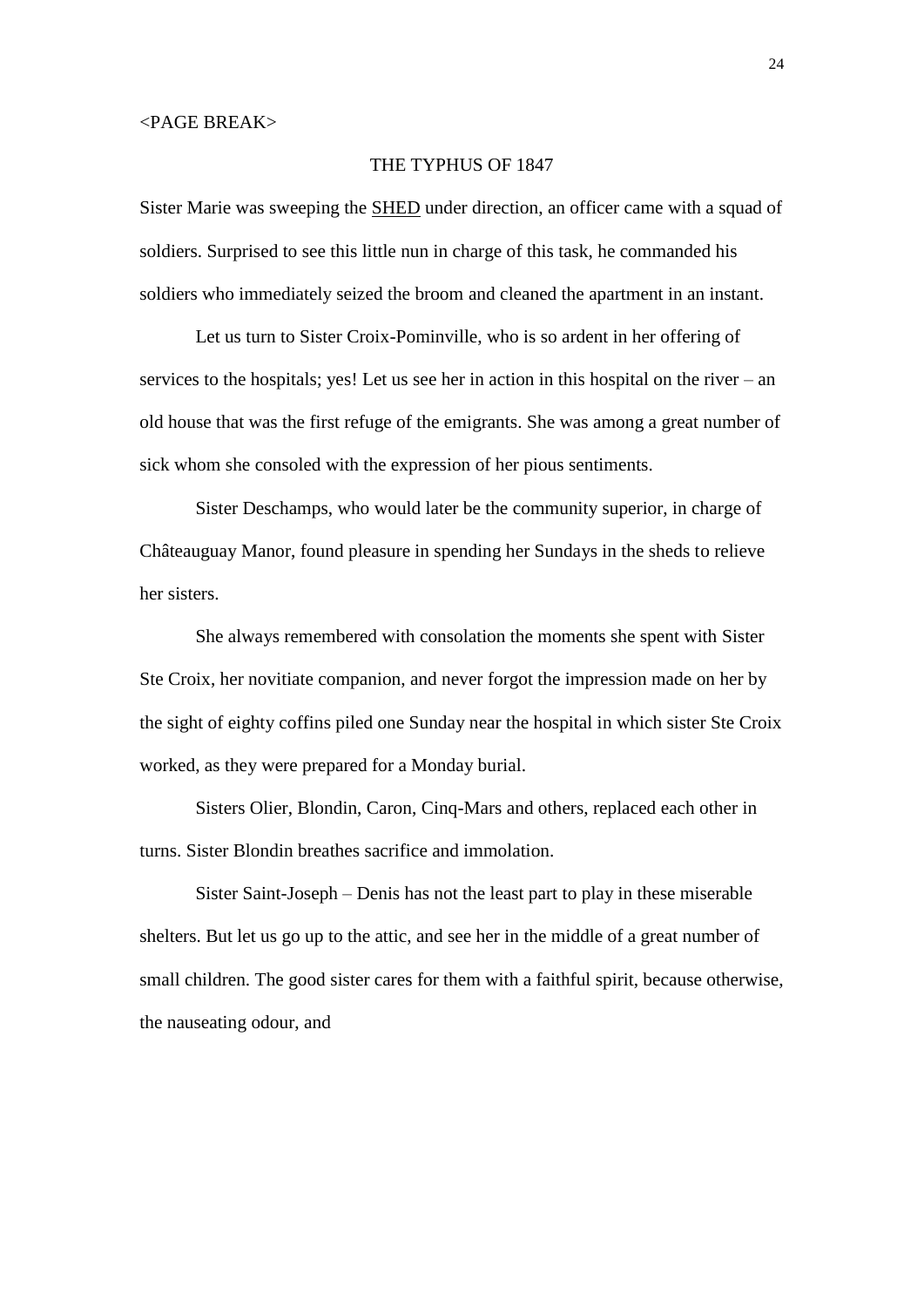<PAGE BREAK>

## THE TYPHUS OF 1847

Sister Marie was sweeping the <u>SHED</u> under direction, an officer came with a squad of soldiers. Surprised to see this little nun in charge of this task, he commanded his soldiers who immediately seized the broom and cleaned the apartment in an instant.

Let us turn to Sister Croix-Pominville, who is so ardent in her offering of services to the hospitals; yes! Let us see her in action in this hospital on the river – an old house that was the first refuge of the emigrants. She was among a great number of sick whom she consoled with the expression of her pious sentiments.

Sister Deschamps, who would later be the community superior, in charge of Châteauguay Manor, found pleasure in spending her Sundays in the sheds to relieve her sisters.

She always remembered with consolation the moments she spent with Sister Ste Croix, her novitiate companion, and never forgot the impression made on her by the sight of eighty coffins piled one Sunday near the hospital in which sister Ste Croix worked, as they were prepared for a Monday burial.

Sisters Olier, Blondin, Caron, Cinq-Mars and others, replaced each other in turns. Sister Blondin breathes sacrifice and immolation.

Sister Saint-Joseph – Denis has not the least part to play in these miserable shelters. But let us go up to the attic, and see her in the middle of a great number of small children. The good sister cares for them with a faithful spirit, because otherwise, the nauseating odour, and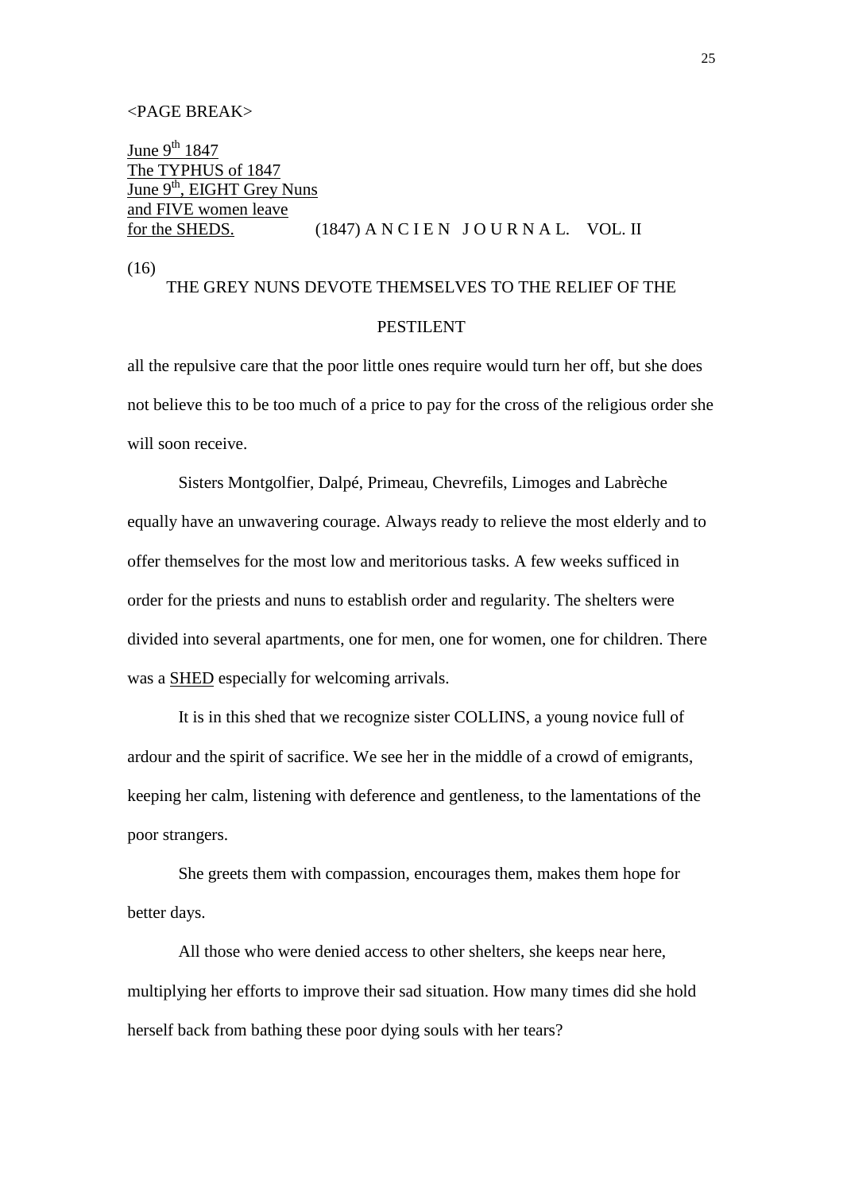<PAGE BREAK>

June 9th 1847
The TYPHUS of 1847
June 9th, EIGHT Grey Nuns
and FIVE women leave
for the SHEDS.

(1847) A N C I E N J O U R N A L. VOL. II

(16)

THE GREY NUNS DEVOTE THEMSELVES TO THE RELIEF OF THE PESTILENT

all the repulsive care that the poor little ones require would turn her off, but she does not believe this to be too much of a price to pay for the cross of the religious order she will soon receive.

Sisters Montgolfier, Dalpé, Primeau, Chevrefils, Limoges and Labrèche equally have an unwavering courage. Always ready to relieve the most elderly and to offer themselves for the most low and meritorious tasks. A few weeks sufficed in order for the priests and nuns to establish order and regularity. The shelters were divided into several apartments, one for men, one for women, one for children. There was a SHED especially for welcoming arrivals.

It is in this shed that we recognize sister COLLINS, a young novice full of ardour and the spirit of sacrifice. We see her in the middle of a crowd of emigrants, keeping her calm, listening with deference and gentleness, to the lamentations of the poor strangers.

She greets them with compassion, encourages them, makes them hope for better days.

All those who were denied access to other shelters, she keeps near here, multiplying her efforts to improve their sad situation. How many times did she hold herself back from bathing these poor dying souls with her tears?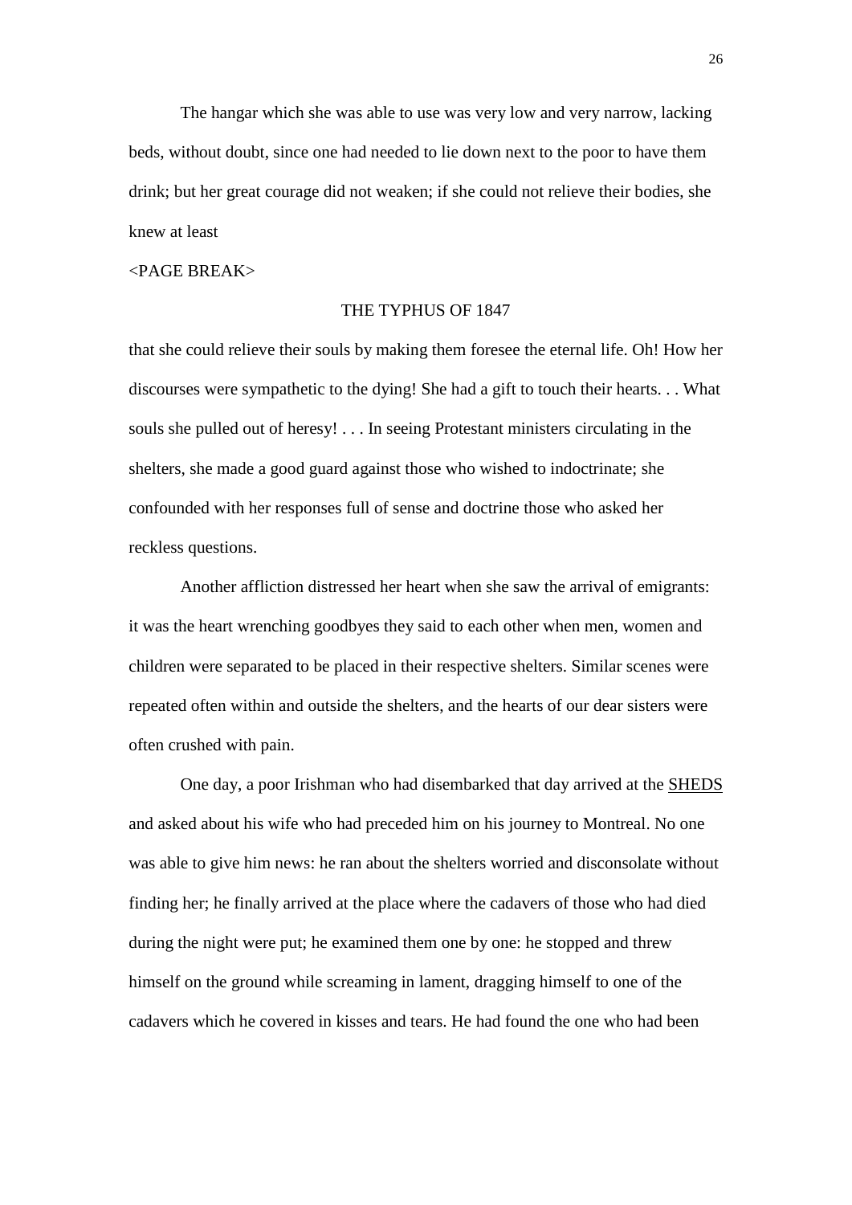The hangar which she was able to use was very low and very narrow, lacking beds, without doubt, since one had needed to lie down next to the poor to have them drink; but her great courage did not weaken; if she could not relieve their bodies, she knew at least

<PAGE BREAK>

THE TYPHUS OF 1847

that she could relieve their souls by making them foresee the eternal life. Oh! How her discourses were sympathetic to the dying! She had a gift to touch their hearts. . . What souls she pulled out of heresy! . . . In seeing Protestant ministers circulating in the shelters, she made a good guard against those who wished to indoctrinate; she confounded with her responses full of sense and doctrine those who asked her reckless questions.

Another affliction distressed her heart when she saw the arrival of emigrants: it was the heart wrenching goodbyes they said to each other when men, women and children were separated to be placed in their respective shelters. Similar scenes were repeated often within and outside the shelters, and the hearts of our dear sisters were often crushed with pain.

One day, a poor Irishman who had disembarked that day arrived at the SHEDS and asked about his wife who had preceded him on his journey to Montreal. No one was able to give him news: he ran about the shelters worried and disconsolate without finding her; he finally arrived at the place where the cadavers of those who had died during the night were put; he examined them one by one: he stopped and threw himself on the ground while screaming in lament, dragging himself to one of the cadavers which he covered in kisses and tears. He had found the one who had been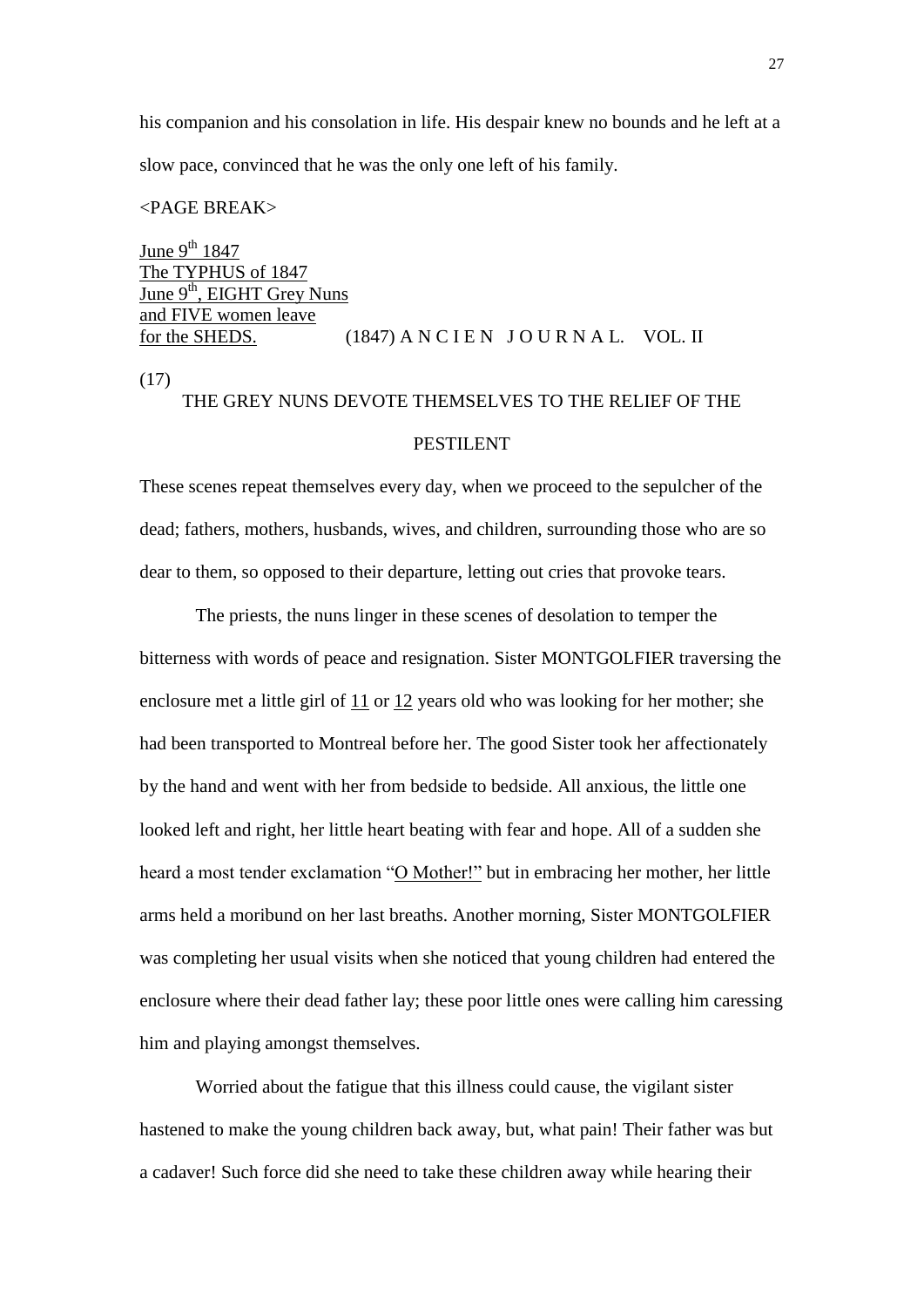his companion and his consolation in life. His despair knew no bounds and he left at a slow pace, convinced that he was the only one left of his family.

<PAGE BREAK>

June 9th 1847
The TYPHUS of 1847
June 9th, EIGHT Grey Nuns
and FIVE women leave
for the SHEDS. (1847) A N C I E N J O U R N A L. VOL. II

(17)

THE GREY NUNS DEVOTE THEMSELVES TO THE RELIEF OF THE PESTILENT

These scenes repeat themselves every day, when we proceed to the sepulcher of the dead; fathers, mothers, husbands, wives, and children, surrounding those who are so dear to them, so opposed to their departure, letting out cries that provoke tears.

The priests, the nuns linger in these scenes of desolation to temper the bitterness with words of peace and resignation. Sister MONTGOLFIER traversing the enclosure met a little girl of 11 or 12 years old who was looking for her mother; she had been transported to Montreal before her. The good Sister took her affectionately by the hand and went with her from bedside to bedside. All anxious, the little one looked left and right, her little heart beating with fear and hope. All of a sudden she heard a most tender exclamation "O Mother!" but in embracing her mother, her little arms held a moribund on her last breaths. Another morning, Sister MONTGOLFIER was completing her usual visits when she noticed that young children had entered the enclosure where their dead father lay; these poor little ones were calling him caressing him and playing amongst themselves.

Worried about the fatigue that this illness could cause, the vigilant sister hastened to make the young children back away, but, what pain! Their father was but a cadaver! Such force did she need to take these children away while hearing their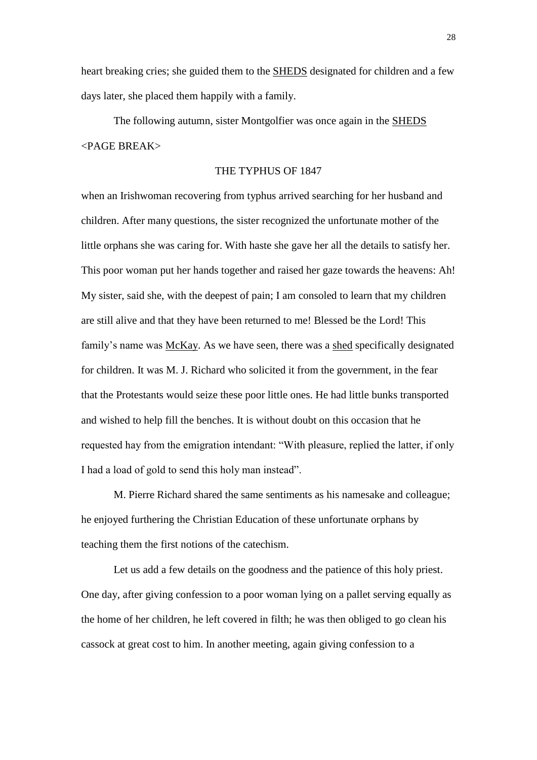heart breaking cries; she guided them to the <u>SHEDS</u> designated for children and a few days later, she placed them happily with a family.

The following autumn, sister Montgolfier was once again in the <u>SHEDS</u>
<PAGE BREAK>

THE TYPHUS OF 1847

when an Irishwoman recovering from typhus arrived searching for her husband and children. After many questions, the sister recognized the unfortunate mother of the little orphans she was caring for. With haste she gave her all the details to satisfy her. This poor woman put her hands together and raised her gaze towards the heavens: Ah! My sister, said she, with the deepest of pain; I am consoled to learn that my children are still alive and that they have been returned to me! Blessed be the Lord! This family's name was <u>McKay</u>. As we have seen, there was a <u>shed</u> specifically designated for children. It was M. J. Richard who solicited it from the government, in the fear that the Protestants would seize these poor little ones. He had little bunks transported and wished to help fill the benches. It is without doubt on this occasion that he requested hay from the emigration intendant: "With pleasure, replied the latter, if only I had a load of gold to send this holy man instead".

M. Pierre Richard shared the same sentiments as his namesake and colleague; he enjoyed furthering the Christian Education of these unfortunate orphans by teaching them the first notions of the catechism.

Let us add a few details on the goodness and the patience of this holy priest. One day, after giving confession to a poor woman lying on a pallet serving equally as the home of her children, he left covered in filth; he was then obliged to go clean his cassock at great cost to him. In another meeting, again giving confession to a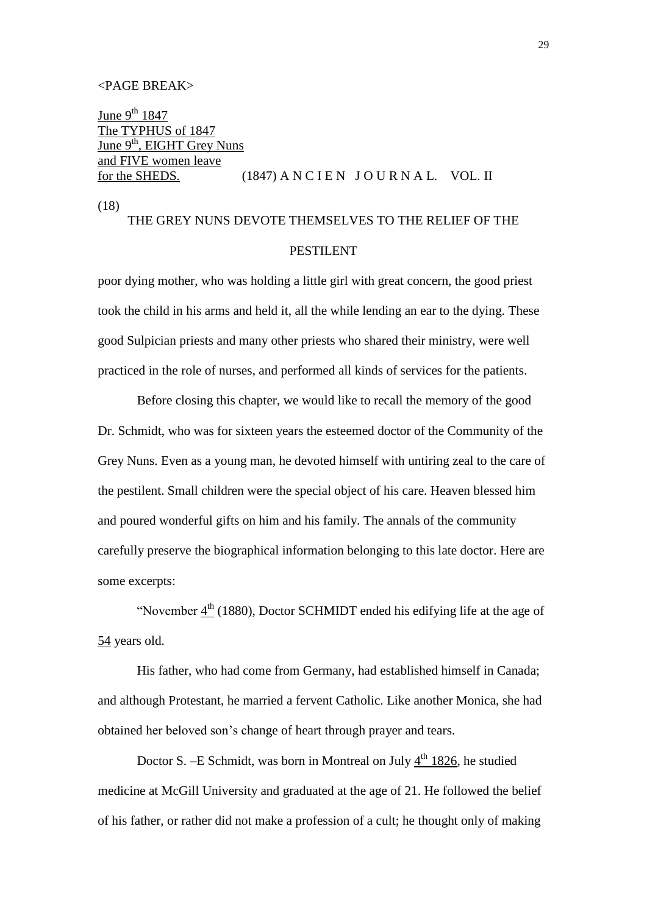<PAGE BREAK>

June 9th 1847
The TYPHUS of 1847
June 9th, EIGHT Grey Nuns
and FIVE women leave
for the SHEDS. (1847) A N C I E N J O U R N A L. VOL. II

(18)

THE GREY NUNS DEVOTE THEMSELVES TO THE RELIEF OF THE PESTILENT

poor dying mother, who was holding a little girl with great concern, the good priest took the child in his arms and held it, all the while lending an ear to the dying. These good Sulpician priests and many other priests who shared their ministry, were well practiced in the role of nurses, and performed all kinds of services for the patients.

Before closing this chapter, we would like to recall the memory of the good Dr. Schmidt, who was for sixteen years the esteemed doctor of the Community of the Grey Nuns. Even as a young man, he devoted himself with untiring zeal to the care of the pestilent. Small children were the special object of his care. Heaven blessed him and poured wonderful gifts on him and his family. The annals of the community carefully preserve the biographical information belonging to this late doctor. Here are some excerpts:

"November 4th (1880), Doctor SCHMIDT ended his edifying life at the age of 54 years old.

His father, who had come from Germany, had established himself in Canada; and although Protestant, he married a fervent Catholic. Like another Monica, she had obtained her beloved son's change of heart through prayer and tears.

Doctor S. –E Schmidt, was born in Montreal on July 4th 1826, he studied medicine at McGill University and graduated at the age of 21. He followed the belief of his father, or rather did not make a profession of a cult; he thought only of making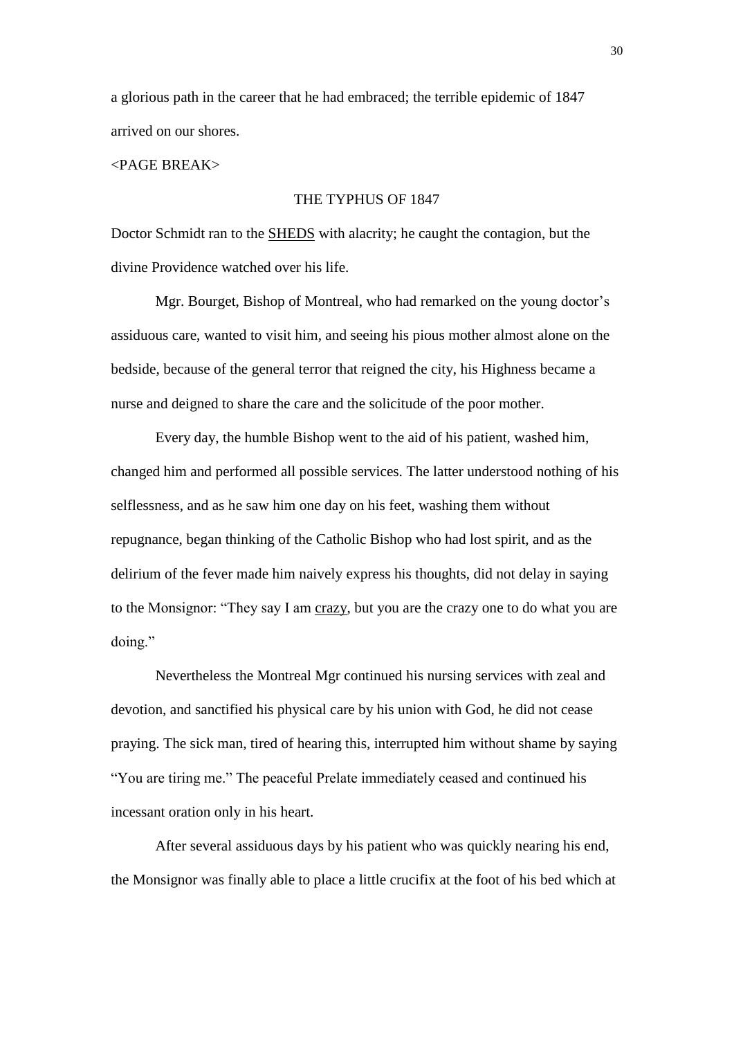a glorious path in the career that he had embraced; the terrible epidemic of 1847 arrived on our shores.

<PAGE BREAK>

## THE TYPHUS OF 1847

Doctor Schmidt ran to the <u>SHEDS</u> with alacrity; he caught the contagion, but the divine Providence watched over his life.

Mgr. Bourget, Bishop of Montreal, who had remarked on the young doctor's assiduous care, wanted to visit him, and seeing his pious mother almost alone on the bedside, because of the general terror that reigned the city, his Highness became a nurse and deigned to share the care and the solicitude of the poor mother.

Every day, the humble Bishop went to the aid of his patient, washed him, changed him and performed all possible services. The latter understood nothing of his selflessness, and as he saw him one day on his feet, washing them without repugnance, began thinking of the Catholic Bishop who had lost spirit, and as the delirium of the fever made him naively express his thoughts, did not delay in saying to the Monsignor: "They say I am <u>crazy</u>, but you are the crazy one to do what you are doing."

Nevertheless the Montreal Mgr continued his nursing services with zeal and devotion, and sanctified his physical care by his union with God, he did not cease praying. The sick man, tired of hearing this, interrupted him without shame by saying "You are tiring me." The peaceful Prelate immediately ceased and continued his incessant oration only in his heart.

After several assiduous days by his patient who was quickly nearing his end, the Monsignor was finally able to place a little crucifix at the foot of his bed which at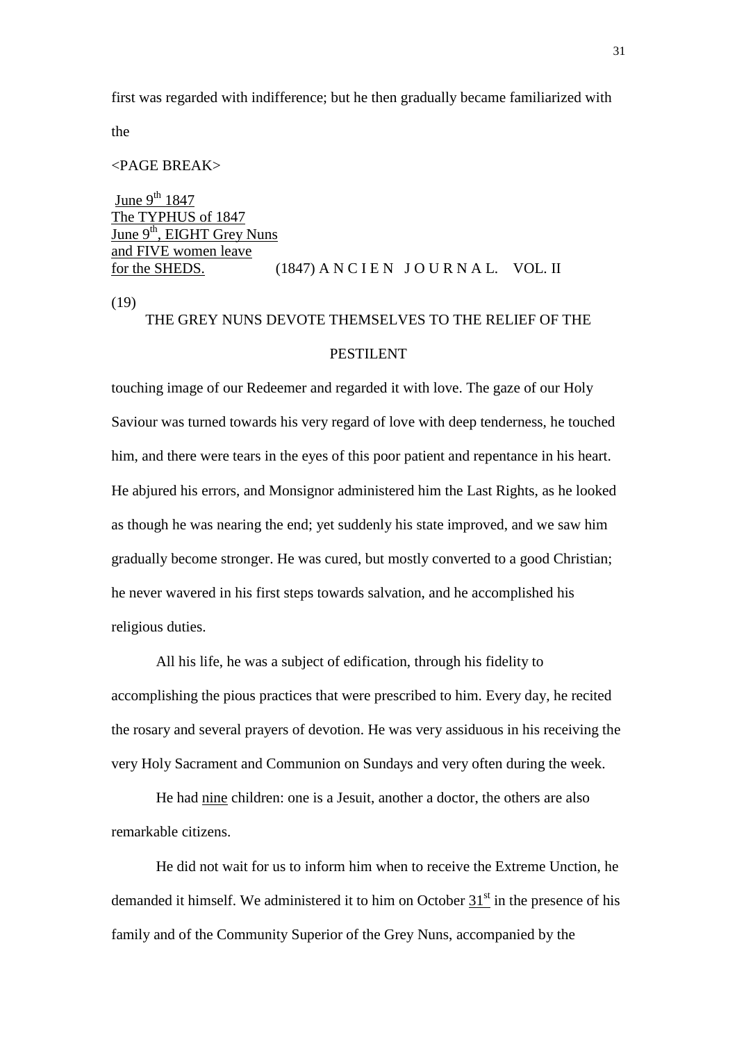first was regarded with indifference; but he then gradually became familiarized with the

<PAGE BREAK>

June 9th 1847
The TYPHUS of 1847
June 9th, EIGHT Grey Nuns
and FIVE women leave
for the SHEDS.  (1847) A N C I E N  J O U R N A L.  VOL. II

(19)

THE GREY NUNS DEVOTE THEMSELVES TO THE RELIEF OF THE PESTILENT

touching image of our Redeemer and regarded it with love. The gaze of our Holy Saviour was turned towards his very regard of love with deep tenderness, he touched him, and there were tears in the eyes of this poor patient and repentance in his heart. He abjured his errors, and Monsignor administered him the Last Rights, as he looked as though he was nearing the end; yet suddenly his state improved, and we saw him gradually become stronger. He was cured, but mostly converted to a good Christian; he never wavered in his first steps towards salvation, and he accomplished his religious duties.

All his life, he was a subject of edification, through his fidelity to accomplishing the pious practices that were prescribed to him. Every day, he recited the rosary and several prayers of devotion. He was very assiduous in his receiving the very Holy Sacrament and Communion on Sundays and very often during the week.

He had nine children: one is a Jesuit, another a doctor, the others are also remarkable citizens.

He did not wait for us to inform him when to receive the Extreme Unction, he demanded it himself. We administered it to him on October 31st in the presence of his family and of the Community Superior of the Grey Nuns, accompanied by the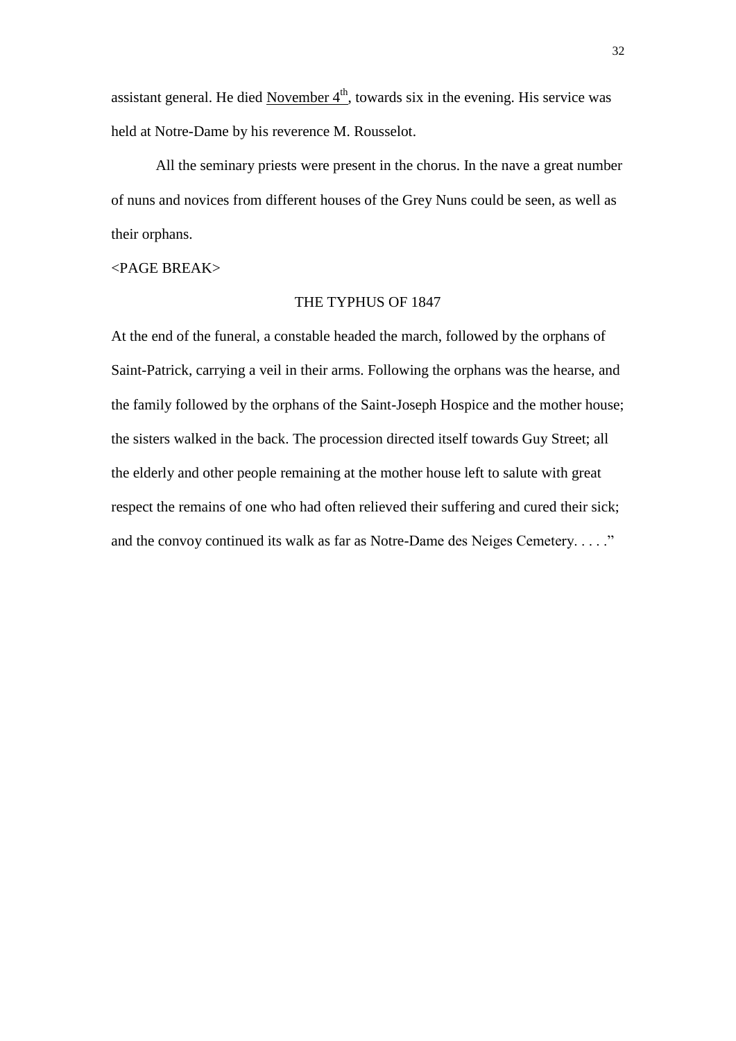assistant general. He died <u>November 4th</u>, towards six in the evening. His service was held at Notre-Dame by his reverence M. Rousselot.

All the seminary priests were present in the chorus. In the nave a great number of nuns and novices from different houses of the Grey Nuns could be seen, as well as their orphans.

<PAGE BREAK>

THE TYPHUS OF 1847

At the end of the funeral, a constable headed the march, followed by the orphans of Saint-Patrick, carrying a veil in their arms. Following the orphans was the hearse, and the family followed by the orphans of the Saint-Joseph Hospice and the mother house; the sisters walked in the back. The procession directed itself towards Guy Street; all the elderly and other people remaining at the mother house left to salute with great respect the remains of one who had often relieved their suffering and cured their sick; and the convoy continued its walk as far as Notre-Dame des Neiges Cemetery. . . . ."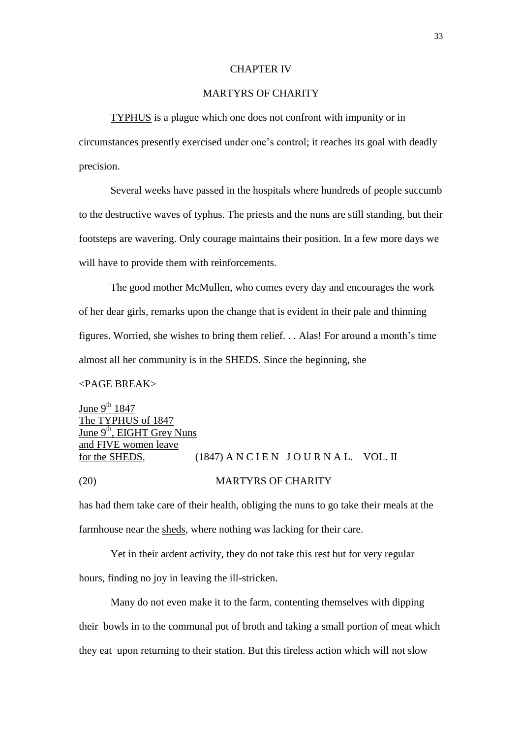## CHAPTER IV

## MARTYRS OF CHARITY

TYPHUS is a plague which one does not confront with impunity or in circumstances presently exercised under one's control; it reaches its goal with deadly precision.

Several weeks have passed in the hospitals where hundreds of people succumb to the destructive waves of typhus. The priests and the nuns are still standing, but their footsteps are wavering. Only courage maintains their position. In a few more days we will have to provide them with reinforcements.

The good mother McMullen, who comes every day and encourages the work of her dear girls, remarks upon the change that is evident in their pale and thinning figures. Worried, she wishes to bring them relief. . . Alas! For around a month's time almost all her community is in the SHEDS. Since the beginning, she

<PAGE BREAK>

June 9th 1847
The TYPHUS of 1847
June 9th, EIGHT Grey Nuns and FIVE women leave for the SHEDS.

(1847) A N C I E N J O U R N A L. VOL. II

(20) MARTYRS OF CHARITY

has had them take care of their health, obliging the nuns to go take their meals at the farmhouse near the sheds, where nothing was lacking for their care.

Yet in their ardent activity, they do not take this rest but for very regular hours, finding no joy in leaving the ill-stricken.

Many do not even make it to the farm, contenting themselves with dipping their bowls in to the communal pot of broth and taking a small portion of meat which they eat upon returning to their station. But this tireless action which will not slow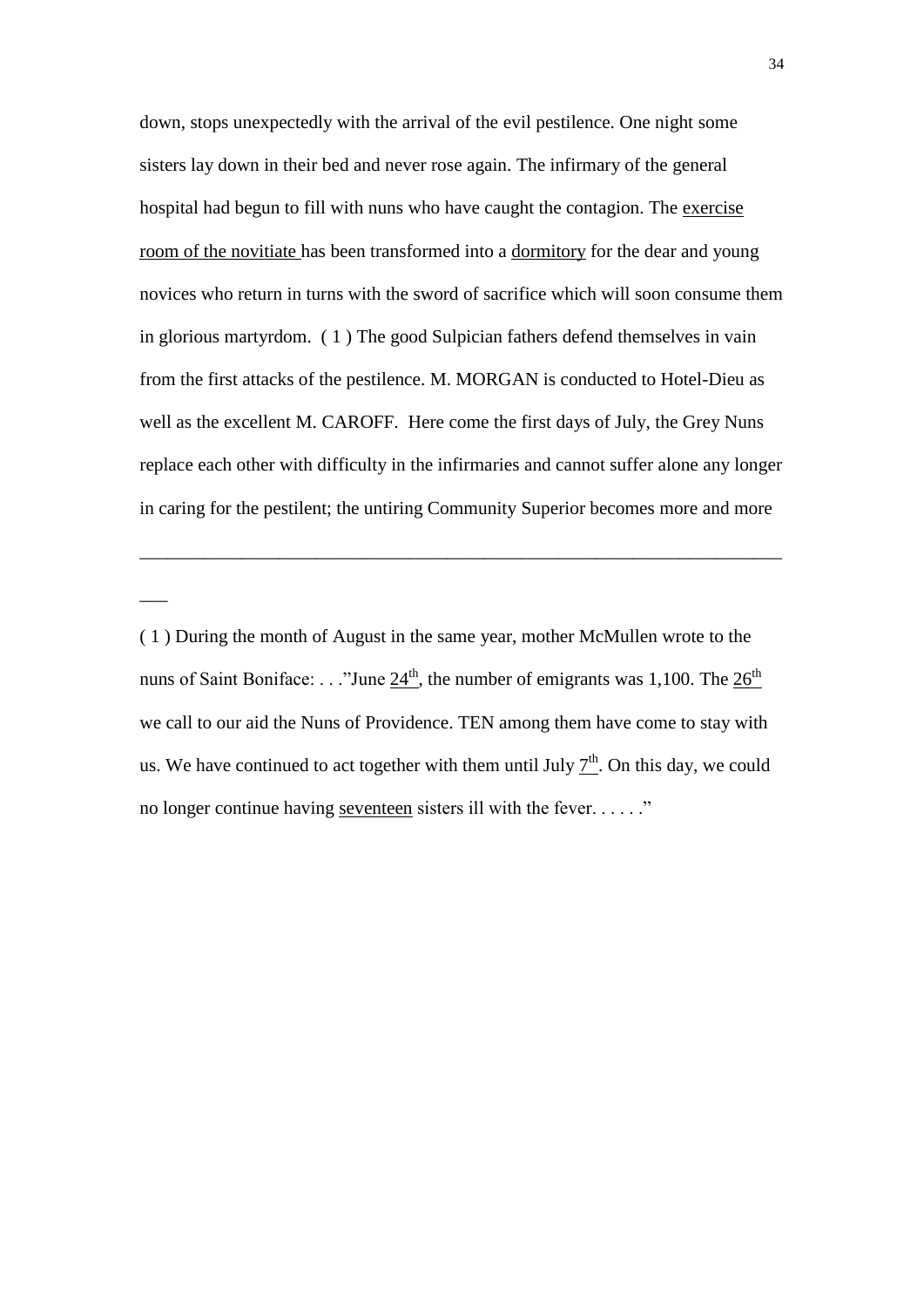down, stops unexpectedly with the arrival of the evil pestilence. One night some sisters lay down in their bed and never rose again. The infirmary of the general hospital had begun to fill with nuns who have caught the contagion. The exercise room of the novitiate has been transformed into a dormitory for the dear and young novices who return in turns with the sword of sacrifice which will soon consume them in glorious martyrdom. ( 1 ) The good Sulpician fathers defend themselves in vain from the first attacks of the pestilence. M. MORGAN is conducted to Hotel-Dieu as well as the excellent M. CAROFF. Here come the first days of July, the Grey Nuns replace each other with difficulty in the infirmaries and cannot suffer alone any longer in caring for the pestilent; the untiring Community Superior becomes more and more

---

( 1 ) During the month of August in the same year, mother McMullen wrote to the nuns of Saint Boniface: . . ."June 24th, the number of emigrants was 1,100. The 26th we call to our aid the Nuns of Providence. TEN among them have come to stay with us. We have continued to act together with them until July 7th. On this day, we could no longer continue having seventeen sisters ill with the fever. . . . . ."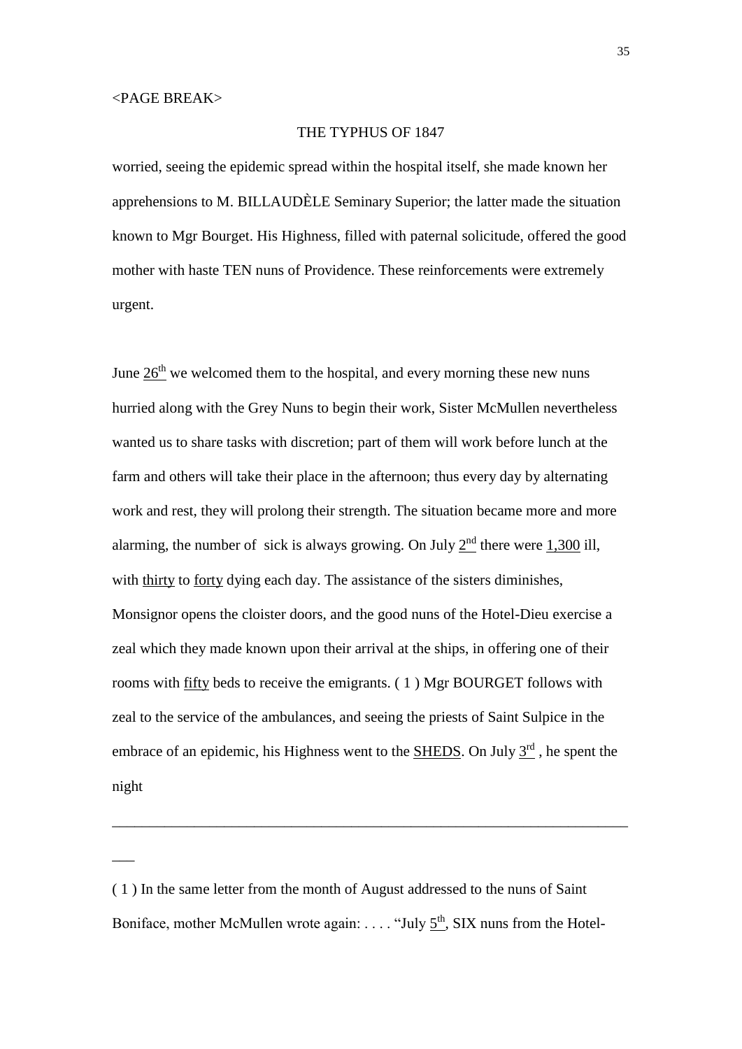<PAGE BREAK>

THE TYPHUS OF 1847

worried, seeing the epidemic spread within the hospital itself, she made known her apprehensions to M. BILLAUDÈLE Seminary Superior; the latter made the situation known to Mgr Bourget. His Highness, filled with paternal solicitude, offered the good mother with haste TEN nuns of Providence. These reinforcements were extremely urgent.

June 26th we welcomed them to the hospital, and every morning these new nuns hurried along with the Grey Nuns to begin their work, Sister McMullen nevertheless wanted us to share tasks with discretion; part of them will work before lunch at the farm and others will take their place in the afternoon; thus every day by alternating work and rest, they will prolong their strength. The situation became more and more alarming, the number of sick is always growing. On July 2nd there were 1,300 ill, with thirty to forty dying each day. The assistance of the sisters diminishes, Monsignor opens the cloister doors, and the good nuns of the Hotel-Dieu exercise a zeal which they made known upon their arrival at the ships, in offering one of their rooms with fifty beds to receive the emigrants. ( 1 ) Mgr BOURGET follows with zeal to the service of the ambulances, and seeing the priests of Saint Sulpice in the embrace of an epidemic, his Highness went to the SHEDS. On July 3rd , he spent the night

---

( 1 ) In the same letter from the month of August addressed to the nuns of Saint Boniface, mother McMullen wrote again: . . . . "July 5th, SIX nuns from the Hotel-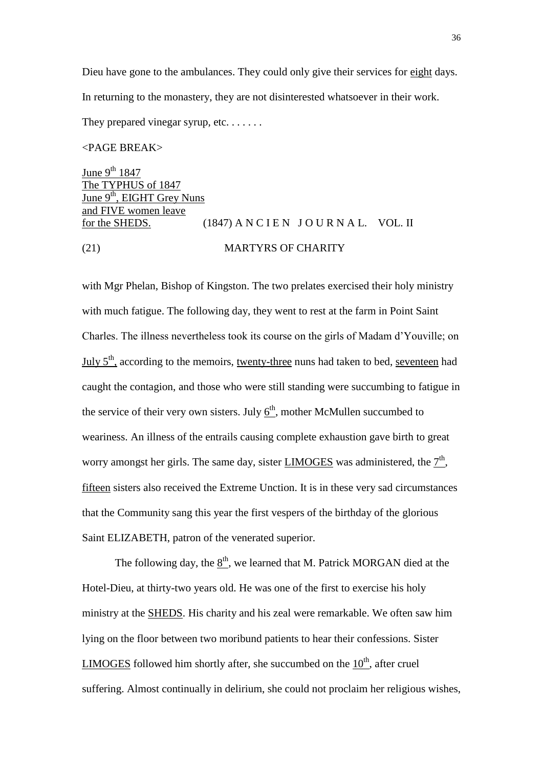Dieu have gone to the ambulances. They could only give their services for <u>eight</u> days. In returning to the monastery, they are not disinterested whatsoever in their work. They prepared vinegar syrup, etc. . . . . . .

<PAGE BREAK>

<u>June 9th 1847</u>
<u>The TYPHUS of 1847</u>
<u>June 9th, EIGHT Grey Nuns</u>
<u>and FIVE women leave</u>
<u>for the SHEDS.</u>

(1847) A N C I E N  J O U R N A L.  VOL. II

(21) MARTYRS OF CHARITY

with Mgr Phelan, Bishop of Kingston. The two prelates exercised their holy ministry with much fatigue. The following day, they went to rest at the farm in Point Saint Charles. The illness nevertheless took its course on the girls of Madam d'Youville; on <u>July 5th,</u> according to the memoirs, <u>twenty-three</u> nuns had taken to bed, <u>seventeen</u> had caught the contagion, and those who were still standing were succumbing to fatigue in the service of their very own sisters. July <u>6th</u>, mother McMullen succumbed to weariness. An illness of the entrails causing complete exhaustion gave birth to great worry amongst her girls. The same day, sister <u>LIMOGES</u> was administered, the <u>7th</u>, <u>fifteen</u> sisters also received the Extreme Unction. It is in these very sad circumstances that the Community sang this year the first vespers of the birthday of the glorious Saint ELIZABETH, patron of the venerated superior.

The following day, the <u>8th</u>, we learned that M. Patrick MORGAN died at the Hotel-Dieu, at thirty-two years old. He was one of the first to exercise his holy ministry at the <u>SHEDS</u>. His charity and his zeal were remarkable. We often saw him lying on the floor between two moribund patients to hear their confessions. Sister <u>LIMOGES</u> followed him shortly after, she succumbed on the <u>10th</u>, after cruel suffering. Almost continually in delirium, she could not proclaim her religious wishes,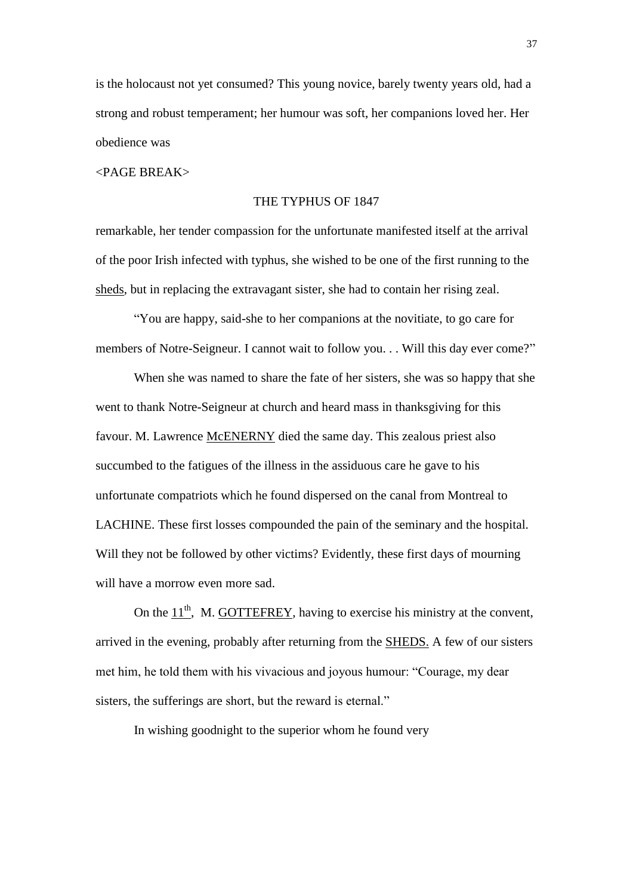is the holocaust not yet consumed? This young novice, barely twenty years old, had a strong and robust temperament; her humour was soft, her companions loved her. Her obedience was

<PAGE BREAK>

THE TYPHUS OF 1847

remarkable, her tender compassion for the unfortunate manifested itself at the arrival of the poor Irish infected with typhus, she wished to be one of the first running to the sheds, but in replacing the extravagant sister, she had to contain her rising zeal.

"You are happy, said-she to her companions at the novitiate, to go care for members of Notre-Seigneur. I cannot wait to follow you. . . Will this day ever come?"

When she was named to share the fate of her sisters, she was so happy that she went to thank Notre-Seigneur at church and heard mass in thanksgiving for this favour. M. Lawrence McENERNY died the same day. This zealous priest also succumbed to the fatigues of the illness in the assiduous care he gave to his unfortunate compatriots which he found dispersed on the canal from Montreal to LACHINE. These first losses compounded the pain of the seminary and the hospital. Will they not be followed by other victims? Evidently, these first days of mourning will have a morrow even more sad.

On the 11th, M. GOTTEFREY, having to exercise his ministry at the convent, arrived in the evening, probably after returning from the SHEDS. A few of our sisters met him, he told them with his vivacious and joyous humour: "Courage, my dear sisters, the sufferings are short, but the reward is eternal."

In wishing goodnight to the superior whom he found very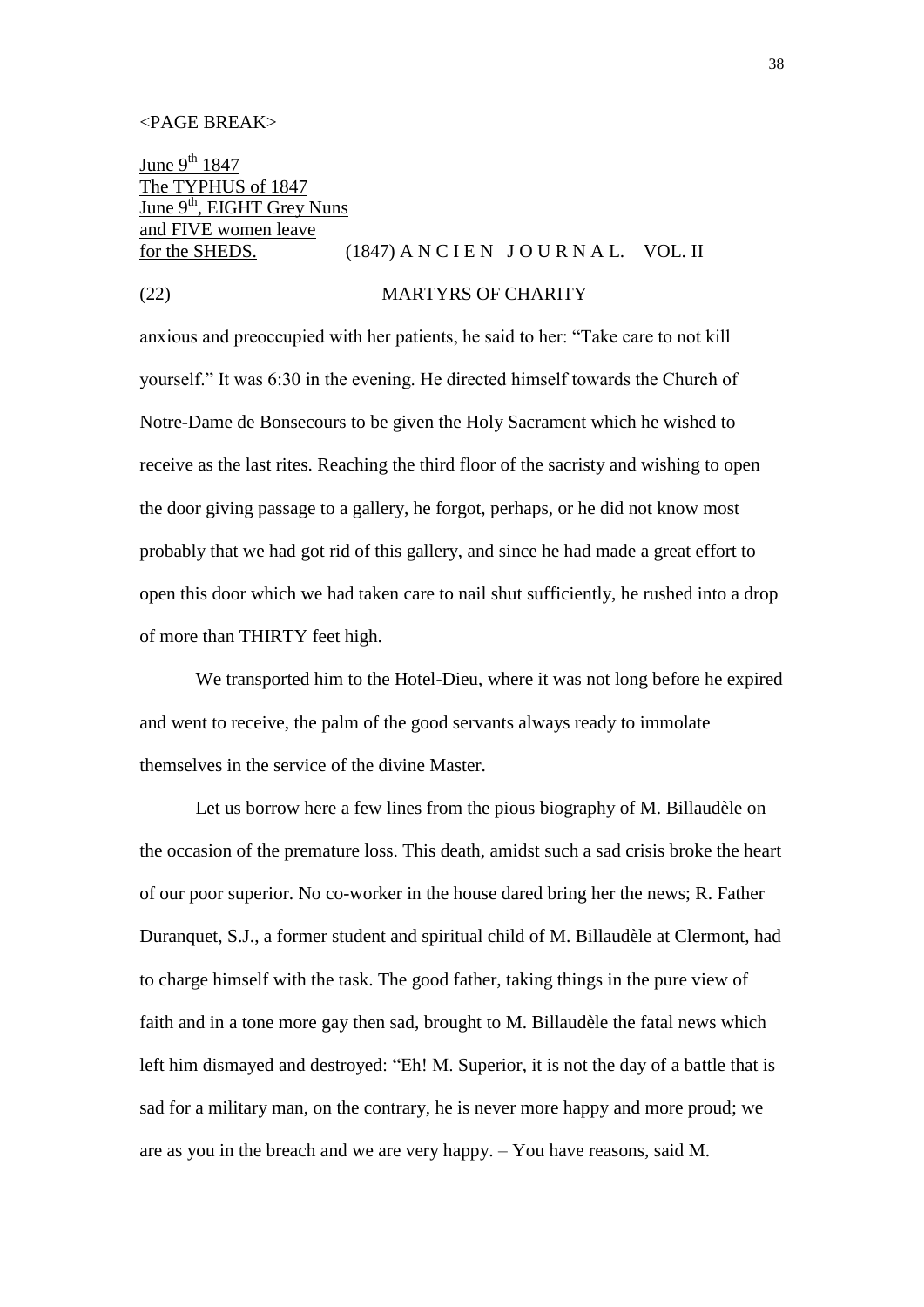<PAGE BREAK>

June 9th 1847
The TYPHUS of 1847
June 9th, EIGHT Grey Nuns
and FIVE women leave
for the SHEDS. (1847) A N C I E N J O U R N A L. VOL. II

(22) MARTYRS OF CHARITY

anxious and preoccupied with her patients, he said to her: "Take care to not kill yourself." It was 6:30 in the evening. He directed himself towards the Church of Notre-Dame de Bonsecours to be given the Holy Sacrament which he wished to receive as the last rites. Reaching the third floor of the sacristy and wishing to open the door giving passage to a gallery, he forgot, perhaps, or he did not know most probably that we had got rid of this gallery, and since he had made a great effort to open this door which we had taken care to nail shut sufficiently, he rushed into a drop of more than THIRTY feet high.

We transported him to the Hotel-Dieu, where it was not long before he expired and went to receive, the palm of the good servants always ready to immolate themselves in the service of the divine Master.

Let us borrow here a few lines from the pious biography of M. Billaudèle on the occasion of the premature loss. This death, amidst such a sad crisis broke the heart of our poor superior. No co-worker in the house dared bring her the news; R. Father Duranquet, S.J., a former student and spiritual child of M. Billaudèle at Clermont, had to charge himself with the task. The good father, taking things in the pure view of faith and in a tone more gay then sad, brought to M. Billaudèle the fatal news which left him dismayed and destroyed: "Eh! M. Superior, it is not the day of a battle that is sad for a military man, on the contrary, he is never more happy and more proud; we are as you in the breach and we are very happy. – You have reasons, said M.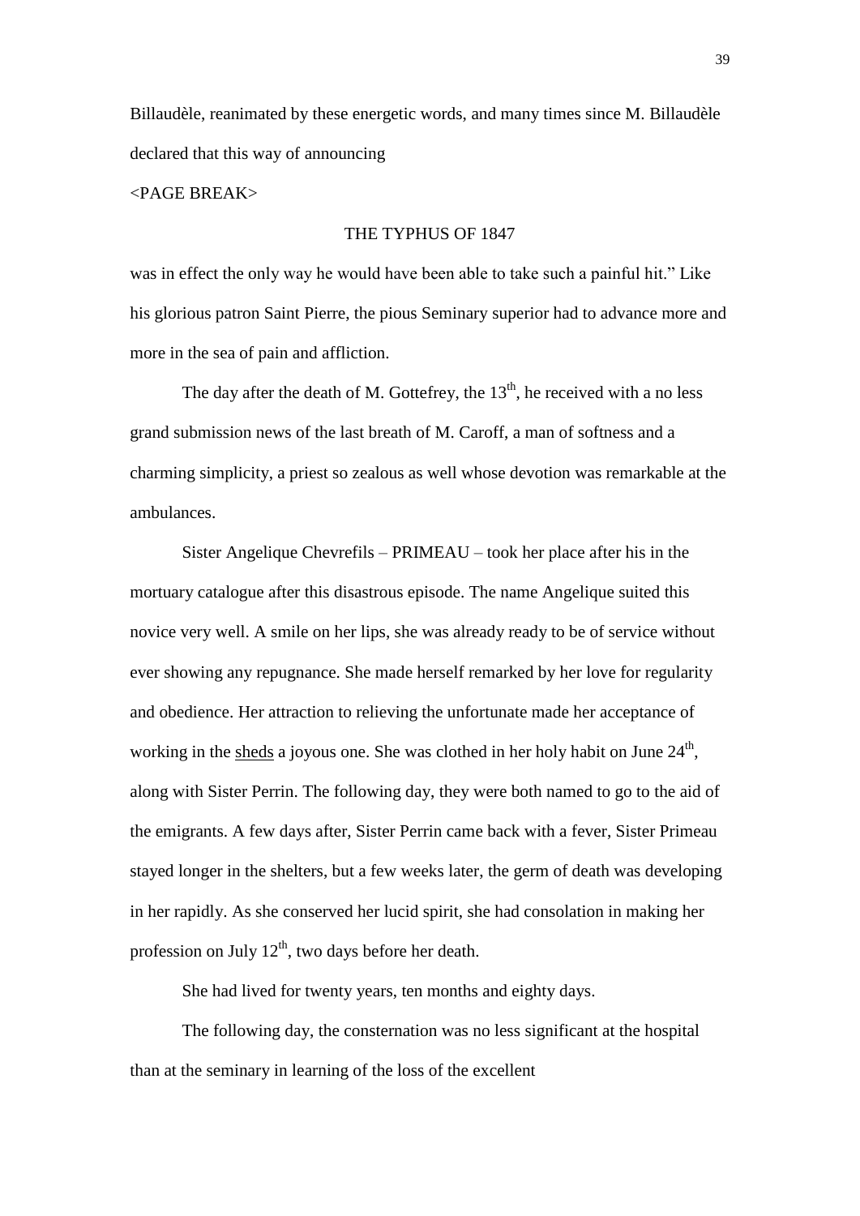Billaudèle, reanimated by these energetic words, and many times since M. Billaudèle declared that this way of announcing

<PAGE BREAK>

THE TYPHUS OF 1847

was in effect the only way he would have been able to take such a painful hit." Like his glorious patron Saint Pierre, the pious Seminary superior had to advance more and more in the sea of pain and affliction.

The day after the death of M. Gottefrey, the 13th, he received with a no less grand submission news of the last breath of M. Caroff, a man of softness and a charming simplicity, a priest so zealous as well whose devotion was remarkable at the ambulances.

Sister Angelique Chevrefils – PRIMEAU – took her place after his in the mortuary catalogue after this disastrous episode. The name Angelique suited this novice very well. A smile on her lips, she was already ready to be of service without ever showing any repugnance. She made herself remarked by her love for regularity and obedience. Her attraction to relieving the unfortunate made her acceptance of working in the <u>sheds</u> a joyous one. She was clothed in her holy habit on June 24th, along with Sister Perrin. The following day, they were both named to go to the aid of the emigrants. A few days after, Sister Perrin came back with a fever, Sister Primeau stayed longer in the shelters, but a few weeks later, the germ of death was developing in her rapidly. As she conserved her lucid spirit, she had consolation in making her profession on July 12th, two days before her death.

She had lived for twenty years, ten months and eighty days.

The following day, the consternation was no less significant at the hospital than at the seminary in learning of the loss of the excellent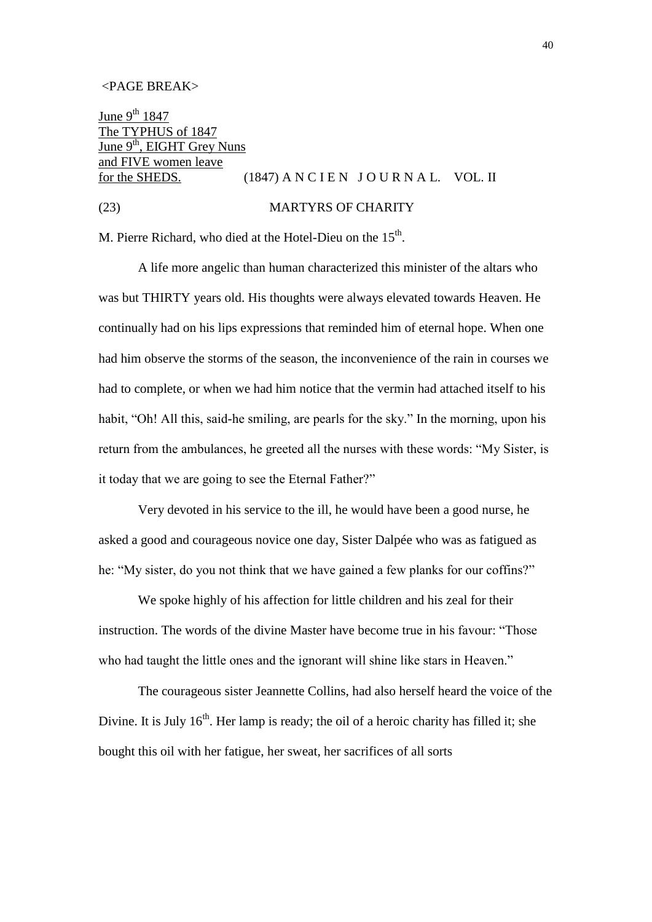<PAGE BREAK>

June 9th 1847
The TYPHUS of 1847
June 9th, EIGHT Grey Nuns
and FIVE women leave
for the SHEDS.

(1847) A N C I E N J O U R N A L. VOL. II

(23) MARTYRS OF CHARITY

M. Pierre Richard, who died at the Hotel-Dieu on the 15th.

A life more angelic than human characterized this minister of the altars who was but THIRTY years old. His thoughts were always elevated towards Heaven. He continually had on his lips expressions that reminded him of eternal hope. When one had him observe the storms of the season, the inconvenience of the rain in courses we had to complete, or when we had him notice that the vermin had attached itself to his habit, "Oh! All this, said-he smiling, are pearls for the sky." In the morning, upon his return from the ambulances, he greeted all the nurses with these words: "My Sister, is it today that we are going to see the Eternal Father?"

Very devoted in his service to the ill, he would have been a good nurse, he asked a good and courageous novice one day, Sister Dalpée who was as fatigued as he: "My sister, do you not think that we have gained a few planks for our coffins?"

We spoke highly of his affection for little children and his zeal for their instruction. The words of the divine Master have become true in his favour: "Those who had taught the little ones and the ignorant will shine like stars in Heaven."

The courageous sister Jeannette Collins, had also herself heard the voice of the Divine. It is July 16th. Her lamp is ready; the oil of a heroic charity has filled it; she bought this oil with her fatigue, her sweat, her sacrifices of all sorts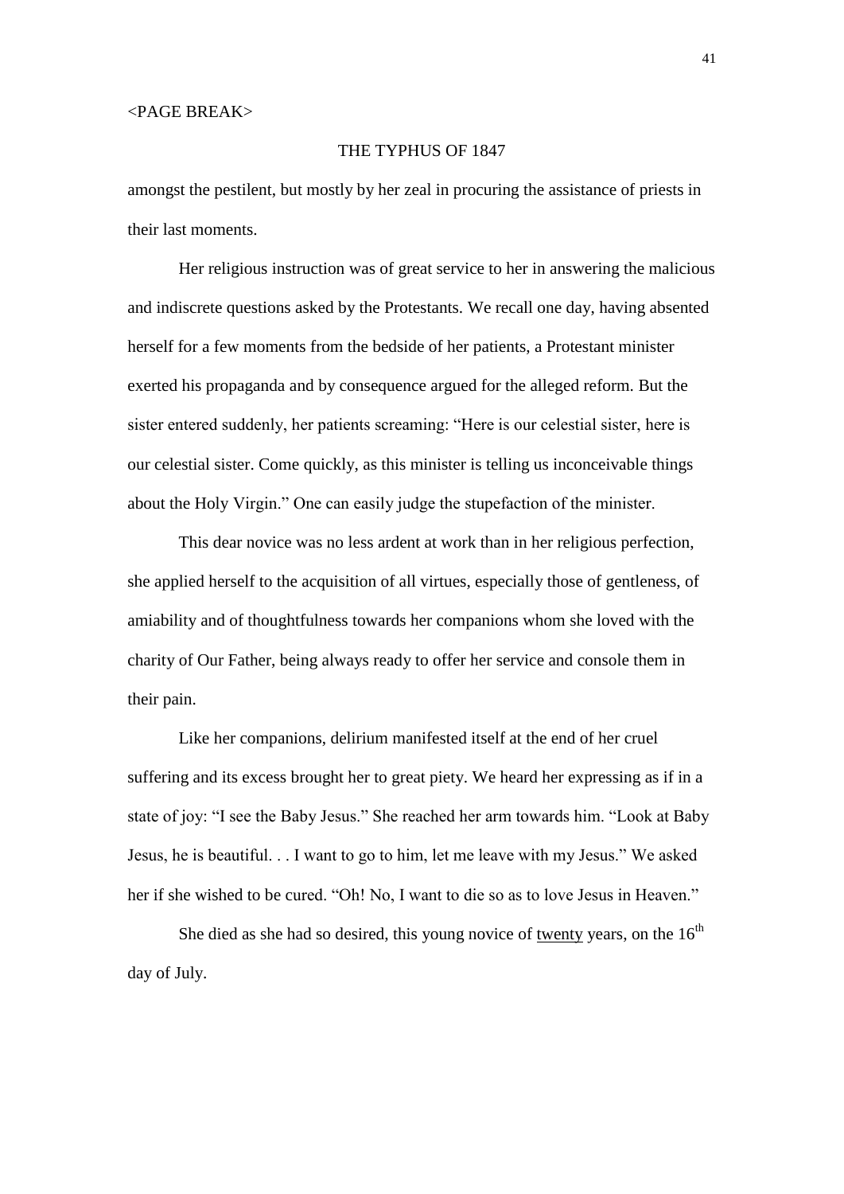<PAGE BREAK>

## THE TYPHUS OF 1847

amongst the pestilent, but mostly by her zeal in procuring the assistance of priests in their last moments.

Her religious instruction was of great service to her in answering the malicious and indiscrete questions asked by the Protestants. We recall one day, having absented herself for a few moments from the bedside of her patients, a Protestant minister exerted his propaganda and by consequence argued for the alleged reform. But the sister entered suddenly, her patients screaming: "Here is our celestial sister, here is our celestial sister. Come quickly, as this minister is telling us inconceivable things about the Holy Virgin." One can easily judge the stupefaction of the minister.

This dear novice was no less ardent at work than in her religious perfection, she applied herself to the acquisition of all virtues, especially those of gentleness, of amiability and of thoughtfulness towards her companions whom she loved with the charity of Our Father, being always ready to offer her service and console them in their pain.

Like her companions, delirium manifested itself at the end of her cruel suffering and its excess brought her to great piety. We heard her expressing as if in a state of joy: "I see the Baby Jesus." She reached her arm towards him. "Look at Baby Jesus, he is beautiful. . . I want to go to him, let me leave with my Jesus." We asked her if she wished to be cured. "Oh! No, I want to die so as to love Jesus in Heaven."

She died as she had so desired, this young novice of <u>twenty</u> years, on the 16th day of July.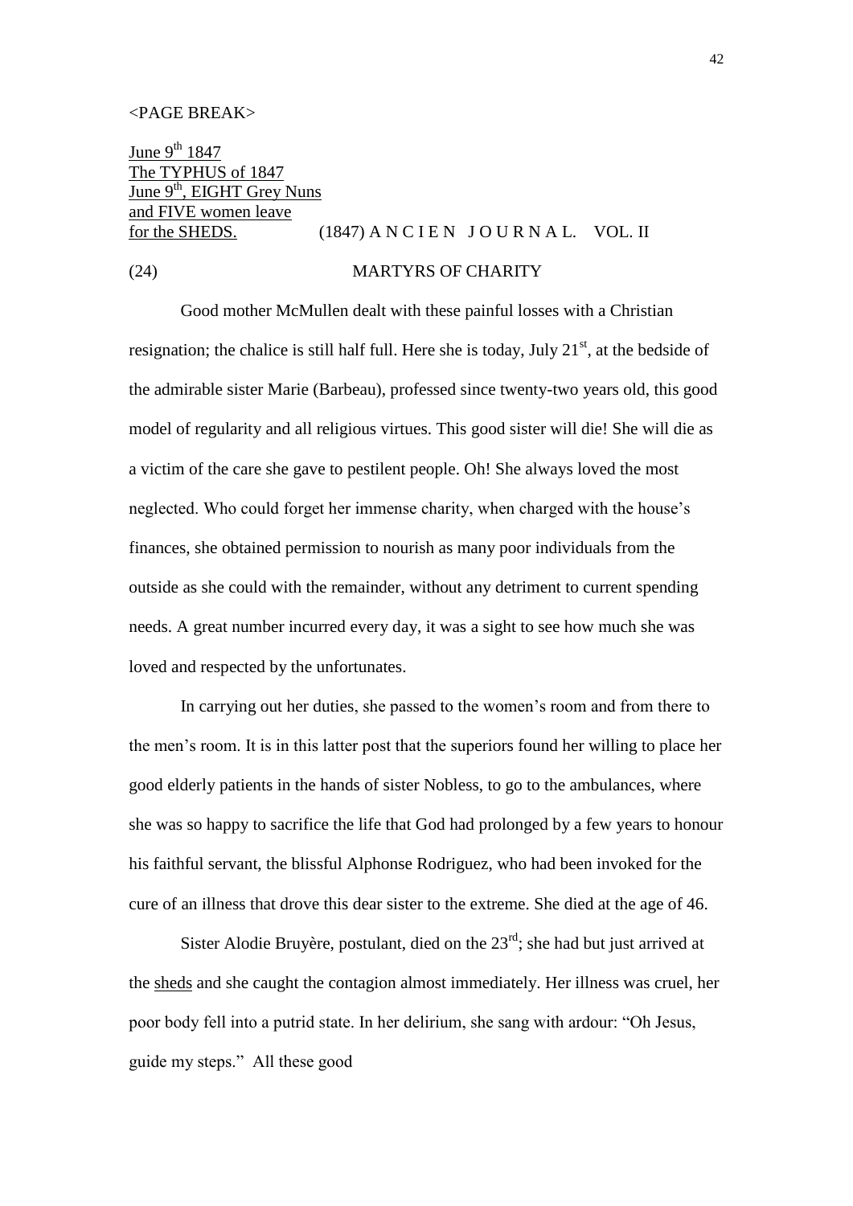<PAGE BREAK>

June 9th 1847
The TYPHUS of 1847
June 9th, EIGHT Grey Nuns
and FIVE women leave
for the SHEDS.

(1847) A N C I E N J O U R N A L. VOL. II

(24) MARTYRS OF CHARITY

Good mother McMullen dealt with these painful losses with a Christian resignation; the chalice is still half full. Here she is today, July 21st, at the bedside of the admirable sister Marie (Barbeau), professed since twenty-two years old, this good model of regularity and all religious virtues. This good sister will die! She will die as a victim of the care she gave to pestilent people. Oh! She always loved the most neglected. Who could forget her immense charity, when charged with the house's finances, she obtained permission to nourish as many poor individuals from the outside as she could with the remainder, without any detriment to current spending needs. A great number incurred every day, it was a sight to see how much she was loved and respected by the unfortunates.

In carrying out her duties, she passed to the women's room and from there to the men's room. It is in this latter post that the superiors found her willing to place her good elderly patients in the hands of sister Nobless, to go to the ambulances, where she was so happy to sacrifice the life that God had prolonged by a few years to honour his faithful servant, the blissful Alphonse Rodriguez, who had been invoked for the cure of an illness that drove this dear sister to the extreme. She died at the age of 46.

Sister Alodie Bruyère, postulant, died on the 23rd; she had but just arrived at the sheds and she caught the contagion almost immediately. Her illness was cruel, her poor body fell into a putrid state. In her delirium, she sang with ardour: "Oh Jesus, guide my steps." All these good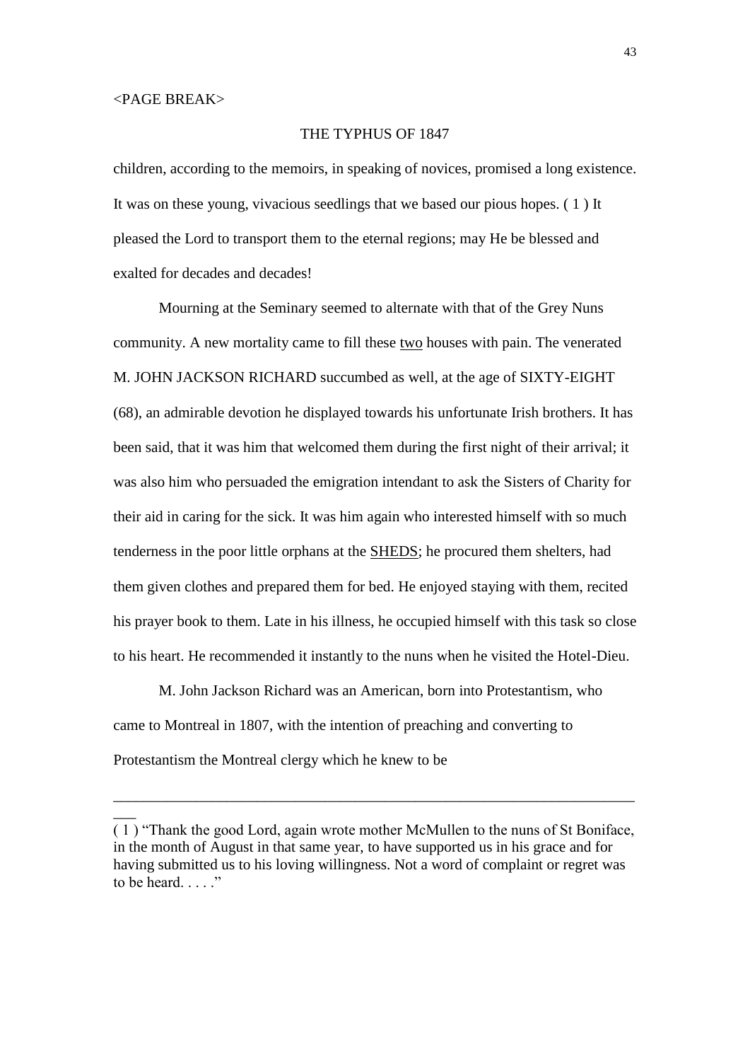<PAGE BREAK>

THE TYPHUS OF 1847

children, according to the memoirs, in speaking of novices, promised a long existence. It was on these young, vivacious seedlings that we based our pious hopes. ( 1 ) It pleased the Lord to transport them to the eternal regions; may He be blessed and exalted for decades and decades!

Mourning at the Seminary seemed to alternate with that of the Grey Nuns community. A new mortality came to fill these <u>two</u> houses with pain. The venerated M. JOHN JACKSON RICHARD succumbed as well, at the age of SIXTY-EIGHT (68), an admirable devotion he displayed towards his unfortunate Irish brothers. It has been said, that it was him that welcomed them during the first night of their arrival; it was also him who persuaded the emigration intendant to ask the Sisters of Charity for their aid in caring for the sick. It was him again who interested himself with so much tenderness in the poor little orphans at the <u>SHEDS</u>; he procured them shelters, had them given clothes and prepared them for bed. He enjoyed staying with them, recited his prayer book to them. Late in his illness, he occupied himself with this task so close to his heart. He recommended it instantly to the nuns when he visited the Hotel-Dieu.

M. John Jackson Richard was an American, born into Protestantism, who came to Montreal in 1807, with the intention of preaching and converting to Protestantism the Montreal clergy which he knew to be

---

( 1 ) "Thank the good Lord, again wrote mother McMullen to the nuns of St Boniface, in the month of August in that same year, to have supported us in his grace and for having submitted us to his loving willingness. Not a word of complaint or regret was to be heard. . . . ."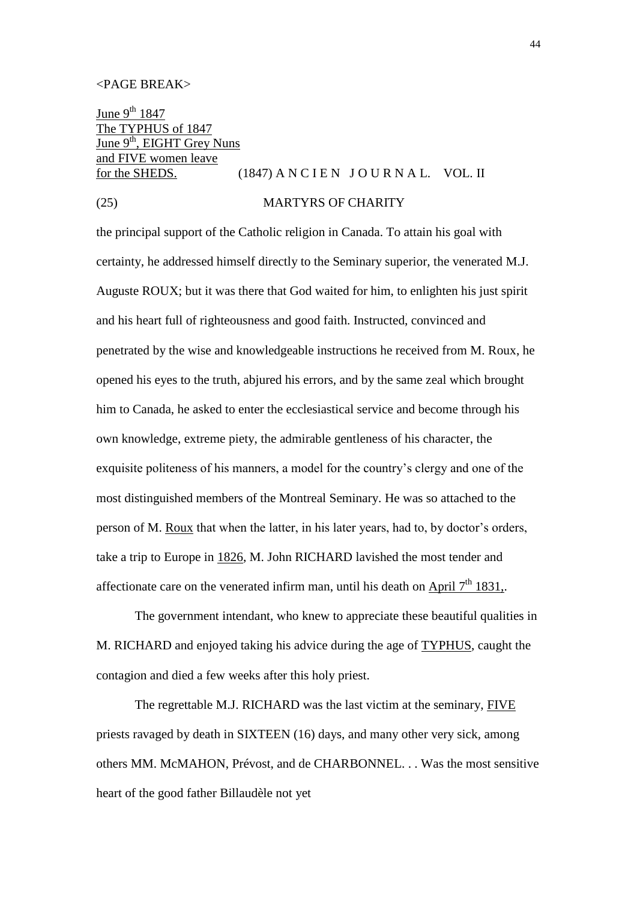<PAGE BREAK>

June 9th 1847
The TYPHUS of 1847
June 9th, EIGHT Grey Nuns
and FIVE women leave
for the SHEDS.

(1847) A N C I E N J O U R N A L. VOL. II

(25) MARTYRS OF CHARITY

the principal support of the Catholic religion in Canada. To attain his goal with certainty, he addressed himself directly to the Seminary superior, the venerated M.J. Auguste ROUX; but it was there that God waited for him, to enlighten his just spirit and his heart full of righteousness and good faith. Instructed, convinced and penetrated by the wise and knowledgeable instructions he received from M. Roux, he opened his eyes to the truth, abjured his errors, and by the same zeal which brought him to Canada, he asked to enter the ecclesiastical service and become through his own knowledge, extreme piety, the admirable gentleness of his character, the exquisite politeness of his manners, a model for the country's clergy and one of the most distinguished members of the Montreal Seminary. He was so attached to the person of M. Roux that when the latter, in his later years, had to, by doctor's orders, take a trip to Europe in 1826, M. John RICHARD lavished the most tender and affectionate care on the venerated infirm man, until his death on April 7th 1831,.

The government intendant, who knew to appreciate these beautiful qualities in M. RICHARD and enjoyed taking his advice during the age of TYPHUS, caught the contagion and died a few weeks after this holy priest.

The regrettable M.J. RICHARD was the last victim at the seminary, FIVE priests ravaged by death in SIXTEEN (16) days, and many other very sick, among others MM. McMAHON, Prévost, and de CHARBONNEL. . . Was the most sensitive heart of the good father Billaudèle not yet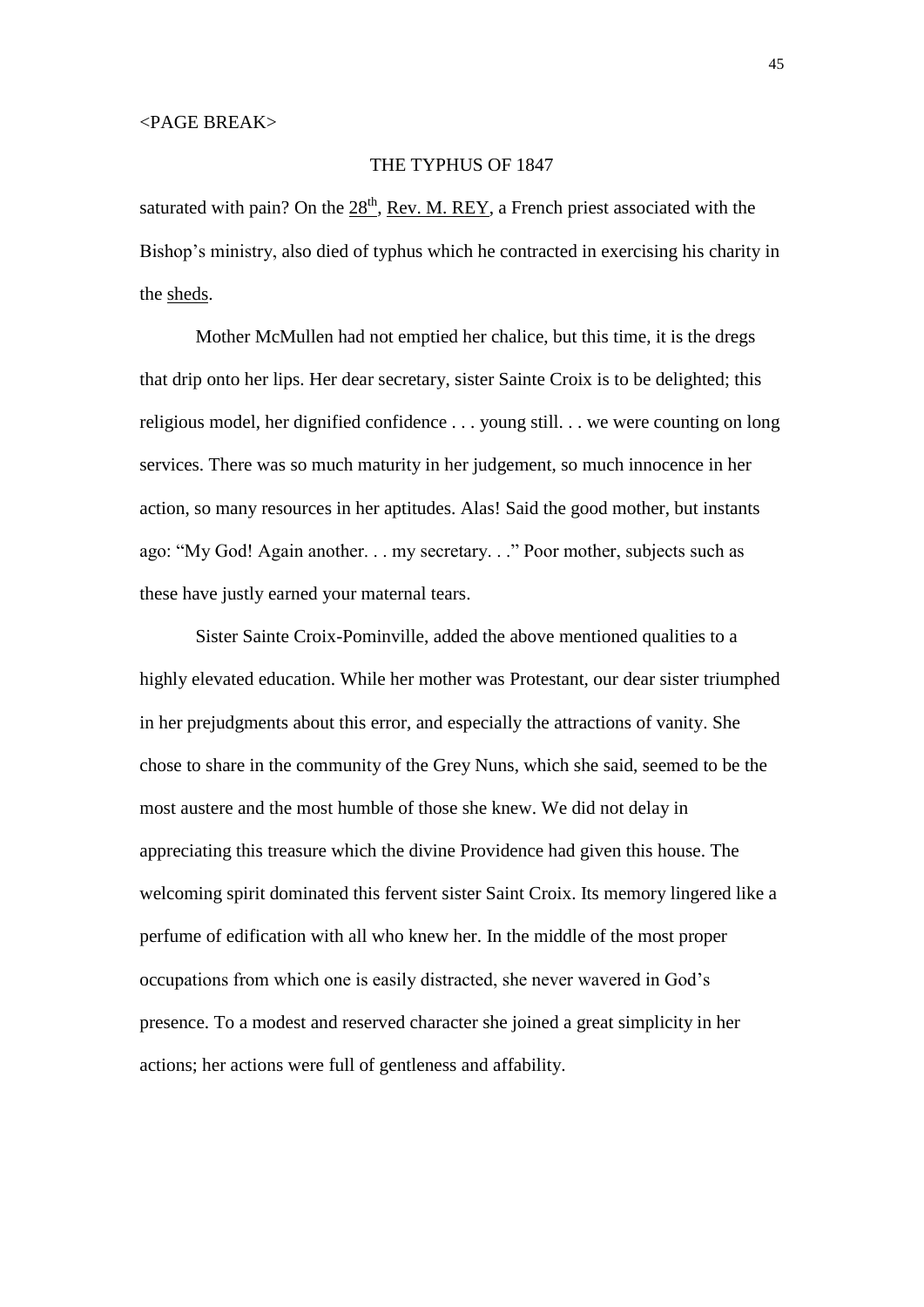<PAGE BREAK>

THE TYPHUS OF 1847

saturated with pain? On the 28th, Rev. M. REY, a French priest associated with the Bishop's ministry, also died of typhus which he contracted in exercising his charity in the sheds.

Mother McMullen had not emptied her chalice, but this time, it is the dregs that drip onto her lips. Her dear secretary, sister Sainte Croix is to be delighted; this religious model, her dignified confidence . . . young still. . . we were counting on long services. There was so much maturity in her judgement, so much innocence in her action, so many resources in her aptitudes. Alas! Said the good mother, but instants ago: "My God! Again another. . . my secretary. . ." Poor mother, subjects such as these have justly earned your maternal tears.

Sister Sainte Croix-Pominville, added the above mentioned qualities to a highly elevated education. While her mother was Protestant, our dear sister triumphed in her prejudgments about this error, and especially the attractions of vanity. She chose to share in the community of the Grey Nuns, which she said, seemed to be the most austere and the most humble of those she knew. We did not delay in appreciating this treasure which the divine Providence had given this house. The welcoming spirit dominated this fervent sister Saint Croix. Its memory lingered like a perfume of edification with all who knew her. In the middle of the most proper occupations from which one is easily distracted, she never wavered in God's presence. To a modest and reserved character she joined a great simplicity in her actions; her actions were full of gentleness and affability.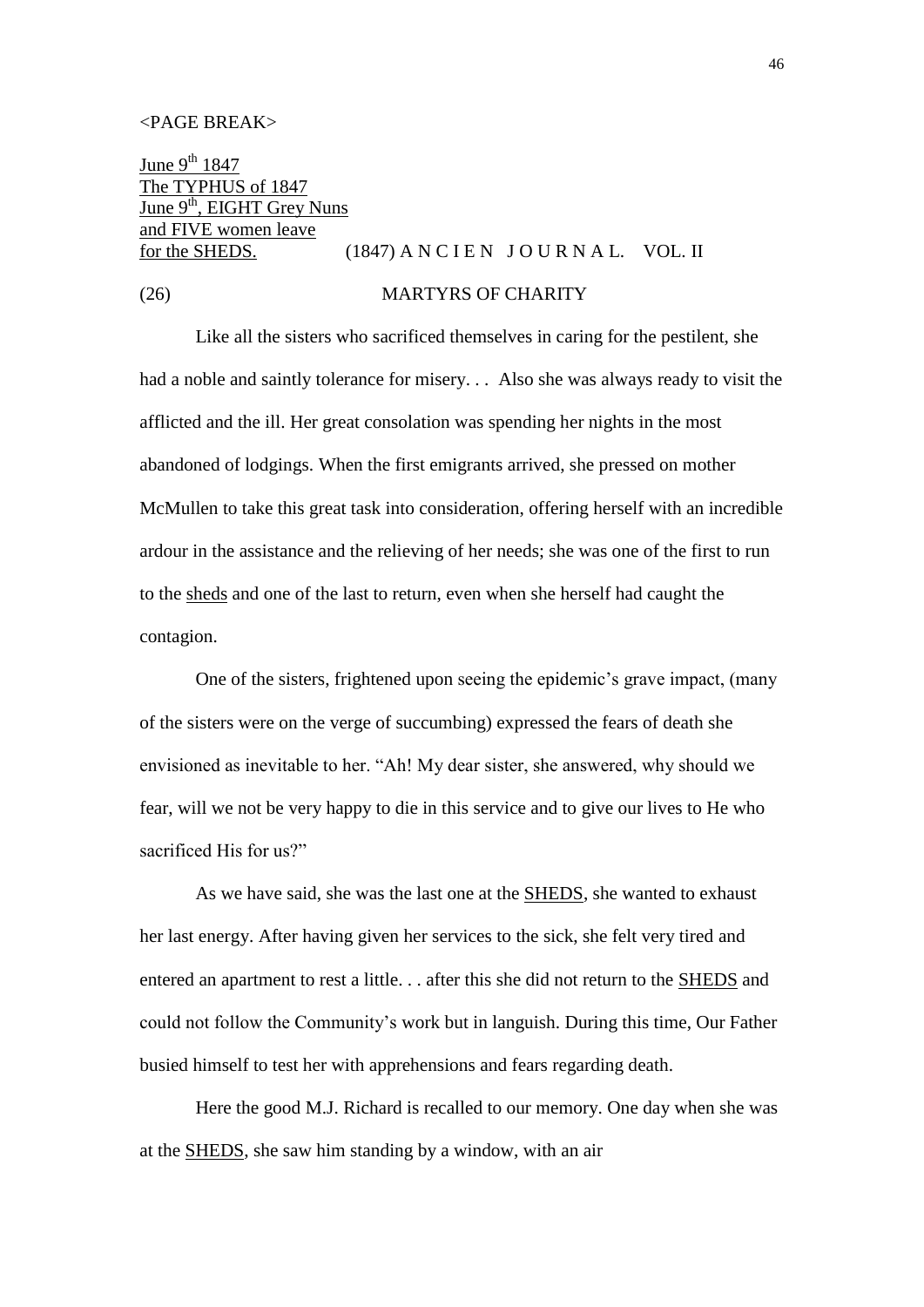<PAGE BREAK>

<u>June 9th 1847</u>
<u>The TYPHUS of 1847</u>
<u>June 9th, EIGHT Grey Nuns</u>
<u>and FIVE women leave</u>
<u>for the SHEDS.</u> (1847) A N C I E N J O U R N A L. VOL. II

(26) MARTYRS OF CHARITY

Like all the sisters who sacrificed themselves in caring for the pestilent, she had a noble and saintly tolerance for misery. . . Also she was always ready to visit the afflicted and the ill. Her great consolation was spending her nights in the most abandoned of lodgings. When the first emigrants arrived, she pressed on mother McMullen to take this great task into consideration, offering herself with an incredible ardour in the assistance and the relieving of her needs; she was one of the first to run to the <u>sheds</u> and one of the last to return, even when she herself had caught the contagion.

One of the sisters, frightened upon seeing the epidemic's grave impact, (many of the sisters were on the verge of succumbing) expressed the fears of death she envisioned as inevitable to her. "Ah! My dear sister, she answered, why should we fear, will we not be very happy to die in this service and to give our lives to He who sacrificed His for us?"

As we have said, she was the last one at the <u>SHEDS</u>, she wanted to exhaust her last energy. After having given her services to the sick, she felt very tired and entered an apartment to rest a little. . . after this she did not return to the <u>SHEDS</u> and could not follow the Community's work but in languish. During this time, Our Father busied himself to test her with apprehensions and fears regarding death.

Here the good M.J. Richard is recalled to our memory. One day when she was at the <u>SHEDS</u>, she saw him standing by a window, with an air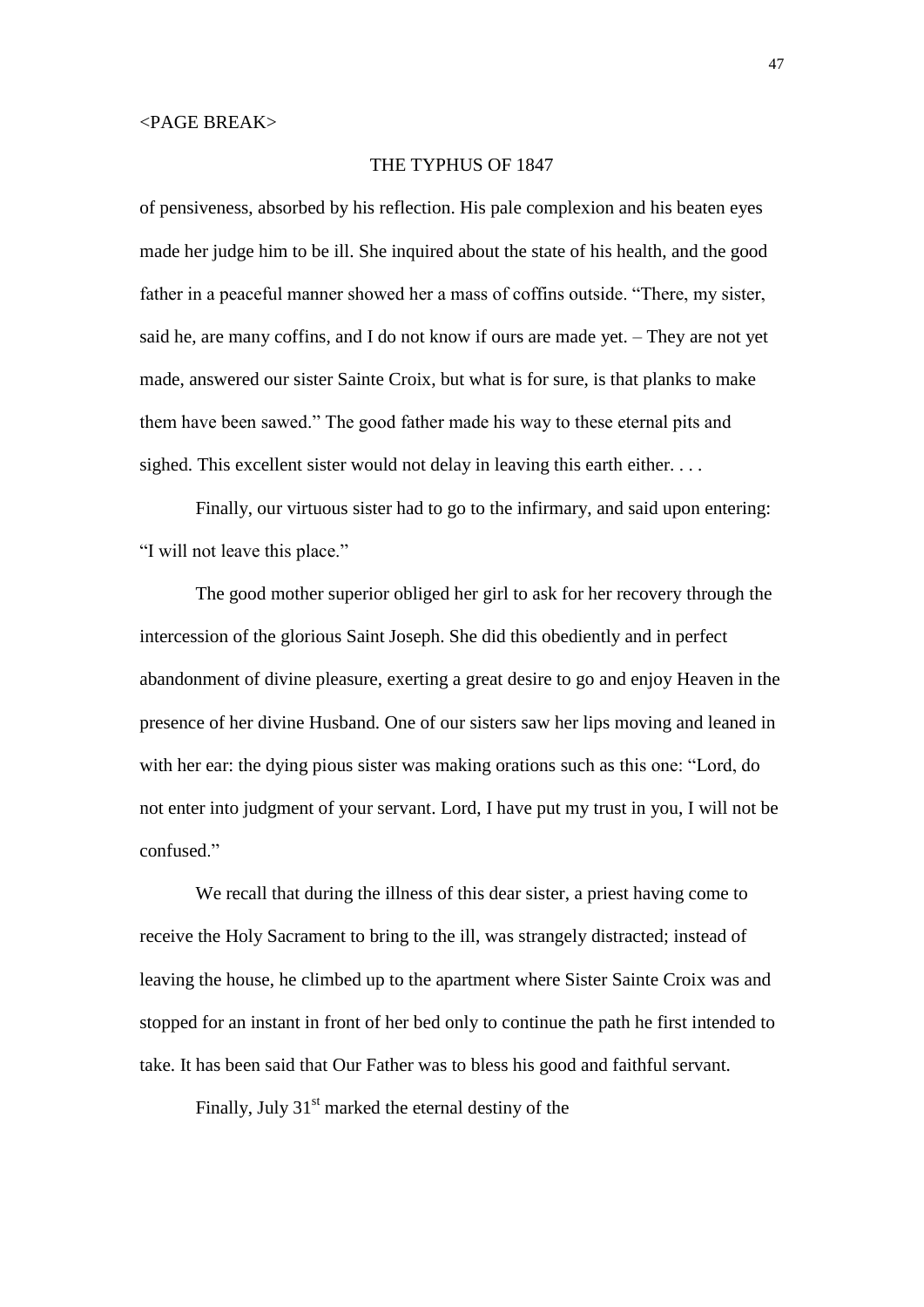<PAGE BREAK>

THE TYPHUS OF 1847

of pensiveness, absorbed by his reflection. His pale complexion and his beaten eyes made her judge him to be ill. She inquired about the state of his health, and the good father in a peaceful manner showed her a mass of coffins outside. "There, my sister, said he, are many coffins, and I do not know if ours are made yet. – They are not yet made, answered our sister Sainte Croix, but what is for sure, is that planks to make them have been sawed." The good father made his way to these eternal pits and sighed. This excellent sister would not delay in leaving this earth either. . . .

Finally, our virtuous sister had to go to the infirmary, and said upon entering: "I will not leave this place."

The good mother superior obliged her girl to ask for her recovery through the intercession of the glorious Saint Joseph. She did this obediently and in perfect abandonment of divine pleasure, exerting a great desire to go and enjoy Heaven in the presence of her divine Husband. One of our sisters saw her lips moving and leaned in with her ear: the dying pious sister was making orations such as this one: "Lord, do not enter into judgment of your servant. Lord, I have put my trust in you, I will not be confused."

We recall that during the illness of this dear sister, a priest having come to receive the Holy Sacrament to bring to the ill, was strangely distracted; instead of leaving the house, he climbed up to the apartment where Sister Sainte Croix was and stopped for an instant in front of her bed only to continue the path he first intended to take. It has been said that Our Father was to bless his good and faithful servant.

Finally, July 31st marked the eternal destiny of the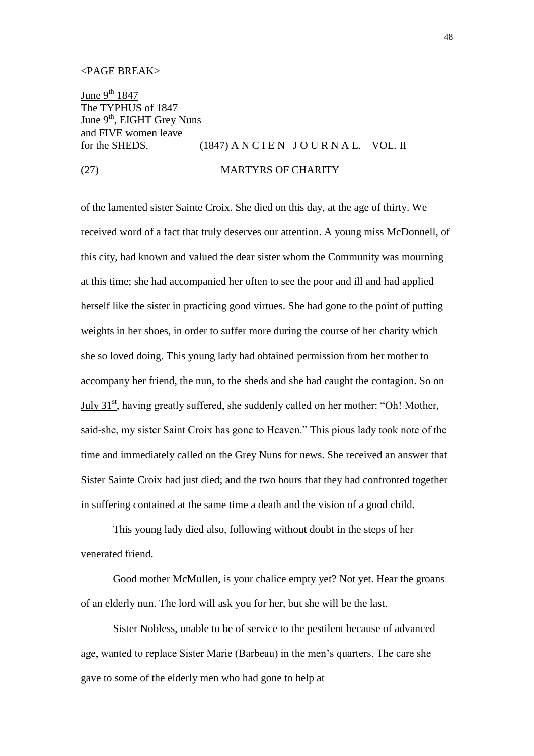<PAGE BREAK>

June 9th 1847
The TYPHUS of 1847
June 9th, EIGHT Grey Nuns
and FIVE women leave
for the SHEDS. (1847) A N C I E N J O U R N A L. VOL. II

(27) MARTYRS OF CHARITY

of the lamented sister Sainte Croix. She died on this day, at the age of thirty. We received word of a fact that truly deserves our attention. A young miss McDonnell, of this city, had known and valued the dear sister whom the Community was mourning at this time; she had accompanied her often to see the poor and ill and had applied herself like the sister in practicing good virtues. She had gone to the point of putting weights in her shoes, in order to suffer more during the course of her charity which she so loved doing. This young lady had obtained permission from her mother to accompany her friend, the nun, to the sheds and she had caught the contagion. So on July 31st, having greatly suffered, she suddenly called on her mother: "Oh! Mother, said-she, my sister Saint Croix has gone to Heaven." This pious lady took note of the time and immediately called on the Grey Nuns for news. She received an answer that Sister Sainte Croix had just died; and the two hours that they had confronted together in suffering contained at the same time a death and the vision of a good child.

This young lady died also, following without doubt in the steps of her venerated friend.

Good mother McMullen, is your chalice empty yet? Not yet. Hear the groans of an elderly nun. The lord will ask you for her, but she will be the last.

Sister Nobless, unable to be of service to the pestilent because of advanced age, wanted to replace Sister Marie (Barbeau) in the men's quarters. The care she gave to some of the elderly men who had gone to help at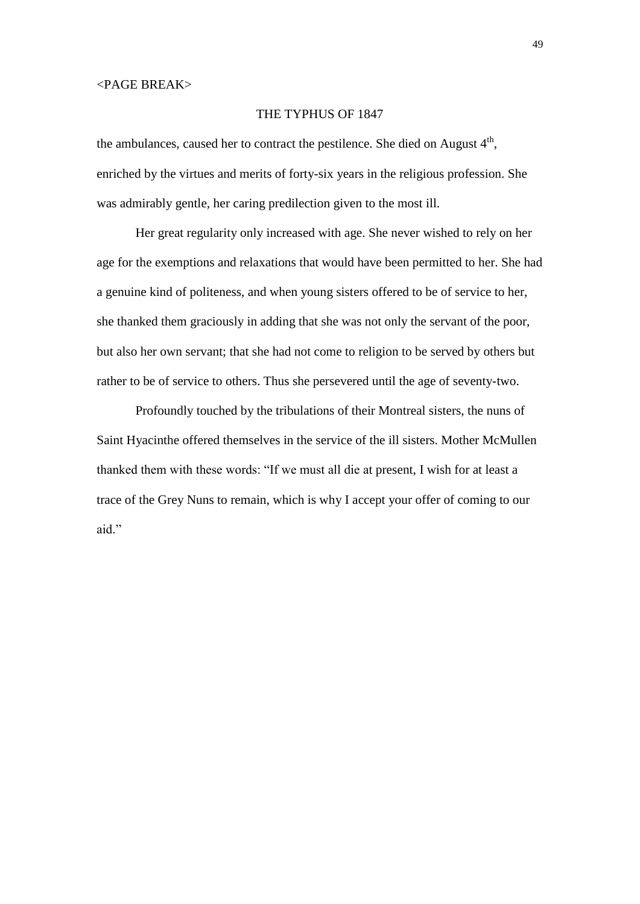<PAGE BREAK>

THE TYPHUS OF 1847

the ambulances, caused her to contract the pestilence. She died on August 4th, enriched by the virtues and merits of forty-six years in the religious profession. She was admirably gentle, her caring predilection given to the most ill.

Her great regularity only increased with age. She never wished to rely on her age for the exemptions and relaxations that would have been permitted to her. She had a genuine kind of politeness, and when young sisters offered to be of service to her, she thanked them graciously in adding that she was not only the servant of the poor, but also her own servant; that she had not come to religion to be served by others but rather to be of service to others. Thus she persevered until the age of seventy-two.

Profoundly touched by the tribulations of their Montreal sisters, the nuns of Saint Hyacinthe offered themselves in the service of the ill sisters. Mother McMullen thanked them with these words: "If we must all die at present, I wish for at least a trace of the Grey Nuns to remain, which is why I accept your offer of coming to our aid."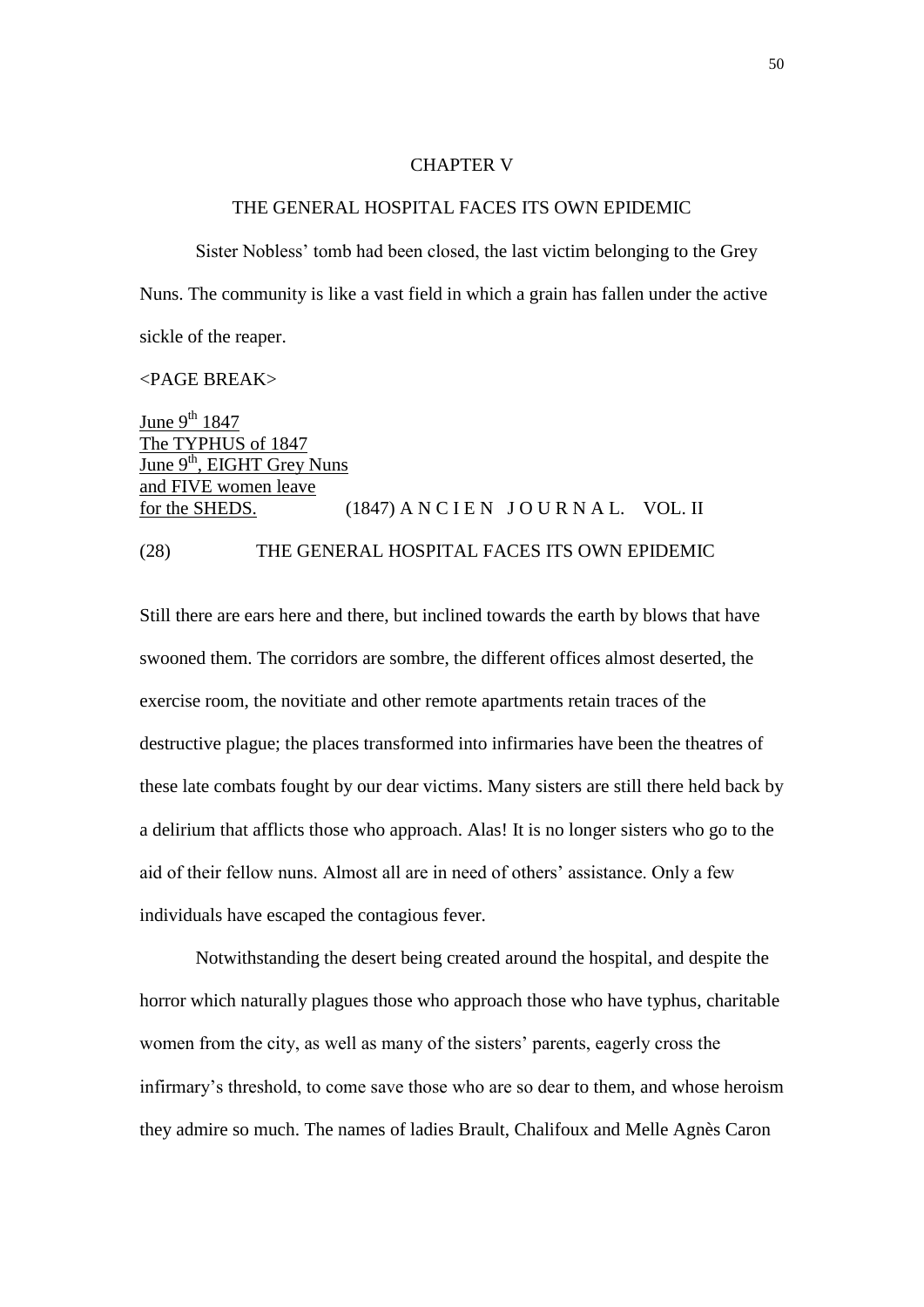# CHAPTER V

## THE GENERAL HOSPITAL FACES ITS OWN EPIDEMIC

Sister Nobless' tomb had been closed, the last victim belonging to the Grey Nuns. The community is like a vast field in which a grain has fallen under the active sickle of the reaper.

<PAGE BREAK>

June 9th 1847
The TYPHUS of 1847
June 9th, EIGHT Grey Nuns
and FIVE women leave
for the SHEDS.

(1847) A N C I E N J O U R N A L. VOL. II

(28) THE GENERAL HOSPITAL FACES ITS OWN EPIDEMIC

Still there are ears here and there, but inclined towards the earth by blows that have swooned them. The corridors are sombre, the different offices almost deserted, the exercise room, the novitiate and other remote apartments retain traces of the destructive plague; the places transformed into infirmaries have been the theatres of these late combats fought by our dear victims. Many sisters are still there held back by a delirium that afflicts those who approach. Alas! It is no longer sisters who go to the aid of their fellow nuns. Almost all are in need of others' assistance. Only a few individuals have escaped the contagious fever.

Notwithstanding the desert being created around the hospital, and despite the horror which naturally plagues those who approach those who have typhus, charitable women from the city, as well as many of the sisters' parents, eagerly cross the infirmary's threshold, to come save those who are so dear to them, and whose heroism they admire so much. The names of ladies Brault, Chalifoux and Melle Agnès Caron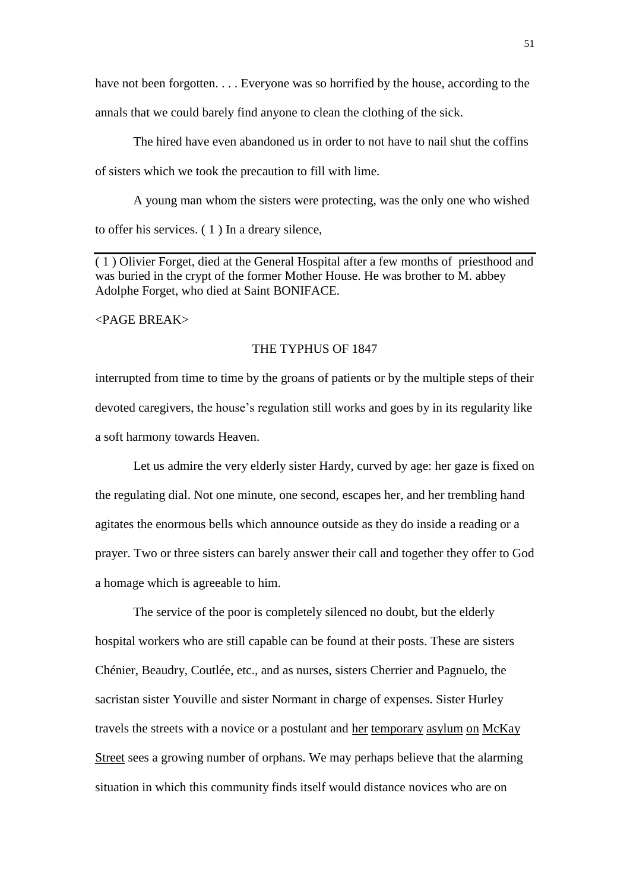have not been forgotten. . . . Everyone was so horrified by the house, according to the annals that we could barely find anyone to clean the clothing of the sick.

The hired have even abandoned us in order to not have to nail shut the coffins of sisters which we took the precaution to fill with lime.

A young man whom the sisters were protecting, was the only one who wished to offer his services. ( 1 ) In a dreary silence,

( 1 ) Olivier Forget, died at the General Hospital after a few months of priesthood and was buried in the crypt of the former Mother House. He was brother to M. abbey Adolphe Forget, who died at Saint BONIFACE.

<PAGE BREAK>

interrupted from time to time by the groans of patients or by the multiple steps of their devoted caregivers, the house's regulation still works and goes by in its regularity like a soft harmony towards Heaven.

Let us admire the very elderly sister Hardy, curved by age: her gaze is fixed on the regulating dial. Not one minute, one second, escapes her, and her trembling hand agitates the enormous bells which announce outside as they do inside a reading or a prayer. Two or three sisters can barely answer their call and together they offer to God a homage which is agreeable to him.

The service of the poor is completely silenced no doubt, but the elderly hospital workers who are still capable can be found at their posts. These are sisters Chénier, Beaudry, Coutlée, etc., and as nurses, sisters Cherrier and Pagnuelo, the sacristan sister Youville and sister Normant in charge of expenses. Sister Hurley travels the streets with a novice or a postulant and her temporary asylum on McKay Street sees a growing number of orphans. We may perhaps believe that the alarming situation in which this community finds itself would distance novices who are on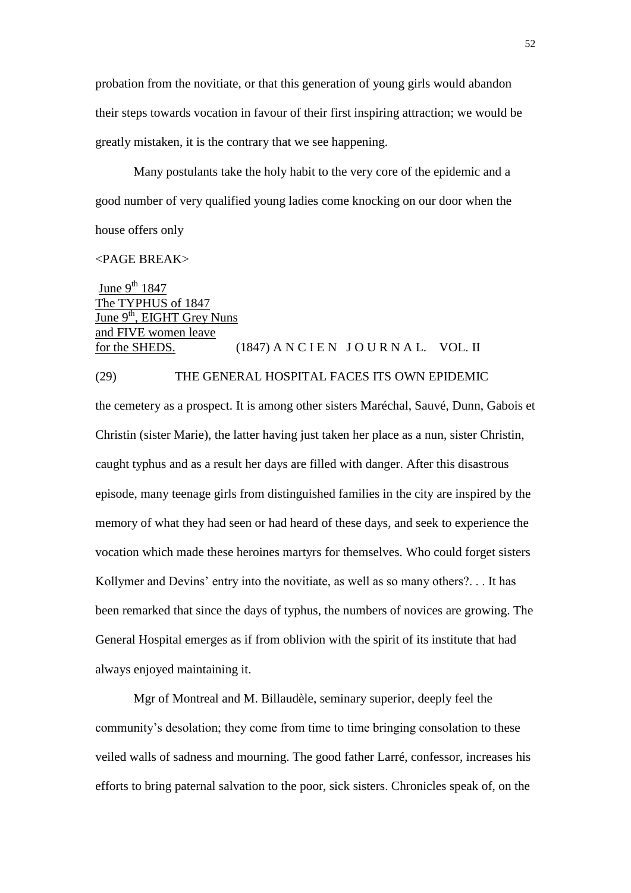probation from the novitiate, or that this generation of young girls would abandon their steps towards vocation in favour of their first inspiring attraction; we would be greatly mistaken, it is the contrary that we see happening.

Many postulants take the holy habit to the very core of the epidemic and a good number of very qualified young ladies come knocking on our door when the house offers only

<PAGE BREAK>

June 9th 1847
The TYPHUS of 1847
June 9th, EIGHT Grey Nuns
and FIVE women leave
for the SHEDS.

(1847) A N C I E N J O U R N A L. VOL. II

(29) THE GENERAL HOSPITAL FACES ITS OWN EPIDEMIC

the cemetery as a prospect. It is among other sisters Maréchal, Sauvé, Dunn, Gabois et Christin (sister Marie), the latter having just taken her place as a nun, sister Christin, caught typhus and as a result her days are filled with danger. After this disastrous episode, many teenage girls from distinguished families in the city are inspired by the memory of what they had seen or had heard of these days, and seek to experience the vocation which made these heroines martyrs for themselves. Who could forget sisters Kollymer and Devins' entry into the novitiate, as well as so many others?. . . It has been remarked that since the days of typhus, the numbers of novices are growing. The General Hospital emerges as if from oblivion with the spirit of its institute that had always enjoyed maintaining it.

Mgr of Montreal and M. Billaudèle, seminary superior, deeply feel the community's desolation; they come from time to time bringing consolation to these veiled walls of sadness and mourning. The good father Larré, confessor, increases his efforts to bring paternal salvation to the poor, sick sisters. Chronicles speak of, on the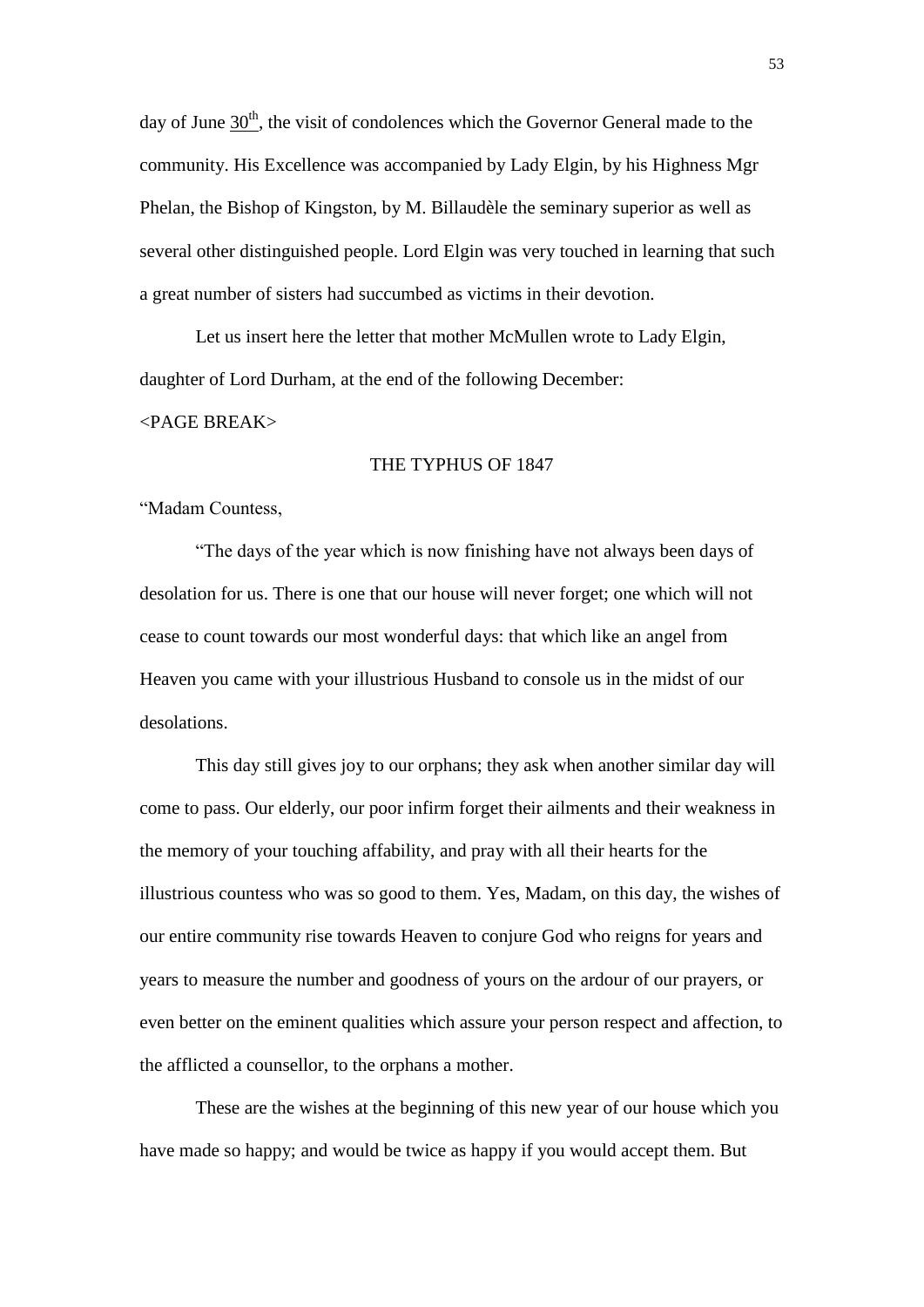day of June 30th, the visit of condolences which the Governor General made to the community. His Excellence was accompanied by Lady Elgin, by his Highness Mgr Phelan, the Bishop of Kingston, by M. Billaudèle the seminary superior as well as several other distinguished people. Lord Elgin was very touched in learning that such a great number of sisters had succumbed as victims in their devotion.

Let us insert here the letter that mother McMullen wrote to Lady Elgin, daughter of Lord Durham, at the end of the following December:

<PAGE BREAK>

THE TYPHUS OF 1847

"Madam Countess,

"The days of the year which is now finishing have not always been days of desolation for us. There is one that our house will never forget; one which will not cease to count towards our most wonderful days: that which like an angel from Heaven you came with your illustrious Husband to console us in the midst of our desolations.

This day still gives joy to our orphans; they ask when another similar day will come to pass. Our elderly, our poor infirm forget their ailments and their weakness in the memory of your touching affability, and pray with all their hearts for the illustrious countess who was so good to them. Yes, Madam, on this day, the wishes of our entire community rise towards Heaven to conjure God who reigns for years and years to measure the number and goodness of yours on the ardour of our prayers, or even better on the eminent qualities which assure your person respect and affection, to the afflicted a counsellor, to the orphans a mother.

These are the wishes at the beginning of this new year of our house which you have made so happy; and would be twice as happy if you would accept them. But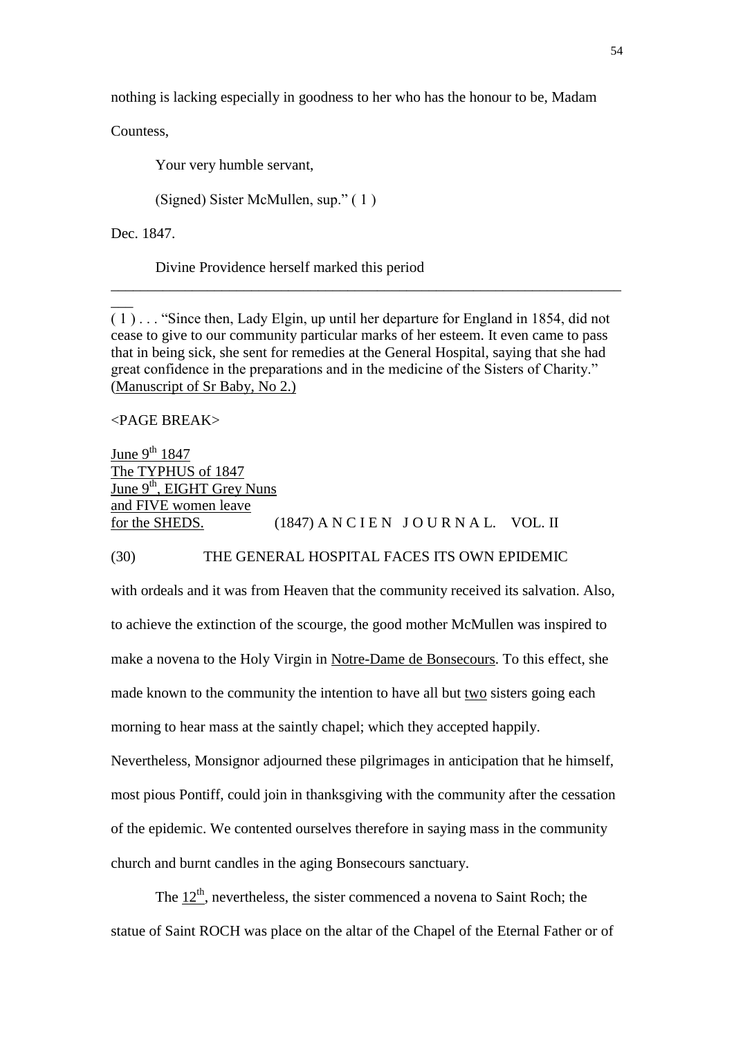nothing is lacking especially in goodness to her who has the honour to be, Madam

Countess,

Your very humble servant,

(Signed) Sister McMullen, sup." ( 1 )

Dec. 1847.

Divine Providence herself marked this period

---

( 1 ) . . . "Since then, Lady Elgin, up until her departure for England in 1854, did not cease to give to our community particular marks of her esteem. It even came to pass that in being sick, she sent for remedies at the General Hospital, saying that she had great confidence in the preparations and in the medicine of the Sisters of Charity." (Manuscript of Sr Baby, No 2.)

<PAGE BREAK>

June 9th 1847
The TYPHUS of 1847
June 9th, EIGHT Grey Nuns
and FIVE women leave
for the SHEDS.

(1847) A N C I E N J O U R N A L. VOL. II

(30) THE GENERAL HOSPITAL FACES ITS OWN EPIDEMIC

with ordeals and it was from Heaven that the community received its salvation. Also, to achieve the extinction of the scourge, the good mother McMullen was inspired to make a novena to the Holy Virgin in Notre-Dame de Bonsecours. To this effect, she made known to the community the intention to have all but two sisters going each morning to hear mass at the saintly chapel; which they accepted happily. Nevertheless, Monsignor adjourned these pilgrimages in anticipation that he himself, most pious Pontiff, could join in thanksgiving with the community after the cessation of the epidemic. We contented ourselves therefore in saying mass in the community church and burnt candles in the aging Bonsecours sanctuary.

The 12th, nevertheless, the sister commenced a novena to Saint Roch; the statue of Saint ROCH was place on the altar of the Chapel of the Eternal Father or of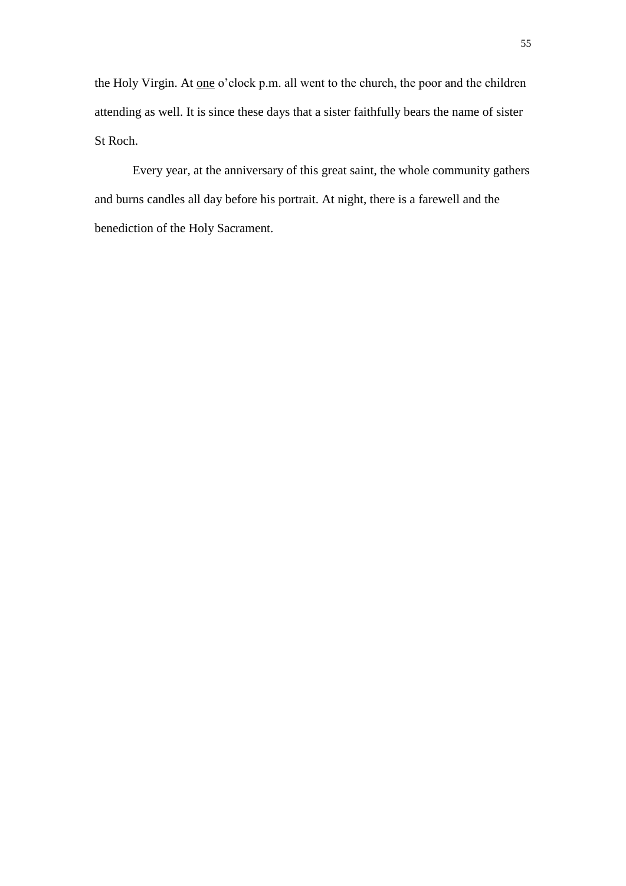the Holy Virgin. At <u>one</u> o'clock p.m. all went to the church, the poor and the children attending as well. It is since these days that a sister faithfully bears the name of sister St Roch.

Every year, at the anniversary of this great saint, the whole community gathers and burns candles all day before his portrait. At night, there is a farewell and the benediction of the Holy Sacrament.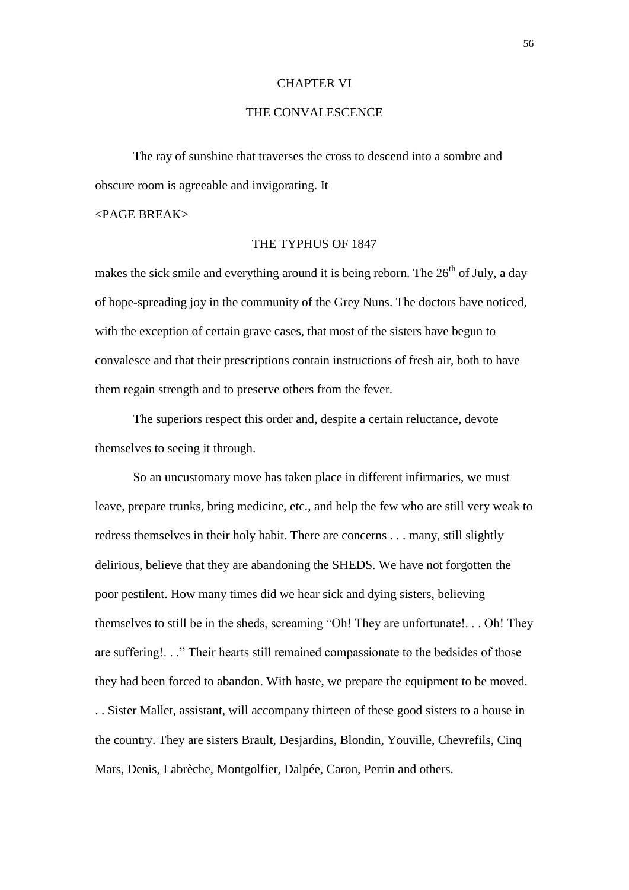# CHAPTER VI

## THE CONVALESCENCE

The ray of sunshine that traverses the cross to descend into a sombre and obscure room is agreeable and invigorating. It

<PAGE BREAK>

THE TYPHUS OF 1847

makes the sick smile and everything around it is being reborn. The 26th of July, a day of hope-spreading joy in the community of the Grey Nuns. The doctors have noticed, with the exception of certain grave cases, that most of the sisters have begun to convalesce and that their prescriptions contain instructions of fresh air, both to have them regain strength and to preserve others from the fever.

The superiors respect this order and, despite a certain reluctance, devote themselves to seeing it through.

So an uncustomary move has taken place in different infirmaries, we must leave, prepare trunks, bring medicine, etc., and help the few who are still very weak to redress themselves in their holy habit. There are concerns . . . many, still slightly delirious, believe that they are abandoning the SHEDS. We have not forgotten the poor pestilent. How many times did we hear sick and dying sisters, believing themselves to still be in the sheds, screaming "Oh! They are unfortunate!. . . Oh! They are suffering!. . ." Their hearts still remained compassionate to the bedsides of those they had been forced to abandon. With haste, we prepare the equipment to be moved. . . Sister Mallet, assistant, will accompany thirteen of these good sisters to a house in the country. They are sisters Brault, Desjardins, Blondin, Youville, Chevrefils, Cinq Mars, Denis, Labrèche, Montgolfier, Dalpée, Caron, Perrin and others.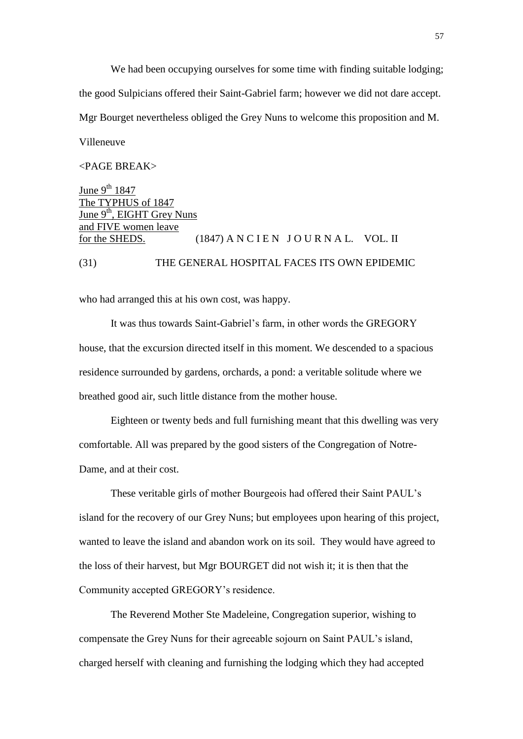We had been occupying ourselves for some time with finding suitable lodging; the good Sulpicians offered their Saint-Gabriel farm; however we did not dare accept. Mgr Bourget nevertheless obliged the Grey Nuns to welcome this proposition and M. Villeneuve

<PAGE BREAK>

June 9th 1847
The TYPHUS of 1847
June 9th, EIGHT Grey Nuns and FIVE women leave for the SHEDS.

(1847) A N C I E N J O U R N A L. VOL. II

(31) THE GENERAL HOSPITAL FACES ITS OWN EPIDEMIC

who had arranged this at his own cost, was happy.

It was thus towards Saint-Gabriel's farm, in other words the GREGORY house, that the excursion directed itself in this moment. We descended to a spacious residence surrounded by gardens, orchards, a pond: a veritable solitude where we breathed good air, such little distance from the mother house.

Eighteen or twenty beds and full furnishing meant that this dwelling was very comfortable. All was prepared by the good sisters of the Congregation of Notre-Dame, and at their cost.

These veritable girls of mother Bourgeois had offered their Saint PAUL's island for the recovery of our Grey Nuns; but employees upon hearing of this project, wanted to leave the island and abandon work on its soil. They would have agreed to the loss of their harvest, but Mgr BOURGET did not wish it; it is then that the Community accepted GREGORY's residence.

The Reverend Mother Ste Madeleine, Congregation superior, wishing to compensate the Grey Nuns for their agreeable sojourn on Saint PAUL's island, charged herself with cleaning and furnishing the lodging which they had accepted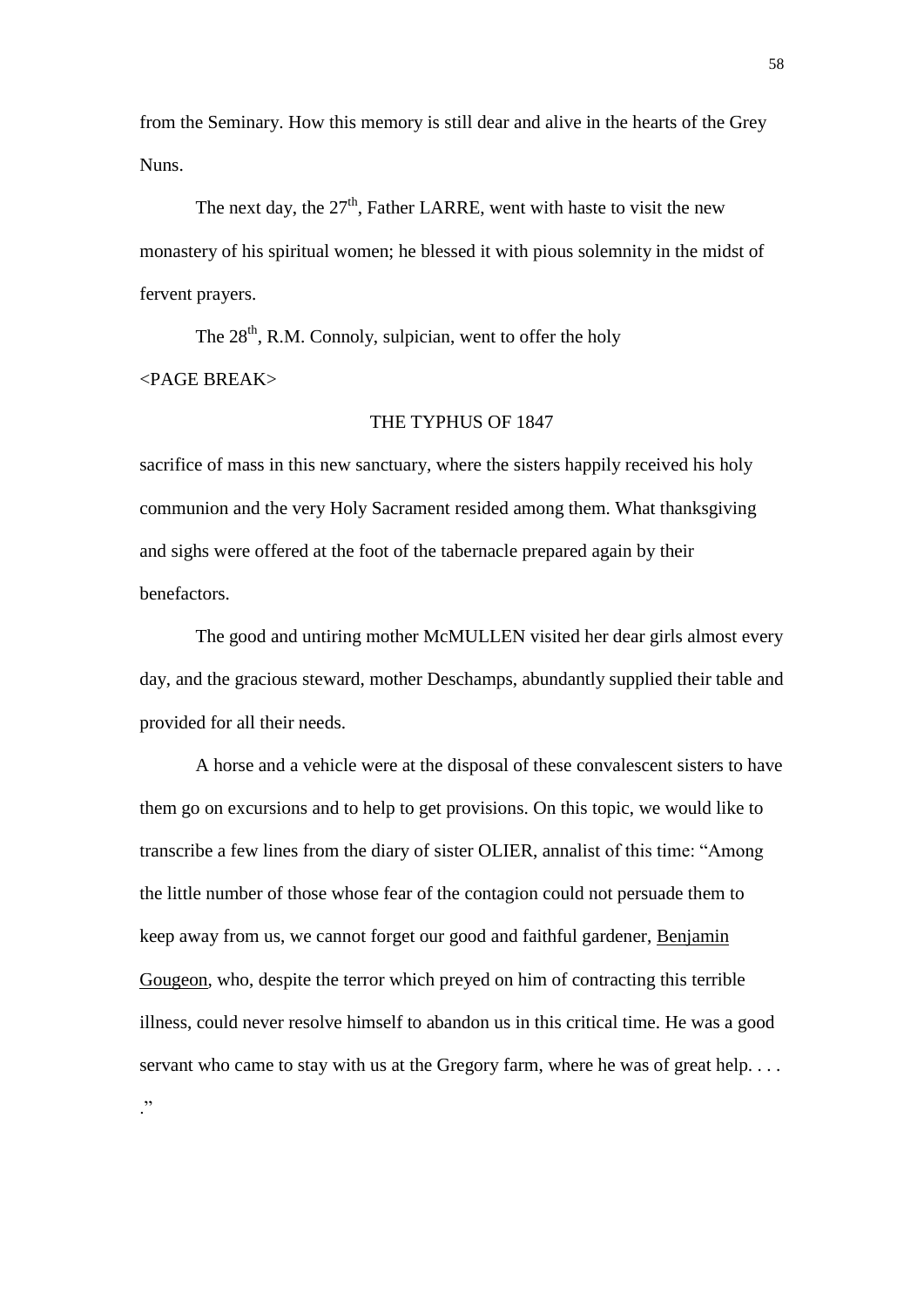from the Seminary. How this memory is still dear and alive in the hearts of the Grey Nuns.

The next day, the 27th, Father LARRE, went with haste to visit the new monastery of his spiritual women; he blessed it with pious solemnity in the midst of fervent prayers.

The 28th, R.M. Connoly, sulpician, went to offer the holy

<PAGE BREAK>

THE TYPHUS OF 1847

sacrifice of mass in this new sanctuary, where the sisters happily received his holy communion and the very Holy Sacrament resided among them. What thanksgiving and sighs were offered at the foot of the tabernacle prepared again by their benefactors.

The good and untiring mother McMULLEN visited her dear girls almost every day, and the gracious steward, mother Deschamps, abundantly supplied their table and provided for all their needs.

A horse and a vehicle were at the disposal of these convalescent sisters to have them go on excursions and to help to get provisions. On this topic, we would like to transcribe a few lines from the diary of sister OLIER, annalist of this time: "Among the little number of those whose fear of the contagion could not persuade them to keep away from us, we cannot forget our good and faithful gardener, <u>Benjamin Gougeon</u>, who, despite the terror which preyed on him of contracting this terrible illness, could never resolve himself to abandon us in this critical time. He was a good servant who came to stay with us at the Gregory farm, where he was of great help. . . . ."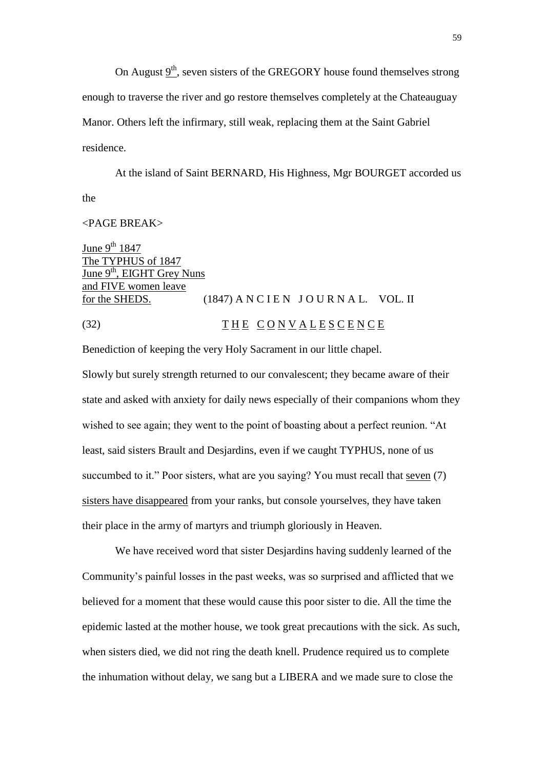On August 9th, seven sisters of the GREGORY house found themselves strong enough to traverse the river and go restore themselves completely at the Chateauguay Manor. Others left the infirmary, still weak, replacing them at the Saint Gabriel residence.

At the island of Saint BERNARD, His Highness, Mgr BOURGET accorded us the

<PAGE BREAK>

June 9th 1847
The TYPHUS of 1847
June 9th, EIGHT Grey Nuns
and FIVE women leave
for the SHEDS.

(1847) A N C I E N  J O U R N A L.  VOL. II

(32) T H E  C O N V A L E S C E N C E

Benediction of keeping the very Holy Sacrament in our little chapel.

Slowly but surely strength returned to our convalescent; they became aware of their state and asked with anxiety for daily news especially of their companions whom they wished to see again; they went to the point of boasting about a perfect reunion. "At least, said sisters Brault and Desjardins, even if we caught TYPHUS, none of us succumbed to it." Poor sisters, what are you saying? You must recall that seven (7) sisters have disappeared from your ranks, but console yourselves, they have taken their place in the army of martyrs and triumph gloriously in Heaven.

We have received word that sister Desjardins having suddenly learned of the Community's painful losses in the past weeks, was so surprised and afflicted that we believed for a moment that these would cause this poor sister to die. All the time the epidemic lasted at the mother house, we took great precautions with the sick. As such, when sisters died, we did not ring the death knell. Prudence required us to complete the inhumation without delay, we sang but a LIBERA and we made sure to close the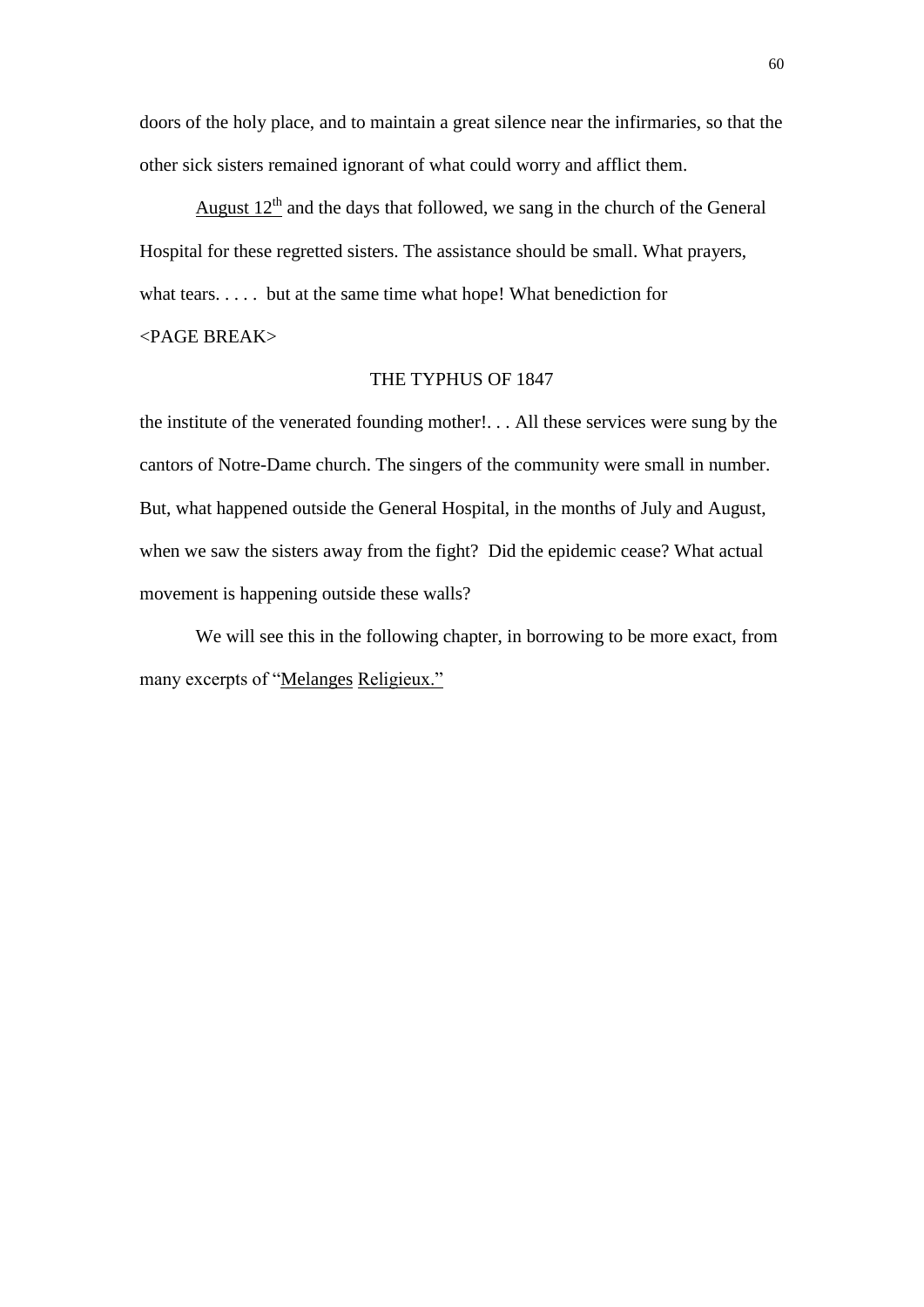doors of the holy place, and to maintain a great silence near the infirmaries, so that the other sick sisters remained ignorant of what could worry and afflict them.

<u>August 12th</u> and the days that followed, we sang in the church of the General Hospital for these regretted sisters. The assistance should be small. What prayers, what tears. . . . .  but at the same time what hope! What benediction for

<PAGE BREAK>

THE TYPHUS OF 1847

the institute of the venerated founding mother!. . . All these services were sung by the cantors of Notre-Dame church. The singers of the community were small in number. But, what happened outside the General Hospital, in the months of July and August, when we saw the sisters away from the fight?  Did the epidemic cease? What actual movement is happening outside these walls?

We will see this in the following chapter, in borrowing to be more exact, from many excerpts of "<u>Melanges</u> <u>Religieux.</u>"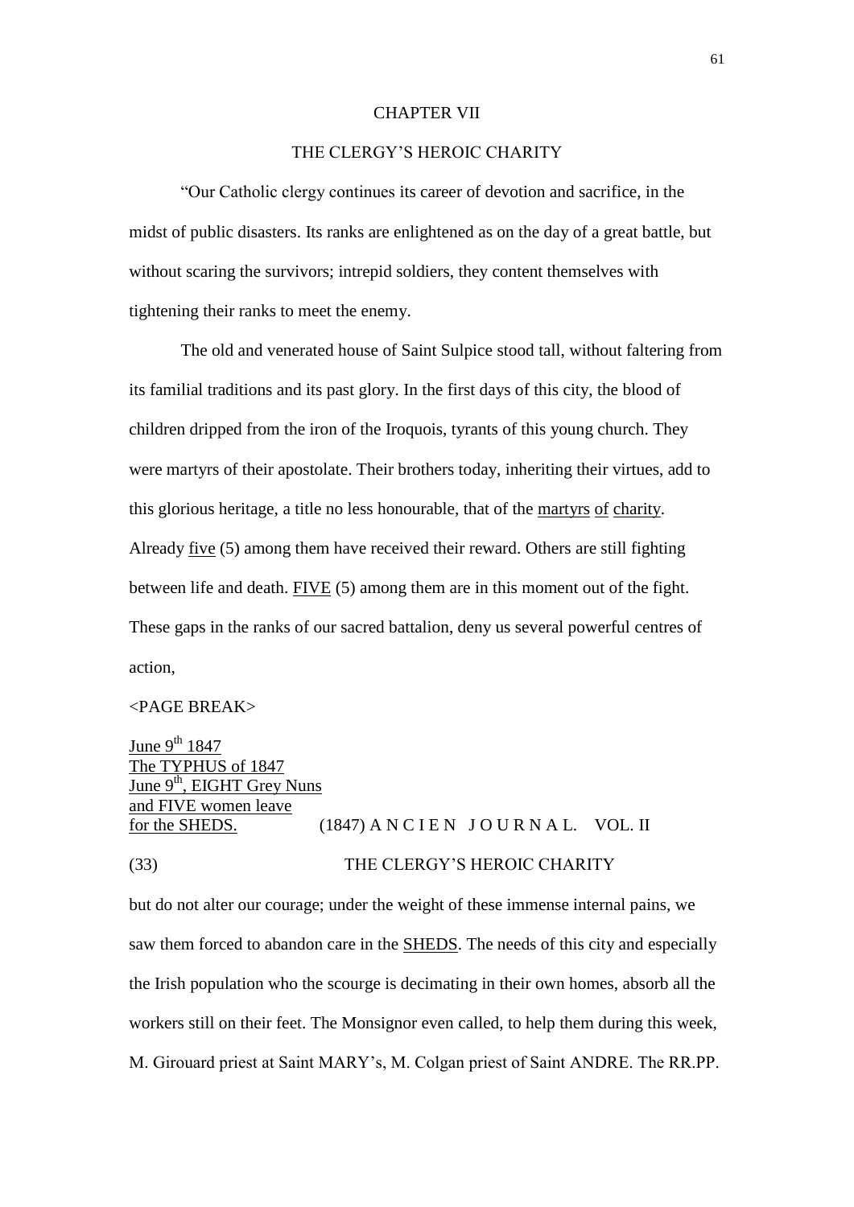## CHAPTER VII

## THE CLERGY'S HEROIC CHARITY

"Our Catholic clergy continues its career of devotion and sacrifice, in the midst of public disasters. Its ranks are enlightened as on the day of a great battle, but without scaring the survivors; intrepid soldiers, they content themselves with tightening their ranks to meet the enemy.

The old and venerated house of Saint Sulpice stood tall, without faltering from its familial traditions and its past glory. In the first days of this city, the blood of children dripped from the iron of the Iroquois, tyrants of this young church. They were martyrs of their apostolate. Their brothers today, inheriting their virtues, add to this glorious heritage, a title no less honourable, that of the martyrs of charity. Already five (5) among them have received their reward. Others are still fighting between life and death. FIVE (5) among them are in this moment out of the fight. These gaps in the ranks of our sacred battalion, deny us several powerful centres of action,

<PAGE BREAK>

June 9th 1847
The TYPHUS of 1847
June 9th, EIGHT Grey Nuns
and FIVE women leave
for the SHEDS.

(1847) A N C I E N J O U R N A L. VOL. II

(33) THE CLERGY'S HEROIC CHARITY

but do not alter our courage; under the weight of these immense internal pains, we saw them forced to abandon care in the SHEDS. The needs of this city and especially the Irish population who the scourge is decimating in their own homes, absorb all the workers still on their feet. The Monsignor even called, to help them during this week, M. Girouard priest at Saint MARY's, M. Colgan priest of Saint ANDRE. The RR.PP.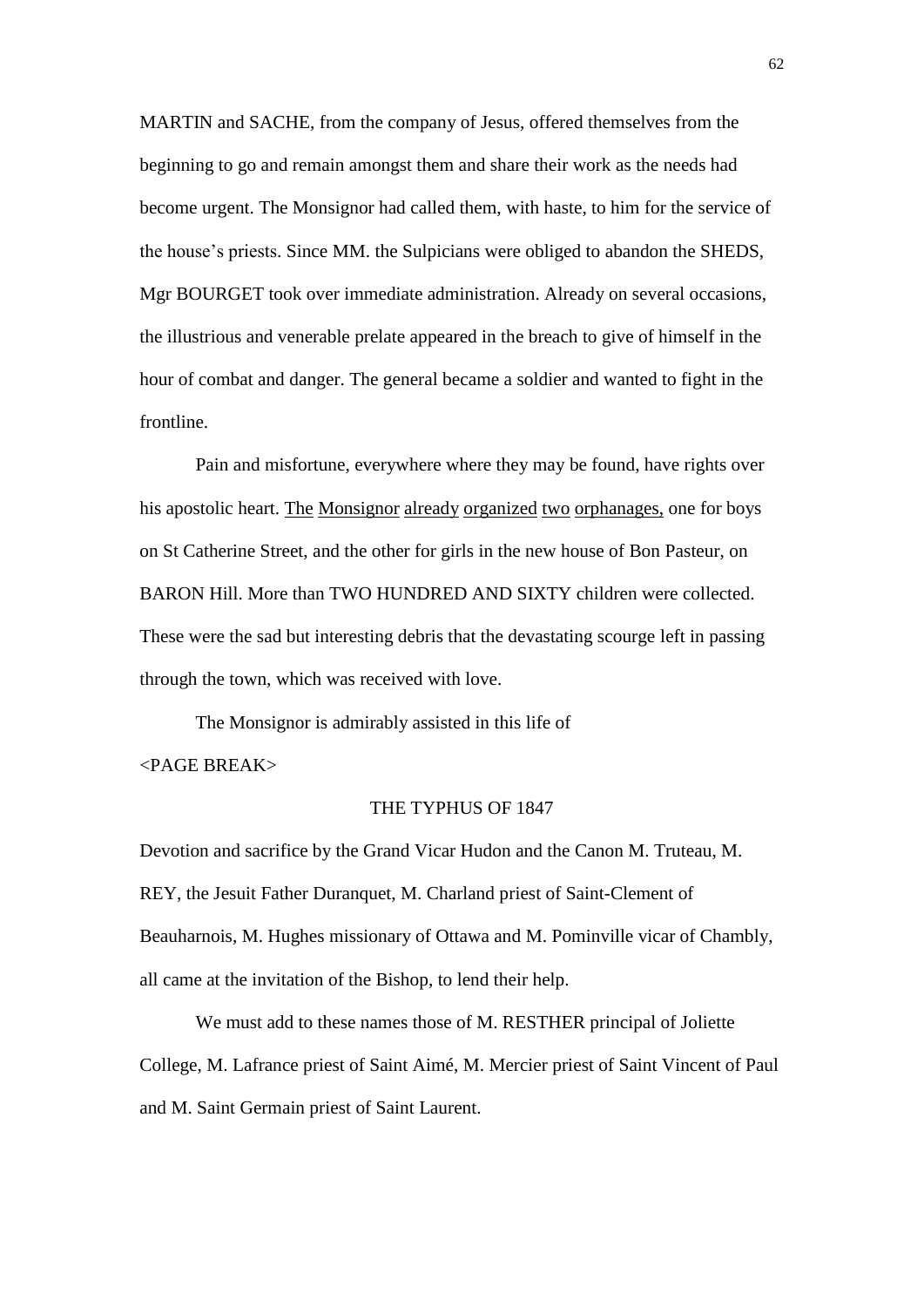MARTIN and SACHE, from the company of Jesus, offered themselves from the beginning to go and remain amongst them and share their work as the needs had become urgent. The Monsignor had called them, with haste, to him for the service of the house's priests. Since MM. the Sulpicians were obliged to abandon the SHEDS, Mgr BOURGET took over immediate administration. Already on several occasions, the illustrious and venerable prelate appeared in the breach to give of himself in the hour of combat and danger. The general became a soldier and wanted to fight in the frontline.

Pain and misfortune, everywhere where they may be found, have rights over his apostolic heart. <u>The Monsignor already organized two orphanages,</u> one for boys on St Catherine Street, and the other for girls in the new house of Bon Pasteur, on BARON Hill. More than TWO HUNDRED AND SIXTY children were collected. These were the sad but interesting debris that the devastating scourge left in passing through the town, which was received with love.

The Monsignor is admirably assisted in this life of

<PAGE BREAK>

THE TYPHUS OF 1847

Devotion and sacrifice by the Grand Vicar Hudon and the Canon M. Truteau, M. REY, the Jesuit Father Duranquet, M. Charland priest of Saint-Clement of Beauharnois, M. Hughes missionary of Ottawa and M. Pominville vicar of Chambly, all came at the invitation of the Bishop, to lend their help.

We must add to these names those of M. RESTHER principal of Joliette College, M. Lafrance priest of Saint Aimé, M. Mercier priest of Saint Vincent of Paul and M. Saint Germain priest of Saint Laurent.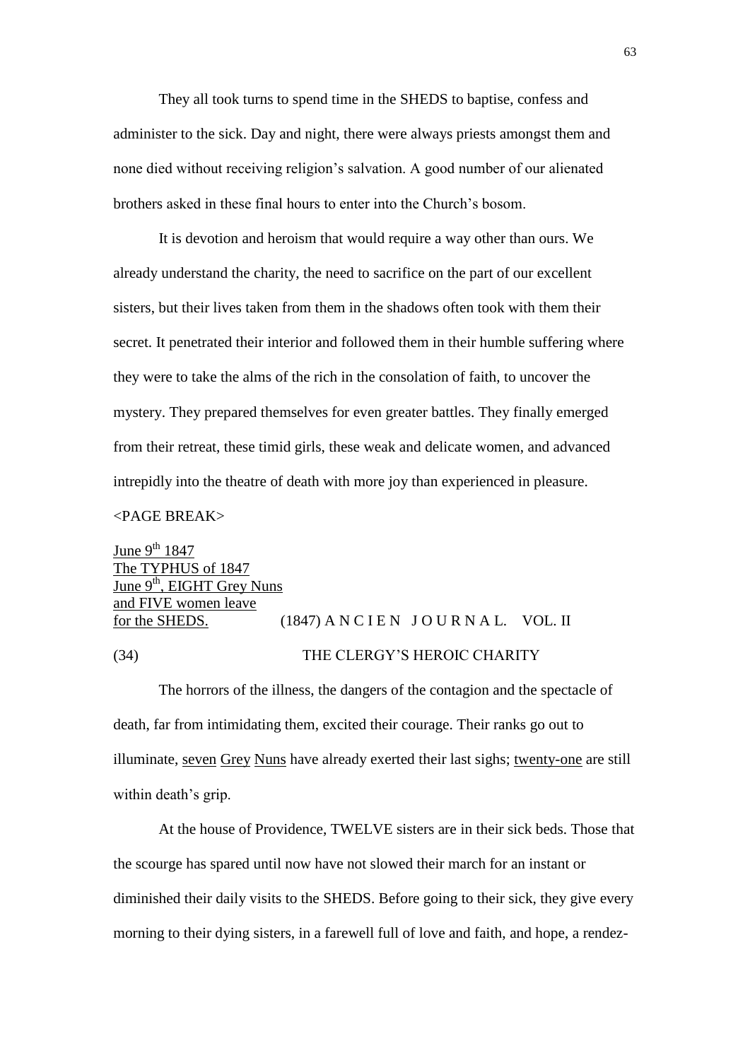They all took turns to spend time in the SHEDS to baptise, confess and administer to the sick. Day and night, there were always priests amongst them and none died without receiving religion's salvation. A good number of our alienated brothers asked in these final hours to enter into the Church's bosom.

It is devotion and heroism that would require a way other than ours. We already understand the charity, the need to sacrifice on the part of our excellent sisters, but their lives taken from them in the shadows often took with them their secret. It penetrated their interior and followed them in their humble suffering where they were to take the alms of the rich in the consolation of faith, to uncover the mystery. They prepared themselves for even greater battles. They finally emerged from their retreat, these timid girls, these weak and delicate women, and advanced intrepidly into the theatre of death with more joy than experienced in pleasure.

<PAGE BREAK>

<u>June 9th 1847</u>
<u>The TYPHUS of 1847</u>
<u>June 9th, EIGHT Grey Nuns and FIVE women leave for the SHEDS.</u>

(1847) A N C I E N J O U R N A L. VOL. II

(34) THE CLERGY'S HEROIC CHARITY

The horrors of the illness, the dangers of the contagion and the spectacle of death, far from intimidating them, excited their courage. Their ranks go out to illuminate, <u>seven</u> <u>Grey</u> <u>Nuns</u> have already exerted their last sighs; <u>twenty-one</u> are still within death's grip.

At the house of Providence, TWELVE sisters are in their sick beds. Those that the scourge has spared until now have not slowed their march for an instant or diminished their daily visits to the SHEDS. Before going to their sick, they give every morning to their dying sisters, in a farewell full of love and faith, and hope, a rendez-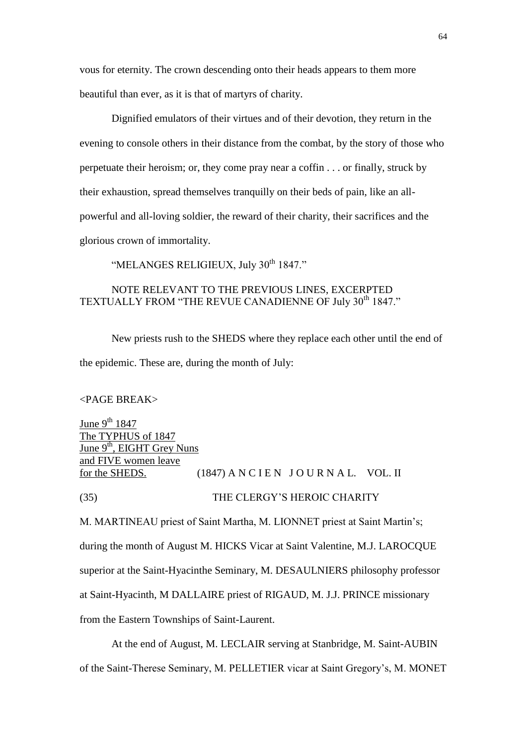vous for eternity. The crown descending onto their heads appears to them more beautiful than ever, as it is that of martyrs of charity.

Dignified emulators of their virtues and of their devotion, they return in the evening to console others in their distance from the combat, by the story of those who perpetuate their heroism; or, they come pray near a coffin . . . or finally, struck by their exhaustion, spread themselves tranquilly on their beds of pain, like an all-powerful and all-loving soldier, the reward of their charity, their sacrifices and the glorious crown of immortality.

"MELANGES RELIGIEUX, July 30th 1847."

NOTE RELEVANT TO THE PREVIOUS LINES, EXCERPTED TEXTUALLY FROM "THE REVUE CANADIENNE OF July 30th 1847."

New priests rush to the SHEDS where they replace each other until the end of the epidemic. These are, during the month of July:

<PAGE BREAK>

June 9th 1847
The TYPHUS of 1847
June 9th, EIGHT Grey Nuns and FIVE women leave for the SHEDS.

(1847) A N C I E N J O U R N A L. VOL. II

(35) THE CLERGY'S HEROIC CHARITY

M. MARTINEAU priest of Saint Martha, M. LIONNET priest at Saint Martin's; during the month of August M. HICKS Vicar at Saint Valentine, M.J. LAROCQUE superior at the Saint-Hyacinthe Seminary, M. DESAULNIERS philosophy professor at Saint-Hyacinth, M DALLAIRE priest of RIGAUD, M. J.J. PRINCE missionary from the Eastern Townships of Saint-Laurent.

At the end of August, M. LECLAIR serving at Stanbridge, M. Saint-AUBIN of the Saint-Therese Seminary, M. PELLETIER vicar at Saint Gregory's, M. MONET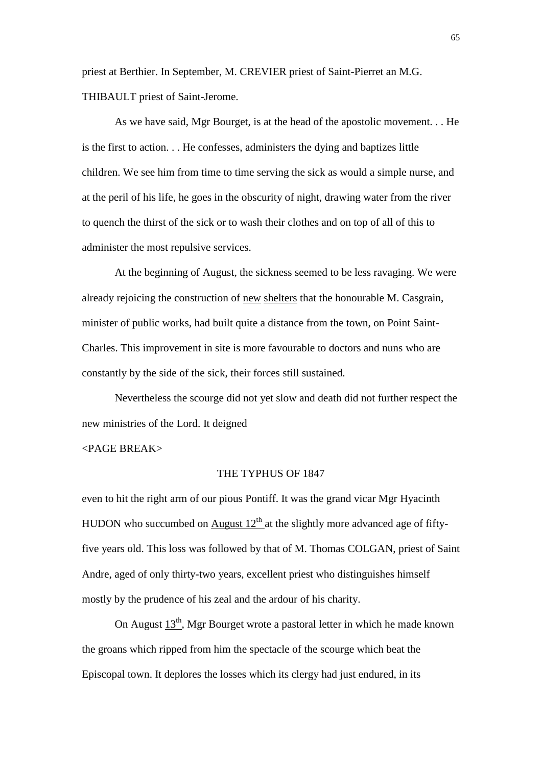priest at Berthier. In September, M. CREVIER priest of Saint-Pierret an M.G. THIBAULT priest of Saint-Jerome.

As we have said, Mgr Bourget, is at the head of the apostolic movement. . . He is the first to action. . . He confesses, administers the dying and baptizes little children. We see him from time to time serving the sick as would a simple nurse, and at the peril of his life, he goes in the obscurity of night, drawing water from the river to quench the thirst of the sick or to wash their clothes and on top of all of this to administer the most repulsive services.

At the beginning of August, the sickness seemed to be less ravaging. We were already rejoicing the construction of new shelters that the honourable M. Casgrain, minister of public works, had built quite a distance from the town, on Point Saint-Charles. This improvement in site is more favourable to doctors and nuns who are constantly by the side of the sick, their forces still sustained.

Nevertheless the scourge did not yet slow and death did not further respect the new ministries of the Lord. It deigned

<PAGE BREAK>

THE TYPHUS OF 1847

even to hit the right arm of our pious Pontiff. It was the grand vicar Mgr Hyacinth HUDON who succumbed on August 12th at the slightly more advanced age of fifty-five years old. This loss was followed by that of M. Thomas COLGAN, priest of Saint Andre, aged of only thirty-two years, excellent priest who distinguishes himself mostly by the prudence of his zeal and the ardour of his charity.

On August 13th, Mgr Bourget wrote a pastoral letter in which he made known the groans which ripped from him the spectacle of the scourge which beat the Episcopal town. It deplores the losses which its clergy had just endured, in its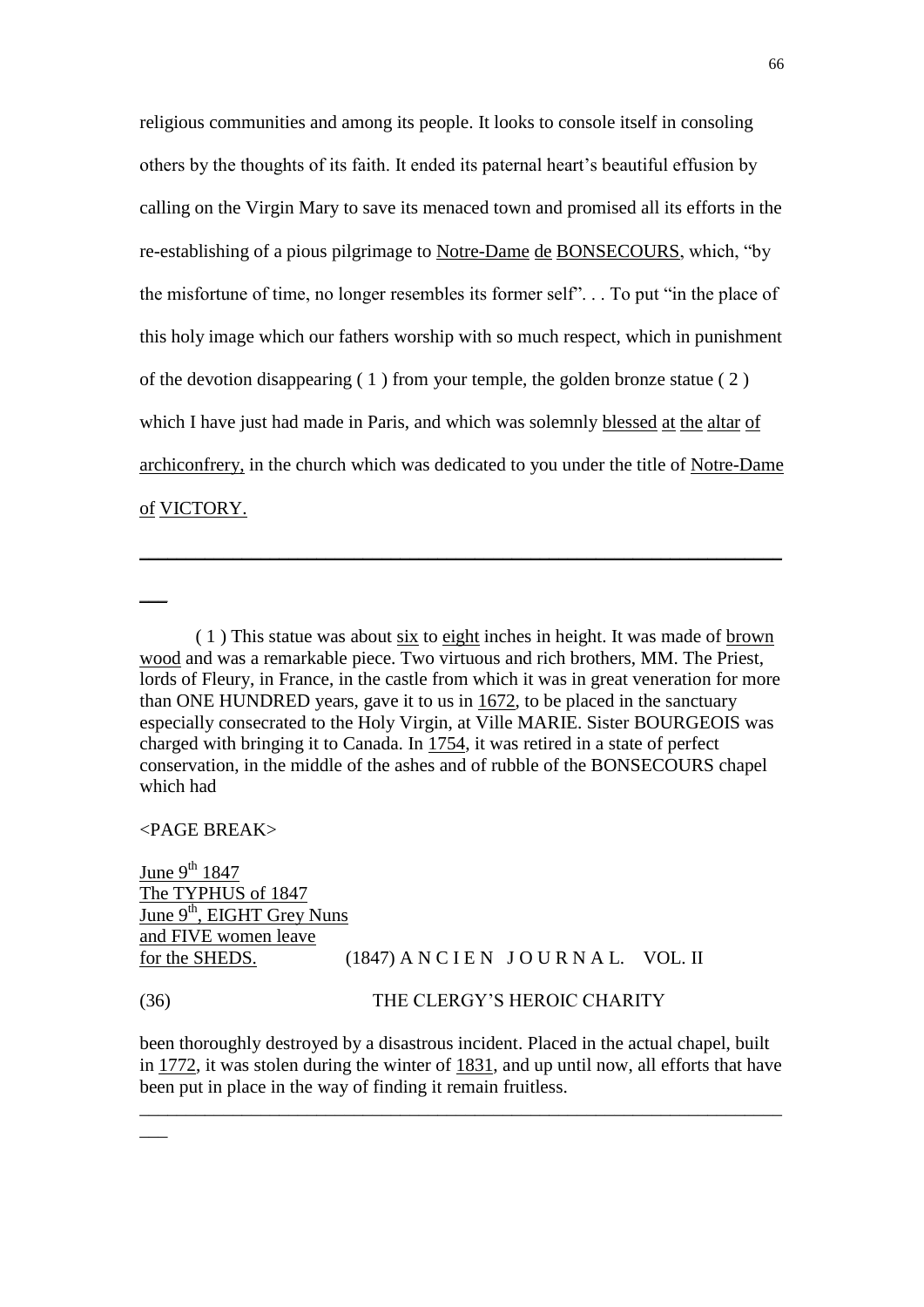religious communities and among its people. It looks to console itself in consoling others by the thoughts of its faith. It ended its paternal heart's beautiful effusion by calling on the Virgin Mary to save its menaced town and promised all its efforts in the re-establishing of a pious pilgrimage to Notre-Dame de BONSECOURS, which, "by the misfortune of time, no longer resembles its former self". . . To put "in the place of this holy image which our fathers worship with so much respect, which in punishment of the devotion disappearing ( 1 ) from your temple, the golden bronze statue ( 2 ) which I have just had made in Paris, and which was solemnly blessed at the altar of archiconfrery, in the church which was dedicated to you under the title of Notre-Dame of VICTORY.

---

( 1 ) This statue was about six to eight inches in height. It was made of brown wood and was a remarkable piece. Two virtuous and rich brothers, MM. The Priest, lords of Fleury, in France, in the castle from which it was in great veneration for more than ONE HUNDRED years, gave it to us in 1672, to be placed in the sanctuary especially consecrated to the Holy Virgin, at Ville MARIE. Sister BOURGEOIS was charged with bringing it to Canada. In 1754, it was retired in a state of perfect conservation, in the middle of the ashes and of rubble of the BONSECOURS chapel which had

<PAGE BREAK>

June 9th 1847
The TYPHUS of 1847
June 9th, EIGHT Grey Nuns and FIVE women leave for the SHEDS.

(1847) A N C I E N J O U R N A L. VOL. II

(36) THE CLERGY'S HEROIC CHARITY

been thoroughly destroyed by a disastrous incident. Placed in the actual chapel, built in 1772, it was stolen during the winter of 1831, and up until now, all efforts that have been put in place in the way of finding it remain fruitless.

---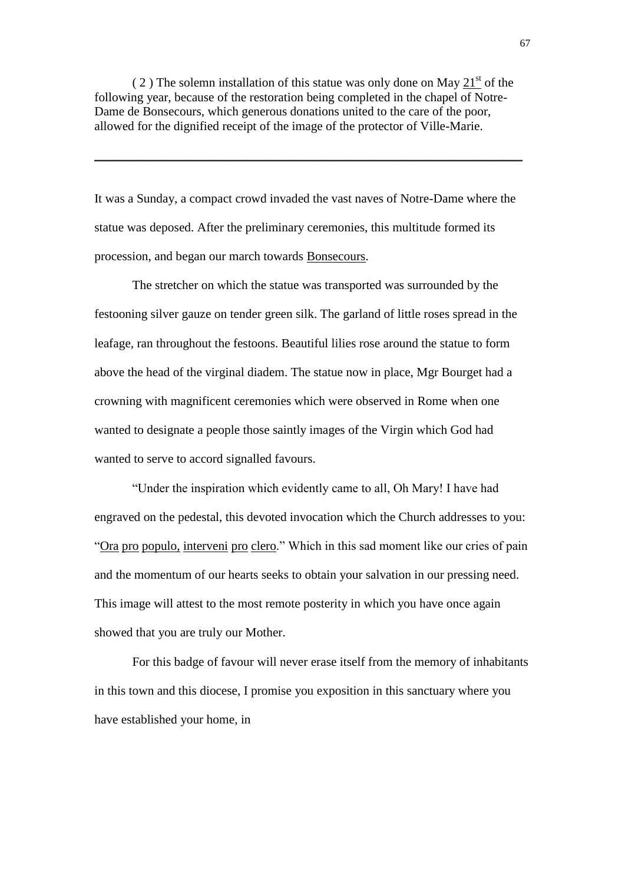( 2 ) The solemn installation of this statue was only done on May <u>21st</u> of the following year, because of the restoration being completed in the chapel of Notre-Dame de Bonsecours, which generous donations united to the care of the poor, allowed for the dignified receipt of the image of the protector of Ville-Marie.

---

It was a Sunday, a compact crowd invaded the vast naves of Notre-Dame where the statue was deposed. After the preliminary ceremonies, this multitude formed its procession, and began our march towards <u>Bonsecours</u>.

The stretcher on which the statue was transported was surrounded by the festooning silver gauze on tender green silk. The garland of little roses spread in the leafage, ran throughout the festoons. Beautiful lilies rose around the statue to form above the head of the virginal diadem. The statue now in place, Mgr Bourget had a crowning with magnificent ceremonies which were observed in Rome when one wanted to designate a people those saintly images of the Virgin which God had wanted to serve to accord signalled favours.

"Under the inspiration which evidently came to all, Oh Mary! I have had engraved on the pedestal, this devoted invocation which the Church addresses to you: "<u>Ora pro populo, interveni pro clero</u>." Which in this sad moment like our cries of pain and the momentum of our hearts seeks to obtain your salvation in our pressing need. This image will attest to the most remote posterity in which you have once again showed that you are truly our Mother.

For this badge of favour will never erase itself from the memory of inhabitants in this town and this diocese, I promise you exposition in this sanctuary where you have established your home, in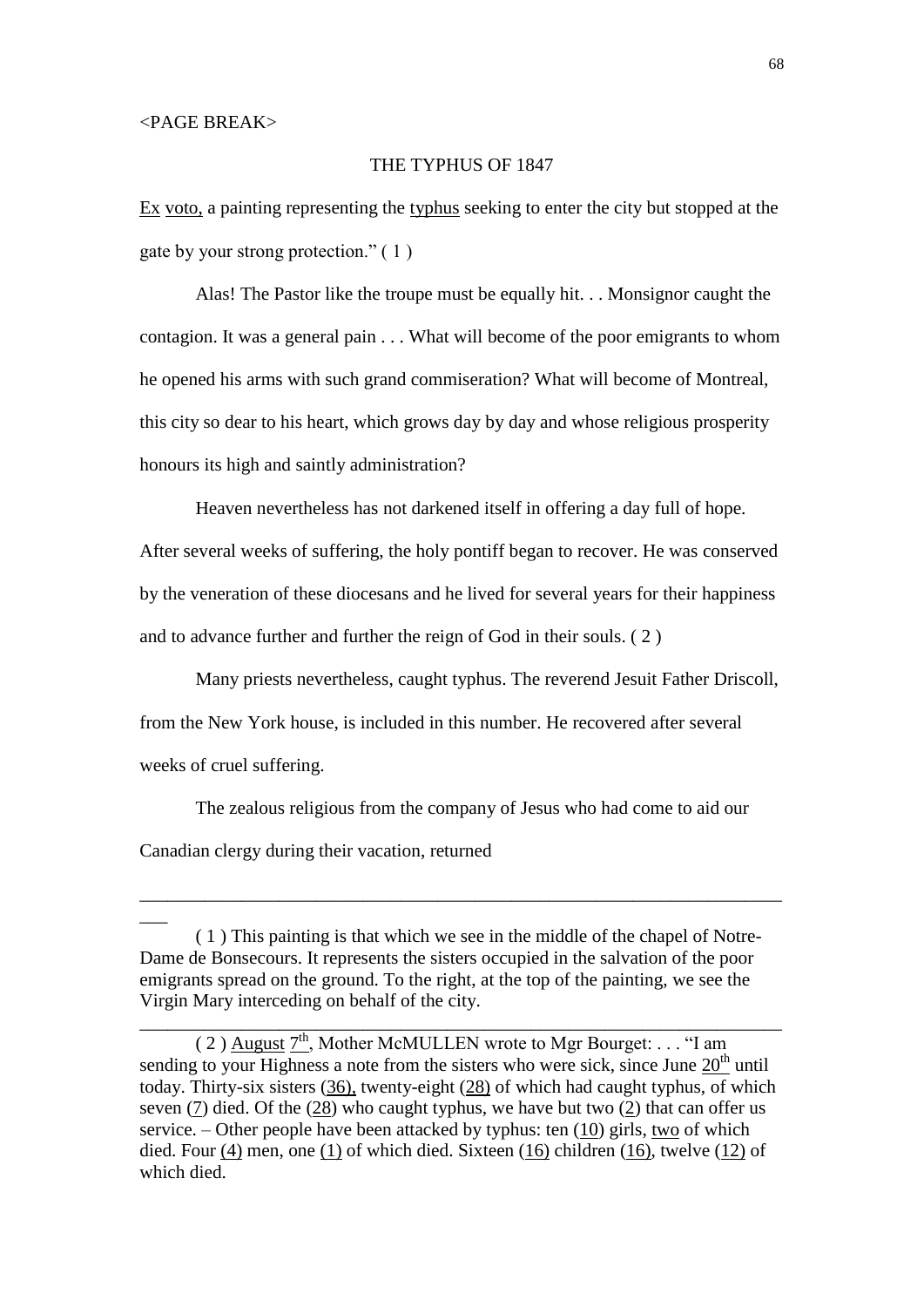<PAGE BREAK>

THE TYPHUS OF 1847

Ex voto, a painting representing the typhus seeking to enter the city but stopped at the gate by your strong protection." ( 1 )

Alas! The Pastor like the troupe must be equally hit. . . Monsignor caught the contagion. It was a general pain . . . What will become of the poor emigrants to whom he opened his arms with such grand commiseration? What will become of Montreal, this city so dear to his heart, which grows day by day and whose religious prosperity honours its high and saintly administration?

Heaven nevertheless has not darkened itself in offering a day full of hope. After several weeks of suffering, the holy pontiff began to recover. He was conserved by the veneration of these diocesans and he lived for several years for their happiness and to advance further and further the reign of God in their souls. ( 2 )

Many priests nevertheless, caught typhus. The reverend Jesuit Father Driscoll, from the New York house, is included in this number. He recovered after several weeks of cruel suffering.

The zealous religious from the company of Jesus who had come to aid our Canadian clergy during their vacation, returned

---

( 1 ) This painting is that which we see in the middle of the chapel of Notre-Dame de Bonsecours. It represents the sisters occupied in the salvation of the poor emigrants spread on the ground. To the right, at the top of the painting, we see the Virgin Mary interceding on behalf of the city.

---

( 2 ) August 7th, Mother McMULLEN wrote to Mgr Bourget: . . . "I am sending to your Highness a note from the sisters who were sick, since June 20th until today. Thirty-six sisters (36), twenty-eight (28) of which had caught typhus, of which seven (7) died. Of the (28) who caught typhus, we have but two (2) that can offer us service. – Other people have been attacked by typhus: ten (10) girls, two of which died. Four (4) men, one (1) of which died. Sixteen (16) children (16), twelve (12) of which died.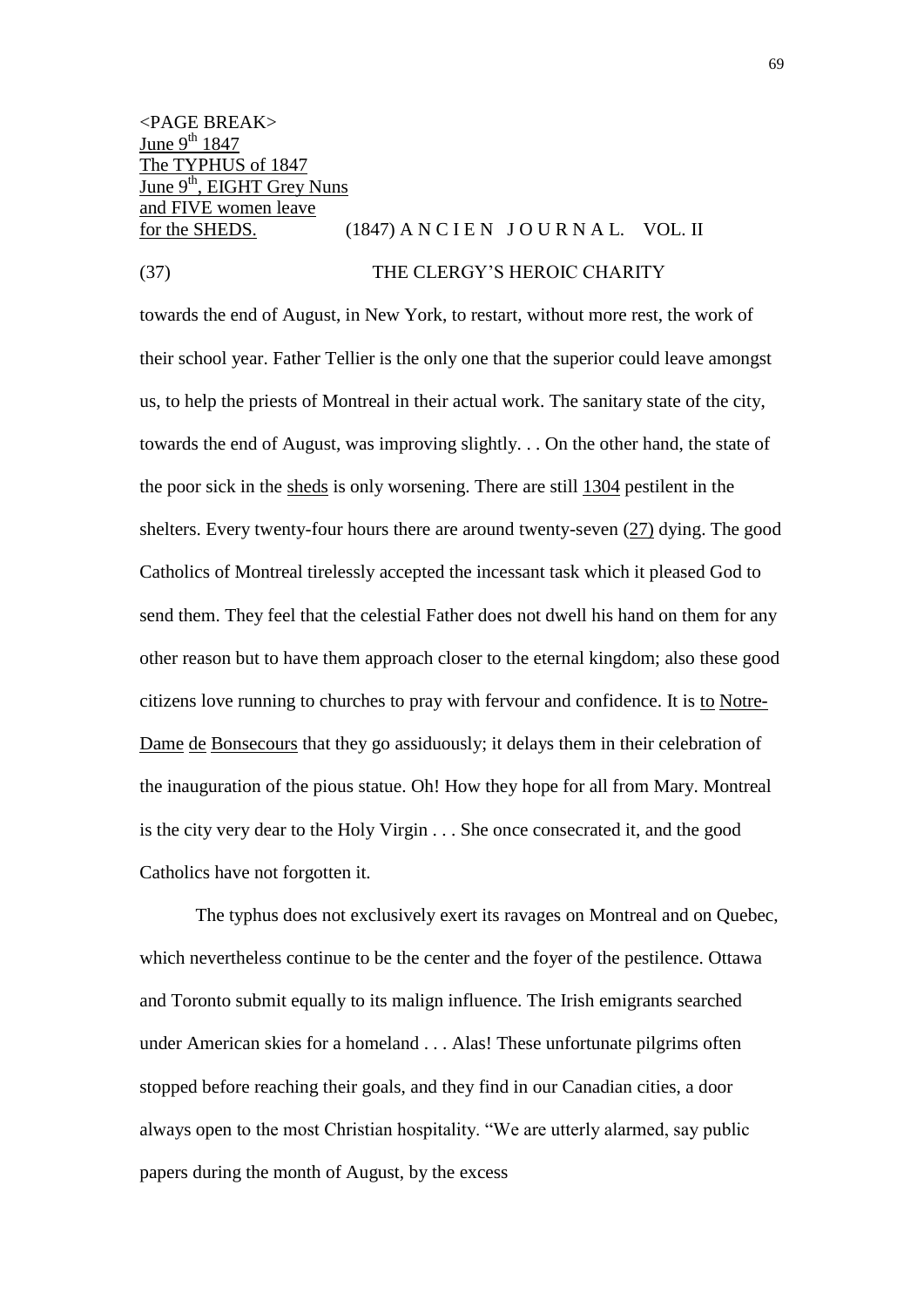<PAGE BREAK>

<u>June 9th 1847</u>
<u>The TYPHUS of 1847</u>
<u>June 9th, EIGHT Grey Nuns</u>
<u>and FIVE women leave</u>
<u>for the SHEDS.</u>

(1847) A N C I E N J O U R N A L. VOL. II

(37) THE CLERGY'S HEROIC CHARITY

towards the end of August, in New York, to restart, without more rest, the work of their school year. Father Tellier is the only one that the superior could leave amongst us, to help the priests of Montreal in their actual work. The sanitary state of the city, towards the end of August, was improving slightly. . . On the other hand, the state of the poor sick in the <u>sheds</u> is only worsening. There are still <u>1304</u> pestilent in the shelters. Every twenty-four hours there are around twenty-seven <u>(27)</u> dying. The good Catholics of Montreal tirelessly accepted the incessant task which it pleased God to send them. They feel that the celestial Father does not dwell his hand on them for any other reason but to have them approach closer to the eternal kingdom; also these good citizens love running to churches to pray with fervour and confidence. It is <u>to</u> <u>Notre-Dame</u> <u>de</u> <u>Bonsecours</u> that they go assiduously; it delays them in their celebration of the inauguration of the pious statue. Oh! How they hope for all from Mary. Montreal is the city very dear to the Holy Virgin . . . She once consecrated it, and the good Catholics have not forgotten it.

The typhus does not exclusively exert its ravages on Montreal and on Quebec, which nevertheless continue to be the center and the foyer of the pestilence. Ottawa and Toronto submit equally to its malign influence. The Irish emigrants searched under American skies for a homeland . . . Alas! These unfortunate pilgrims often stopped before reaching their goals, and they find in our Canadian cities, a door always open to the most Christian hospitality. "We are utterly alarmed, say public papers during the month of August, by the excess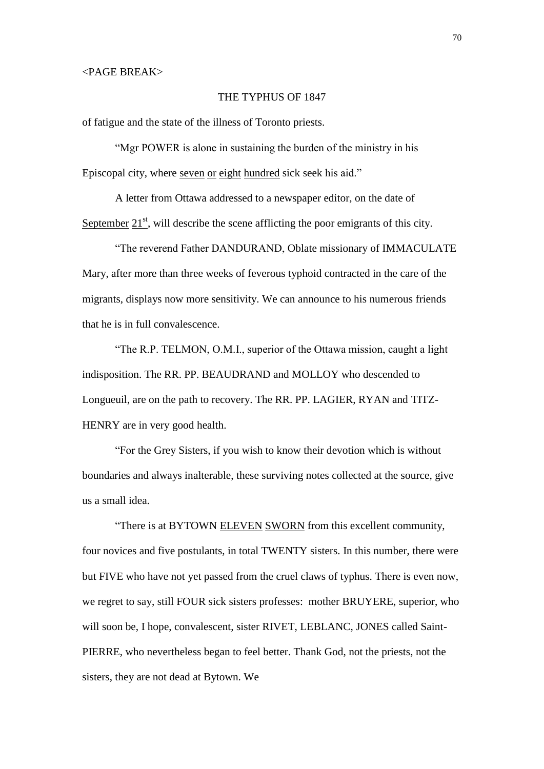<PAGE BREAK>

THE TYPHUS OF 1847

of fatigue and the state of the illness of Toronto priests.

"Mgr POWER is alone in sustaining the burden of the ministry in his Episcopal city, where <u>seven</u> <u>or</u> <u>eight</u> <u>hundred</u> sick seek his aid."

A letter from Ottawa addressed to a newspaper editor, on the date of <u>September</u> <u>21st</u>, will describe the scene afflicting the poor emigrants of this city.

"The reverend Father DANDURAND, Oblate missionary of IMMACULATE Mary, after more than three weeks of feverous typhoid contracted in the care of the migrants, displays now more sensitivity. We can announce to his numerous friends that he is in full convalescence.

"The R.P. TELMON, O.M.I., superior of the Ottawa mission, caught a light indisposition. The RR. PP. BEAUDRAND and MOLLOY who descended to Longueuil, are on the path to recovery. The RR. PP. LAGIER, RYAN and TITZ-HENRY are in very good health.

"For the Grey Sisters, if you wish to know their devotion which is without boundaries and always inalterable, these surviving notes collected at the source, give us a small idea.

"There is at BYTOWN <u>ELEVEN</u> <u>SWORN</u> from this excellent community, four novices and five postulants, in total TWENTY sisters. In this number, there were but FIVE who have not yet passed from the cruel claws of typhus. There is even now, we regret to say, still FOUR sick sisters professes: mother BRUYERE, superior, who will soon be, I hope, convalescent, sister RIVET, LEBLANC, JONES called Saint-PIERRE, who nevertheless began to feel better. Thank God, not the priests, not the sisters, they are not dead at Bytown. We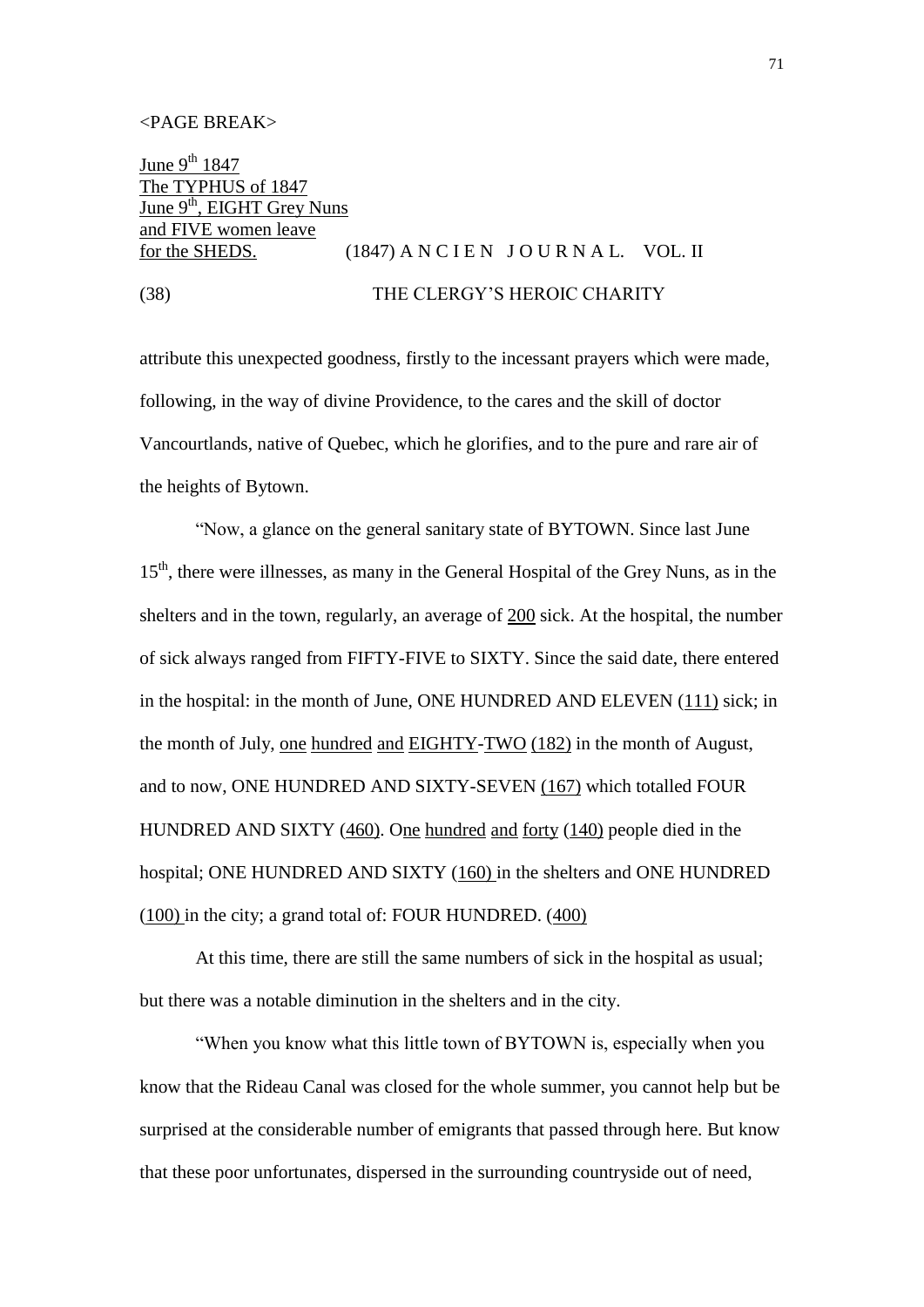<PAGE BREAK>

June 9th 1847
The TYPHUS of 1847
June 9th, EIGHT Grey Nuns and FIVE women leave for the SHEDS.

(1847) A N C I E N J O U R N A L. VOL. II

(38) THE CLERGY'S HEROIC CHARITY

attribute this unexpected goodness, firstly to the incessant prayers which were made, following, in the way of divine Providence, to the cares and the skill of doctor Vancourtlands, native of Quebec, which he glorifies, and to the pure and rare air of the heights of Bytown.

"Now, a glance on the general sanitary state of BYTOWN. Since last June 15th, there were illnesses, as many in the General Hospital of the Grey Nuns, as in the shelters and in the town, regularly, an average of 200 sick. At the hospital, the number of sick always ranged from FIFTY-FIVE to SIXTY. Since the said date, there entered in the hospital: in the month of June, ONE HUNDRED AND ELEVEN (111) sick; in the month of July, one hundred and EIGHTY-TWO (182) in the month of August, and to now, ONE HUNDRED AND SIXTY-SEVEN (167) which totalled FOUR HUNDRED AND SIXTY (460). One hundred and forty (140) people died in the hospital; ONE HUNDRED AND SIXTY (160) in the shelters and ONE HUNDRED (100) in the city; a grand total of: FOUR HUNDRED. (400)

At this time, there are still the same numbers of sick in the hospital as usual; but there was a notable diminution in the shelters and in the city.

"When you know what this little town of BYTOWN is, especially when you know that the Rideau Canal was closed for the whole summer, you cannot help but be surprised at the considerable number of emigrants that passed through here. But know that these poor unfortunates, dispersed in the surrounding countryside out of need,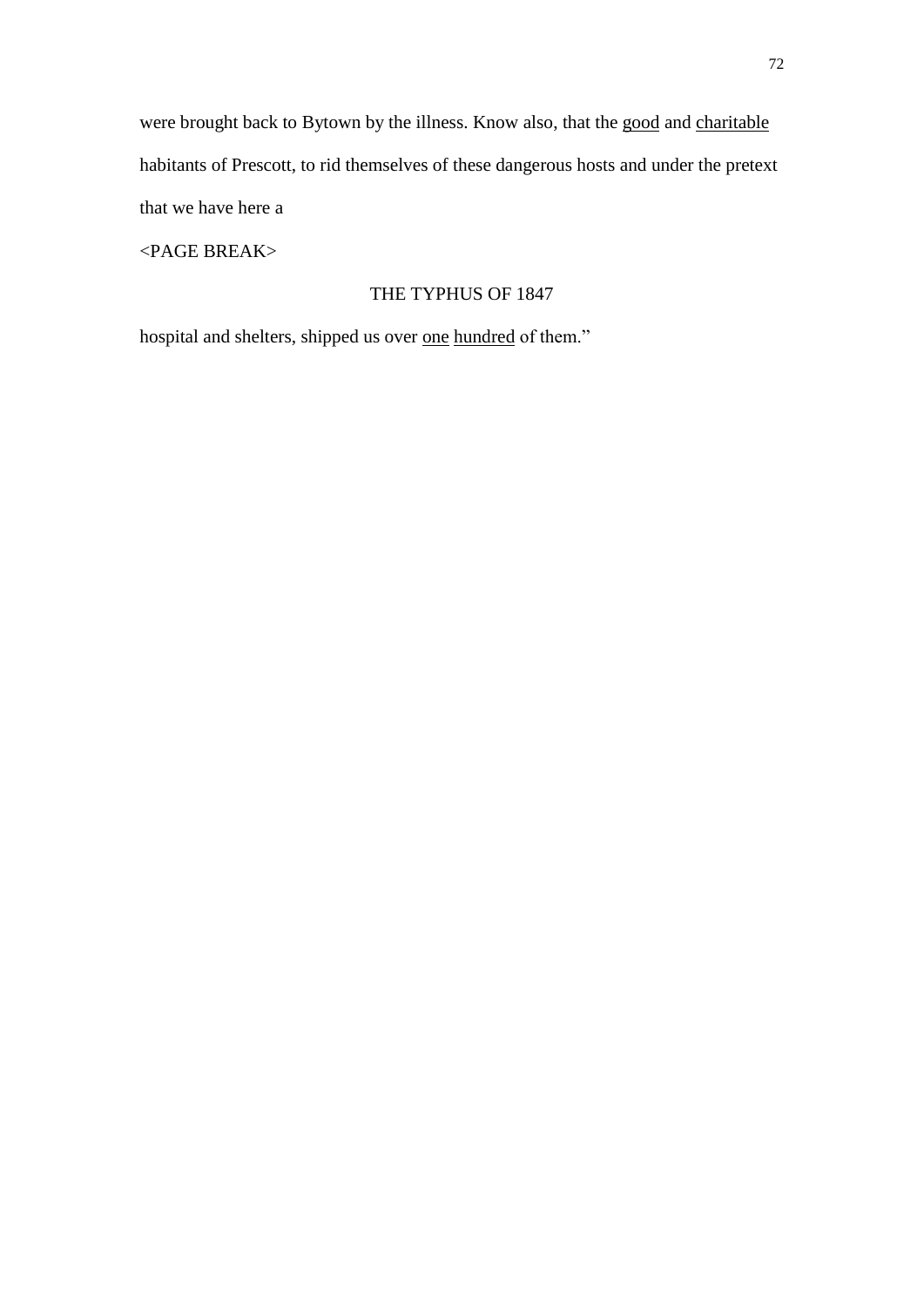were brought back to Bytown by the illness. Know also, that the <u>good</u> and <u>charitable</u> habitants of Prescott, to rid themselves of these dangerous hosts and under the pretext that we have here a

<PAGE BREAK>

THE TYPHUS OF 1847

hospital and shelters, shipped us over <u>one</u> <u>hundred</u> of them."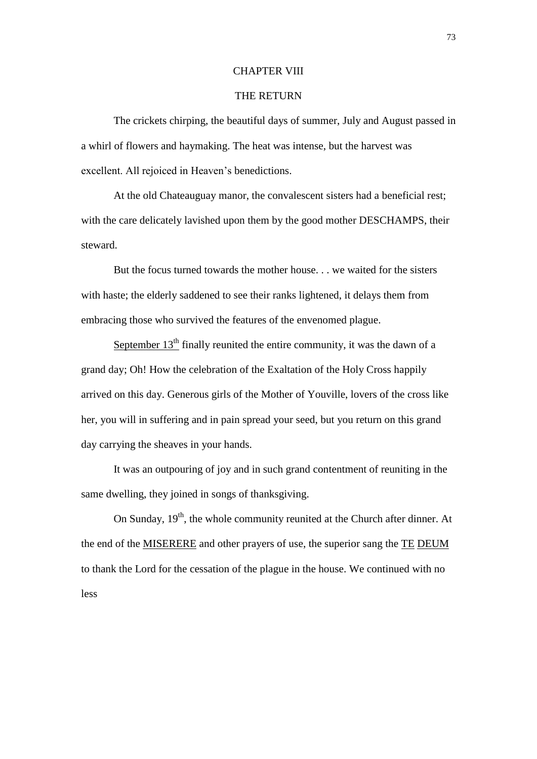# CHAPTER VIII

## THE RETURN

The crickets chirping, the beautiful days of summer, July and August passed in a whirl of flowers and haymaking. The heat was intense, but the harvest was excellent. All rejoiced in Heaven's benedictions.

At the old Chateauguay manor, the convalescent sisters had a beneficial rest; with the care delicately lavished upon them by the good mother DESCHAMPS, their steward.

But the focus turned towards the mother house. . . we waited for the sisters with haste; the elderly saddened to see their ranks lightened, it delays them from embracing those who survived the features of the envenomed plague.

September 13th finally reunited the entire community, it was the dawn of a grand day; Oh! How the celebration of the Exaltation of the Holy Cross happily arrived on this day. Generous girls of the Mother of Youville, lovers of the cross like her, you will in suffering and in pain spread your seed, but you return on this grand day carrying the sheaves in your hands.

It was an outpouring of joy and in such grand contentment of reuniting in the same dwelling, they joined in songs of thanksgiving.

On Sunday, 19th, the whole community reunited at the Church after dinner. At the end of the MISERERE and other prayers of use, the superior sang the TE DEUM to thank the Lord for the cessation of the plague in the house. We continued with no less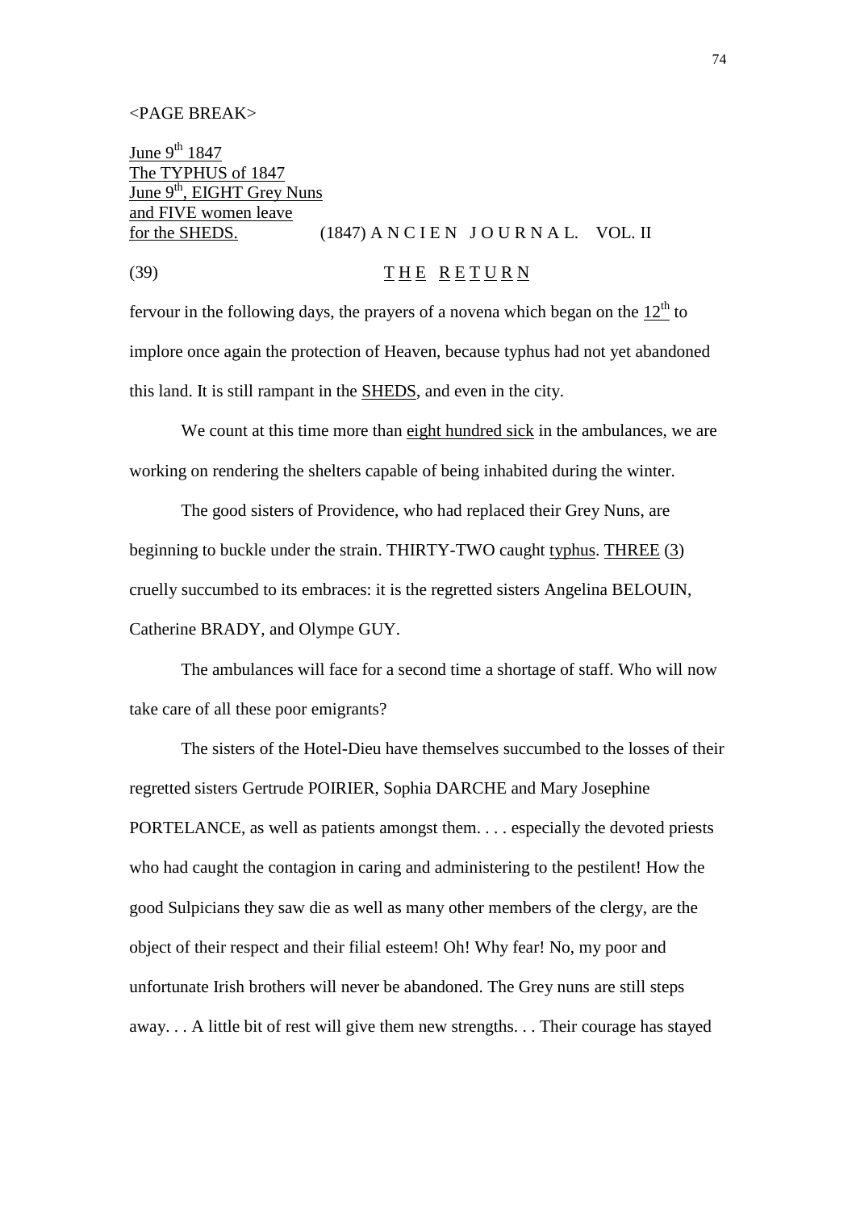<PAGE BREAK>

June 9th 1847
The TYPHUS of 1847
June 9th, EIGHT Grey Nuns
and FIVE women leave
for the SHEDS.

(1847) A N C I E N J O U R N A L. VOL. II

(39) T H E R E T U R N

fervour in the following days, the prayers of a novena which began on the 12th to implore once again the protection of Heaven, because typhus had not yet abandoned this land. It is still rampant in the SHEDS, and even in the city.

We count at this time more than eight hundred sick in the ambulances, we are working on rendering the shelters capable of being inhabited during the winter.

The good sisters of Providence, who had replaced their Grey Nuns, are beginning to buckle under the strain. THIRTY-TWO caught typhus. THREE (3) cruelly succumbed to its embraces: it is the regretted sisters Angelina BELOUIN, Catherine BRADY, and Olympe GUY.

The ambulances will face for a second time a shortage of staff. Who will now take care of all these poor emigrants?

The sisters of the Hotel-Dieu have themselves succumbed to the losses of their regretted sisters Gertrude POIRIER, Sophia DARCHE and Mary Josephine PORTELANCE, as well as patients amongst them. . . . especially the devoted priests who had caught the contagion in caring and administering to the pestilent! How the good Sulpicians they saw die as well as many other members of the clergy, are the object of their respect and their filial esteem! Oh! Why fear! No, my poor and unfortunate Irish brothers will never be abandoned. The Grey nuns are still steps away. . . A little bit of rest will give them new strengths. . . Their courage has stayed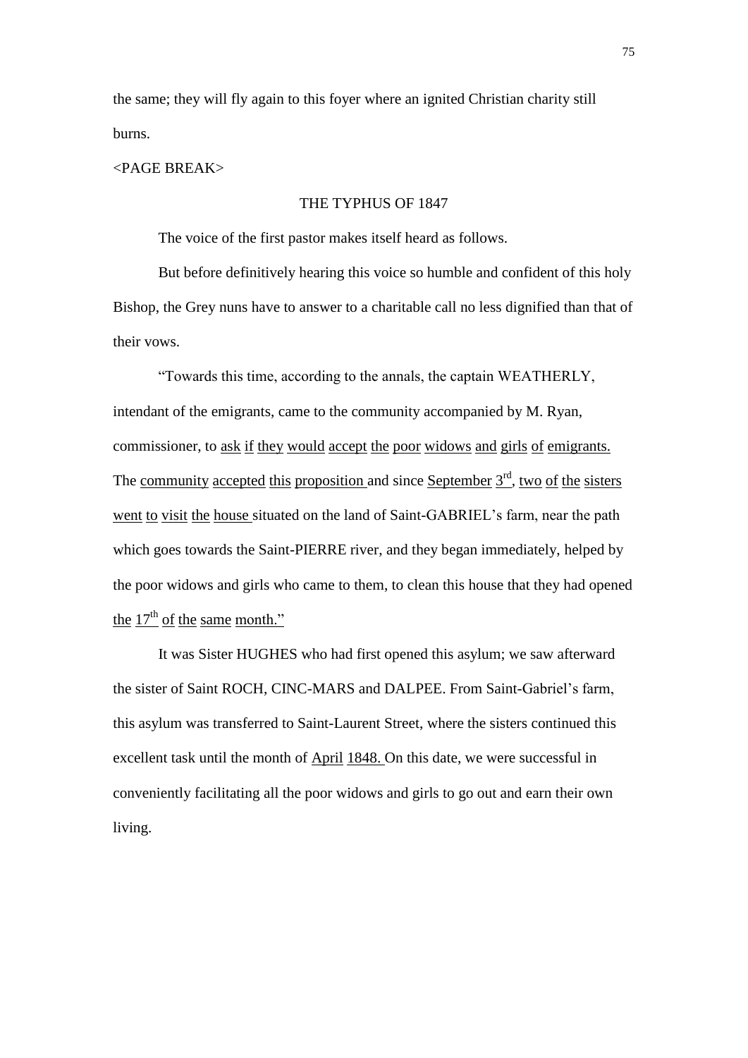the same; they will fly again to this foyer where an ignited Christian charity still burns.

<PAGE BREAK>

## THE TYPHUS OF 1847

The voice of the first pastor makes itself heard as follows.

But before definitively hearing this voice so humble and confident of this holy Bishop, the Grey nuns have to answer to a charitable call no less dignified than that of their vows.

"Towards this time, according to the annals, the captain WEATHERLY, intendant of the emigrants, came to the community accompanied by M. Ryan, commissioner, to <u>ask if they would accept the poor widows and girls of emigrants.</u> The <u>community accepted this proposition</u> and since <u>September 3rd, two of the sisters went to visit the house</u> situated on the land of Saint-GABRIEL's farm, near the path which goes towards the Saint-PIERRE river, and they began immediately, helped by the poor widows and girls who came to them, to clean this house that they had opened <u>the 17th of the same month."</u>

It was Sister HUGHES who had first opened this asylum; we saw afterward the sister of Saint ROCH, CINC-MARS and DALPEE. From Saint-Gabriel's farm, this asylum was transferred to Saint-Laurent Street, where the sisters continued this excellent task until the month of <u>April 1848.</u> On this date, we were successful in conveniently facilitating all the poor widows and girls to go out and earn their own living.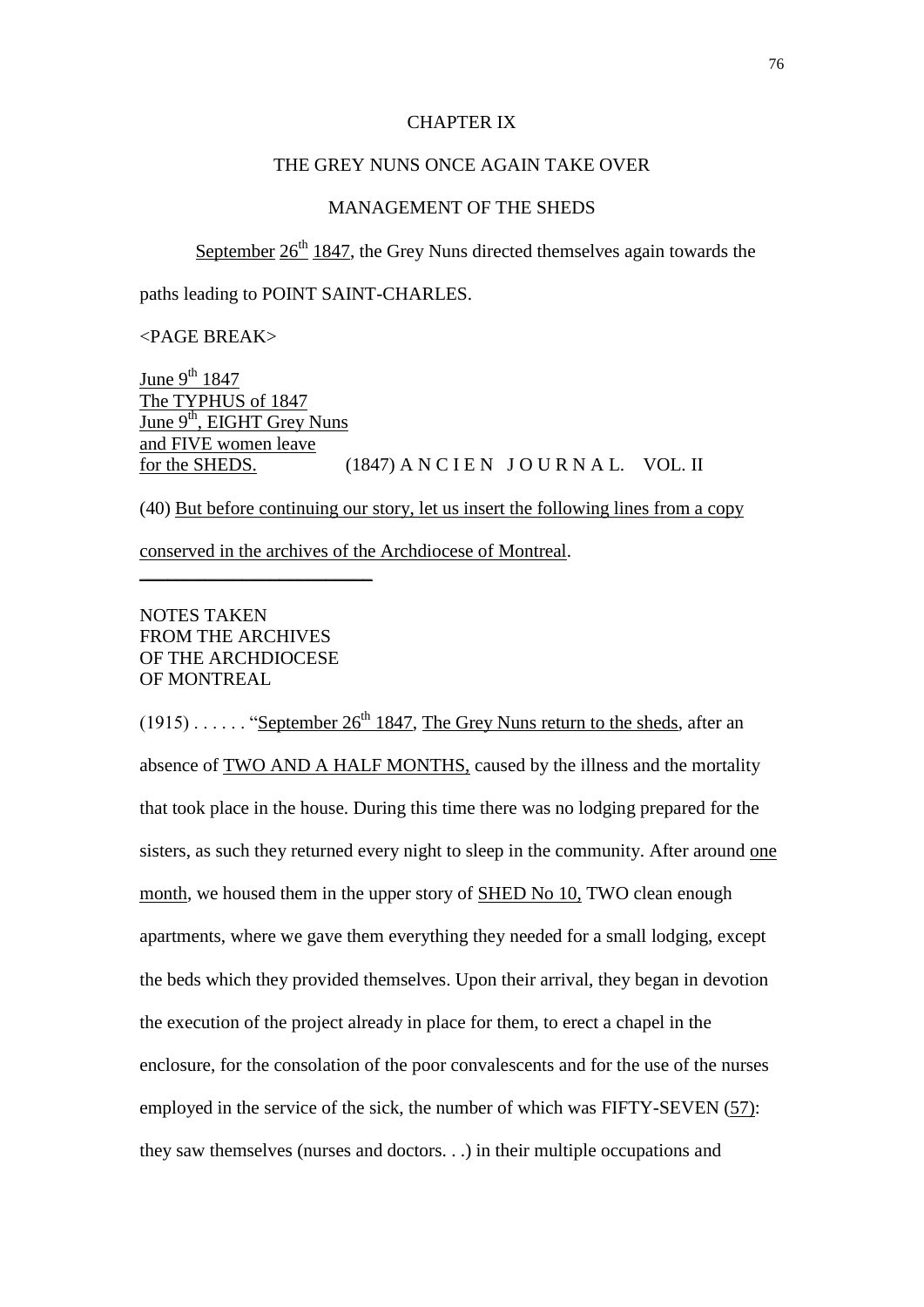# CHAPTER IX

## THE GREY NUNS ONCE AGAIN TAKE OVER

## MANAGEMENT OF THE SHEDS

September 26th 1847, the Grey Nuns directed themselves again towards the paths leading to POINT SAINT-CHARLES.

<PAGE BREAK>

June 9th 1847
The TYPHUS of 1847
June 9th, EIGHT Grey Nuns
and FIVE women leave
for the SHEDS. (1847) A N C I E N J O U R N A L. VOL. II

(40) But before continuing our story, let us insert the following lines from a copy conserved in the archives of the Archdiocese of Montreal.

---

NOTES TAKEN
FROM THE ARCHIVES
OF THE ARCHDIOCESE
OF MONTREAL

(1915) . . . . . . "September 26th 1847, The Grey Nuns return to the sheds, after an absence of TWO AND A HALF MONTHS, caused by the illness and the mortality that took place in the house. During this time there was no lodging prepared for the sisters, as such they returned every night to sleep in the community. After around one month, we housed them in the upper story of SHED No 10, TWO clean enough apartments, where we gave them everything they needed for a small lodging, except the beds which they provided themselves. Upon their arrival, they began in devotion the execution of the project already in place for them, to erect a chapel in the enclosure, for the consolation of the poor convalescents and for the use of the nurses employed in the service of the sick, the number of which was FIFTY-SEVEN (57): they saw themselves (nurses and doctors. . .) in their multiple occupations and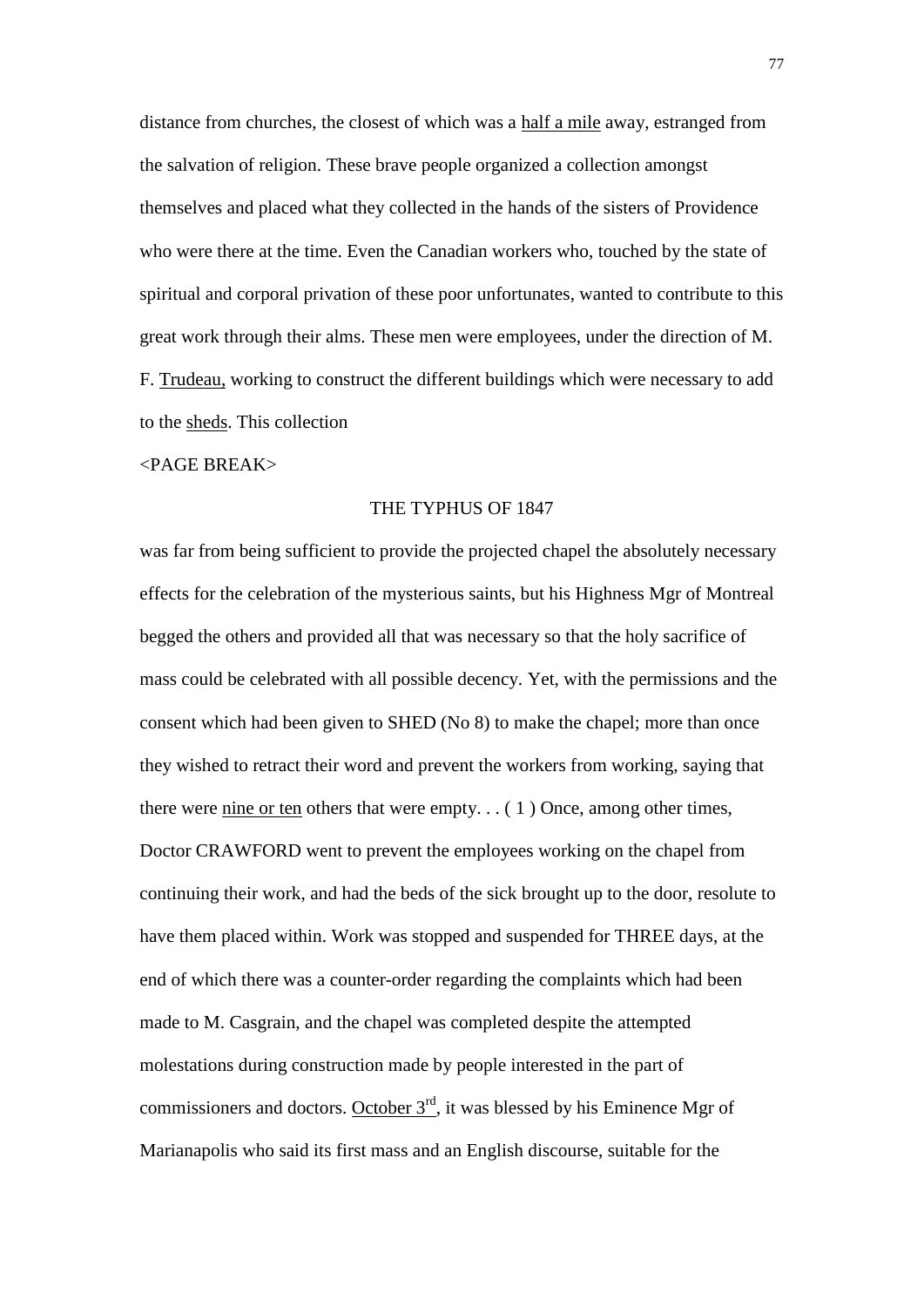distance from churches, the closest of which was a half a mile away, estranged from the salvation of religion. These brave people organized a collection amongst themselves and placed what they collected in the hands of the sisters of Providence who were there at the time. Even the Canadian workers who, touched by the state of spiritual and corporal privation of these poor unfortunates, wanted to contribute to this great work through their alms. These men were employees, under the direction of M. F. Trudeau, working to construct the different buildings which were necessary to add to the sheds. This collection

<PAGE BREAK>

THE TYPHUS OF 1847

was far from being sufficient to provide the projected chapel the absolutely necessary effects for the celebration of the mysterious saints, but his Highness Mgr of Montreal begged the others and provided all that was necessary so that the holy sacrifice of mass could be celebrated with all possible decency. Yet, with the permissions and the consent which had been given to SHED (No 8) to make the chapel; more than once they wished to retract their word and prevent the workers from working, saying that there were nine or ten others that were empty. . . ( 1 ) Once, among other times, Doctor CRAWFORD went to prevent the employees working on the chapel from continuing their work, and had the beds of the sick brought up to the door, resolute to have them placed within. Work was stopped and suspended for THREE days, at the end of which there was a counter-order regarding the complaints which had been made to M. Casgrain, and the chapel was completed despite the attempted molestations during construction made by people interested in the part of commissioners and doctors. October 3rd, it was blessed by his Eminence Mgr of Marianapolis who said its first mass and an English discourse, suitable for the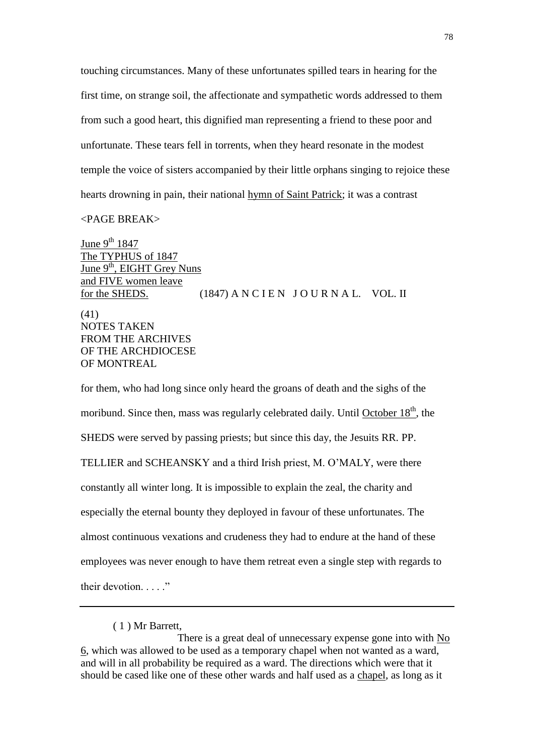touching circumstances. Many of these unfortunates spilled tears in hearing for the first time, on strange soil, the affectionate and sympathetic words addressed to them from such a good heart, this dignified man representing a friend to these poor and unfortunate. These tears fell in torrents, when they heard resonate in the modest temple the voice of sisters accompanied by their little orphans singing to rejoice these hearts drowning in pain, their national <u>hymn of Saint Patrick</u>; it was a contrast

<PAGE BREAK>

<u>June 9th 1847</u>
<u>The TYPHUS of 1847</u>
<u>June 9th, EIGHT Grey Nuns</u>
<u>and FIVE women leave</u>
<u>for the SHEDS.</u> (1847) A N C I E N J O U R N A L. VOL. II

(41)
NOTES TAKEN
FROM THE ARCHIVES
OF THE ARCHDIOCESE
OF MONTREAL

for them, who had long since only heard the groans of death and the sighs of the moribund. Since then, mass was regularly celebrated daily. Until <u>October 18th</u>, the SHEDS were served by passing priests; but since this day, the Jesuits RR. PP. TELLIER and SCHEANSKY and a third Irish priest, M. O'MALY, were there constantly all winter long. It is impossible to explain the zeal, the charity and especially the eternal bounty they deployed in favour of these unfortunates. The almost continuous vexations and crudeness they had to endure at the hand of these employees was never enough to have them retreat even a single step with regards to their devotion. . . . ."

---

( 1 ) Mr Barrett,

There is a great deal of unnecessary expense gone into with <u>No 6</u>, which was allowed to be used as a temporary chapel when not wanted as a ward, and will in all probability be required as a ward. The directions which were that it should be cased like one of these other wards and half used as a <u>chapel</u>, as long as it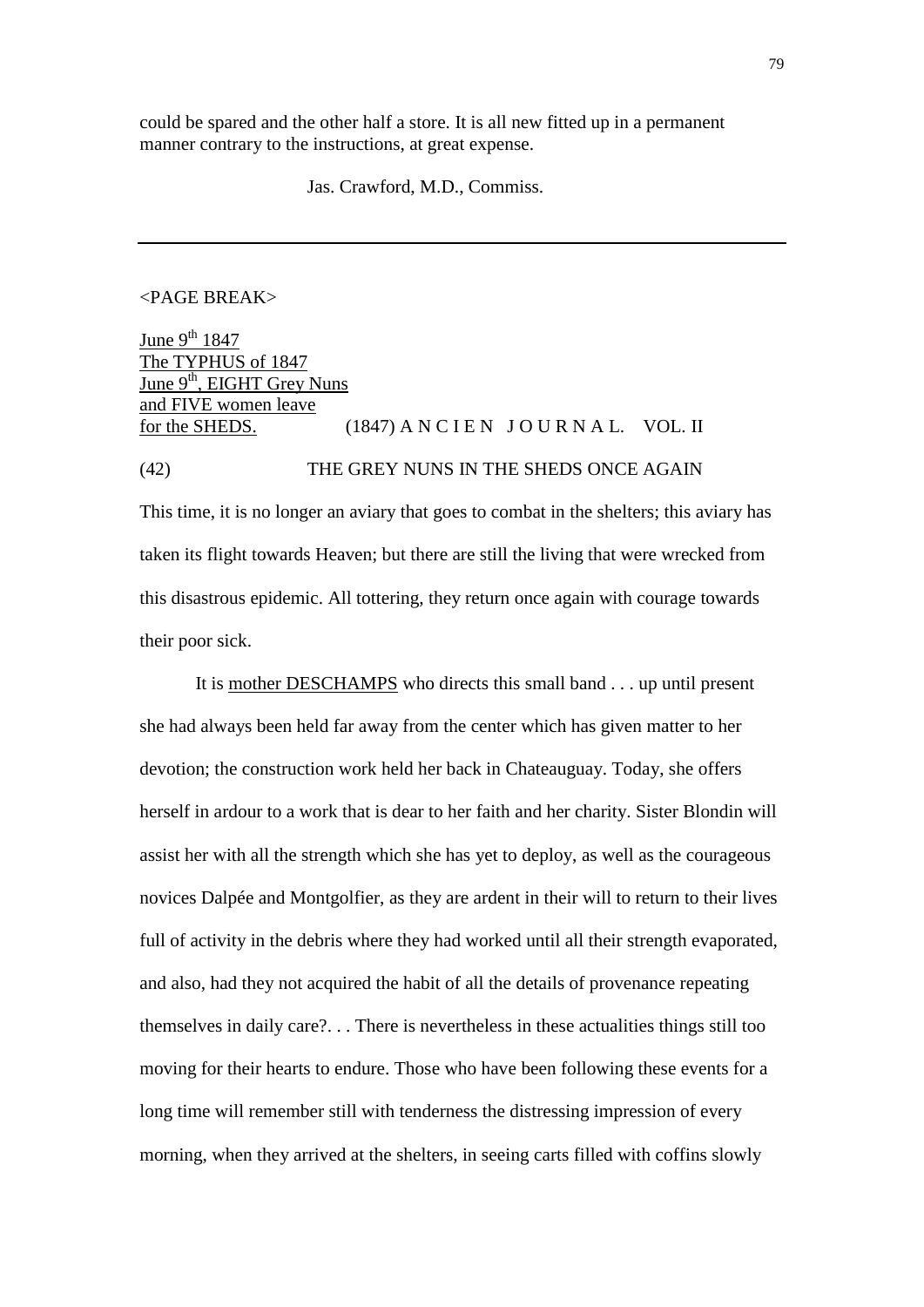could be spared and the other half a store. It is all new fitted up in a permanent manner contrary to the instructions, at great expense.

Jas. Crawford, M.D., Commiss.

---

<PAGE BREAK>

June 9th 1847
The TYPHUS of 1847
June 9th, EIGHT Grey Nuns
and FIVE women leave
for the SHEDS.

(1847) A N C I E N J O U R N A L. VOL. II

(42) THE GREY NUNS IN THE SHEDS ONCE AGAIN

This time, it is no longer an aviary that goes to combat in the shelters; this aviary has taken its flight towards Heaven; but there are still the living that were wrecked from this disastrous epidemic. All tottering, they return once again with courage towards their poor sick.

It is mother DESCHAMPS who directs this small band . . . up until present she had always been held far away from the center which has given matter to her devotion; the construction work held her back in Chateauguay. Today, she offers herself in ardour to a work that is dear to her faith and her charity. Sister Blondin will assist her with all the strength which she has yet to deploy, as well as the courageous novices Dalpée and Montgolfier, as they are ardent in their will to return to their lives full of activity in the debris where they had worked until all their strength evaporated, and also, had they not acquired the habit of all the details of provenance repeating themselves in daily care?. . . There is nevertheless in these actualities things still too moving for their hearts to endure. Those who have been following these events for a long time will remember still with tenderness the distressing impression of every morning, when they arrived at the shelters, in seeing carts filled with coffins slowly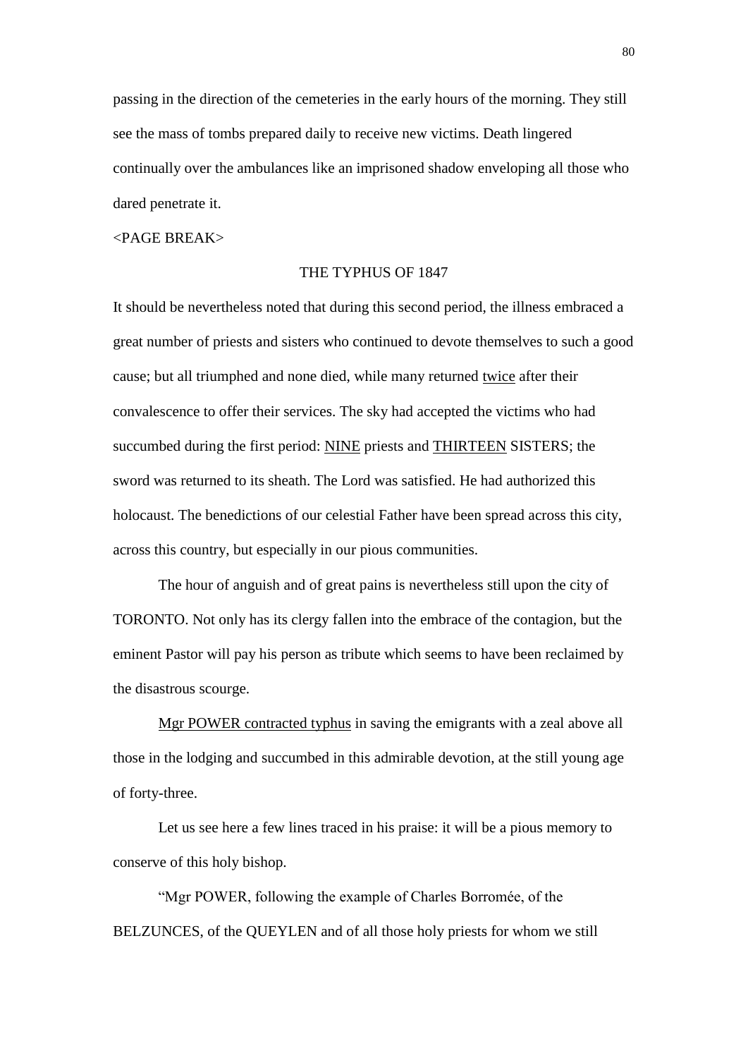passing in the direction of the cemeteries in the early hours of the morning. They still see the mass of tombs prepared daily to receive new victims. Death lingered continually over the ambulances like an imprisoned shadow enveloping all those who dared penetrate it.

<PAGE BREAK>

## THE TYPHUS OF 1847

It should be nevertheless noted that during this second period, the illness embraced a great number of priests and sisters who continued to devote themselves to such a good cause; but all triumphed and none died, while many returned twice after their convalescence to offer their services. The sky had accepted the victims who had succumbed during the first period: NINE priests and THIRTEEN SISTERS; the sword was returned to its sheath. The Lord was satisfied. He had authorized this holocaust. The benedictions of our celestial Father have been spread across this city, across this country, but especially in our pious communities.

The hour of anguish and of great pains is nevertheless still upon the city of TORONTO. Not only has its clergy fallen into the embrace of the contagion, but the eminent Pastor will pay his person as tribute which seems to have been reclaimed by the disastrous scourge.

Mgr POWER contracted typhus in saving the emigrants with a zeal above all those in the lodging and succumbed in this admirable devotion, at the still young age of forty-three.

Let us see here a few lines traced in his praise: it will be a pious memory to conserve of this holy bishop.

"Mgr POWER, following the example of Charles Borromée, of the BELZUNCES, of the QUEYLEN and of all those holy priests for whom we still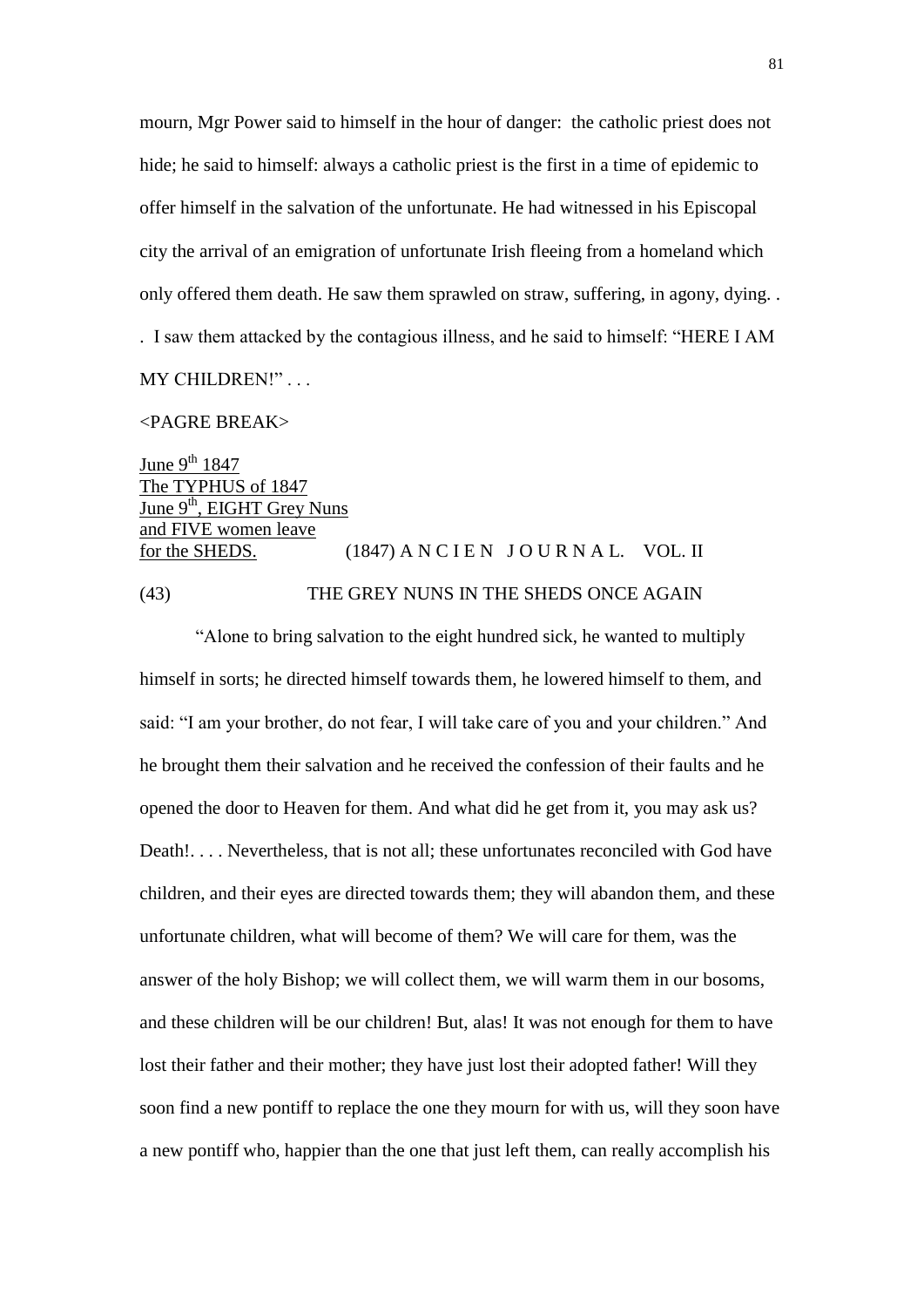mourn, Mgr Power said to himself in the hour of danger: the catholic priest does not hide; he said to himself: always a catholic priest is the first in a time of epidemic to offer himself in the salvation of the unfortunate. He had witnessed in his Episcopal city the arrival of an emigration of unfortunate Irish fleeing from a homeland which only offered them death. He saw them sprawled on straw, suffering, in agony, dying. . . I saw them attacked by the contagious illness, and he said to himself: "HERE I AM MY CHILDREN!" . . .

<PAGRE BREAK>

<u>June 9th 1847</u>
<u>The TYPHUS of 1847</u>
<u>June 9th, EIGHT Grey Nuns</u>
<u>and FIVE women leave</u>
<u>for the SHEDS.</u> (1847) A N C I E N J O U R N A L. VOL. II

(43) THE GREY NUNS IN THE SHEDS ONCE AGAIN

"Alone to bring salvation to the eight hundred sick, he wanted to multiply himself in sorts; he directed himself towards them, he lowered himself to them, and said: "I am your brother, do not fear, I will take care of you and your children." And he brought them their salvation and he received the confession of their faults and he opened the door to Heaven for them. And what did he get from it, you may ask us? Death!. . . . Nevertheless, that is not all; these unfortunates reconciled with God have children, and their eyes are directed towards them; they will abandon them, and these unfortunate children, what will become of them? We will care for them, was the answer of the holy Bishop; we will collect them, we will warm them in our bosoms, and these children will be our children! But, alas! It was not enough for them to have lost their father and their mother; they have just lost their adopted father! Will they soon find a new pontiff to replace the one they mourn for with us, will they soon have a new pontiff who, happier than the one that just left them, can really accomplish his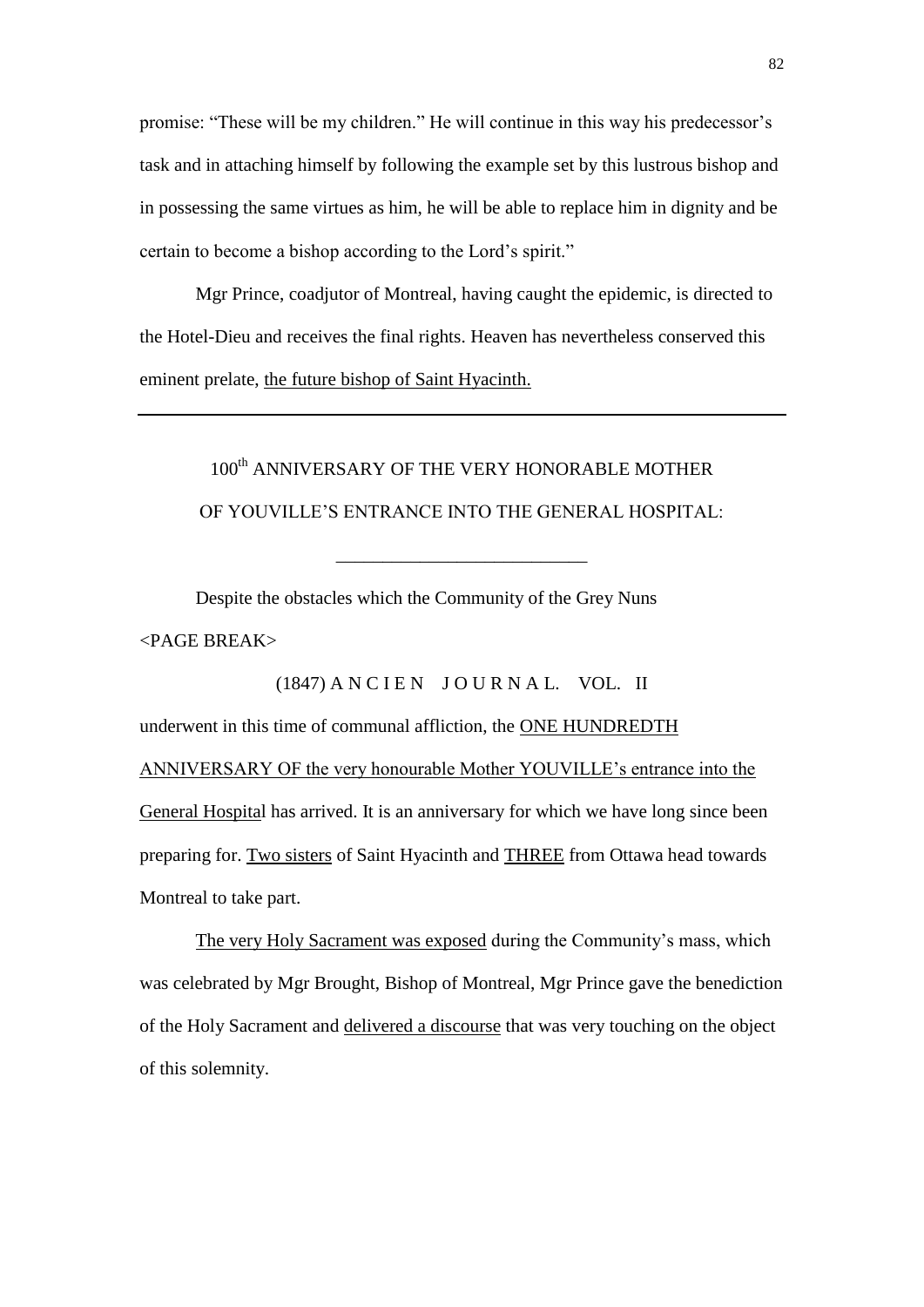promise: "These will be my children." He will continue in this way his predecessor's task and in attaching himself by following the example set by this lustrous bishop and in possessing the same virtues as him, he will be able to replace him in dignity and be certain to become a bishop according to the Lord's spirit."

Mgr Prince, coadjutor of Montreal, having caught the epidemic, is directed to the Hotel-Dieu and receives the final rights. Heaven has nevertheless conserved this eminent prelate, <u>the future bishop of Saint Hyacinth.</u>

---

## 100th ANNIVERSARY OF THE VERY HONORABLE MOTHER OF YOUVILLE'S ENTRANCE INTO THE GENERAL HOSPITAL:

---

Despite the obstacles which the Community of the Grey Nuns

<PAGE BREAK>

(1847) A N C I E N J O U R N A L. VOL. II

underwent in this time of communal affliction, the <u>ONE HUNDREDTH ANNIVERSARY OF the very honourable Mother YOUVILLE's entrance into the General Hospital</u> has arrived. It is an anniversary for which we have long since been preparing for. <u>Two sisters</u> of Saint Hyacinth and <u>THREE</u> from Ottawa head towards Montreal to take part.

<u>The very Holy Sacrament was exposed</u> during the Community's mass, which was celebrated by Mgr Brought, Bishop of Montreal, Mgr Prince gave the benediction of the Holy Sacrament and <u>delivered a discourse</u> that was very touching on the object of this solemnity.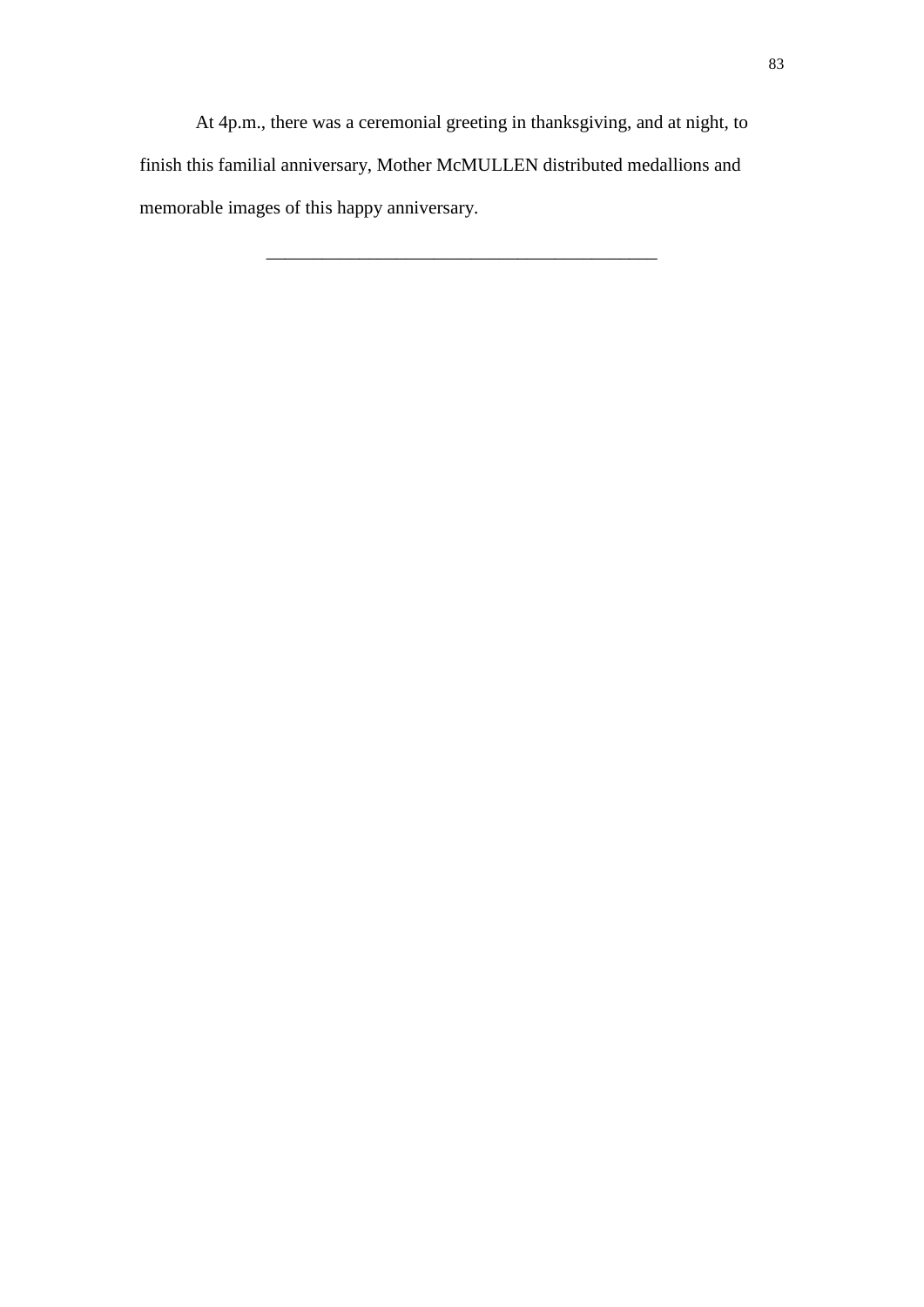At 4p.m., there was a ceremonial greeting in thanksgiving, and at night, to finish this familial anniversary, Mother McMULLEN distributed medallions and memorable images of this happy anniversary.

---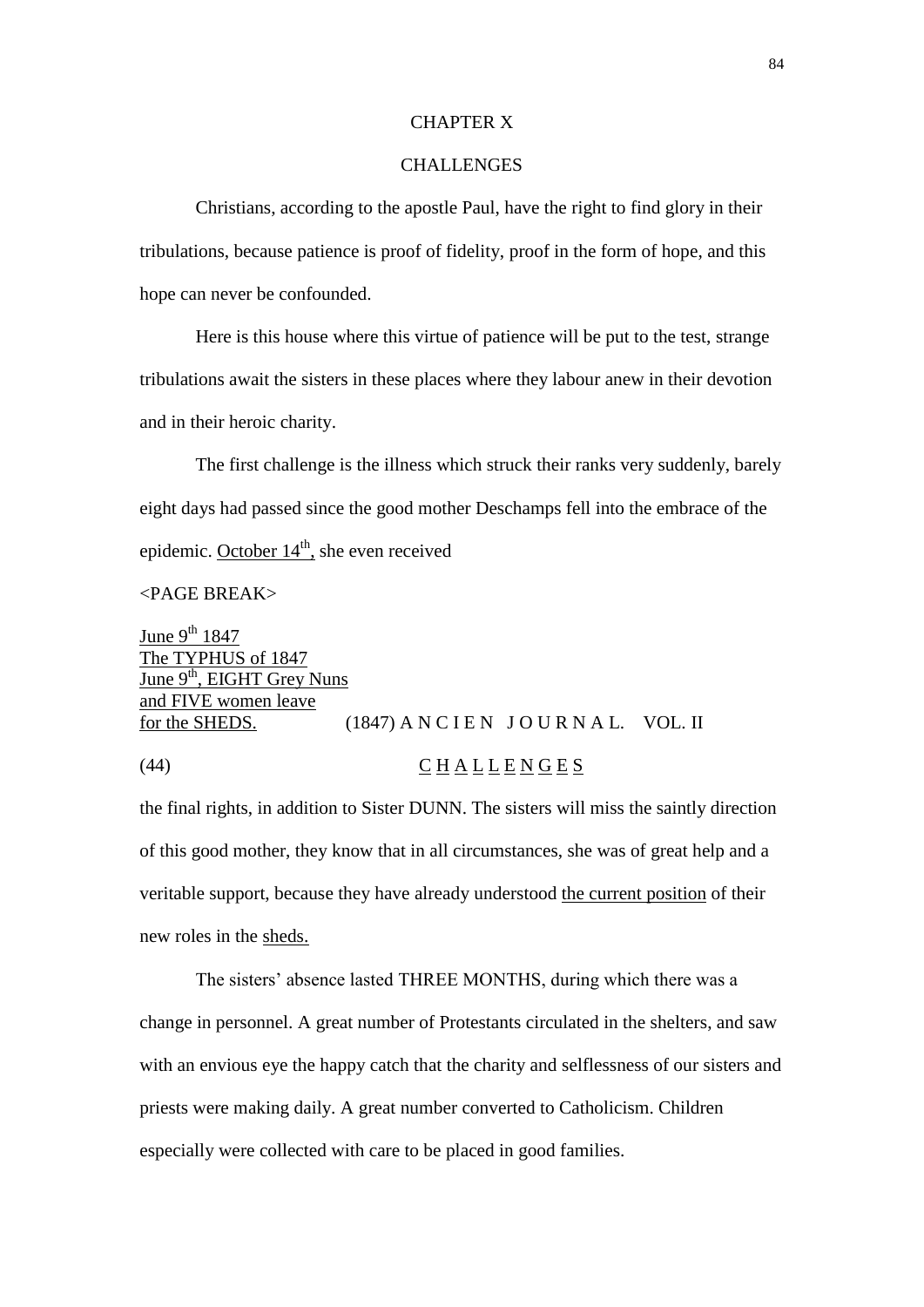# CHAPTER X

## CHALLENGES

Christians, according to the apostle Paul, have the right to find glory in their tribulations, because patience is proof of fidelity, proof in the form of hope, and this hope can never be confounded.

Here is this house where this virtue of patience will be put to the test, strange tribulations await the sisters in these places where they labour anew in their devotion and in their heroic charity.

The first challenge is the illness which struck their ranks very suddenly, barely eight days had passed since the good mother Deschamps fell into the embrace of the epidemic. October 14th, she even received

<PAGE BREAK>

June 9th 1847
The TYPHUS of 1847
June 9th, EIGHT Grey Nuns
and FIVE women leave
for the SHEDS. (1847) A N C I E N J O U R N A L. VOL. II

(44) C H A L L E N G E S

the final rights, in addition to Sister DUNN. The sisters will miss the saintly direction of this good mother, they know that in all circumstances, she was of great help and a veritable support, because they have already understood the current position of their new roles in the sheds.

The sisters' absence lasted THREE MONTHS, during which there was a change in personnel. A great number of Protestants circulated in the shelters, and saw with an envious eye the happy catch that the charity and selflessness of our sisters and priests were making daily. A great number converted to Catholicism. Children especially were collected with care to be placed in good families.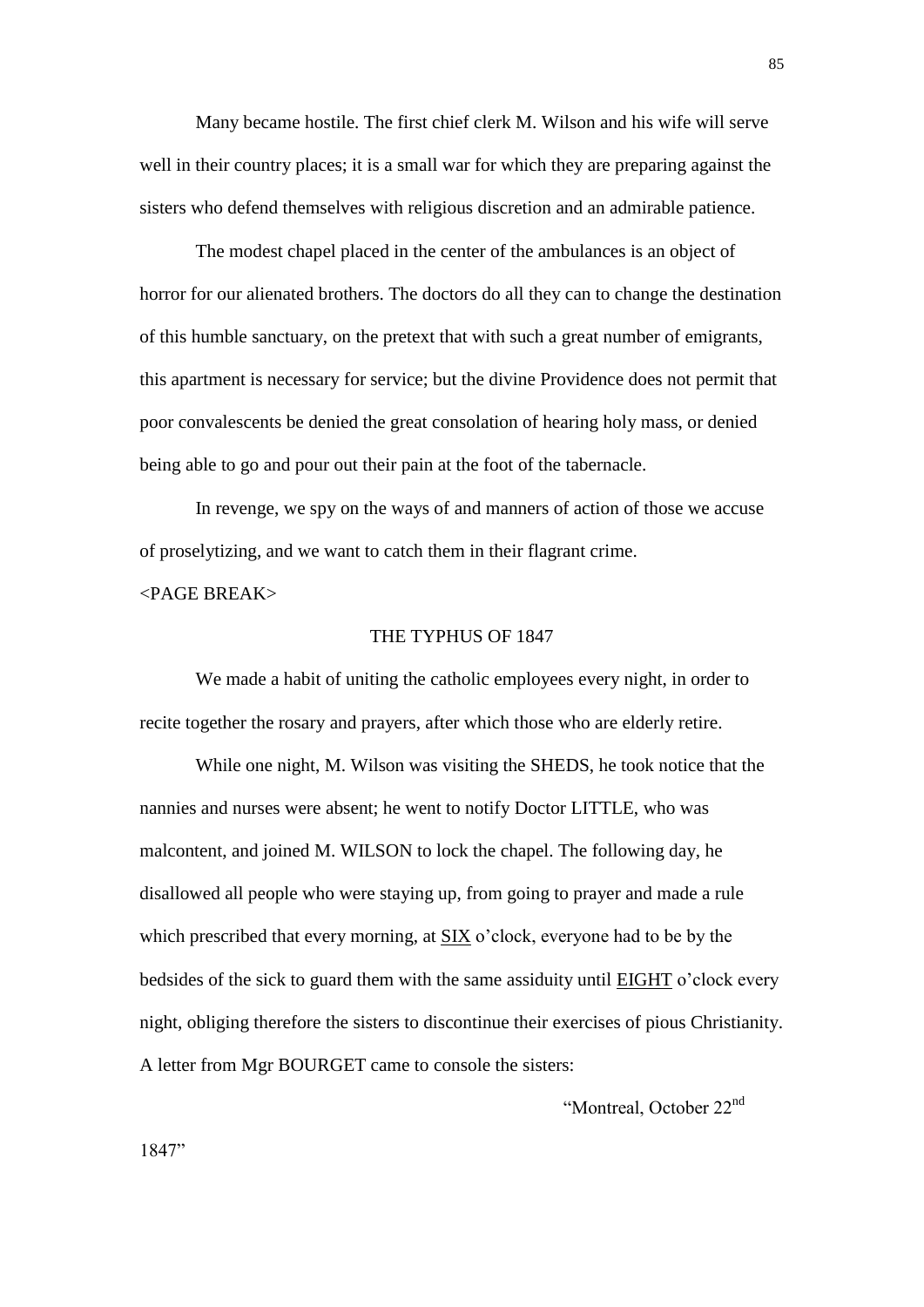Many became hostile. The first chief clerk M. Wilson and his wife will serve well in their country places; it is a small war for which they are preparing against the sisters who defend themselves with religious discretion and an admirable patience.

The modest chapel placed in the center of the ambulances is an object of horror for our alienated brothers. The doctors do all they can to change the destination of this humble sanctuary, on the pretext that with such a great number of emigrants, this apartment is necessary for service; but the divine Providence does not permit that poor convalescents be denied the great consolation of hearing holy mass, or denied being able to go and pour out their pain at the foot of the tabernacle.

In revenge, we spy on the ways of and manners of action of those we accuse of proselytizing, and we want to catch them in their flagrant crime.

<PAGE BREAK>

## THE TYPHUS OF 1847

We made a habit of uniting the catholic employees every night, in order to recite together the rosary and prayers, after which those who are elderly retire.

While one night, M. Wilson was visiting the SHEDS, he took notice that the nannies and nurses were absent; he went to notify Doctor LITTLE, who was malcontent, and joined M. WILSON to lock the chapel. The following day, he disallowed all people who were staying up, from going to prayer and made a rule which prescribed that every morning, at SIX o'clock, everyone had to be by the bedsides of the sick to guard them with the same assiduity until EIGHT o'clock every night, obliging therefore the sisters to discontinue their exercises of pious Christianity. A letter from Mgr BOURGET came to console the sisters:

"Montreal, October 22nd 1847"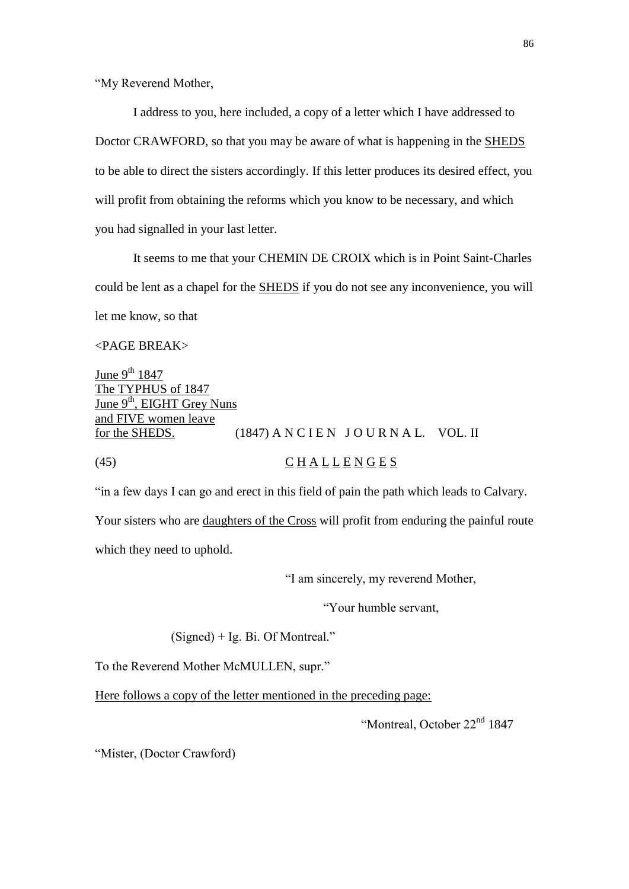"My Reverend Mother,

I address to you, here included, a copy of a letter which I have addressed to Doctor CRAWFORD, so that you may be aware of what is happening in the <u>SHEDS</u> to be able to direct the sisters accordingly. If this letter produces its desired effect, you will profit from obtaining the reforms which you know to be necessary, and which you had signalled in your last letter.

It seems to me that your CHEMIN DE CROIX which is in Point Saint-Charles could be lent as a chapel for the <u>SHEDS</u> if you do not see any inconvenience, you will let me know, so that

<PAGE BREAK>

<u>June 9th 1847</u>
<u>The TYPHUS of 1847</u>
<u>June 9th, EIGHT Grey Nuns and FIVE women leave for the SHEDS.</u>

(1847) A N C I E N J O U R N A L. VOL. II

(45) <u>C H A L L E N G E S</u>

"in a few days I can go and erect in this field of pain the path which leads to Calvary. Your sisters who are <u>daughters of the Cross</u> will profit from enduring the painful route which they need to uphold.

"I am sincerely, my reverend Mother,

"Your humble servant,

(Signed) + Ig. Bi. Of Montreal."

To the Reverend Mother McMULLEN, supr."

<u>Here follows a copy of the letter mentioned in the preceding page:</u>

"Montreal, October 22nd 1847

"Mister, (Doctor Crawford)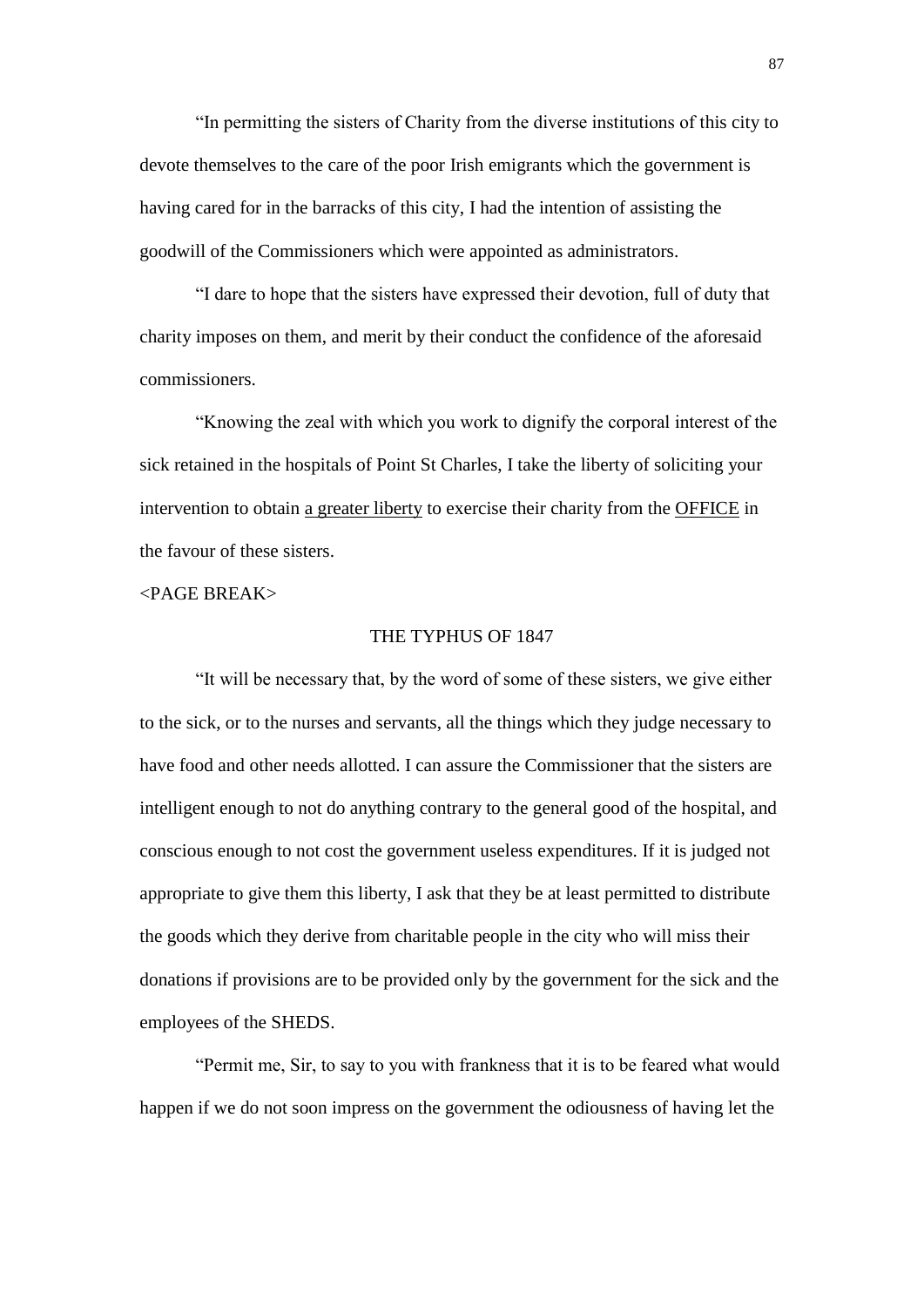“In permitting the sisters of Charity from the diverse institutions of this city to devote themselves to the care of the poor Irish emigrants which the government is having cared for in the barracks of this city, I had the intention of assisting the goodwill of the Commissioners which were appointed as administrators.

“I dare to hope that the sisters have expressed their devotion, full of duty that charity imposes on them, and merit by their conduct the confidence of the aforesaid commissioners.

“Knowing the zeal with which you work to dignify the corporal interest of the sick retained in the hospitals of Point St Charles, I take the liberty of soliciting your intervention to obtain <u>a greater liberty</u> to exercise their charity from the <u>OFFICE</u> in the favour of these sisters.

<PAGE BREAK>

THE TYPHUS OF 1847

“It will be necessary that, by the word of some of these sisters, we give either to the sick, or to the nurses and servants, all the things which they judge necessary to have food and other needs allotted. I can assure the Commissioner that the sisters are intelligent enough to not do anything contrary to the general good of the hospital, and conscious enough to not cost the government useless expenditures. If it is judged not appropriate to give them this liberty, I ask that they be at least permitted to distribute the goods which they derive from charitable people in the city who will miss their donations if provisions are to be provided only by the government for the sick and the employees of the SHEDS.

“Permit me, Sir, to say to you with frankness that it is to be feared what would happen if we do not soon impress on the government the odiousness of having let the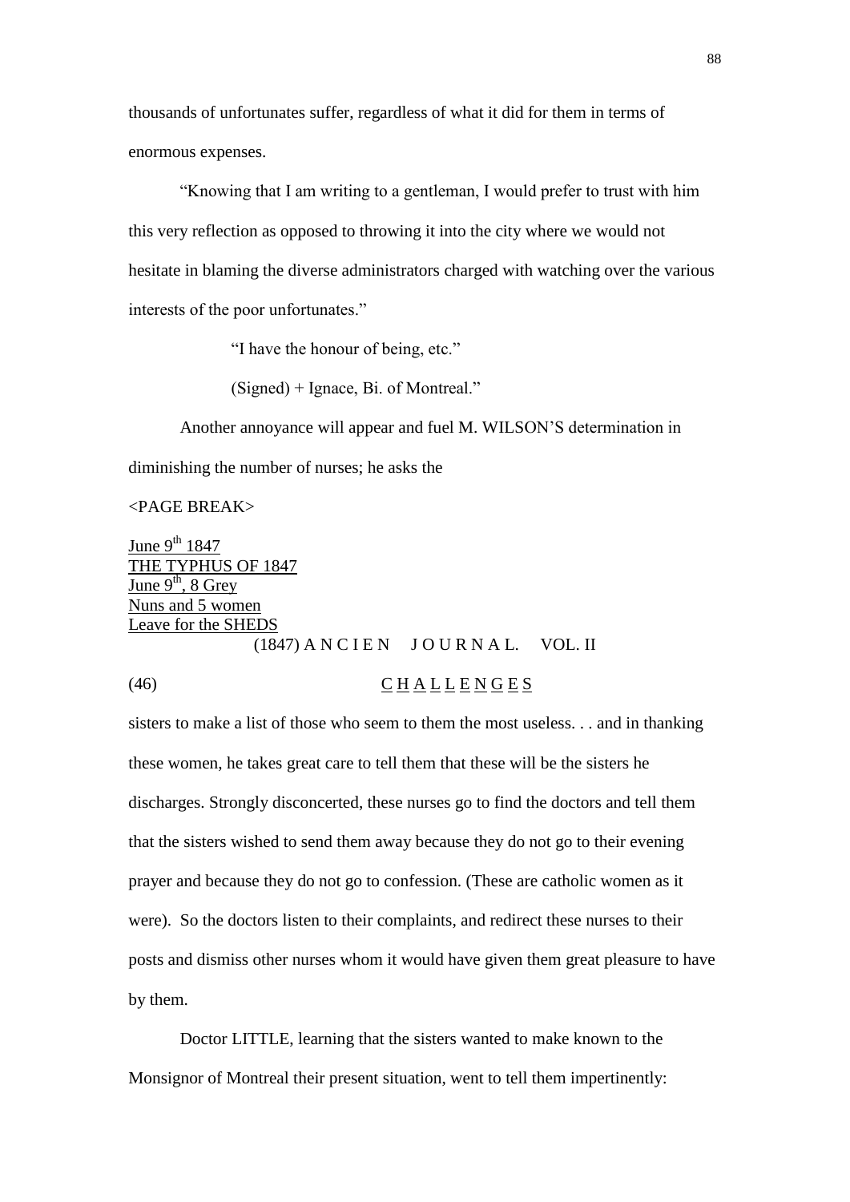thousands of unfortunates suffer, regardless of what it did for them in terms of enormous expenses.

"Knowing that I am writing to a gentleman, I would prefer to trust with him this very reflection as opposed to throwing it into the city where we would not hesitate in blaming the diverse administrators charged with watching over the various interests of the poor unfortunates."

"I have the honour of being, etc."

(Signed) + Ignace, Bi. of Montreal."

Another annoyance will appear and fuel M. WILSON'S determination in diminishing the number of nurses; he asks the

<PAGE BREAK>

June 9th 1847
THE TYPHUS OF 1847
June 9th, 8 Grey Nuns and 5 women Leave for the SHEDS

(1847) A N C I E N J O U R N A L. VOL. II

(46) C H A L L E N G E S

sisters to make a list of those who seem to them the most useless. . . and in thanking these women, he takes great care to tell them that these will be the sisters he discharges. Strongly disconcerted, these nurses go to find the doctors and tell them that the sisters wished to send them away because they do not go to their evening prayer and because they do not go to confession. (These are catholic women as it were). So the doctors listen to their complaints, and redirect these nurses to their posts and dismiss other nurses whom it would have given them great pleasure to have by them.

Doctor LITTLE, learning that the sisters wanted to make known to the Monsignor of Montreal their present situation, went to tell them impertinently: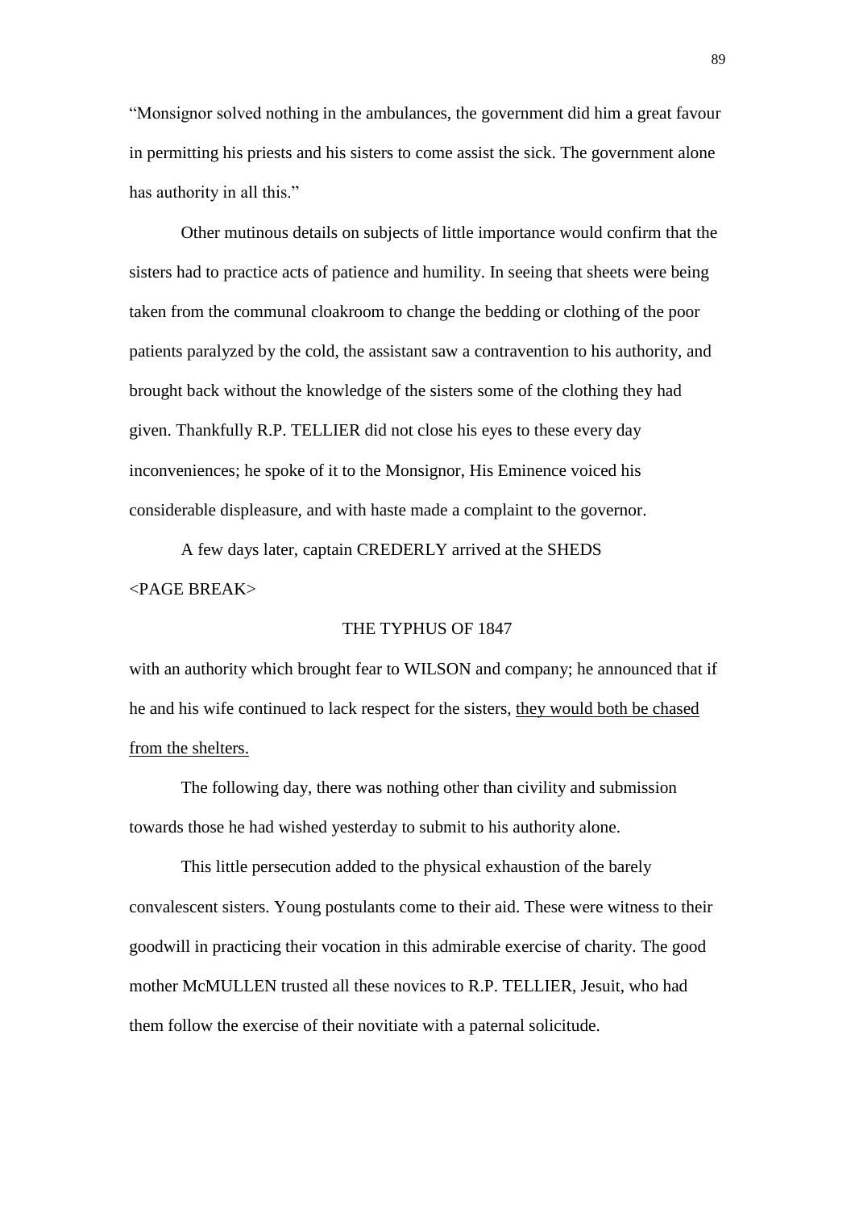"Monsignor solved nothing in the ambulances, the government did him a great favour in permitting his priests and his sisters to come assist the sick. The government alone has authority in all this."

Other mutinous details on subjects of little importance would confirm that the sisters had to practice acts of patience and humility. In seeing that sheets were being taken from the communal cloakroom to change the bedding or clothing of the poor patients paralyzed by the cold, the assistant saw a contravention to his authority, and brought back without the knowledge of the sisters some of the clothing they had given. Thankfully R.P. TELLIER did not close his eyes to these every day inconveniences; he spoke of it to the Monsignor, His Eminence voiced his considerable displeasure, and with haste made a complaint to the governor.

A few days later, captain CREDERLY arrived at the SHEDS

<PAGE BREAK>

THE TYPHUS OF 1847

with an authority which brought fear to WILSON and company; he announced that if he and his wife continued to lack respect for the sisters, <u>they would both be chased from the shelters.</u>

The following day, there was nothing other than civility and submission towards those he had wished yesterday to submit to his authority alone.

This little persecution added to the physical exhaustion of the barely convalescent sisters. Young postulants come to their aid. These were witness to their goodwill in practicing their vocation in this admirable exercise of charity. The good mother McMULLEN trusted all these novices to R.P. TELLIER, Jesuit, who had them follow the exercise of their novitiate with a paternal solicitude.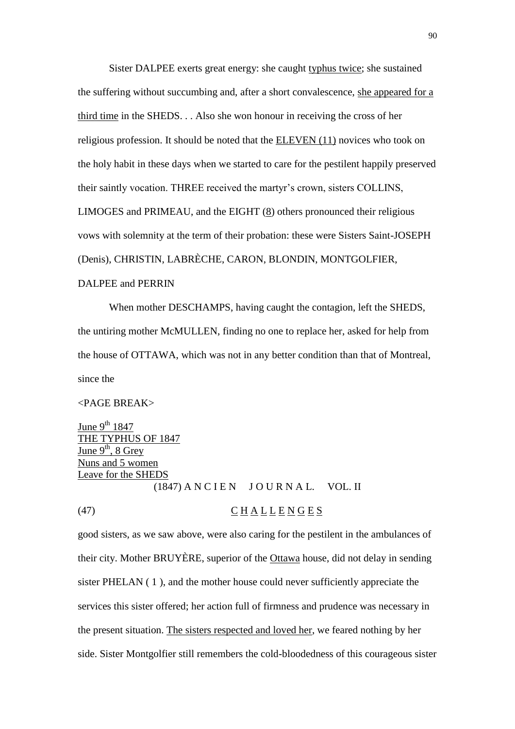Sister DALPEE exerts great energy: she caught typhus twice; she sustained the suffering without succumbing and, after a short convalescence, she appeared for a third time in the SHEDS. . . Also she won honour in receiving the cross of her religious profession. It should be noted that the ELEVEN (11) novices who took on the holy habit in these days when we started to care for the pestilent happily preserved their saintly vocation. THREE received the martyr's crown, sisters COLLINS, LIMOGES and PRIMEAU, and the EIGHT (8) others pronounced their religious vows with solemnity at the term of their probation: these were Sisters Saint-JOSEPH (Denis), CHRISTIN, LABRÈCHE, CARON, BLONDIN, MONTGOLFIER, DALPEE and PERRIN

When mother DESCHAMPS, having caught the contagion, left the SHEDS, the untiring mother McMULLEN, finding no one to replace her, asked for help from the house of OTTAWA, which was not in any better condition than that of Montreal, since the

<PAGE BREAK>

June 9th 1847
THE TYPHUS OF 1847
June 9th, 8 Grey Nuns and 5 women Leave for the SHEDS

(1847) A N C I E N J O U R N A L. VOL. II

(47) C H A L L E N G E S

good sisters, as we saw above, were also caring for the pestilent in the ambulances of their city. Mother BRUYÈRE, superior of the Ottawa house, did not delay in sending sister PHELAN ( 1 ), and the mother house could never sufficiently appreciate the services this sister offered; her action full of firmness and prudence was necessary in the present situation. The sisters respected and loved her, we feared nothing by her side. Sister Montgolfier still remembers the cold-bloodedness of this courageous sister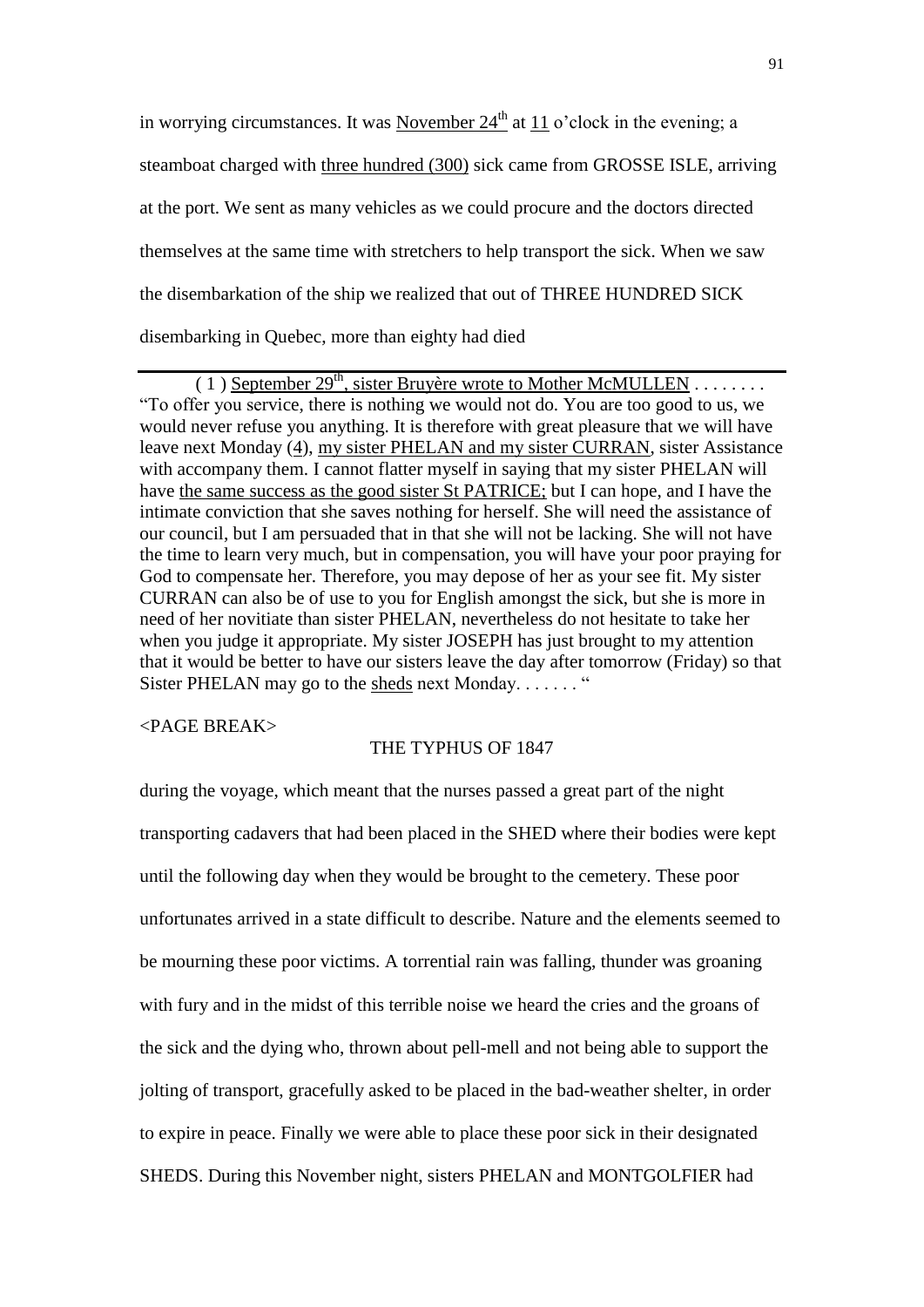in worrying circumstances. It was <u>November 24th</u> at <u>11</u> o'clock in the evening; a steamboat charged with <u>three hundred (300)</u> sick came from GROSSE ISLE, arriving at the port. We sent as many vehicles as we could procure and the doctors directed themselves at the same time with stretchers to help transport the sick. When we saw the disembarkation of the ship we realized that out of THREE HUNDRED SICK disembarking in Quebec, more than eighty had died

---

( 1 ) <u>September 29th, sister Bruyère wrote to Mother McMULLEN</u> . . . . . . . . "To offer you service, there is nothing we would not do. You are too good to us, we would never refuse you anything. It is therefore with great pleasure that we will have leave next Monday (<u>4</u>), <u>my sister PHELAN and my sister CURRAN</u>, sister Assistance with accompany them. I cannot flatter myself in saying that my sister PHELAN will have <u>the same success as the good sister St PATRICE;</u> but I can hope, and I have the intimate conviction that she saves nothing for herself. She will need the assistance of our council, but I am persuaded that in that she will not be lacking. She will not have the time to learn very much, but in compensation, you will have your poor praying for God to compensate her. Therefore, you may depose of her as your see fit. My sister CURRAN can also be of use to you for English amongst the sick, but she is more in need of her novitiate than sister PHELAN, nevertheless do not hesitate to take her when you judge it appropriate. My sister JOSEPH has just brought to my attention that it would be better to have our sisters leave the day after tomorrow (Friday) so that Sister PHELAN may go to the <u>sheds</u> next Monday. . . . . . . "

<PAGE BREAK>

THE TYPHUS OF 1847

during the voyage, which meant that the nurses passed a great part of the night transporting cadavers that had been placed in the SHED where their bodies were kept until the following day when they would be brought to the cemetery. These poor unfortunates arrived in a state difficult to describe. Nature and the elements seemed to be mourning these poor victims. A torrential rain was falling, thunder was groaning with fury and in the midst of this terrible noise we heard the cries and the groans of the sick and the dying who, thrown about pell-mell and not being able to support the jolting of transport, gracefully asked to be placed in the bad-weather shelter, in order to expire in peace. Finally we were able to place these poor sick in their designated SHEDS. During this November night, sisters PHELAN and MONTGOLFIER had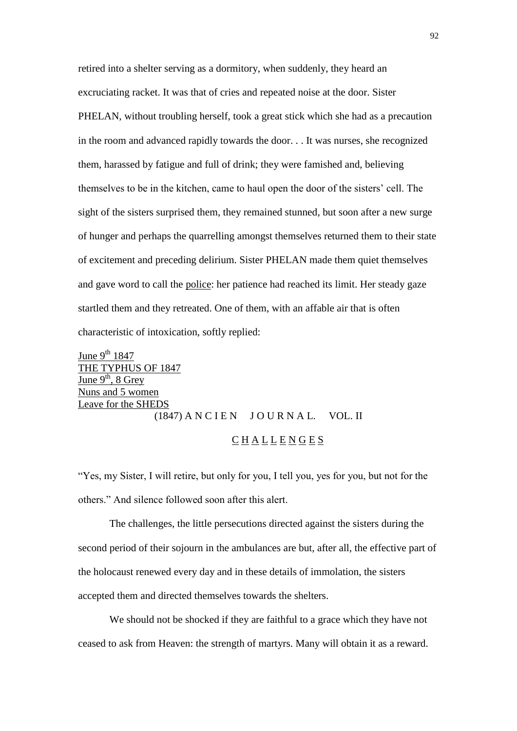retired into a shelter serving as a dormitory, when suddenly, they heard an excruciating racket. It was that of cries and repeated noise at the door. Sister PHELAN, without troubling herself, took a great stick which she had as a precaution in the room and advanced rapidly towards the door. . . It was nurses, she recognized them, harassed by fatigue and full of drink; they were famished and, believing themselves to be in the kitchen, came to haul open the door of the sisters' cell. The sight of the sisters surprised them, they remained stunned, but soon after a new surge of hunger and perhaps the quarrelling amongst themselves returned them to their state of excitement and preceding delirium. Sister PHELAN made them quiet themselves and gave word to call the <u>police</u>: her patience had reached its limit. Her steady gaze startled them and they retreated. One of them, with an affable air that is often characteristic of intoxication, softly replied:

<u>June 9th 1847</u>
<u>THE TYPHUS OF 1847</u>
<u>June 9th, 8 Grey</u>
<u>Nuns and 5 women</u>
<u>Leave for the SHEDS</u>

(1847) A N C I E N J O U R N A L. VOL. II

<u>C H A L L E N G E S</u>

"Yes, my Sister, I will retire, but only for you, I tell you, yes for you, but not for the others." And silence followed soon after this alert.

The challenges, the little persecutions directed against the sisters during the second period of their sojourn in the ambulances are but, after all, the effective part of the holocaust renewed every day and in these details of immolation, the sisters accepted them and directed themselves towards the shelters.

We should not be shocked if they are faithful to a grace which they have not ceased to ask from Heaven: the strength of martyrs. Many will obtain it as a reward.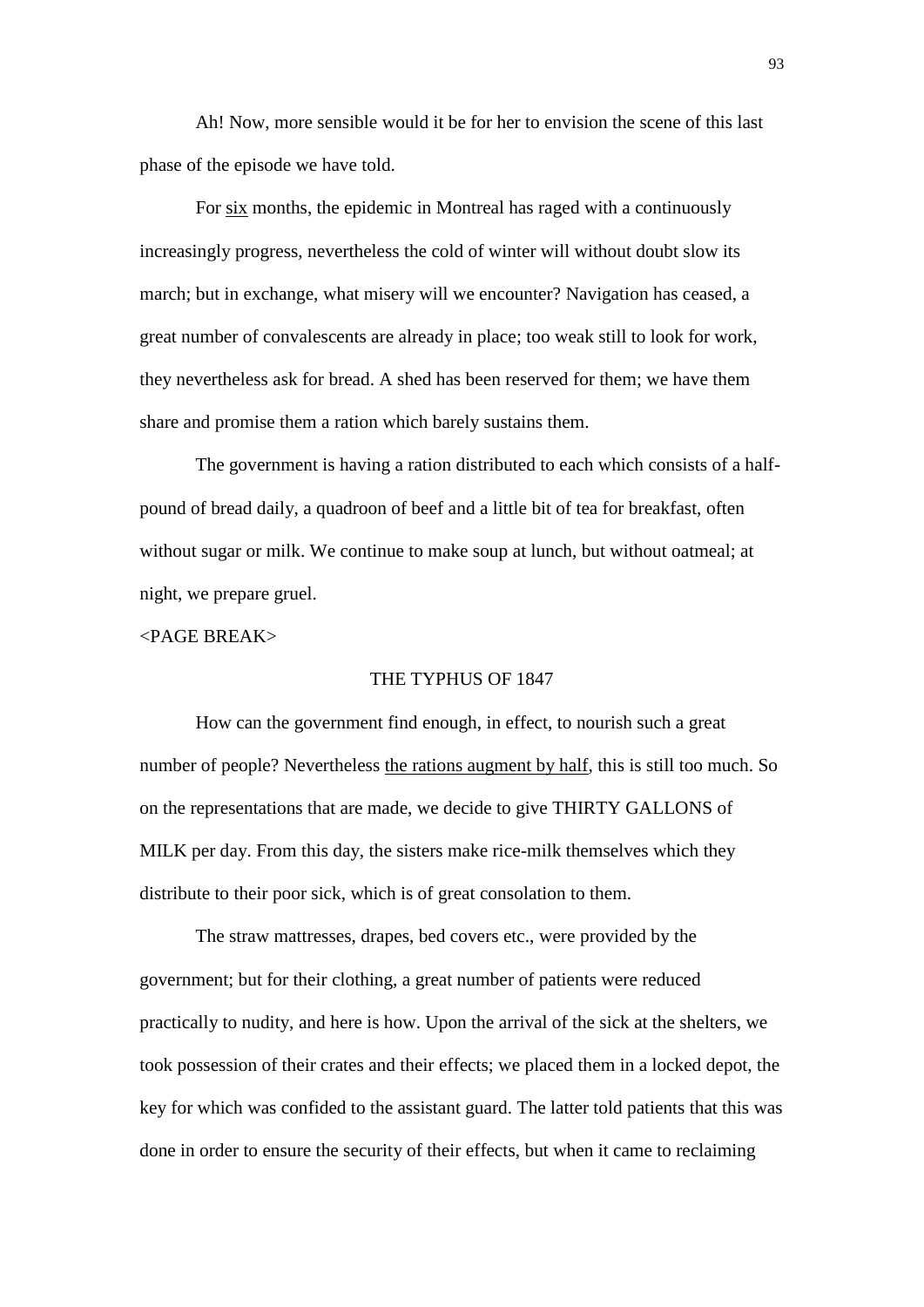Ah! Now, more sensible would it be for her to envision the scene of this last phase of the episode we have told.

For <u>six</u> months, the epidemic in Montreal has raged with a continuously increasingly progress, nevertheless the cold of winter will without doubt slow its march; but in exchange, what misery will we encounter? Navigation has ceased, a great number of convalescents are already in place; too weak still to look for work, they nevertheless ask for bread. A shed has been reserved for them; we have them share and promise them a ration which barely sustains them.

The government is having a ration distributed to each which consists of a half-pound of bread daily, a quadroon of beef and a little bit of tea for breakfast, often without sugar or milk. We continue to make soup at lunch, but without oatmeal; at night, we prepare gruel.

<PAGE BREAK>

THE TYPHUS OF 1847

How can the government find enough, in effect, to nourish such a great number of people? Nevertheless <u>the rations augment by half</u>, this is still too much. So on the representations that are made, we decide to give THIRTY GALLONS of MILK per day. From this day, the sisters make rice-milk themselves which they distribute to their poor sick, which is of great consolation to them.

The straw mattresses, drapes, bed covers etc., were provided by the government; but for their clothing, a great number of patients were reduced practically to nudity, and here is how. Upon the arrival of the sick at the shelters, we took possession of their crates and their effects; we placed them in a locked depot, the key for which was confided to the assistant guard. The latter told patients that this was done in order to ensure the security of their effects, but when it came to reclaiming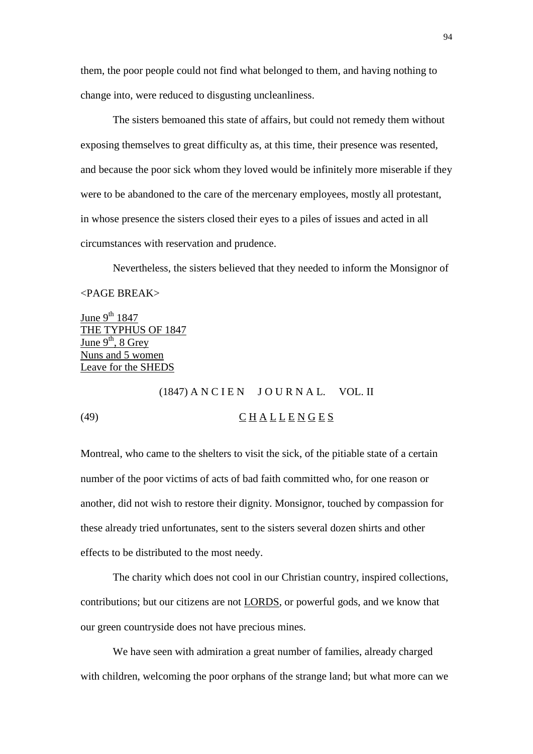them, the poor people could not find what belonged to them, and having nothing to change into, were reduced to disgusting uncleanliness.

The sisters bemoaned this state of affairs, but could not remedy them without exposing themselves to great difficulty as, at this time, their presence was resented, and because the poor sick whom they loved would be infinitely more miserable if they were to be abandoned to the care of the mercenary employees, mostly all protestant, in whose presence the sisters closed their eyes to a piles of issues and acted in all circumstances with reservation and prudence.

Nevertheless, the sisters believed that they needed to inform the Monsignor of

<PAGE BREAK>

<u>June 9th 1847</u>
<u>THE TYPHUS OF 1847</u>
<u>June 9th, 8 Grey</u>
<u>Nuns and 5 women</u>
<u>Leave for the SHEDS</u>

(1847) A N C I E N  J O U R N A L.  VOL. II

(49) <u>C H A L L E N G E S</u>

Montreal, who came to the shelters to visit the sick, of the pitiable state of a certain number of the poor victims of acts of bad faith committed who, for one reason or another, did not wish to restore their dignity. Monsignor, touched by compassion for these already tried unfortunates, sent to the sisters several dozen shirts and other effects to be distributed to the most needy.

The charity which does not cool in our Christian country, inspired collections, contributions; but our citizens are not <u>LORDS</u>, or powerful gods, and we know that our green countryside does not have precious mines.

We have seen with admiration a great number of families, already charged with children, welcoming the poor orphans of the strange land; but what more can we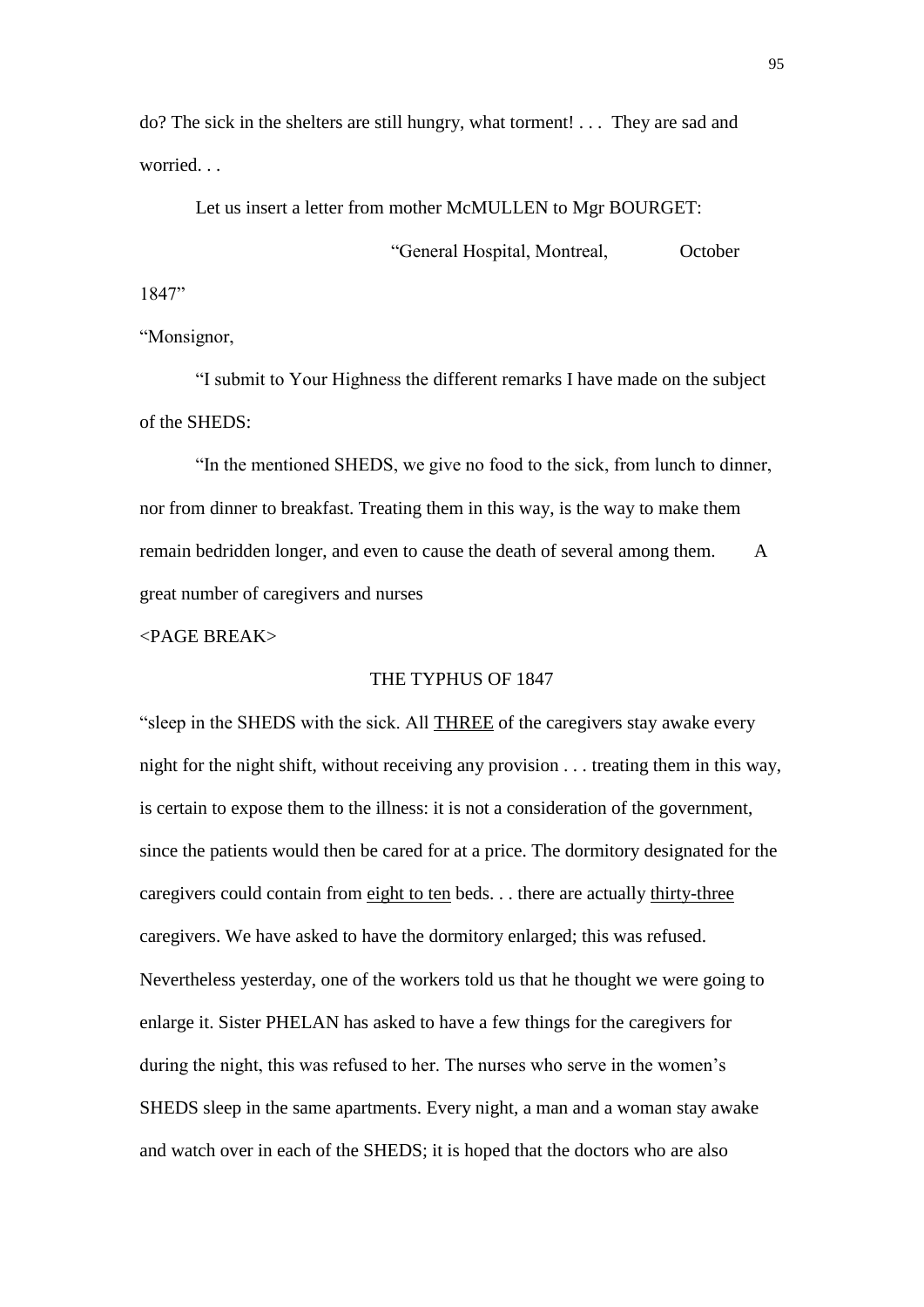do? The sick in the shelters are still hungry, what torment! . . . They are sad and worried. . .

Let us insert a letter from mother McMULLEN to Mgr BOURGET:

"General Hospital, Montreal, October 1847"

"Monsignor,

"I submit to Your Highness the different remarks I have made on the subject of the SHEDS:

"In the mentioned SHEDS, we give no food to the sick, from lunch to dinner, nor from dinner to breakfast. Treating them in this way, is the way to make them remain bedridden longer, and even to cause the death of several among them. A great number of caregivers and nurses

<PAGE BREAK>

THE TYPHUS OF 1847

"sleep in the SHEDS with the sick. All <u>THREE</u> of the caregivers stay awake every night for the night shift, without receiving any provision . . . treating them in this way, is certain to expose them to the illness: it is not a consideration of the government, since the patients would then be cared for at a price. The dormitory designated for the caregivers could contain from <u>eight to ten</u> beds. . . there are actually <u>thirty-three</u> caregivers. We have asked to have the dormitory enlarged; this was refused. Nevertheless yesterday, one of the workers told us that he thought we were going to enlarge it. Sister PHELAN has asked to have a few things for the caregivers for during the night, this was refused to her. The nurses who serve in the women's SHEDS sleep in the same apartments. Every night, a man and a woman stay awake and watch over in each of the SHEDS; it is hoped that the doctors who are also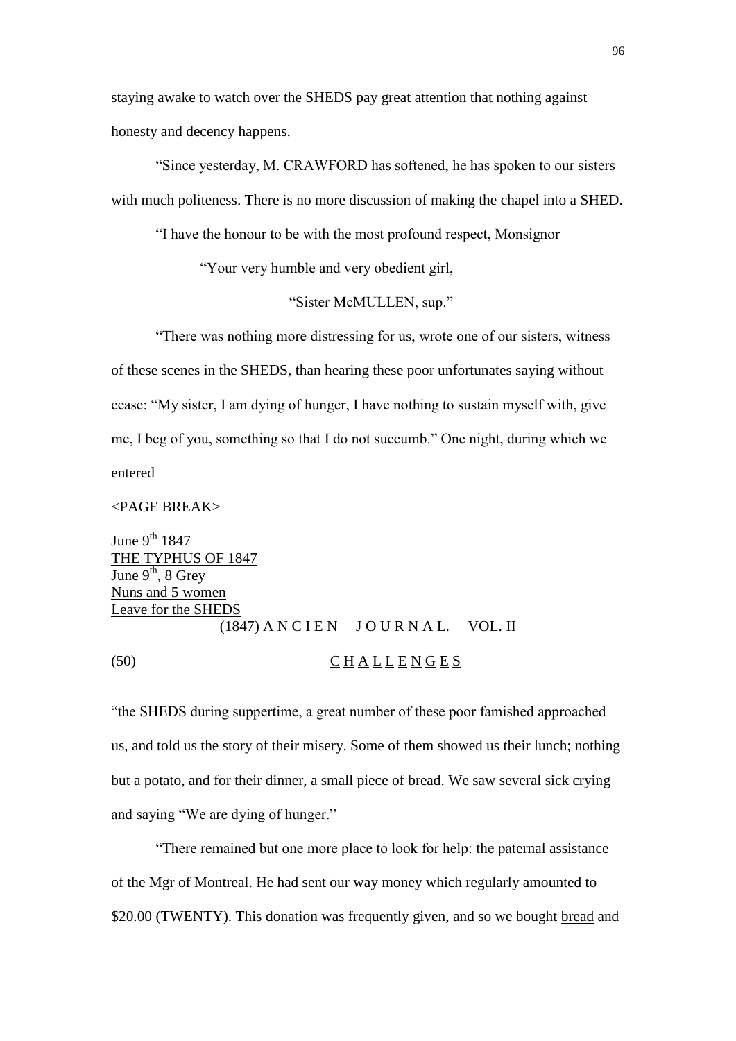staying awake to watch over the SHEDS pay great attention that nothing against honesty and decency happens.

"Since yesterday, M. CRAWFORD has softened, he has spoken to our sisters with much politeness. There is no more discussion of making the chapel into a SHED.

"I have the honour to be with the most profound respect, Monsignor

"Your very humble and very obedient girl,

"Sister McMULLEN, sup."

"There was nothing more distressing for us, wrote one of our sisters, witness of these scenes in the SHEDS, than hearing these poor unfortunates saying without cease: "My sister, I am dying of hunger, I have nothing to sustain myself with, give me, I beg of you, something so that I do not succumb." One night, during which we entered

<PAGE BREAK>

<u>June 9th 1847</u>
<u>THE TYPHUS OF 1847</u>
<u>June 9th, 8 Grey</u>
<u>Nuns and 5 women</u>
<u>Leave for the SHEDS</u>

(1847) A N C I E N J O U R N A L. VOL. II

(50) <u>C H A L L E N G E S</u>

"the SHEDS during suppertime, a great number of these poor famished approached us, and told us the story of their misery. Some of them showed us their lunch; nothing but a potato, and for their dinner, a small piece of bread. We saw several sick crying and saying "We are dying of hunger."

"There remained but one more place to look for help: the paternal assistance of the Mgr of Montreal. He had sent our way money which regularly amounted to $20.00 (TWENTY). This donation was frequently given, and so we bought <u>bread</u> and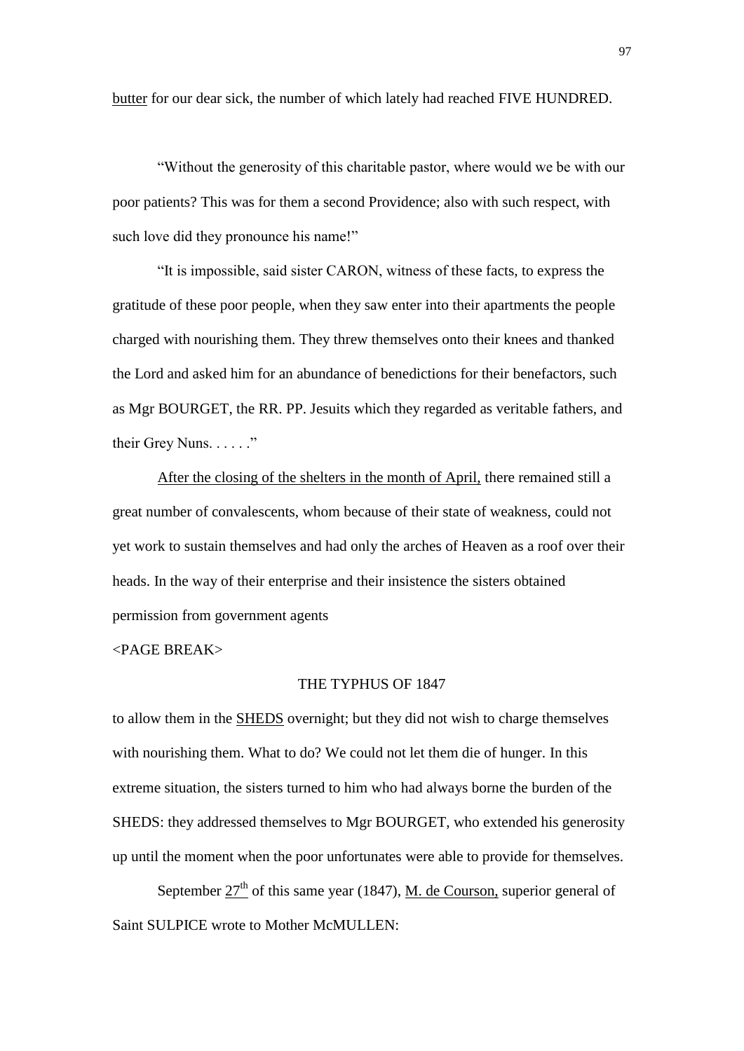<u>butter</u> for our dear sick, the number of which lately had reached FIVE HUNDRED.

"Without the generosity of this charitable pastor, where would we be with our poor patients? This was for them a second Providence; also with such respect, with such love did they pronounce his name!"

"It is impossible, said sister CARON, witness of these facts, to express the gratitude of these poor people, when they saw enter into their apartments the people charged with nourishing them. They threw themselves onto their knees and thanked the Lord and asked him for an abundance of benedictions for their benefactors, such as Mgr BOURGET, the RR. PP. Jesuits which they regarded as veritable fathers, and their Grey Nuns. . . . . ."

<u>After the closing of the shelters in the month of April,</u> there remained still a great number of convalescents, whom because of their state of weakness, could not yet work to sustain themselves and had only the arches of Heaven as a roof over their heads. In the way of their enterprise and their insistence the sisters obtained permission from government agents

<PAGE BREAK>

THE TYPHUS OF 1847

to allow them in the <u>SHEDS</u> overnight; but they did not wish to charge themselves with nourishing them. What to do? We could not let them die of hunger. In this extreme situation, the sisters turned to him who had always borne the burden of the SHEDS: they addressed themselves to Mgr BOURGET, who extended his generosity up until the moment when the poor unfortunates were able to provide for themselves.

September <u>27th</u> of this same year (1847), <u>M. de Courson,</u> superior general of Saint SULPICE wrote to Mother McMULLEN: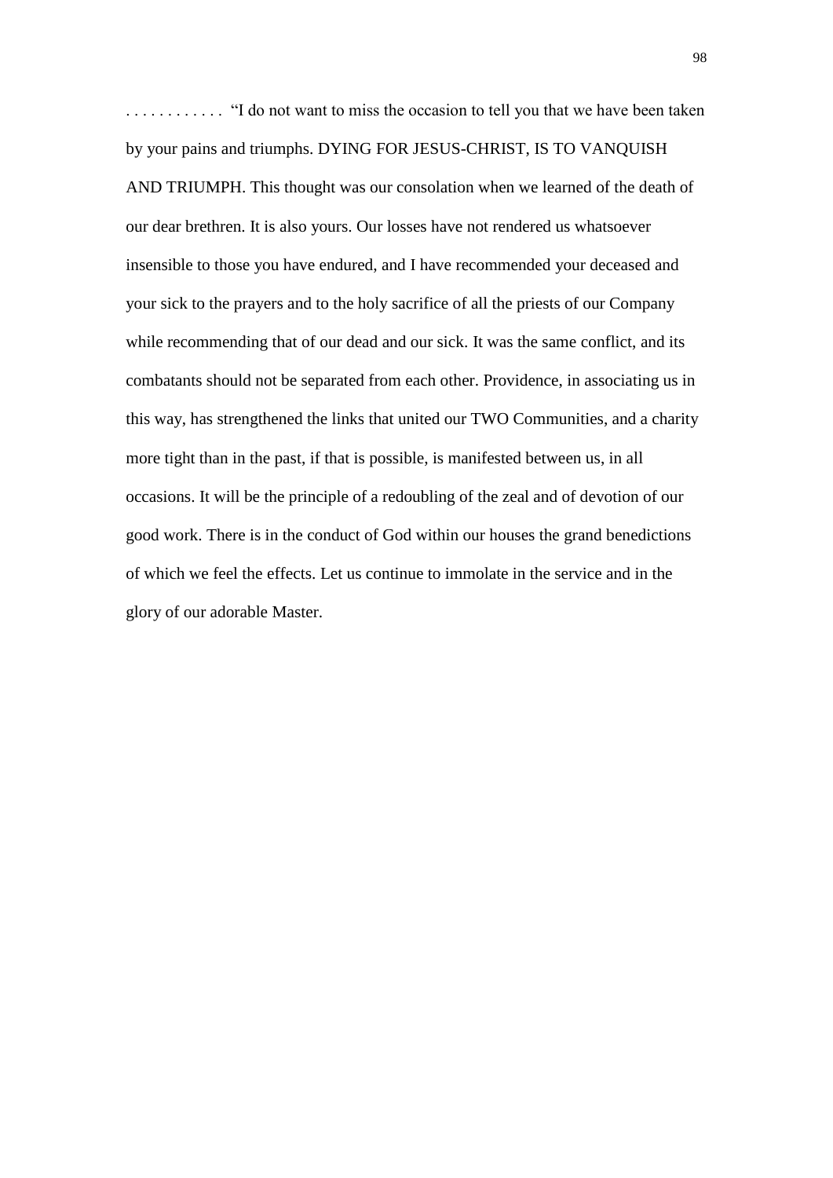. . . . . . . . . . . .  "I do not want to miss the occasion to tell you that we have been taken by your pains and triumphs. DYING FOR JESUS-CHRIST, IS TO VANQUISH AND TRIUMPH. This thought was our consolation when we learned of the death of our dear brethren. It is also yours. Our losses have not rendered us whatsoever insensible to those you have endured, and I have recommended your deceased and your sick to the prayers and to the holy sacrifice of all the priests of our Company while recommending that of our dead and our sick. It was the same conflict, and its combatants should not be separated from each other. Providence, in associating us in this way, has strengthened the links that united our TWO Communities, and a charity more tight than in the past, if that is possible, is manifested between us, in all occasions. It will be the principle of a redoubling of the zeal and of devotion of our good work. There is in the conduct of God within our houses the grand benedictions of which we feel the effects. Let us continue to immolate in the service and in the glory of our adorable Master.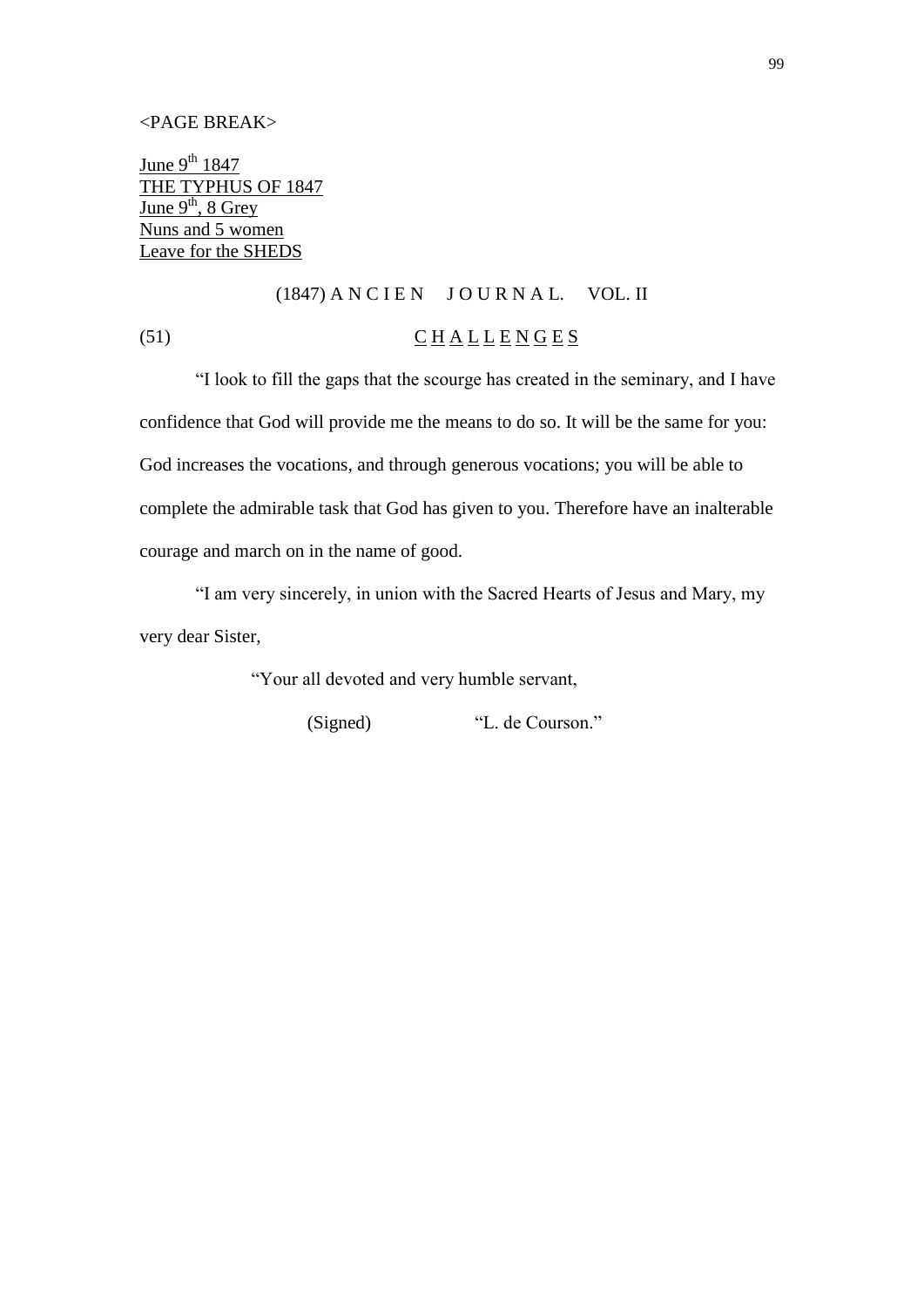<PAGE BREAK>

June 9th 1847
THE TYPHUS OF 1847
June 9th, 8 Grey
Nuns and 5 women
Leave for the SHEDS

(1847) A N C I E N J O U R N A L. VOL. II

(51) C H A L L E N G E S

"I look to fill the gaps that the scourge has created in the seminary, and I have confidence that God will provide me the means to do so. It will be the same for you: God increases the vocations, and through generous vocations; you will be able to complete the admirable task that God has given to you. Therefore have an inalterable courage and march on in the name of good.

"I am very sincerely, in union with the Sacred Hearts of Jesus and Mary, my very dear Sister,

"Your all devoted and very humble servant,

(Signed) "L. de Courson."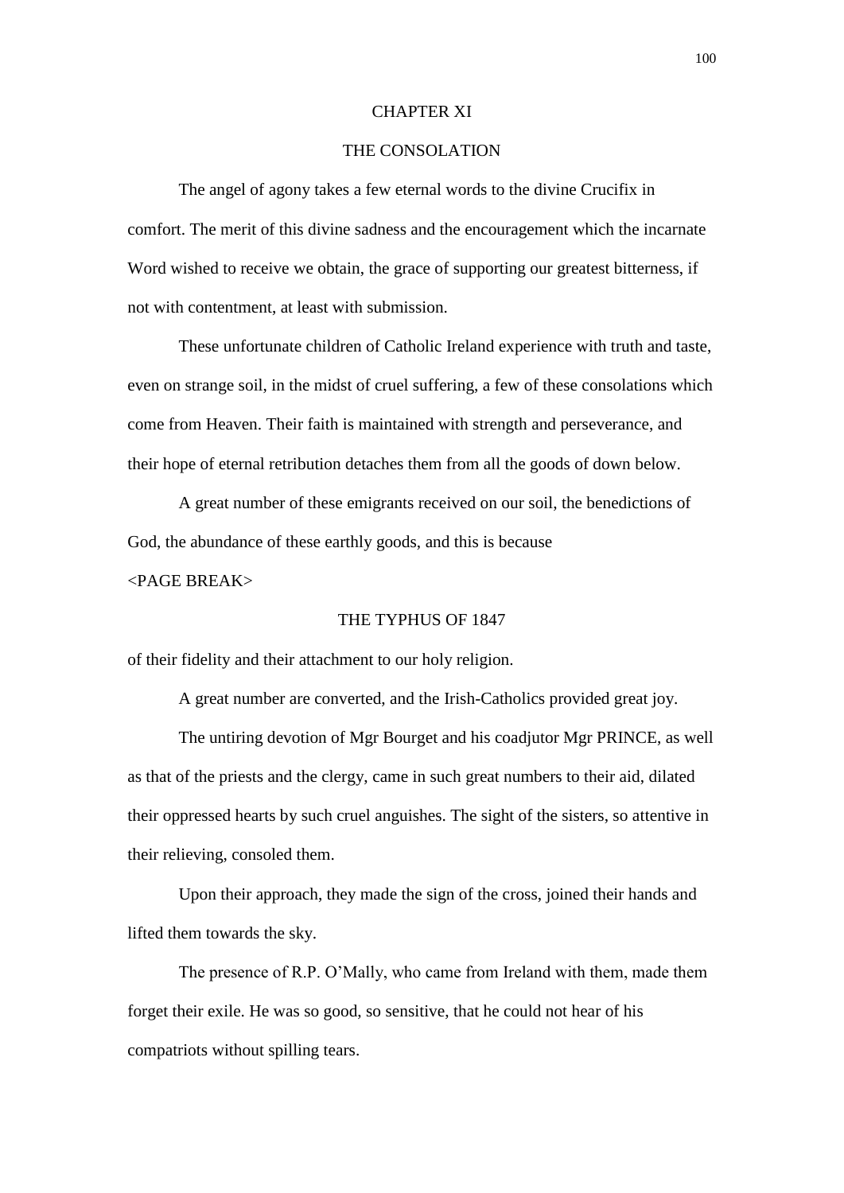## CHAPTER XI

## THE CONSOLATION

The angel of agony takes a few eternal words to the divine Crucifix in comfort. The merit of this divine sadness and the encouragement which the incarnate Word wished to receive we obtain, the grace of supporting our greatest bitterness, if not with contentment, at least with submission.

These unfortunate children of Catholic Ireland experience with truth and taste, even on strange soil, in the midst of cruel suffering, a few of these consolations which come from Heaven. Their faith is maintained with strength and perseverance, and their hope of eternal retribution detaches them from all the goods of down below.

A great number of these emigrants received on our soil, the benedictions of God, the abundance of these earthly goods, and this is because

<PAGE BREAK>

THE TYPHUS OF 1847

of their fidelity and their attachment to our holy religion.

A great number are converted, and the Irish-Catholics provided great joy.

The untiring devotion of Mgr Bourget and his coadjutor Mgr PRINCE, as well as that of the priests and the clergy, came in such great numbers to their aid, dilated their oppressed hearts by such cruel anguishes. The sight of the sisters, so attentive in their relieving, consoled them.

Upon their approach, they made the sign of the cross, joined their hands and lifted them towards the sky.

The presence of R.P. O'Mally, who came from Ireland with them, made them forget their exile. He was so good, so sensitive, that he could not hear of his compatriots without spilling tears.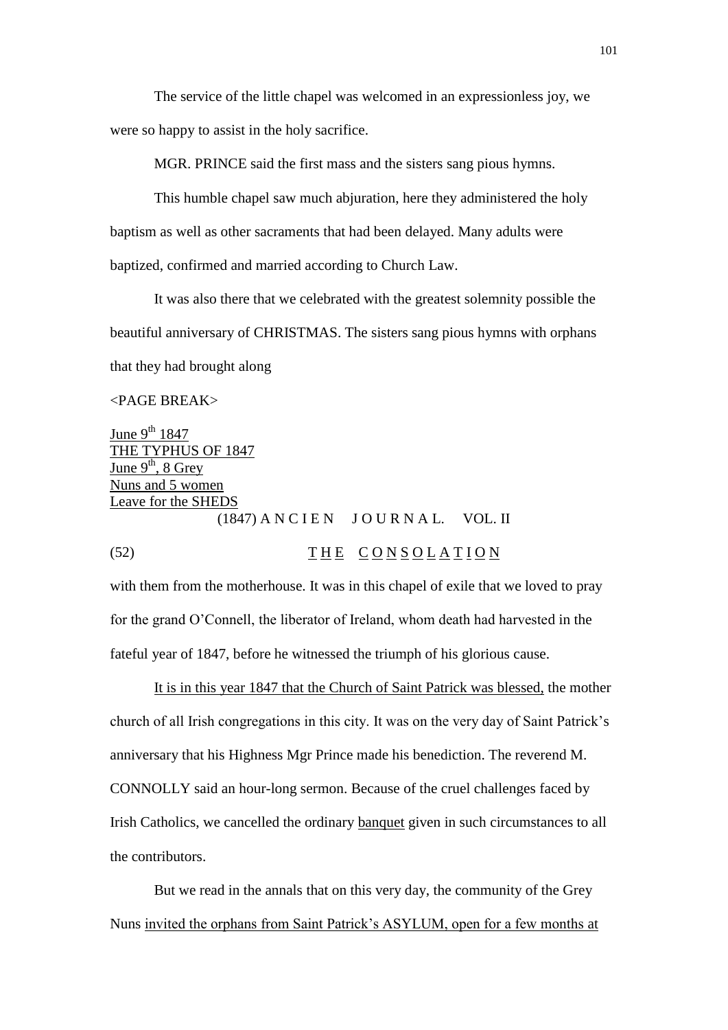The service of the little chapel was welcomed in an expressionless joy, we were so happy to assist in the holy sacrifice.

MGR. PRINCE said the first mass and the sisters sang pious hymns.

This humble chapel saw much abjuration, here they administered the holy baptism as well as other sacraments that had been delayed. Many adults were baptized, confirmed and married according to Church Law.

It was also there that we celebrated with the greatest solemnity possible the beautiful anniversary of CHRISTMAS. The sisters sang pious hymns with orphans that they had brought along

<PAGE BREAK>

June 9th 1847
THE TYPHUS OF 1847
June 9th, 8 Grey
Nuns and 5 women
Leave for the SHEDS

(1847) A N C I E N J O U R N A L. VOL. II

(52) T H E C O N S O L A T I O N

with them from the motherhouse. It was in this chapel of exile that we loved to pray for the grand O'Connell, the liberator of Ireland, whom death had harvested in the fateful year of 1847, before he witnessed the triumph of his glorious cause.

It is in this year 1847 that the Church of Saint Patrick was blessed, the mother church of all Irish congregations in this city. It was on the very day of Saint Patrick's anniversary that his Highness Mgr Prince made his benediction. The reverend M. CONNOLLY said an hour-long sermon. Because of the cruel challenges faced by Irish Catholics, we cancelled the ordinary banquet given in such circumstances to all the contributors.

But we read in the annals that on this very day, the community of the Grey Nuns invited the orphans from Saint Patrick's ASYLUM, open for a few months at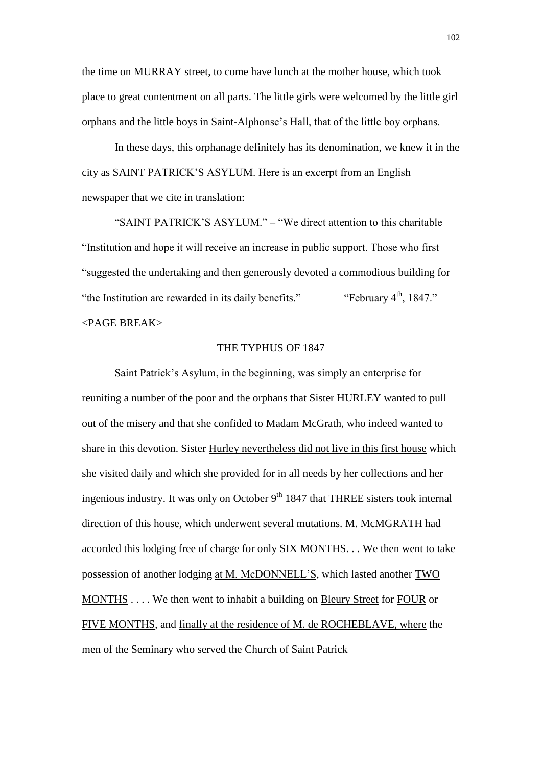the time on MURRAY street, to come have lunch at the mother house, which took place to great contentment on all parts. The little girls were welcomed by the little girl orphans and the little boys in Saint-Alphonse's Hall, that of the little boy orphans.

In these days, this orphanage definitely has its denomination, we knew it in the city as SAINT PATRICK'S ASYLUM. Here is an excerpt from an English newspaper that we cite in translation:

"SAINT PATRICK'S ASYLUM." – "We direct attention to this charitable "Institution and hope it will receive an increase in public support. Those who first "suggested the undertaking and then generously devoted a commodious building for "the Institution are rewarded in its daily benefits." "February 4th, 1847."

<PAGE BREAK>

## THE TYPHUS OF 1847

Saint Patrick's Asylum, in the beginning, was simply an enterprise for reuniting a number of the poor and the orphans that Sister HURLEY wanted to pull out of the misery and that she confided to Madam McGrath, who indeed wanted to share in this devotion. Sister Hurley nevertheless did not live in this first house which she visited daily and which she provided for in all needs by her collections and her ingenious industry. It was only on October 9th 1847 that THREE sisters took internal direction of this house, which underwent several mutations. M. McMGRATH had accorded this lodging free of charge for only SIX MONTHS. . . We then went to take possession of another lodging at M. McDONNELL'S, which lasted another TWO MONTHS . . . . We then went to inhabit a building on Bleury Street for FOUR or FIVE MONTHS, and finally at the residence of M. de ROCHEBLAVE, where the men of the Seminary who served the Church of Saint Patrick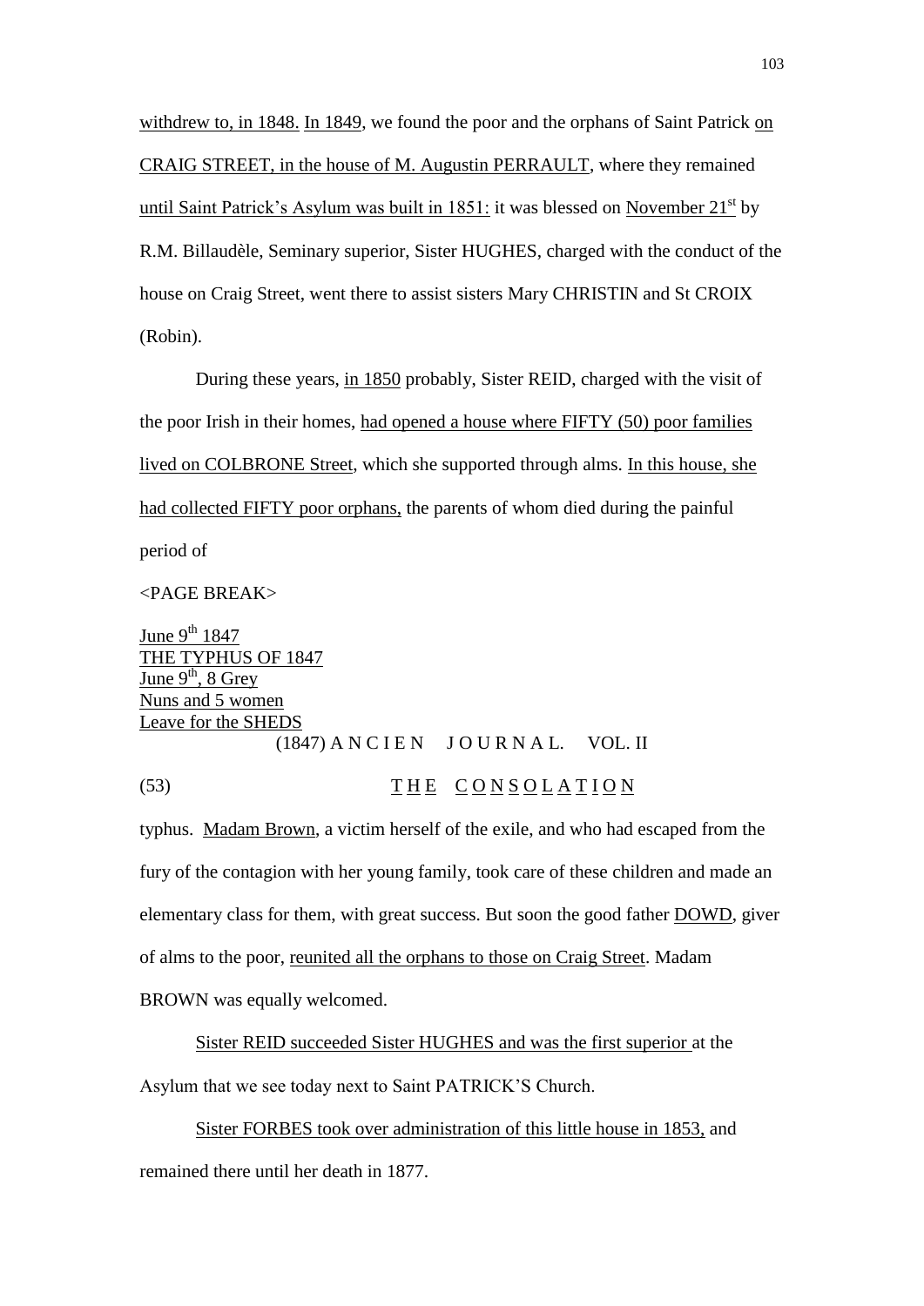withdrew to, in 1848. In 1849, we found the poor and the orphans of Saint Patrick on CRAIG STREET, in the house of M. Augustin PERRAULT, where they remained until Saint Patrick's Asylum was built in 1851: it was blessed on November 21st by R.M. Billaudèle, Seminary superior, Sister HUGHES, charged with the conduct of the house on Craig Street, went there to assist sisters Mary CHRISTIN and St CROIX (Robin).

During these years, in 1850 probably, Sister REID, charged with the visit of the poor Irish in their homes, had opened a house where FIFTY (50) poor families lived on COLBRONE Street, which she supported through alms. In this house, she had collected FIFTY poor orphans, the parents of whom died during the painful period of

<PAGE BREAK>

June 9th 1847
THE TYPHUS OF 1847
June 9th, 8 Grey Nuns and 5 women Leave for the SHEDS

(1847) A N C I E N J O U R N A L. VOL. II

(53) T H E C O N S O L A T I O N

typhus. Madam Brown, a victim herself of the exile, and who had escaped from the fury of the contagion with her young family, took care of these children and made an elementary class for them, with great success. But soon the good father DOWD, giver of alms to the poor, reunited all the orphans to those on Craig Street. Madam BROWN was equally welcomed.

Sister REID succeeded Sister HUGHES and was the first superior at the Asylum that we see today next to Saint PATRICK'S Church.

Sister FORBES took over administration of this little house in 1853, and remained there until her death in 1877.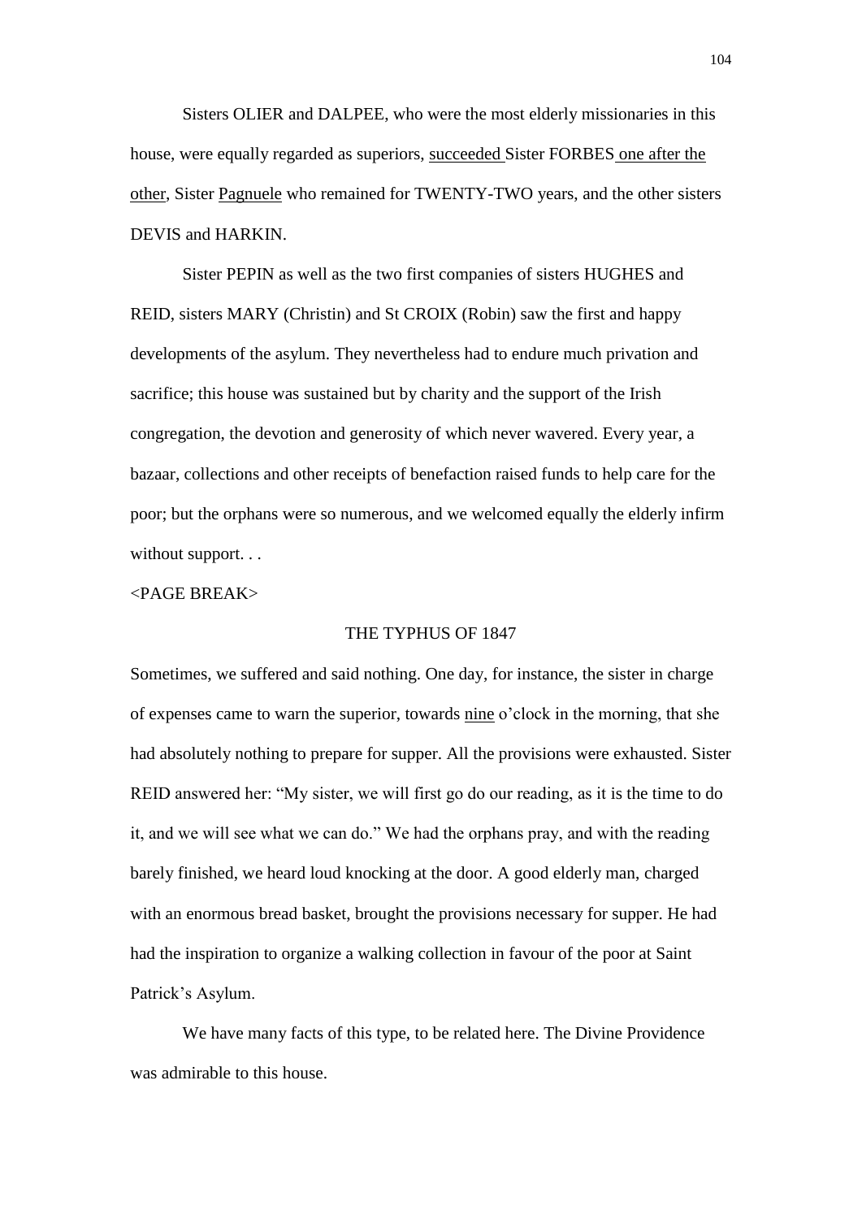Sisters OLIER and DALPEE, who were the most elderly missionaries in this house, were equally regarded as superiors, <u>succeeded</u> Sister FORBES <u>one after the other</u>, Sister <u>Pagnuele</u> who remained for TWENTY-TWO years, and the other sisters DEVIS and HARKIN.

Sister PEPIN as well as the two first companies of sisters HUGHES and REID, sisters MARY (Christin) and St CROIX (Robin) saw the first and happy developments of the asylum. They nevertheless had to endure much privation and sacrifice; this house was sustained but by charity and the support of the Irish congregation, the devotion and generosity of which never wavered. Every year, a bazaar, collections and other receipts of benefaction raised funds to help care for the poor; but the orphans were so numerous, and we welcomed equally the elderly infirm without support. . .

<PAGE BREAK>

## THE TYPHUS OF 1847

Sometimes, we suffered and said nothing. One day, for instance, the sister in charge of expenses came to warn the superior, towards <u>nine</u> o'clock in the morning, that she had absolutely nothing to prepare for supper. All the provisions were exhausted. Sister REID answered her: "My sister, we will first go do our reading, as it is the time to do it, and we will see what we can do." We had the orphans pray, and with the reading barely finished, we heard loud knocking at the door. A good elderly man, charged with an enormous bread basket, brought the provisions necessary for supper. He had had the inspiration to organize a walking collection in favour of the poor at Saint Patrick's Asylum.

We have many facts of this type, to be related here. The Divine Providence was admirable to this house.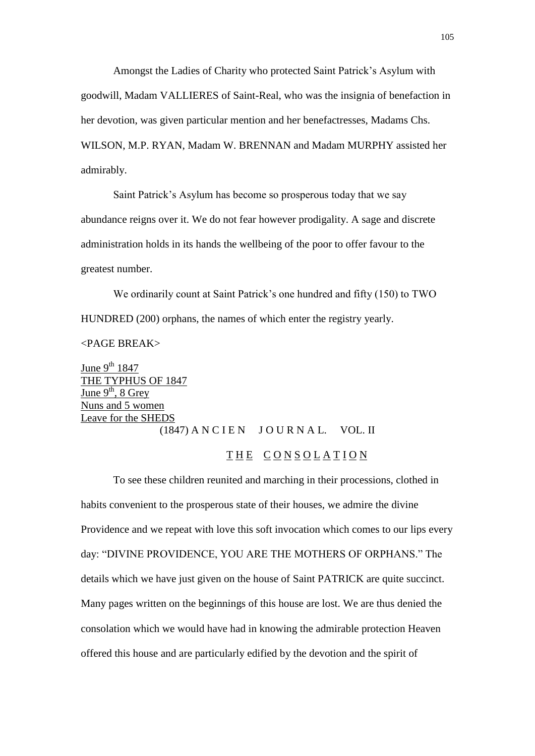Amongst the Ladies of Charity who protected Saint Patrick's Asylum with goodwill, Madam VALLIERES of Saint-Real, who was the insignia of benefaction in her devotion, was given particular mention and her benefactresses, Madams Chs. WILSON, M.P. RYAN, Madam W. BRENNAN and Madam MURPHY assisted her admirably.

Saint Patrick's Asylum has become so prosperous today that we say abundance reigns over it. We do not fear however prodigality. A sage and discrete administration holds in its hands the wellbeing of the poor to offer favour to the greatest number.

We ordinarily count at Saint Patrick's one hundred and fifty (150) to TWO HUNDRED (200) orphans, the names of which enter the registry yearly.

<PAGE BREAK>

June 9th 1847
THE TYPHUS OF 1847
June 9th, 8 Grey
Nuns and 5 women
Leave for the SHEDS

(1847) A N C I E N J O U R N A L. VOL. II

## T H E C O N S O L A T I O N

To see these children reunited and marching in their processions, clothed in habits convenient to the prosperous state of their houses, we admire the divine Providence and we repeat with love this soft invocation which comes to our lips every day: "DIVINE PROVIDENCE, YOU ARE THE MOTHERS OF ORPHANS." The details which we have just given on the house of Saint PATRICK are quite succinct. Many pages written on the beginnings of this house are lost. We are thus denied the consolation which we would have had in knowing the admirable protection Heaven offered this house and are particularly edified by the devotion and the spirit of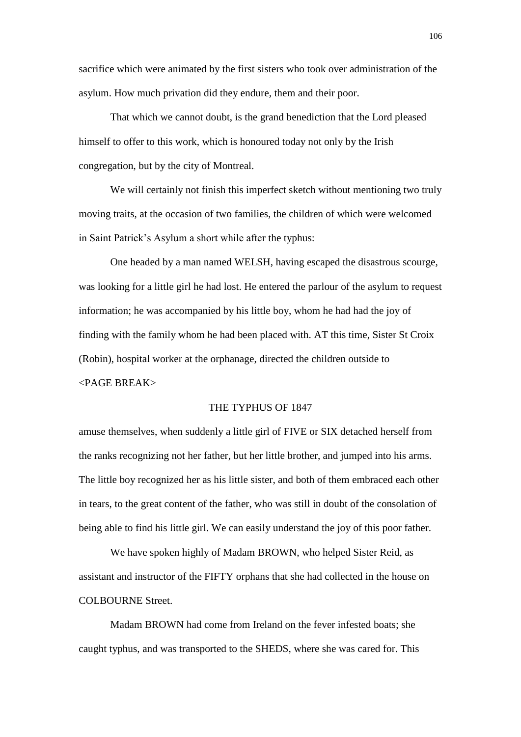sacrifice which were animated by the first sisters who took over administration of the asylum. How much privation did they endure, them and their poor.

That which we cannot doubt, is the grand benediction that the Lord pleased himself to offer to this work, which is honoured today not only by the Irish congregation, but by the city of Montreal.

We will certainly not finish this imperfect sketch without mentioning two truly moving traits, at the occasion of two families, the children of which were welcomed in Saint Patrick's Asylum a short while after the typhus:

One headed by a man named WELSH, having escaped the disastrous scourge, was looking for a little girl he had lost. He entered the parlour of the asylum to request information; he was accompanied by his little boy, whom he had had the joy of finding with the family whom he had been placed with. AT this time, Sister St Croix (Robin), hospital worker at the orphanage, directed the children outside to

<PAGE BREAK>

THE TYPHUS OF 1847

amuse themselves, when suddenly a little girl of FIVE or SIX detached herself from the ranks recognizing not her father, but her little brother, and jumped into his arms. The little boy recognized her as his little sister, and both of them embraced each other in tears, to the great content of the father, who was still in doubt of the consolation of being able to find his little girl. We can easily understand the joy of this poor father.

We have spoken highly of Madam BROWN, who helped Sister Reid, as assistant and instructor of the FIFTY orphans that she had collected in the house on COLBOURNE Street.

Madam BROWN had come from Ireland on the fever infested boats; she caught typhus, and was transported to the SHEDS, where she was cared for. This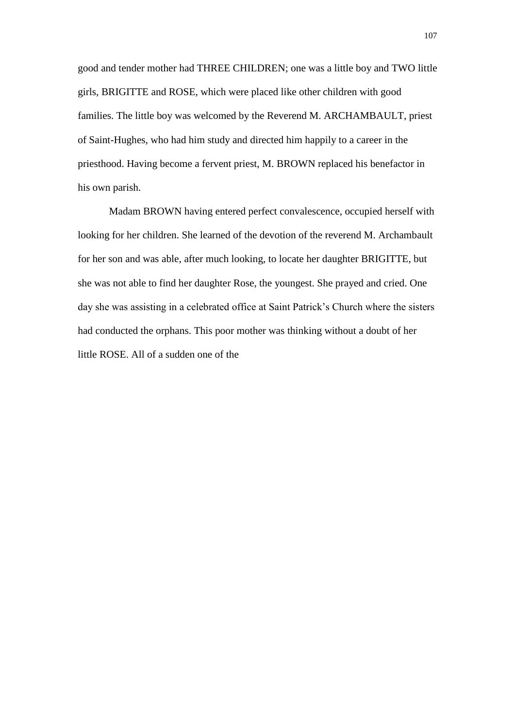good and tender mother had THREE CHILDREN; one was a little boy and TWO little girls, BRIGITTE and ROSE, which were placed like other children with good families. The little boy was welcomed by the Reverend M. ARCHAMBAULT, priest of Saint-Hughes, who had him study and directed him happily to a career in the priesthood. Having become a fervent priest, M. BROWN replaced his benefactor in his own parish.

Madam BROWN having entered perfect convalescence, occupied herself with looking for her children. She learned of the devotion of the reverend M. Archambault for her son and was able, after much looking, to locate her daughter BRIGITTE, but she was not able to find her daughter Rose, the youngest. She prayed and cried. One day she was assisting in a celebrated office at Saint Patrick's Church where the sisters had conducted the orphans. This poor mother was thinking without a doubt of her little ROSE. All of a sudden one of the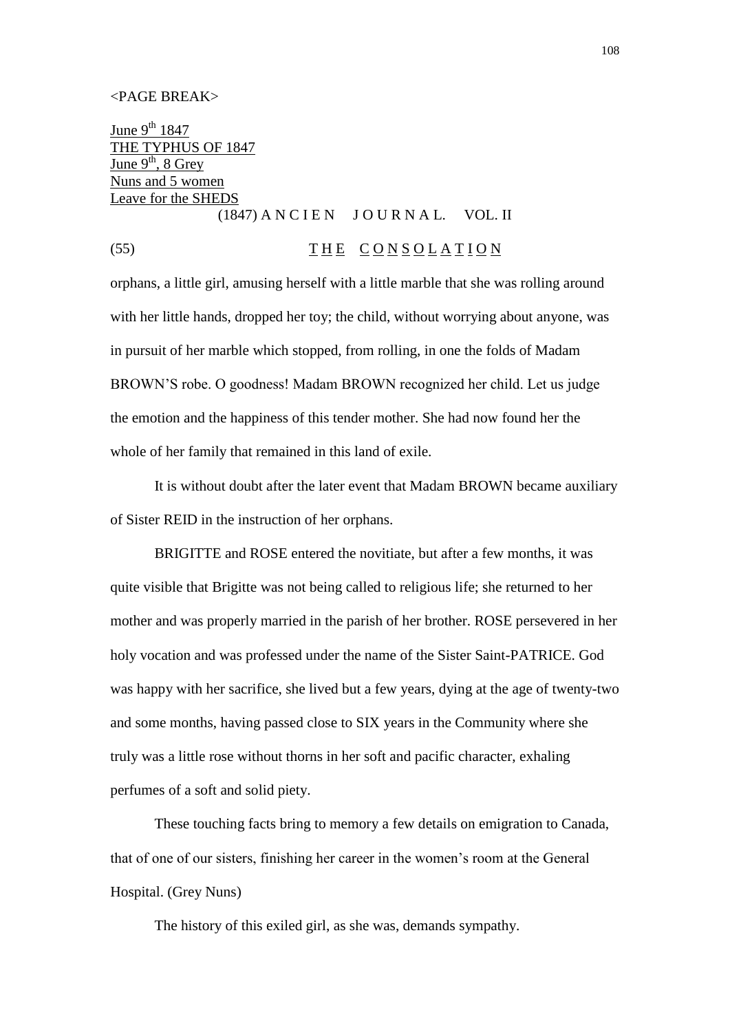<PAGE BREAK>

June 9th 1847
THE TYPHUS OF 1847
June 9th, 8 Grey
Nuns and 5 women
Leave for the SHEDS

(1847) A N C I E N J O U R N A L. VOL. II

(55) T H E C O N S O L A T I O N

orphans, a little girl, amusing herself with a little marble that she was rolling around with her little hands, dropped her toy; the child, without worrying about anyone, was in pursuit of her marble which stopped, from rolling, in one the folds of Madam BROWN'S robe. O goodness! Madam BROWN recognized her child. Let us judge the emotion and the happiness of this tender mother. She had now found her the whole of her family that remained in this land of exile.

It is without doubt after the later event that Madam BROWN became auxiliary of Sister REID in the instruction of her orphans.

BRIGITTE and ROSE entered the novitiate, but after a few months, it was quite visible that Brigitte was not being called to religious life; she returned to her mother and was properly married in the parish of her brother. ROSE persevered in her holy vocation and was professed under the name of the Sister Saint-PATRICE. God was happy with her sacrifice, she lived but a few years, dying at the age of twenty-two and some months, having passed close to SIX years in the Community where she truly was a little rose without thorns in her soft and pacific character, exhaling perfumes of a soft and solid piety.

These touching facts bring to memory a few details on emigration to Canada, that of one of our sisters, finishing her career in the women's room at the General Hospital. (Grey Nuns)

The history of this exiled girl, as she was, demands sympathy.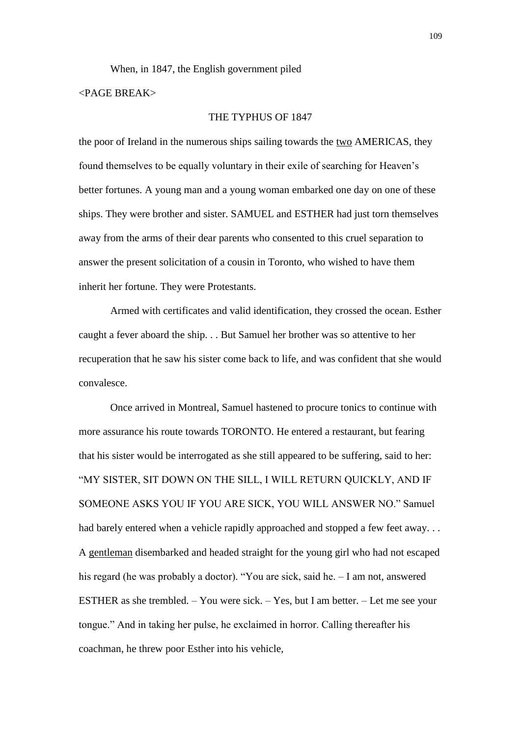When, in 1847, the English government piled

<PAGE BREAK>

THE TYPHUS OF 1847

the poor of Ireland in the numerous ships sailing towards the <u>two</u> AMERICAS, they found themselves to be equally voluntary in their exile of searching for Heaven's better fortunes. A young man and a young woman embarked one day on one of these ships. They were brother and sister. SAMUEL and ESTHER had just torn themselves away from the arms of their dear parents who consented to this cruel separation to answer the present solicitation of a cousin in Toronto, who wished to have them inherit her fortune. They were Protestants.

Armed with certificates and valid identification, they crossed the ocean. Esther caught a fever aboard the ship. . . But Samuel her brother was so attentive to her recuperation that he saw his sister come back to life, and was confident that she would convalesce.

Once arrived in Montreal, Samuel hastened to procure tonics to continue with more assurance his route towards TORONTO. He entered a restaurant, but fearing that his sister would be interrogated as she still appeared to be suffering, said to her: "MY SISTER, SIT DOWN ON THE SILL, I WILL RETURN QUICKLY, AND IF SOMEONE ASKS YOU IF YOU ARE SICK, YOU WILL ANSWER NO." Samuel had barely entered when a vehicle rapidly approached and stopped a few feet away. . . A <u>gentleman</u> disembarked and headed straight for the young girl who had not escaped his regard (he was probably a doctor). "You are sick, said he. – I am not, answered ESTHER as she trembled. – You were sick. – Yes, but I am better. – Let me see your tongue." And in taking her pulse, he exclaimed in horror. Calling thereafter his coachman, he threw poor Esther into his vehicle,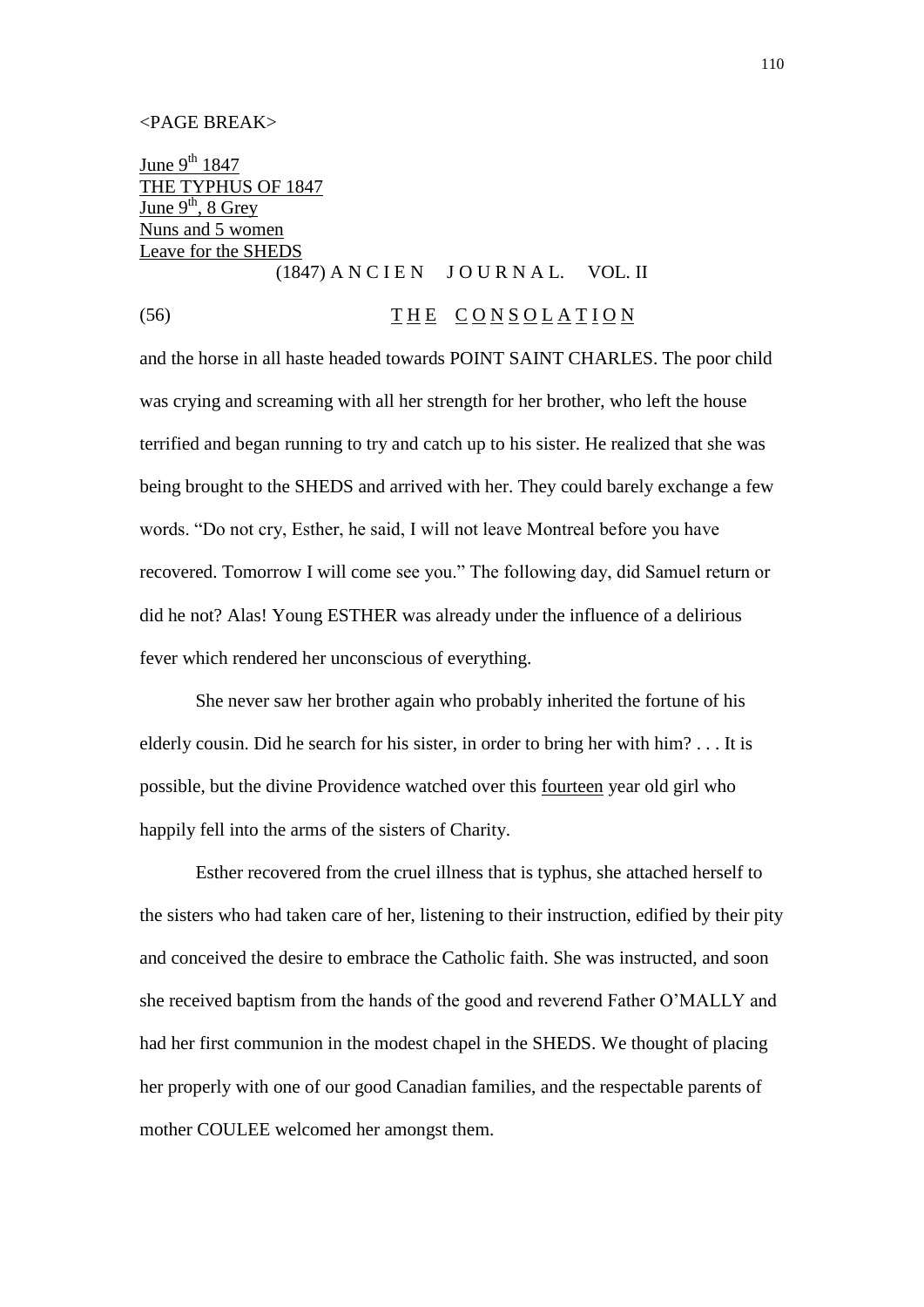<PAGE BREAK>

June 9th 1847
THE TYPHUS OF 1847
June 9th, 8 Grey
Nuns and 5 women
Leave for the SHEDS

(1847) A N C I E N J O U R N A L. VOL. II

(56) T H E C O N S O L A T I O N

and the horse in all haste headed towards POINT SAINT CHARLES. The poor child was crying and screaming with all her strength for her brother, who left the house terrified and began running to try and catch up to his sister. He realized that she was being brought to the SHEDS and arrived with her. They could barely exchange a few words. "Do not cry, Esther, he said, I will not leave Montreal before you have recovered. Tomorrow I will come see you." The following day, did Samuel return or did he not? Alas! Young ESTHER was already under the influence of a delirious fever which rendered her unconscious of everything.

She never saw her brother again who probably inherited the fortune of his elderly cousin. Did he search for his sister, in order to bring her with him? . . . It is possible, but the divine Providence watched over this fourteen year old girl who happily fell into the arms of the sisters of Charity.

Esther recovered from the cruel illness that is typhus, she attached herself to the sisters who had taken care of her, listening to their instruction, edified by their pity and conceived the desire to embrace the Catholic faith. She was instructed, and soon she received baptism from the hands of the good and reverend Father O'MALLY and had her first communion in the modest chapel in the SHEDS. We thought of placing her properly with one of our good Canadian families, and the respectable parents of mother COULEE welcomed her amongst them.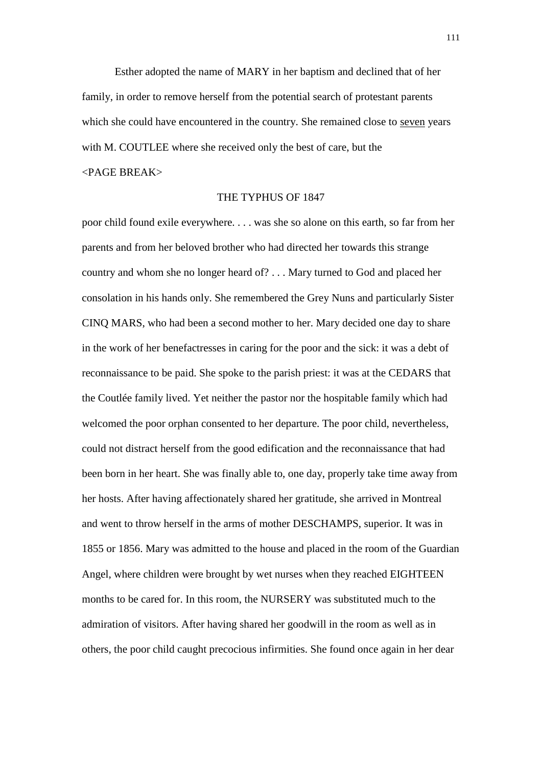Esther adopted the name of MARY in her baptism and declined that of her family, in order to remove herself from the potential search of protestant parents which she could have encountered in the country. She remained close to <u>seven</u> years with M. COUTLEE where she received only the best of care, but the

<PAGE BREAK>

THE TYPHUS OF 1847

poor child found exile everywhere. . . . was she so alone on this earth, so far from her parents and from her beloved brother who had directed her towards this strange country and whom she no longer heard of? . . . Mary turned to God and placed her consolation in his hands only. She remembered the Grey Nuns and particularly Sister CINQ MARS, who had been a second mother to her. Mary decided one day to share in the work of her benefactresses in caring for the poor and the sick: it was a debt of reconnaissance to be paid. She spoke to the parish priest: it was at the CEDARS that the Coutlée family lived. Yet neither the pastor nor the hospitable family which had welcomed the poor orphan consented to her departure. The poor child, nevertheless, could not distract herself from the good edification and the reconnaissance that had been born in her heart. She was finally able to, one day, properly take time away from her hosts. After having affectionately shared her gratitude, she arrived in Montreal and went to throw herself in the arms of mother DESCHAMPS, superior. It was in 1855 or 1856. Mary was admitted to the house and placed in the room of the Guardian Angel, where children were brought by wet nurses when they reached EIGHTEEN months to be cared for. In this room, the NURSERY was substituted much to the admiration of visitors. After having shared her goodwill in the room as well as in others, the poor child caught precocious infirmities. She found once again in her dear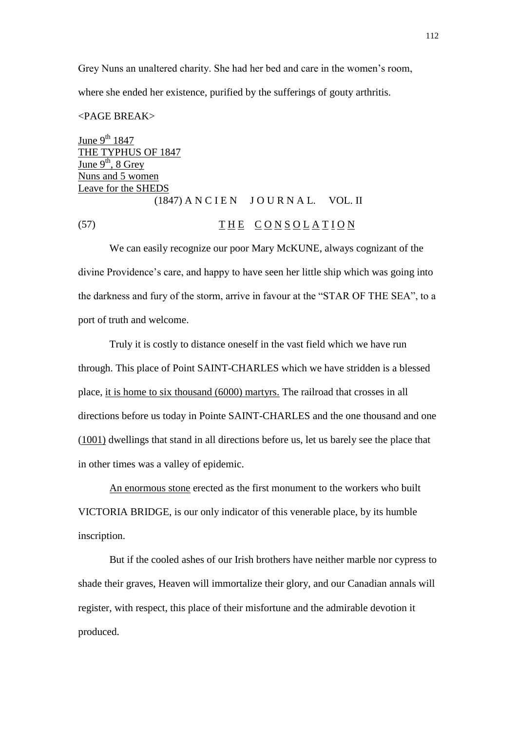Grey Nuns an unaltered charity. She had her bed and care in the women's room, where she ended her existence, purified by the sufferings of gouty arthritis.

<PAGE BREAK>

June 9th 1847
THE TYPHUS OF 1847
June 9th, 8 Grey
Nuns and 5 women
Leave for the SHEDS

(1847) A N C I E N   J O U R N A L.   VOL. II

(57) T H E   C O N S O L A T I O N

We can easily recognize our poor Mary McKUNE, always cognizant of the divine Providence's care, and happy to have seen her little ship which was going into the darkness and fury of the storm, arrive in favour at the "STAR OF THE SEA", to a port of truth and welcome.

Truly it is costly to distance oneself in the vast field which we have run through. This place of Point SAINT-CHARLES which we have stridden is a blessed place, it is home to six thousand (6000) martyrs. The railroad that crosses in all directions before us today in Pointe SAINT-CHARLES and the one thousand and one (1001) dwellings that stand in all directions before us, let us barely see the place that in other times was a valley of epidemic.

An enormous stone erected as the first monument to the workers who built VICTORIA BRIDGE, is our only indicator of this venerable place, by its humble inscription.

But if the cooled ashes of our Irish brothers have neither marble nor cypress to shade their graves, Heaven will immortalize their glory, and our Canadian annals will register, with respect, this place of their misfortune and the admirable devotion it produced.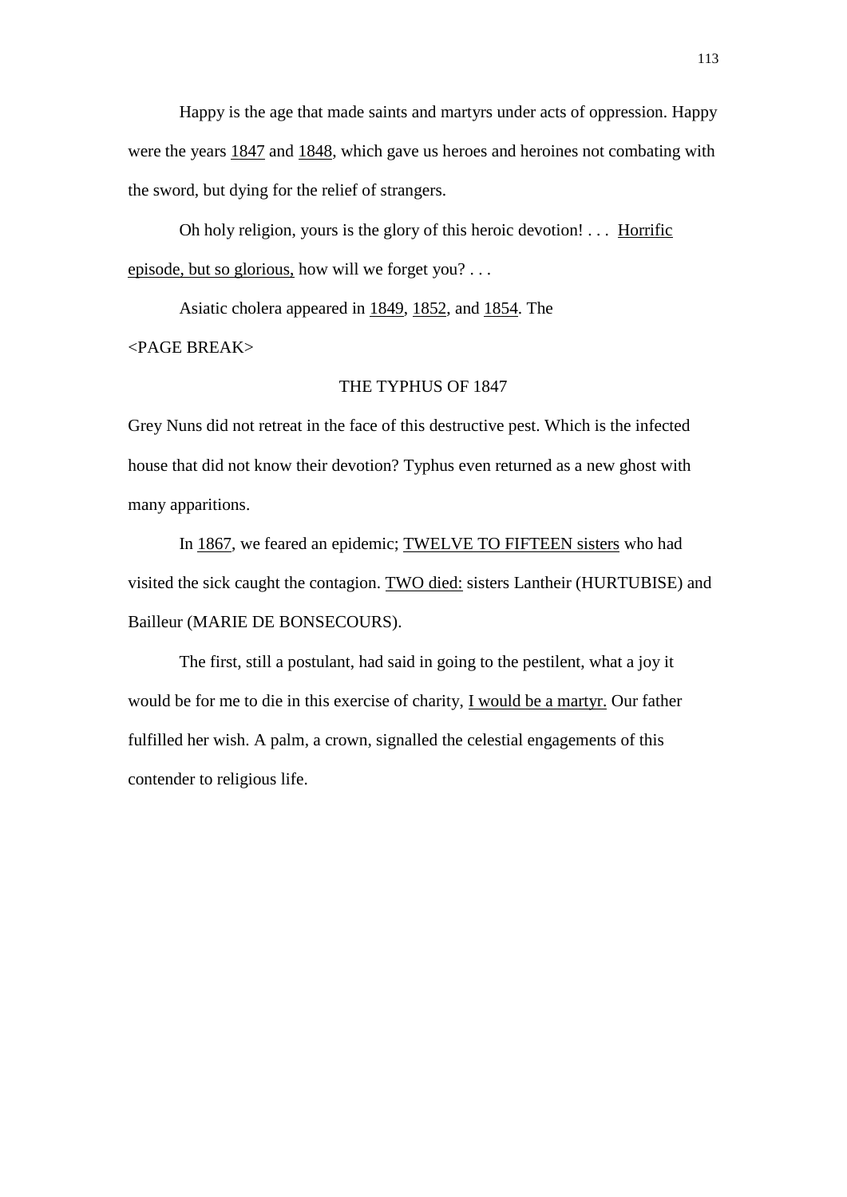Happy is the age that made saints and martyrs under acts of oppression. Happy were the years 1847 and 1848, which gave us heroes and heroines not combating with the sword, but dying for the relief of strangers.

Oh holy religion, yours is the glory of this heroic devotion! . . . Horrific episode, but so glorious, how will we forget you? . . .

Asiatic cholera appeared in 1849, 1852, and 1854. The

<PAGE BREAK>

THE TYPHUS OF 1847

Grey Nuns did not retreat in the face of this destructive pest. Which is the infected house that did not know their devotion? Typhus even returned as a new ghost with many apparitions.

In 1867, we feared an epidemic; TWELVE TO FIFTEEN sisters who had visited the sick caught the contagion. TWO died: sisters Lantheir (HURTUBISE) and Bailleur (MARIE DE BONSECOURS).

The first, still a postulant, had said in going to the pestilent, what a joy it would be for me to die in this exercise of charity, I would be a martyr. Our father fulfilled her wish. A palm, a crown, signalled the celestial engagements of this contender to religious life.